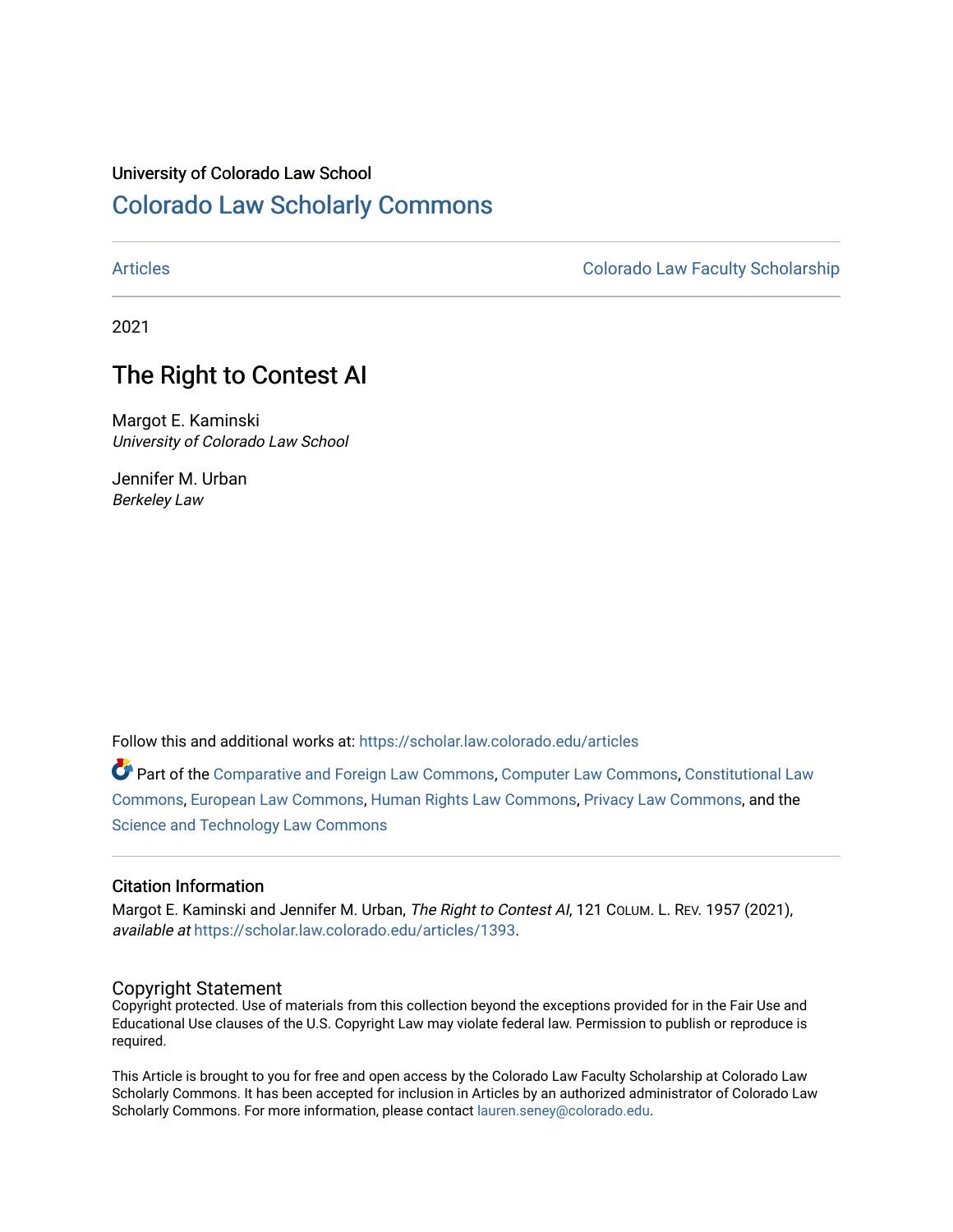University of Colorado Law School

# Colorado Law Scholarly Commons

Articles | Colorado Law Faculty Scholarship

2021

## The Right to Contest AI

Margot E. Kaminski
*University of Colorado Law School*

Jennifer M. Urban
*Berkeley Law*

Follow this and additional works at: https://scholar.law.colorado.edu/articles

Part of the Comparative and Foreign Law Commons, Computer Law Commons, Constitutional Law Commons, European Law Commons, Human Rights Law Commons, Privacy Law Commons, and the Science and Technology Law Commons

### Citation Information

Margot E. Kaminski and Jennifer M. Urban, *The Right to Contest AI*, 121 Colum. L. Rev. 1957 (2021), *available at* https://scholar.law.colorado.edu/articles/1393.

### Copyright Statement

Copyright protected. Use of materials from this collection beyond the exceptions provided for in the Fair Use and Educational Use clauses of the U.S. Copyright Law may violate federal law. Permission to publish or reproduce is required.

This Article is brought to you for free and open access by the Colorado Law Faculty Scholarship at Colorado Law Scholarly Commons. It has been accepted for inclusion in Articles by an authorized administrator of Colorado Law Scholarly Commons. For more information, please contact lauren.seney@colorado.edu.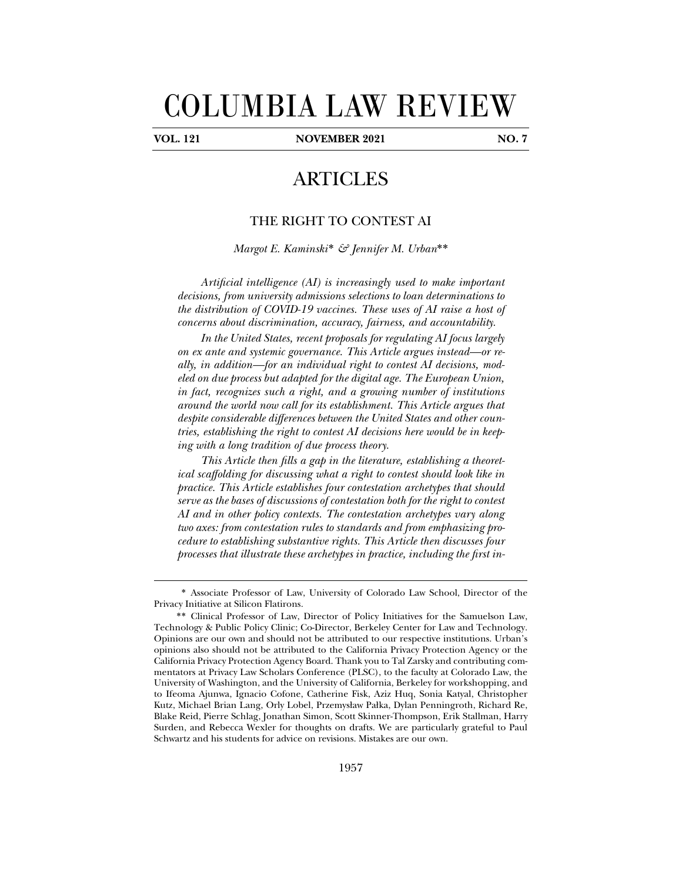# COLUMBIA LAW REVIEW

**VOL. 121** **NOVEMBER 2021** **NO. 7**

## ARTICLES

### THE RIGHT TO CONTEST AI

*Margot E. Kaminski\* & Jennifer M. Urban\*\**

*Artificial intelligence (AI) is increasingly used to make important decisions, from university admissions selections to loan determinations to the distribution of COVID-19 vaccines. These uses of AI raise a host of concerns about discrimination, accuracy, fairness, and accountability.*

*In the United States, recent proposals for regulating AI focus largely on ex ante and systemic governance. This Article argues instead—or really, in addition—for an individual right to contest AI decisions, modeled on due process but adapted for the digital age. The European Union, in fact, recognizes such a right, and a growing number of institutions around the world now call for its establishment. This Article argues that despite considerable differences between the United States and other countries, establishing the right to contest AI decisions here would be in keeping with a long tradition of due process theory.*

*This Article then fills a gap in the literature, establishing a theoretical scaffolding for discussing what a right to contest should look like in practice. This Article establishes four contestation archetypes that should serve as the bases of discussions of contestation both for the right to contest AI and in other policy contexts. The contestation archetypes vary along two axes: from contestation rules to standards and from emphasizing procedure to establishing substantive rights. This Article then discusses four processes that illustrate these archetypes in practice, including the first in-*

---

\* Associate Professor of Law, University of Colorado Law School, Director of the Privacy Initiative at Silicon Flatirons.

\*\* Clinical Professor of Law, Director of Policy Initiatives for the Samuelson Law, Technology & Public Policy Clinic; Co-Director, Berkeley Center for Law and Technology. Opinions are our own and should not be attributed to our respective institutions. Urban's opinions also should not be attributed to the California Privacy Protection Agency or the California Privacy Protection Agency Board. Thank you to Tal Zarsky and contributing commentators at Privacy Law Scholars Conference (PLSC), to the faculty at Colorado Law, the University of Washington, and the University of California, Berkeley for workshopping, and to Ifeoma Ajunwa, Ignacio Cofone, Catherine Fisk, Aziz Huq, Sonia Katyal, Christopher Kutz, Michael Brian Lang, Orly Lobel, Przemysław Pałka, Dylan Penningroth, Richard Re, Blake Reid, Pierre Schlag, Jonathan Simon, Scott Skinner-Thompson, Erik Stallman, Harry Surden, and Rebecca Wexler for thoughts on drafts. We are particularly grateful to Paul Schwartz and his students for advice on revisions. Mistakes are our own.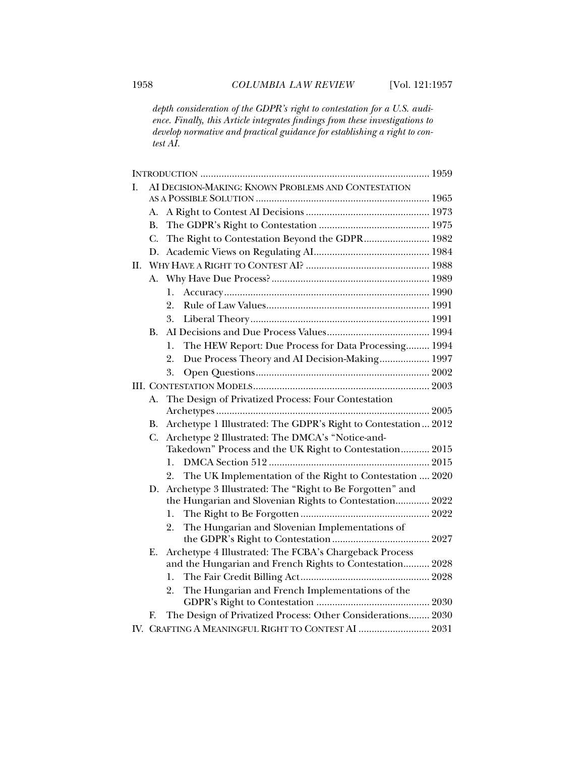*depth consideration of the GDPR's right to contestation for a U.S. audience. Finally, this Article integrates findings from these investigations to develop normative and practical guidance for establishing a right to contest AI.*

INTRODUCTION ...... 1959

I. AI DECISION-MAKING: KNOWN PROBLEMS AND CONTESTATION AS A POSSIBLE SOLUTION ...... 1965
   - A. A Right to Contest AI Decisions ...... 1973
   - B. The GDPR's Right to Contestation ...... 1975
   - C. The Right to Contestation Beyond the GDPR ...... 1982
   - D. Academic Views on Regulating AI ...... 1984

II. WHY HAVE A RIGHT TO CONTEST AI? ...... 1988
   - A. Why Have Due Process? ...... 1989
     1. Accuracy ...... 1990
     2. Rule of Law Values ...... 1991
     3. Liberal Theory ...... 1991
   - B. AI Decisions and Due Process Values ...... 1994
     1. The HEW Report: Due Process for Data Processing ...... 1994
     2. Due Process Theory and AI Decision-Making ...... 1997
     3. Open Questions ...... 2002

III. CONTESTATION MODELS ...... 2003
   - A. The Design of Privatized Process: Four Contestation Archetypes ...... 2005
   - B. Archetype 1 Illustrated: The GDPR's Right to Contestation ... 2012
   - C. Archetype 2 Illustrated: The DMCA's "Notice-and-Takedown" Process and the UK Right to Contestation ...... 2015
     1. DMCA Section 512 ...... 2015
     2. The UK Implementation of the Right to Contestation ...... 2020
   - D. Archetype 3 Illustrated: The "Right to Be Forgotten" and the Hungarian and Slovenian Rights to Contestation ...... 2022
     1. The Right to Be Forgotten ...... 2022
     2. The Hungarian and Slovenian Implementations of the GDPR's Right to Contestation ...... 2027
   - E. Archetype 4 Illustrated: The FCBA's Chargeback Process and the Hungarian and French Rights to Contestation ...... 2028
     1. The Fair Credit Billing Act ...... 2028
     2. The Hungarian and French Implementations of the GDPR's Right to Contestation ...... 2030
   - F. The Design of Privatized Process: Other Considerations ...... 2030

IV. CRAFTING A MEANINGFUL RIGHT TO CONTEST AI ...... 2031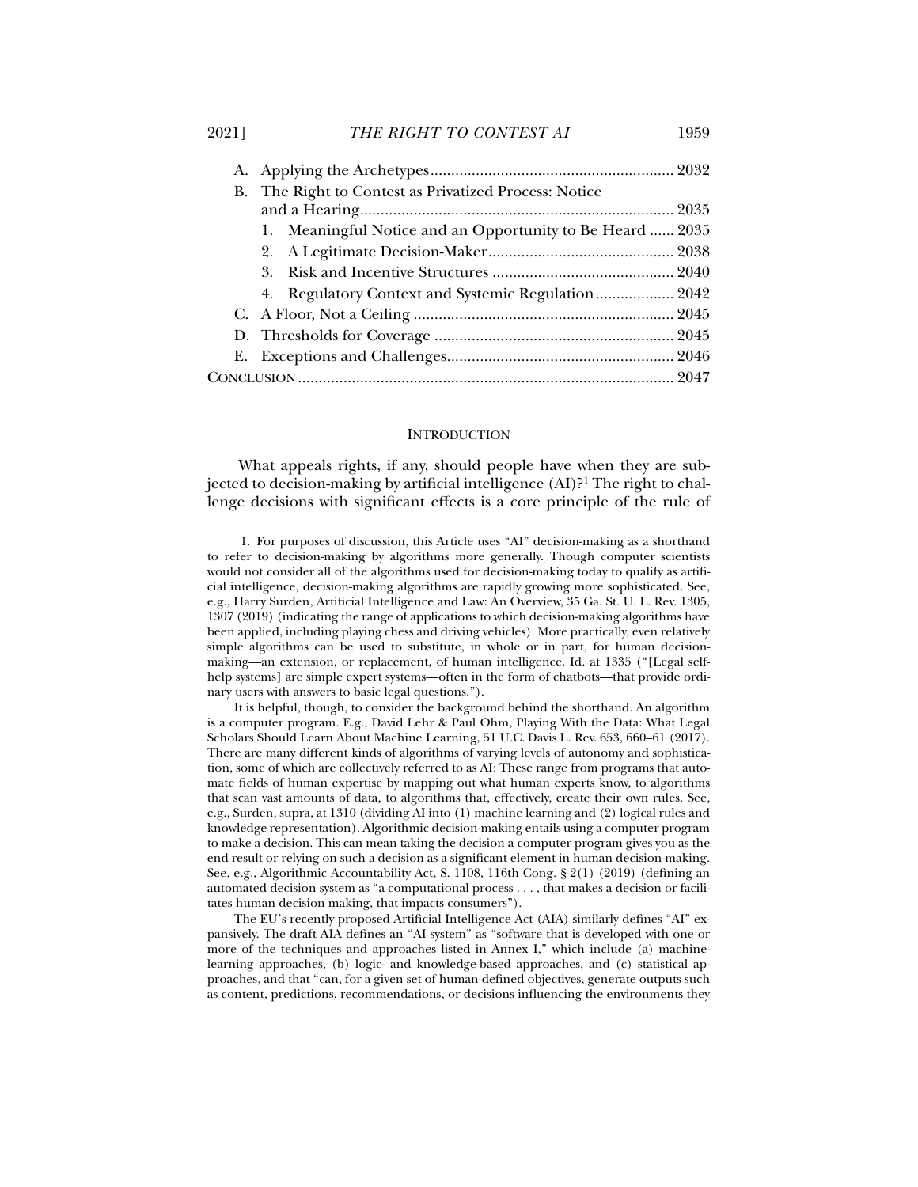A. Applying the Archetypes .......................................................... 2032

B. The Right to Contest as Privatized Process: Notice and a Hearing .......................................................................... 2035

1. Meaningful Notice and an Opportunity to Be Heard ...... 2035
2. A Legitimate Decision-Maker ............................................ 2038
3. Risk and Incentive Structures ........................................... 2040
4. Regulatory Context and Systemic Regulation .................. 2042

C. A Floor, Not a Ceiling .............................................................. 2045

D. Thresholds for Coverage .......................................................... 2045

E. Exceptions and Challenges ...................................................... 2046

CONCLUSION ......................................................................................... 2047

## INTRODUCTION

What appeals rights, if any, should people have when they are subjected to decision-making by artificial intelligence (AI)?[1] The right to challenge decisions with significant effects is a core principle of the rule of

---

1. For purposes of discussion, this Article uses "AI" decision-making as a shorthand to refer to decision-making by algorithms more generally. Though computer scientists would not consider all of the algorithms used for decision-making today to qualify as artificial intelligence, decision-making algorithms are rapidly growing more sophisticated. See, e.g., Harry Surden, Artificial Intelligence and Law: An Overview, 35 Ga. St. U. L. Rev. 1305, 1307 (2019) (indicating the range of applications to which decision-making algorithms have been applied, including playing chess and driving vehicles). More practically, even relatively simple algorithms can be used to substitute, in whole or in part, for human decision-making—an extension, or replacement, of human intelligence. Id. at 1335 ("[Legal self-help systems] are simple expert systems—often in the form of chatbots—that provide ordinary users with answers to basic legal questions.").

It is helpful, though, to consider the background behind the shorthand. An algorithm is a computer program. E.g., David Lehr & Paul Ohm, Playing With the Data: What Legal Scholars Should Learn About Machine Learning, 51 U.C. Davis L. Rev. 653, 660–61 (2017). There are many different kinds of algorithms of varying levels of autonomy and sophistication, some of which are collectively referred to as AI: These range from programs that automate fields of human expertise by mapping out what human experts know, to algorithms that scan vast amounts of data, to algorithms that, effectively, create their own rules. See, e.g., Surden, supra, at 1310 (dividing AI into (1) machine learning and (2) logical rules and knowledge representation). Algorithmic decision-making entails using a computer program to make a decision. This can mean taking the decision a computer program gives you as the end result or relying on such a decision as a significant element in human decision-making. See, e.g., Algorithmic Accountability Act, S. 1108, 116th Cong. § 2(1) (2019) (defining an automated decision system as "a computational process . . . , that makes a decision or facilitates human decision making, that impacts consumers").

The EU's recently proposed Artificial Intelligence Act (AIA) similarly defines "AI" expansively. The draft AIA defines an "AI system" as "software that is developed with one or more of the techniques and approaches listed in Annex I," which include (a) machine-learning approaches, (b) logic- and knowledge-based approaches, and (c) statistical approaches, and that "can, for a given set of human-defined objectives, generate outputs such as content, predictions, recommendations, or decisions influencing the environments they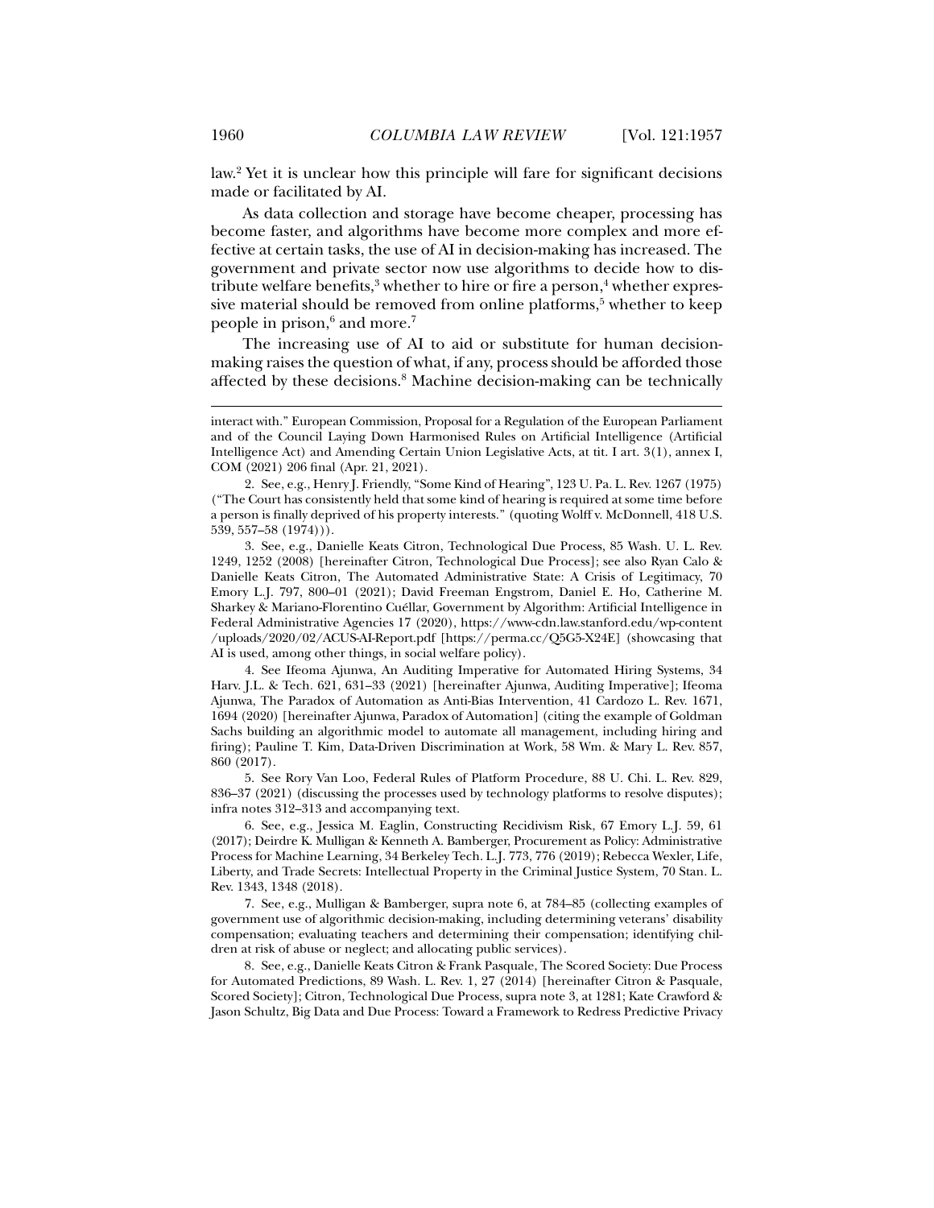law.[2] Yet it is unclear how this principle will fare for significant decisions made or facilitated by AI.

As data collection and storage have become cheaper, processing has become faster, and algorithms have become more complex and more effective at certain tasks, the use of AI in decision-making has increased. The government and private sector now use algorithms to decide how to distribute welfare benefits,[3] whether to hire or fire a person,[4] whether expressive material should be removed from online platforms,[5] whether to keep people in prison,[6] and more.[7]

The increasing use of AI to aid or substitute for human decision-making raises the question of what, if any, process should be afforded those affected by these decisions.[8] Machine decision-making can be technically

---

interact with." European Commission, Proposal for a Regulation of the European Parliament and of the Council Laying Down Harmonised Rules on Artificial Intelligence (Artificial Intelligence Act) and Amending Certain Union Legislative Acts, at tit. I art. 3(1), annex I, COM (2021) 206 final (Apr. 21, 2021).

2. See, e.g., Henry J. Friendly, "Some Kind of Hearing", 123 U. Pa. L. Rev. 1267 (1975) ("The Court has consistently held that some kind of hearing is required at some time before a person is finally deprived of his property interests." (quoting Wolff v. McDonnell, 418 U.S. 539, 557–58 (1974))).

3. See, e.g., Danielle Keats Citron, Technological Due Process, 85 Wash. U. L. Rev. 1249, 1252 (2008) [hereinafter Citron, Technological Due Process]; see also Ryan Calo & Danielle Keats Citron, The Automated Administrative State: A Crisis of Legitimacy, 70 Emory L.J. 797, 800–01 (2021); David Freeman Engstrom, Daniel E. Ho, Catherine M. Sharkey & Mariano-Florentino Cuéllar, Government by Algorithm: Artificial Intelligence in Federal Administrative Agencies 17 (2020), https://www-cdn.law.stanford.edu/wp-content/uploads/2020/02/ACUS-AI-Report.pdf [https://perma.cc/Q5G5-X24E] (showcasing that AI is used, among other things, in social welfare policy).

4. See Ifeoma Ajunwa, An Auditing Imperative for Automated Hiring Systems, 34 Harv. J.L. & Tech. 621, 631–33 (2021) [hereinafter Ajunwa, Auditing Imperative]; Ifeoma Ajunwa, The Paradox of Automation as Anti-Bias Intervention, 41 Cardozo L. Rev. 1671, 1694 (2020) [hereinafter Ajunwa, Paradox of Automation] (citing the example of Goldman Sachs building an algorithmic model to automate all management, including hiring and firing); Pauline T. Kim, Data-Driven Discrimination at Work, 58 Wm. & Mary L. Rev. 857, 860 (2017).

5. See Rory Van Loo, Federal Rules of Platform Procedure, 88 U. Chi. L. Rev. 829, 836–37 (2021) (discussing the processes used by technology platforms to resolve disputes); infra notes 312–313 and accompanying text.

6. See, e.g., Jessica M. Eaglin, Constructing Recidivism Risk, 67 Emory L.J. 59, 61 (2017); Deirdre K. Mulligan & Kenneth A. Bamberger, Procurement as Policy: Administrative Process for Machine Learning, 34 Berkeley Tech. L.J. 773, 776 (2019); Rebecca Wexler, Life, Liberty, and Trade Secrets: Intellectual Property in the Criminal Justice System, 70 Stan. L. Rev. 1343, 1348 (2018).

7. See, e.g., Mulligan & Bamberger, supra note 6, at 784–85 (collecting examples of government use of algorithmic decision-making, including determining veterans' disability compensation; evaluating teachers and determining their compensation; identifying children at risk of abuse or neglect; and allocating public services).

8. See, e.g., Danielle Keats Citron & Frank Pasquale, The Scored Society: Due Process for Automated Predictions, 89 Wash. L. Rev. 1, 27 (2014) [hereinafter Citron & Pasquale, Scored Society]; Citron, Technological Due Process, supra note 3, at 1281; Kate Crawford & Jason Schultz, Big Data and Due Process: Toward a Framework to Redress Predictive Privacy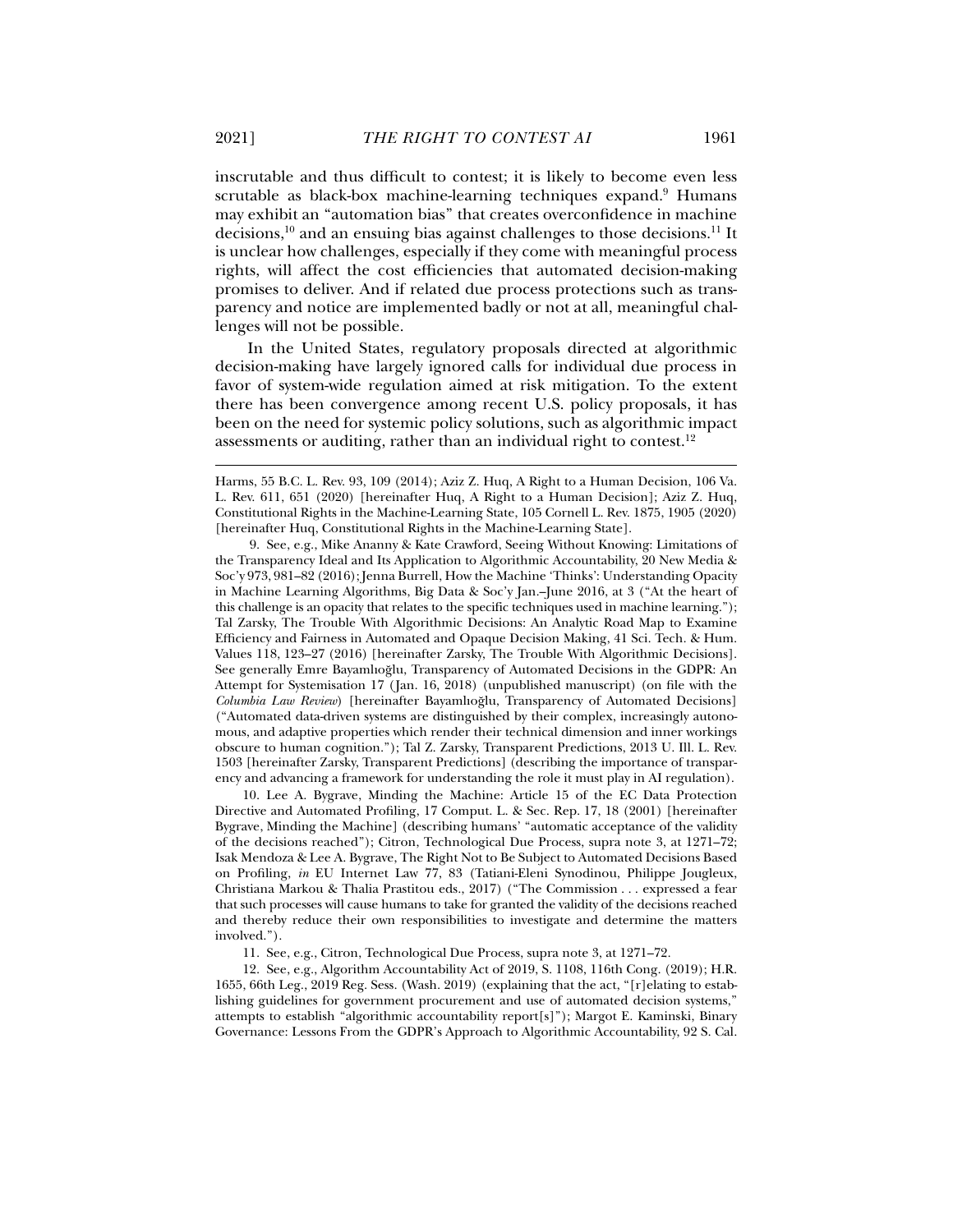inscrutable and thus difficult to contest; it is likely to become even less scrutable as black-box machine-learning techniques expand.[9] Humans may exhibit an "automation bias" that creates overconfidence in machine decisions,[10] and an ensuing bias against challenges to those decisions.[11] It is unclear how challenges, especially if they come with meaningful process rights, will affect the cost efficiencies that automated decision-making promises to deliver. And if related due process protections such as transparency and notice are implemented badly or not at all, meaningful challenges will not be possible.

In the United States, regulatory proposals directed at algorithmic decision-making have largely ignored calls for individual due process in favor of system-wide regulation aimed at risk mitigation. To the extent there has been convergence among recent U.S. policy proposals, it has been on the need for systemic policy solutions, such as algorithmic impact assessments or auditing, rather than an individual right to contest.[12]

---

Harms, 55 B.C. L. Rev. 93, 109 (2014); Aziz Z. Huq, A Right to a Human Decision, 106 Va. L. Rev. 611, 651 (2020) [hereinafter Huq, A Right to a Human Decision]; Aziz Z. Huq, Constitutional Rights in the Machine-Learning State, 105 Cornell L. Rev. 1875, 1905 (2020) [hereinafter Huq, Constitutional Rights in the Machine-Learning State].

9. See, e.g., Mike Ananny & Kate Crawford, Seeing Without Knowing: Limitations of the Transparency Ideal and Its Application to Algorithmic Accountability, 20 New Media & Soc'y 973, 981–82 (2016); Jenna Burrell, How the Machine 'Thinks': Understanding Opacity in Machine Learning Algorithms, Big Data & Soc'y Jan.–June 2016, at 3 ("At the heart of this challenge is an opacity that relates to the specific techniques used in machine learning."); Tal Zarsky, The Trouble With Algorithmic Decisions: An Analytic Road Map to Examine Efficiency and Fairness in Automated and Opaque Decision Making, 41 Sci. Tech. & Hum. Values 118, 123–27 (2016) [hereinafter Zarsky, The Trouble With Algorithmic Decisions]. See generally Emre Bayamlıoğlu, Transparency of Automated Decisions in the GDPR: An Attempt for Systemisation 17 (Jan. 16, 2018) (unpublished manuscript) (on file with the *Columbia Law Review*) [hereinafter Bayamlıoğlu, Transparency of Automated Decisions] ("Automated data-driven systems are distinguished by their complex, increasingly autonomous, and adaptive properties which render their technical dimension and inner workings obscure to human cognition."); Tal Z. Zarsky, Transparent Predictions, 2013 U. Ill. L. Rev. 1503 [hereinafter Zarsky, Transparent Predictions] (describing the importance of transparency and advancing a framework for understanding the role it must play in AI regulation).

10. Lee A. Bygrave, Minding the Machine: Article 15 of the EC Data Protection Directive and Automated Profiling, 17 Comput. L. & Sec. Rep. 17, 18 (2001) [hereinafter Bygrave, Minding the Machine] (describing humans' "automatic acceptance of the validity of the decisions reached"); Citron, Technological Due Process, supra note 3, at 1271–72; Isak Mendoza & Lee A. Bygrave, The Right Not to Be Subject to Automated Decisions Based on Profiling, *in* EU Internet Law 77, 83 (Tatiani-Eleni Synodinou, Philippe Jougleux, Christiana Markou & Thalia Prastitou eds., 2017) ("The Commission . . . expressed a fear that such processes will cause humans to take for granted the validity of the decisions reached and thereby reduce their own responsibilities to investigate and determine the matters involved.").

11. See, e.g., Citron, Technological Due Process, supra note 3, at 1271–72.

12. See, e.g., Algorithm Accountability Act of 2019, S. 1108, 116th Cong. (2019); H.R. 1655, 66th Leg., 2019 Reg. Sess. (Wash. 2019) (explaining that the act, "[r]elating to establishing guidelines for government procurement and use of automated decision systems," attempts to establish "algorithmic accountability report[s]"); Margot E. Kaminski, Binary Governance: Lessons From the GDPR's Approach to Algorithmic Accountability, 92 S. Cal.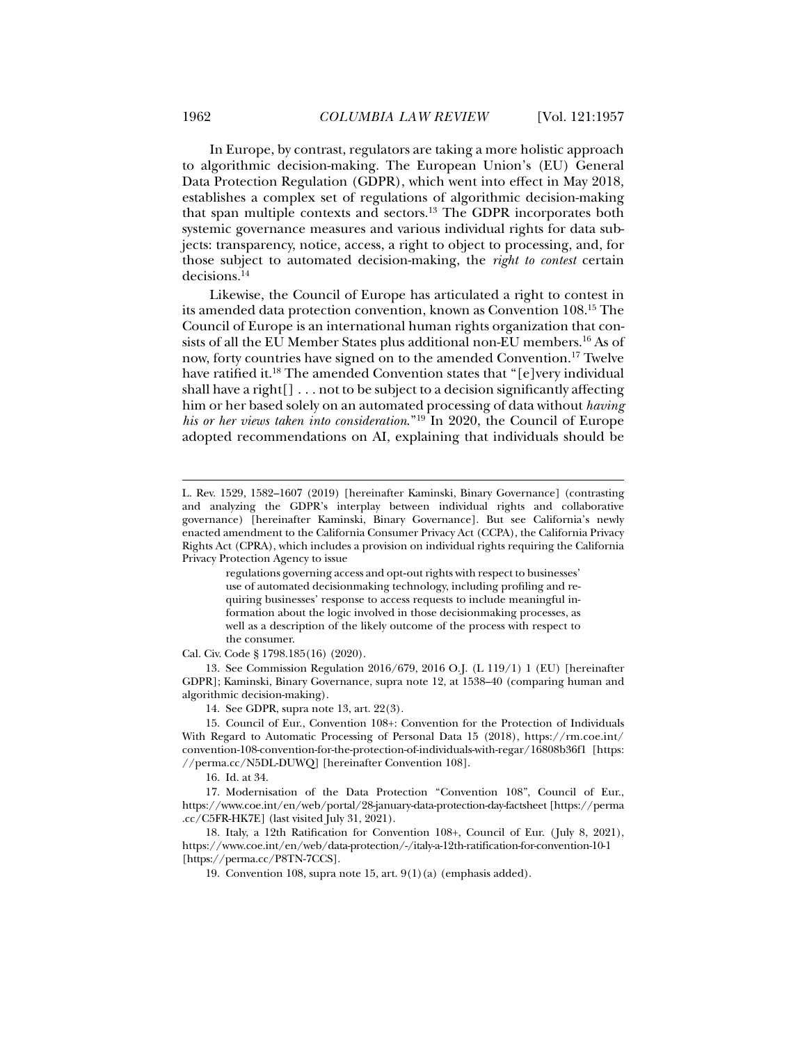In Europe, by contrast, regulators are taking a more holistic approach to algorithmic decision-making. The European Union's (EU) General Data Protection Regulation (GDPR), which went into effect in May 2018, establishes a complex set of regulations of algorithmic decision-making that span multiple contexts and sectors.[13] The GDPR incorporates both systemic governance measures and various individual rights for data subjects: transparency, notice, access, a right to object to processing, and, for those subject to automated decision-making, the *right to contest* certain decisions.[14]

Likewise, the Council of Europe has articulated a right to contest in its amended data protection convention, known as Convention 108.[15] The Council of Europe is an international human rights organization that consists of all the EU Member States plus additional non-EU members.[16] As of now, forty countries have signed on to the amended Convention.[17] Twelve have ratified it.[18] The amended Convention states that "[e]very individual shall have a right[] . . . not to be subject to a decision significantly affecting him or her based solely on an automated processing of data without *having his or her views taken into consideration*."[19] In 2020, the Council of Europe adopted recommendations on AI, explaining that individuals should be

---

L. Rev. 1529, 1582–1607 (2019) [hereinafter Kaminski, Binary Governance] (contrasting and analyzing the GDPR's interplay between individual rights and collaborative governance) [hereinafter Kaminski, Binary Governance]. But see California's newly enacted amendment to the California Consumer Privacy Act (CCPA), the California Privacy Rights Act (CPRA), which includes a provision on individual rights requiring the California Privacy Protection Agency to issue

> regulations governing access and opt-out rights with respect to businesses' use of automated decisionmaking technology, including profiling and requiring businesses' response to access requests to include meaningful information about the logic involved in those decisionmaking processes, as well as a description of the likely outcome of the process with respect to the consumer.

Cal. Civ. Code § 1798.185(16) (2020).

13. See Commission Regulation 2016/679, 2016 O.J. (L 119/1) 1 (EU) [hereinafter GDPR]; Kaminski, Binary Governance, supra note 12, at 1538–40 (comparing human and algorithmic decision-making).

14. See GDPR, supra note 13, art. 22(3).

15. Council of Eur., Convention 108+: Convention for the Protection of Individuals With Regard to Automatic Processing of Personal Data 15 (2018), https://rm.coe.int/convention-108-convention-for-the-protection-of-individuals-with-regar/16808b36f1 [https://perma.cc/N5DL-DUWQ] [hereinafter Convention 108].

16. Id. at 34.

17. Modernisation of the Data Protection "Convention 108", Council of Eur., https://www.coe.int/en/web/portal/28-january-data-protection-day-factsheet [https://perma.cc/C5FR-HK7E] (last visited July 31, 2021).

18. Italy, a 12th Ratification for Convention 108+, Council of Eur. (July 8, 2021), https://www.coe.int/en/web/data-protection/-/italy-a-12th-ratification-for-convention-10-1 [https://perma.cc/P8TN-7CCS].

19. Convention 108, supra note 15, art. 9(1)(a) (emphasis added).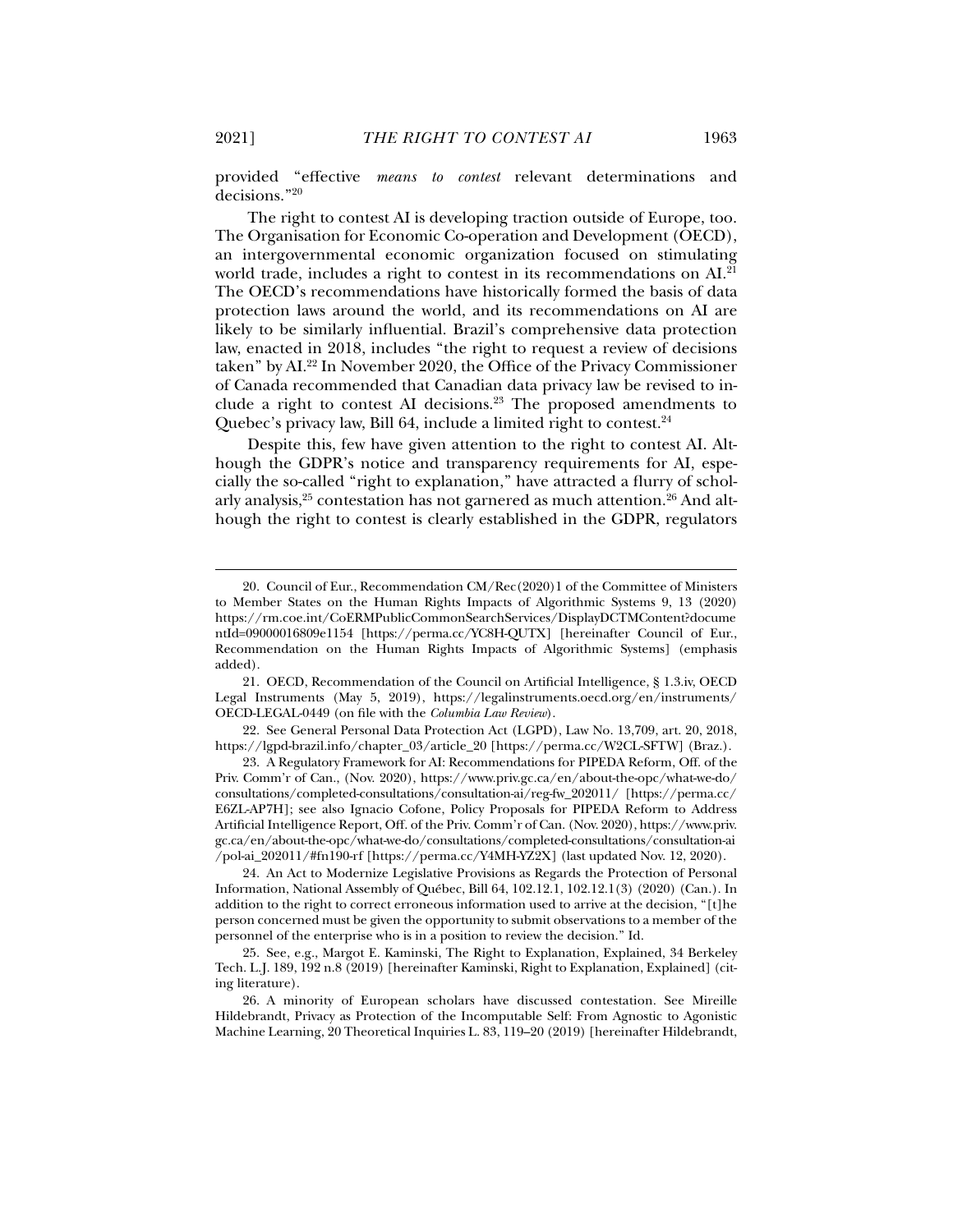provided "effective *means to contest* relevant determinations and decisions."[20]

The right to contest AI is developing traction outside of Europe, too. The Organisation for Economic Co-operation and Development (OECD), an intergovernmental economic organization focused on stimulating world trade, includes a right to contest in its recommendations on AI.[21] The OECD's recommendations have historically formed the basis of data protection laws around the world, and its recommendations on AI are likely to be similarly influential. Brazil's comprehensive data protection law, enacted in 2018, includes "the right to request a review of decisions taken" by AI.[22] In November 2020, the Office of the Privacy Commissioner of Canada recommended that Canadian data privacy law be revised to include a right to contest AI decisions.[23] The proposed amendments to Quebec's privacy law, Bill 64, include a limited right to contest.[24]

Despite this, few have given attention to the right to contest AI. Although the GDPR's notice and transparency requirements for AI, especially the so-called "right to explanation," have attracted a flurry of scholarly analysis,[25] contestation has not garnered as much attention.[26] And although the right to contest is clearly established in the GDPR, regulators

---

20. Council of Eur., Recommendation CM/Rec(2020)1 of the Committee of Ministers to Member States on the Human Rights Impacts of Algorithmic Systems 9, 13 (2020) https://rm.coe.int/CoERMPublicCommonSearchServices/DisplayDCTMContent?documentId=09000016809e1154 [https://perma.cc/YC8H-QUTX] [hereinafter Council of Eur., Recommendation on the Human Rights Impacts of Algorithmic Systems] (emphasis added).

21. OECD, Recommendation of the Council on Artificial Intelligence, § 1.3.iv, OECD Legal Instruments (May 5, 2019), https://legalinstruments.oecd.org/en/instruments/OECD-LEGAL-0449 (on file with the *Columbia Law Review*).

22. See General Personal Data Protection Act (LGPD), Law No. 13,709, art. 20, 2018, https://lgpd-brazil.info/chapter_03/article_20 [https://perma.cc/W2CL-SFTW] (Braz.).

23. A Regulatory Framework for AI: Recommendations for PIPEDA Reform, Off. of the Priv. Comm'r of Can., (Nov. 2020), https://www.priv.gc.ca/en/about-the-opc/what-we-do/consultations/completed-consultations/consultation-ai/reg-fw_202011/ [https://perma.cc/E6ZL-AP7H]; see also Ignacio Cofone, Policy Proposals for PIPEDA Reform to Address Artificial Intelligence Report, Off. of the Priv. Comm'r of Can. (Nov. 2020), https://www.priv.gc.ca/en/about-the-opc/what-we-do/consultations/completed-consultations/consultation-ai/pol-ai_202011/#fn190-rf [https://perma.cc/Y4MH-YZ2X] (last updated Nov. 12, 2020).

24. An Act to Modernize Legislative Provisions as Regards the Protection of Personal Information, National Assembly of Québec, Bill 64, 102.12.1, 102.12.1(3) (2020) (Can.). In addition to the right to correct erroneous information used to arrive at the decision, "[t]he person concerned must be given the opportunity to submit observations to a member of the personnel of the enterprise who is in a position to review the decision." Id.

25. See, e.g., Margot E. Kaminski, The Right to Explanation, Explained, 34 Berkeley Tech. L.J. 189, 192 n.8 (2019) [hereinafter Kaminski, Right to Explanation, Explained] (citing literature).

26. A minority of European scholars have discussed contestation. See Mireille Hildebrandt, Privacy as Protection of the Incomputable Self: From Agnostic to Agonistic Machine Learning, 20 Theoretical Inquiries L. 83, 119–20 (2019) [hereinafter Hildebrandt,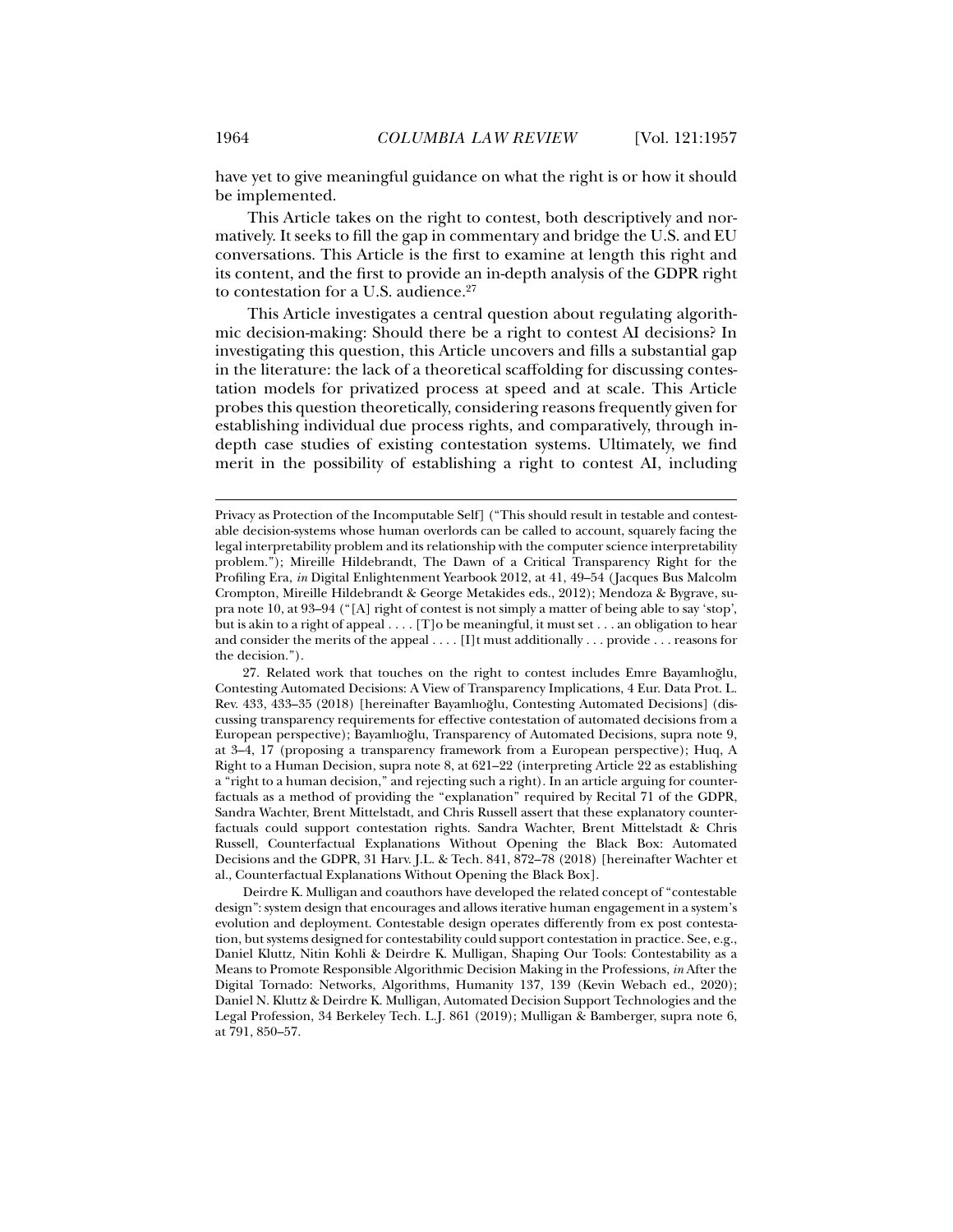have yet to give meaningful guidance on what the right is or how it should be implemented.

This Article takes on the right to contest, both descriptively and normatively. It seeks to fill the gap in commentary and bridge the U.S. and EU conversations. This Article is the first to examine at length this right and its content, and the first to provide an in-depth analysis of the GDPR right to contestation for a U.S. audience.[27]

This Article investigates a central question about regulating algorithmic decision-making: Should there be a right to contest AI decisions? In investigating this question, this Article uncovers and fills a substantial gap in the literature: the lack of a theoretical scaffolding for discussing contestation models for privatized process at speed and at scale. This Article probes this question theoretically, considering reasons frequently given for establishing individual due process rights, and comparatively, through in-depth case studies of existing contestation systems. Ultimately, we find merit in the possibility of establishing a right to contest AI, including

---

Privacy as Protection of the Incomputable Self] ("This should result in testable and contestable decision-systems whose human overlords can be called to account, squarely facing the legal interpretability problem and its relationship with the computer science interpretability problem."); Mireille Hildebrandt, The Dawn of a Critical Transparency Right for the Profiling Era, *in* Digital Enlightenment Yearbook 2012, at 41, 49–54 (Jacques Bus Malcolm Crompton, Mireille Hildebrandt & George Metakides eds., 2012); Mendoza & Bygrave, supra note 10, at 93–94 ("[A] right of contest is not simply a matter of being able to say 'stop', but is akin to a right of appeal . . . . [T]o be meaningful, it must set . . . an obligation to hear and consider the merits of the appeal . . . . [I]t must additionally . . . provide . . . reasons for the decision.").

27. Related work that touches on the right to contest includes Emre Bayamlıoğlu, Contesting Automated Decisions: A View of Transparency Implications, 4 Eur. Data Prot. L. Rev. 433, 433–35 (2018) [hereinafter Bayamlıoğlu, Contesting Automated Decisions] (discussing transparency requirements for effective contestation of automated decisions from a European perspective); Bayamlıoğlu, Transparency of Automated Decisions, supra note 9, at 3–4, 17 (proposing a transparency framework from a European perspective); Huq, A Right to a Human Decision, supra note 8, at 621–22 (interpreting Article 22 as establishing a "right to a human decision," and rejecting such a right). In an article arguing for counterfactuals as a method of providing the "explanation" required by Recital 71 of the GDPR, Sandra Wachter, Brent Mittelstadt, and Chris Russell assert that these explanatory counterfactuals could support contestation rights. Sandra Wachter, Brent Mittelstadt & Chris Russell, Counterfactual Explanations Without Opening the Black Box: Automated Decisions and the GDPR, 31 Harv. J.L. & Tech. 841, 872–78 (2018) [hereinafter Wachter et al., Counterfactual Explanations Without Opening the Black Box].

Deirdre K. Mulligan and coauthors have developed the related concept of "contestable design": system design that encourages and allows iterative human engagement in a system's evolution and deployment. Contestable design operates differently from ex post contestation, but systems designed for contestability could support contestation in practice. See, e.g., Daniel Kluttz, Nitin Kohli & Deirdre K. Mulligan, Shaping Our Tools: Contestability as a Means to Promote Responsible Algorithmic Decision Making in the Professions, *in* After the Digital Tornado: Networks, Algorithms, Humanity 137, 139 (Kevin Webach ed., 2020); Daniel N. Kluttz & Deirdre K. Mulligan, Automated Decision Support Technologies and the Legal Profession, 34 Berkeley Tech. L.J. 861 (2019); Mulligan & Bamberger, supra note 6, at 791, 850–57.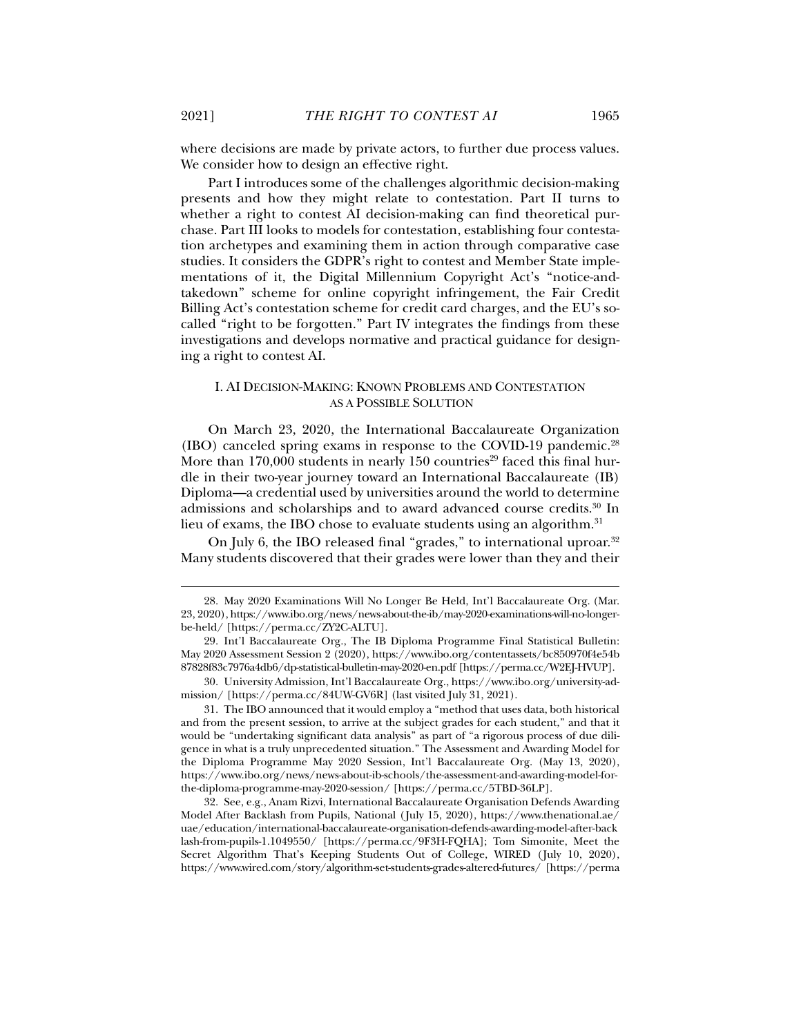where decisions are made by private actors, to further due process values. We consider how to design an effective right.

Part I introduces some of the challenges algorithmic decision-making presents and how they might relate to contestation. Part II turns to whether a right to contest AI decision-making can find theoretical purchase. Part III looks to models for contestation, establishing four contestation archetypes and examining them in action through comparative case studies. It considers the GDPR's right to contest and Member State implementations of it, the Digital Millennium Copyright Act's "notice-and-takedown" scheme for online copyright infringement, the Fair Credit Billing Act's contestation scheme for credit card charges, and the EU's so-called "right to be forgotten." Part IV integrates the findings from these investigations and develops normative and practical guidance for designing a right to contest AI.

## I. AI Decision-Making: Known Problems and Contestation as a Possible Solution

On March 23, 2020, the International Baccalaureate Organization (IBO) canceled spring exams in response to the COVID-19 pandemic.[28] More than 170,000 students in nearly 150 countries[29] faced this final hurdle in their two-year journey toward an International Baccalaureate (IB) Diploma—a credential used by universities around the world to determine admissions and scholarships and to award advanced course credits.[30] In lieu of exams, the IBO chose to evaluate students using an algorithm.[31]

On July 6, the IBO released final "grades," to international uproar.[32] Many students discovered that their grades were lower than they and their

---

28. May 2020 Examinations Will No Longer Be Held, Int'l Baccalaureate Org. (Mar. 23, 2020), https://www.ibo.org/news/news-about-the-ib/may-2020-examinations-will-no-longer-be-held/ [https://perma.cc/ZY2C-ALTU].

29. Int'l Baccalaureate Org., The IB Diploma Programme Final Statistical Bulletin: May 2020 Assessment Session 2 (2020), https://www.ibo.org/contentassets/bc850970f4e54b87828f83c7976a4db6/dp-statistical-bulletin-may-2020-en.pdf [https://perma.cc/W2EJ-HVUP].

30. University Admission, Int'l Baccalaureate Org., https://www.ibo.org/university-admission/ [https://perma.cc/84UW-GV6R] (last visited July 31, 2021).

31. The IBO announced that it would employ a "method that uses data, both historical and from the present session, to arrive at the subject grades for each student," and that it would be "undertaking significant data analysis" as part of "a rigorous process of due diligence in what is a truly unprecedented situation." The Assessment and Awarding Model for the Diploma Programme May 2020 Session, Int'l Baccalaureate Org. (May 13, 2020), https://www.ibo.org/news/news-about-ib-schools/the-assessment-and-awarding-model-for-the-diploma-programme-may-2020-session/ [https://perma.cc/5TBD-36LP].

32. See, e.g., Anam Rizvi, International Baccalaureate Organisation Defends Awarding Model After Backlash from Pupils, National (July 15, 2020), https://www.thenational.ae/uae/education/international-baccalaureate-organisation-defends-awarding-model-after-backlash-from-pupils-1.1049550/ [https://perma.cc/9F3H-FQHA]; Tom Simonite, Meet the Secret Algorithm That's Keeping Students Out of College, WIRED (July 10, 2020), https://www.wired.com/story/algorithm-set-students-grades-altered-futures/ [https://perma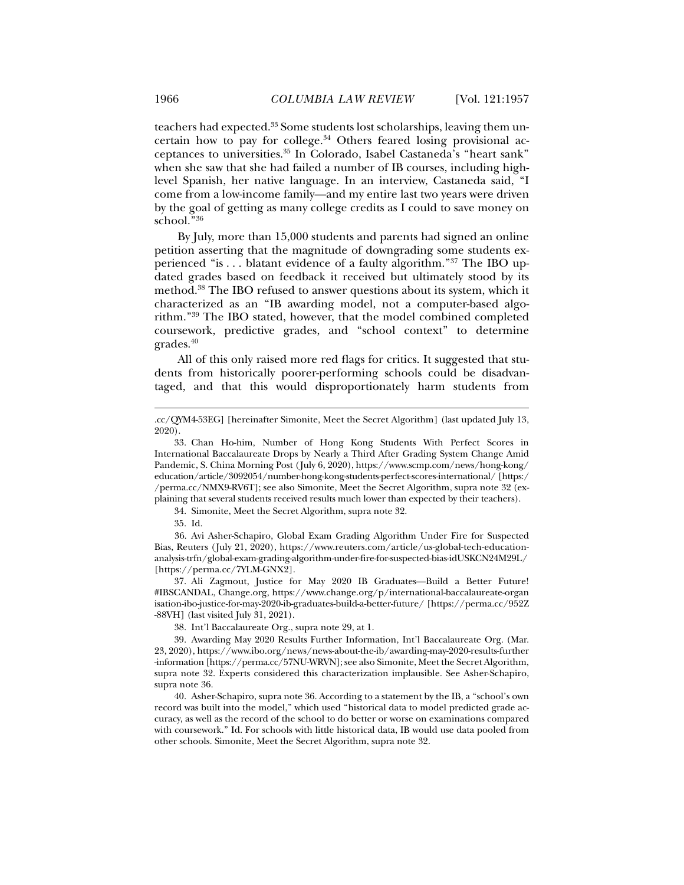teachers had expected.[33] Some students lost scholarships, leaving them uncertain how to pay for college.[34] Others feared losing provisional acceptances to universities.[35] In Colorado, Isabel Castaneda's "heart sank" when she saw that she had failed a number of IB courses, including high-level Spanish, her native language. In an interview, Castaneda said, "I come from a low-income family—and my entire last two years were driven by the goal of getting as many college credits as I could to save money on school."[36]

By July, more than 15,000 students and parents had signed an online petition asserting that the magnitude of downgrading some students experienced "is . . . blatant evidence of a faulty algorithm."[37] The IBO updated grades based on feedback it received but ultimately stood by its method.[38] The IBO refused to answer questions about its system, which it characterized as an "IB awarding model, not a computer-based algorithm."[39] The IBO stated, however, that the model combined completed coursework, predictive grades, and "school context" to determine grades.[40]

All of this only raised more red flags for critics. It suggested that students from historically poorer-performing schools could be disadvantaged, and that this would disproportionately harm students from

---

.cc/QYM4-53EG] [hereinafter Simonite, Meet the Secret Algorithm] (last updated July 13, 2020).

33. Chan Ho-him, Number of Hong Kong Students With Perfect Scores in International Baccalaureate Drops by Nearly a Third After Grading System Change Amid Pandemic, S. China Morning Post (July 6, 2020), https://www.scmp.com/news/hong-kong/education/article/3092054/number-hong-kong-students-perfect-scores-international/ [https://perma.cc/NMX9-RV6T]; see also Simonite, Meet the Secret Algorithm, supra note 32 (explaining that several students received results much lower than expected by their teachers).

34. Simonite, Meet the Secret Algorithm, supra note 32.

35. Id.

36. Avi Asher-Schapiro, Global Exam Grading Algorithm Under Fire for Suspected Bias, Reuters (July 21, 2020), https://www.reuters.com/article/us-global-tech-education-analysis-trfn/global-exam-grading-algorithm-under-fire-for-suspected-bias-idUSKCN24M29L/ [https://perma.cc/7YLM-GNX2].

37. Ali Zagmout, Justice for May 2020 IB Graduates—Build a Better Future! #IBSCANDAL, Change.org, https://www.change.org/p/international-baccalaureate-organisation-ibo-justice-for-may-2020-ib-graduates-build-a-better-future/ [https://perma.cc/952Z-88VH] (last visited July 31, 2021).

38. Int'l Baccalaureate Org., supra note 29, at 1.

39. Awarding May 2020 Results Further Information, Int'l Baccalaureate Org. (Mar. 23, 2020), https://www.ibo.org/news/news-about-the-ib/awarding-may-2020-results-further-information [https://perma.cc/57NU-WRVN]; see also Simonite, Meet the Secret Algorithm, supra note 32. Experts considered this characterization implausible. See Asher-Schapiro, supra note 36.

40. Asher-Schapiro, supra note 36. According to a statement by the IB, a "school's own record was built into the model," which used "historical data to model predicted grade accuracy, as well as the record of the school to do better or worse on examinations compared with coursework." Id. For schools with little historical data, IB would use data pooled from other schools. Simonite, Meet the Secret Algorithm, supra note 32.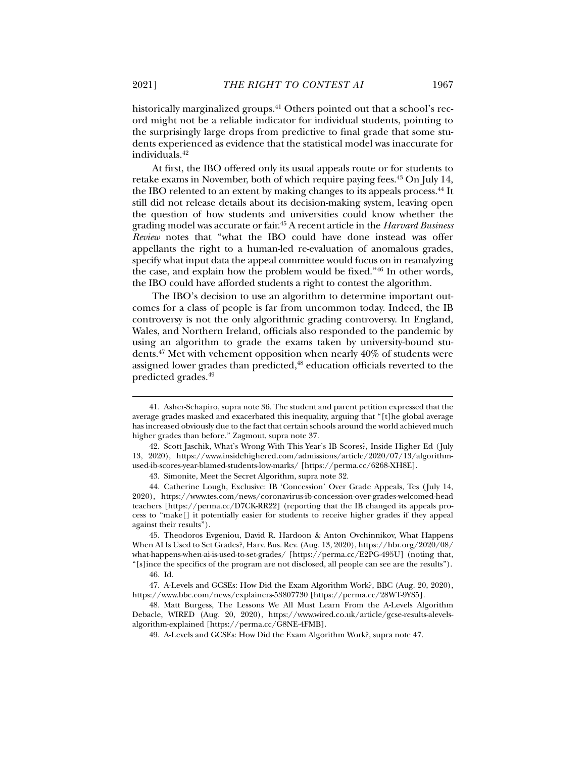historically marginalized groups.[41] Others pointed out that a school's record might not be a reliable indicator for individual students, pointing to the surprisingly large drops from predictive to final grade that some students experienced as evidence that the statistical model was inaccurate for individuals.[42]

At first, the IBO offered only its usual appeals route or for students to retake exams in November, both of which require paying fees.[43] On July 14, the IBO relented to an extent by making changes to its appeals process.[44] It still did not release details about its decision-making system, leaving open the question of how students and universities could know whether the grading model was accurate or fair.[45] A recent article in the *Harvard Business Review* notes that "what the IBO could have done instead was offer appellants the right to a human-led re-evaluation of anomalous grades, specify what input data the appeal committee would focus on in reanalyzing the case, and explain how the problem would be fixed."[46] In other words, the IBO could have afforded students a right to contest the algorithm.

The IBO's decision to use an algorithm to determine important outcomes for a class of people is far from uncommon today. Indeed, the IB controversy is not the only algorithmic grading controversy. In England, Wales, and Northern Ireland, officials also responded to the pandemic by using an algorithm to grade the exams taken by university-bound students.[47] Met with vehement opposition when nearly 40% of students were assigned lower grades than predicted,[48] education officials reverted to the predicted grades.[49]

---

41. Asher-Schapiro, supra note 36. The student and parent petition expressed that the average grades masked and exacerbated this inequality, arguing that "[t]he global average has increased obviously due to the fact that certain schools around the world achieved much higher grades than before." Zagmout, supra note 37.

42. Scott Jaschik, What's Wrong With This Year's IB Scores?, Inside Higher Ed (July 13, 2020), https://www.insidehighered.com/admissions/article/2020/07/13/algorithm-used-ib-scores-year-blamed-students-low-marks/ [https://perma.cc/6268-XH8E].

43. Simonite, Meet the Secret Algorithm, supra note 32.

44. Catherine Lough, Exclusive: IB 'Concession' Over Grade Appeals, Tes (July 14, 2020), https://www.tes.com/news/coronavirus-ib-concession-over-grades-welcomed-head teachers [https://perma.cc/D7CK-RR22] (reporting that the IB changed its appeals process to "make[] it potentially easier for students to receive higher grades if they appeal against their results").

45. Theodoros Evgeniou, David R. Hardoon & Anton Ovchinnikov, What Happens When AI Is Used to Set Grades?, Harv. Bus. Rev. (Aug. 13, 2020), https://hbr.org/2020/08/what-happens-when-ai-is-used-to-set-grades/ [https://perma.cc/E2PG-495U] (noting that, "[s]ince the specifics of the program are not disclosed, all people can see are the results").

46. Id.

47. A-Levels and GCSEs: How Did the Exam Algorithm Work?, BBC (Aug. 20, 2020), https://www.bbc.com/news/explainers-53807730 [https://perma.cc/28WT-9YS5].

48. Matt Burgess, The Lessons We All Must Learn From the A-Levels Algorithm Debacle, WIRED (Aug. 20, 2020), https://www.wired.co.uk/article/gcse-results-alevels-algorithm-explained [https://perma.cc/G8NE-4FMB].

49. A-Levels and GCSEs: How Did the Exam Algorithm Work?, supra note 47.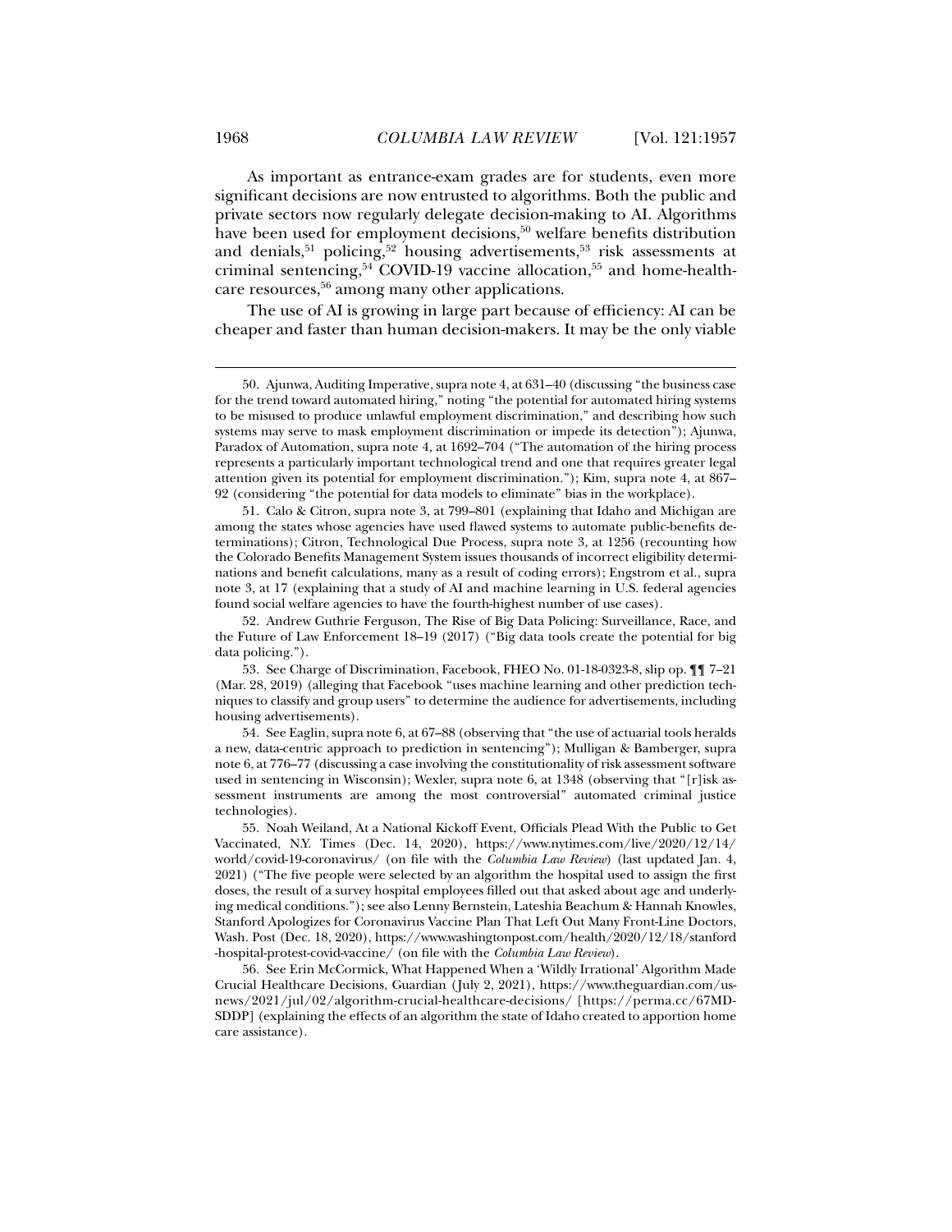As important as entrance-exam grades are for students, even more significant decisions are now entrusted to algorithms. Both the public and private sectors now regularly delegate decision-making to AI. Algorithms have been used for employment decisions,[50] welfare benefits distribution and denials,[51] policing,[52] housing advertisements,[53] risk assessments at criminal sentencing,[54] COVID-19 vaccine allocation,[55] and home-health-care resources,[56] among many other applications.

The use of AI is growing in large part because of efficiency: AI can be cheaper and faster than human decision-makers. It may be the only viable

---

50. Ajunwa, Auditing Imperative, supra note 4, at 631–40 (discussing "the business case for the trend toward automated hiring," noting "the potential for automated hiring systems to be misused to produce unlawful employment discrimination," and describing how such systems may serve to mask employment discrimination or impede its detection"); Ajunwa, Paradox of Automation, supra note 4, at 1692–704 ("The automation of the hiring process represents a particularly important technological trend and one that requires greater legal attention given its potential for employment discrimination."); Kim, supra note 4, at 867–92 (considering "the potential for data models to eliminate" bias in the workplace).

51. Calo & Citron, supra note 3, at 799–801 (explaining that Idaho and Michigan are among the states whose agencies have used flawed systems to automate public-benefits determinations); Citron, Technological Due Process, supra note 3, at 1256 (recounting how the Colorado Benefits Management System issues thousands of incorrect eligibility determinations and benefit calculations, many as a result of coding errors); Engstrom et al., supra note 3, at 17 (explaining that a study of AI and machine learning in U.S. federal agencies found social welfare agencies to have the fourth-highest number of use cases).

52. Andrew Guthrie Ferguson, The Rise of Big Data Policing: Surveillance, Race, and the Future of Law Enforcement 18–19 (2017) ("Big data tools create the potential for big data policing.").

53. See Charge of Discrimination, Facebook, FHEO No. 01-18-0323-8, slip op. ¶¶ 7–21 (Mar. 28, 2019) (alleging that Facebook "uses machine learning and other prediction techniques to classify and group users" to determine the audience for advertisements, including housing advertisements).

54. See Eaglin, supra note 6, at 67–88 (observing that "the use of actuarial tools heralds a new, data-centric approach to prediction in sentencing"); Mulligan & Bamberger, supra note 6, at 776–77 (discussing a case involving the constitutionality of risk assessment software used in sentencing in Wisconsin); Wexler, supra note 6, at 1348 (observing that "[r]isk assessment instruments are among the most controversial" automated criminal justice technologies).

55. Noah Weiland, At a National Kickoff Event, Officials Plead With the Public to Get Vaccinated, N.Y. Times (Dec. 14, 2020), https://www.nytimes.com/live/2020/12/14/world/covid-19-coronavirus/ (on file with the *Columbia Law Review*) (last updated Jan. 4, 2021) ("The five people were selected by an algorithm the hospital used to assign the first doses, the result of a survey hospital employees filled out that asked about age and underlying medical conditions."); see also Lenny Bernstein, Lateshia Beachum & Hannah Knowles, Stanford Apologizes for Coronavirus Vaccine Plan That Left Out Many Front-Line Doctors, Wash. Post (Dec. 18, 2020), https://www.washingtonpost.com/health/2020/12/18/stanford-hospital-protest-covid-vaccine/ (on file with the *Columbia Law Review*).

56. See Erin McCormick, What Happened When a 'Wildly Irrational' Algorithm Made Crucial Healthcare Decisions, Guardian (July 2, 2021), https://www.theguardian.com/us-news/2021/jul/02/algorithm-crucial-healthcare-decisions/ [https://perma.cc/67MD-SDDP] (explaining the effects of an algorithm the state of Idaho created to apportion home care assistance).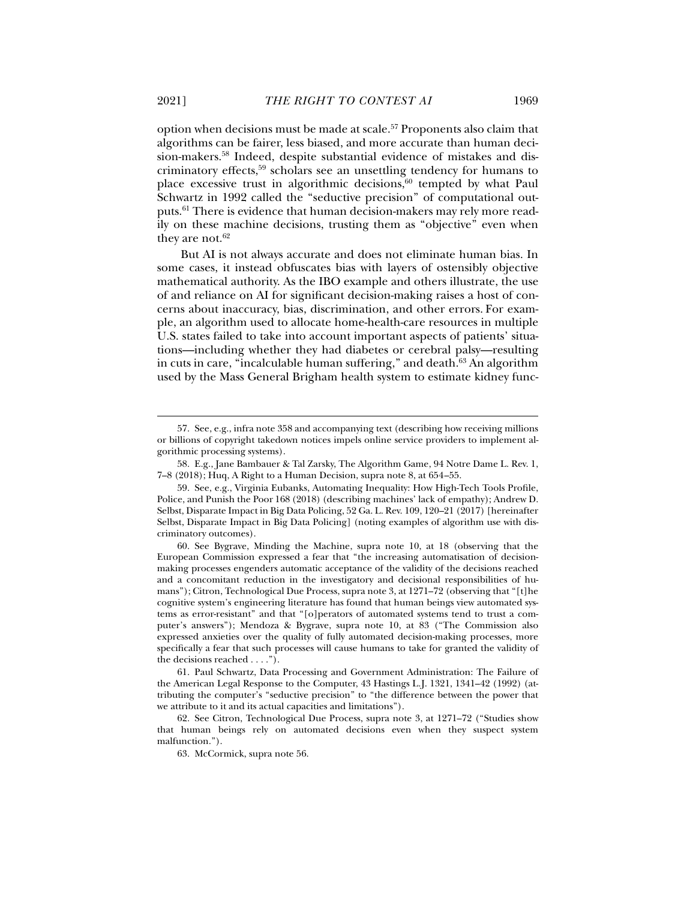option when decisions must be made at scale.[57] Proponents also claim that algorithms can be fairer, less biased, and more accurate than human decision-makers.[58] Indeed, despite substantial evidence of mistakes and discriminatory effects,[59] scholars see an unsettling tendency for humans to place excessive trust in algorithmic decisions,[60] tempted by what Paul Schwartz in 1992 called the "seductive precision" of computational outputs.[61] There is evidence that human decision-makers may rely more readily on these machine decisions, trusting them as "objective" even when they are not.[62]

But AI is not always accurate and does not eliminate human bias. In some cases, it instead obfuscates bias with layers of ostensibly objective mathematical authority. As the IBO example and others illustrate, the use of and reliance on AI for significant decision-making raises a host of concerns about inaccuracy, bias, discrimination, and other errors. For example, an algorithm used to allocate home-health-care resources in multiple U.S. states failed to take into account important aspects of patients' situations—including whether they had diabetes or cerebral palsy—resulting in cuts in care, "incalculable human suffering," and death.[63] An algorithm used by the Mass General Brigham health system to estimate kidney func-

---

57. See, e.g., infra note 358 and accompanying text (describing how receiving millions or billions of copyright takedown notices impels online service providers to implement algorithmic processing systems).

58. E.g., Jane Bambauer & Tal Zarsky, The Algorithm Game, 94 Notre Dame L. Rev. 1, 7–8 (2018); Huq, A Right to a Human Decision, supra note 8, at 654–55.

59. See, e.g., Virginia Eubanks, Automating Inequality: How High-Tech Tools Profile, Police, and Punish the Poor 168 (2018) (describing machines' lack of empathy); Andrew D. Selbst, Disparate Impact in Big Data Policing, 52 Ga. L. Rev. 109, 120–21 (2017) [hereinafter Selbst, Disparate Impact in Big Data Policing] (noting examples of algorithm use with discriminatory outcomes).

60. See Bygrave, Minding the Machine, supra note 10, at 18 (observing that the European Commission expressed a fear that "the increasing automatisation of decision-making processes engenders automatic acceptance of the validity of the decisions reached and a concomitant reduction in the investigatory and decisional responsibilities of humans"); Citron, Technological Due Process, supra note 3, at 1271–72 (observing that "[t]he cognitive system's engineering literature has found that human beings view automated systems as error-resistant" and that "[o]perators of automated systems tend to trust a computer's answers"); Mendoza & Bygrave, supra note 10, at 83 ("The Commission also expressed anxieties over the quality of fully automated decision-making processes, more specifically a fear that such processes will cause humans to take for granted the validity of the decisions reached . . . .").

61. Paul Schwartz, Data Processing and Government Administration: The Failure of the American Legal Response to the Computer, 43 Hastings L.J. 1321, 1341–42 (1992) (attributing the computer's "seductive precision" to "the difference between the power that we attribute to it and its actual capacities and limitations").

62. See Citron, Technological Due Process, supra note 3, at 1271–72 ("Studies show that human beings rely on automated decisions even when they suspect system malfunction.").

63. McCormick, supra note 56.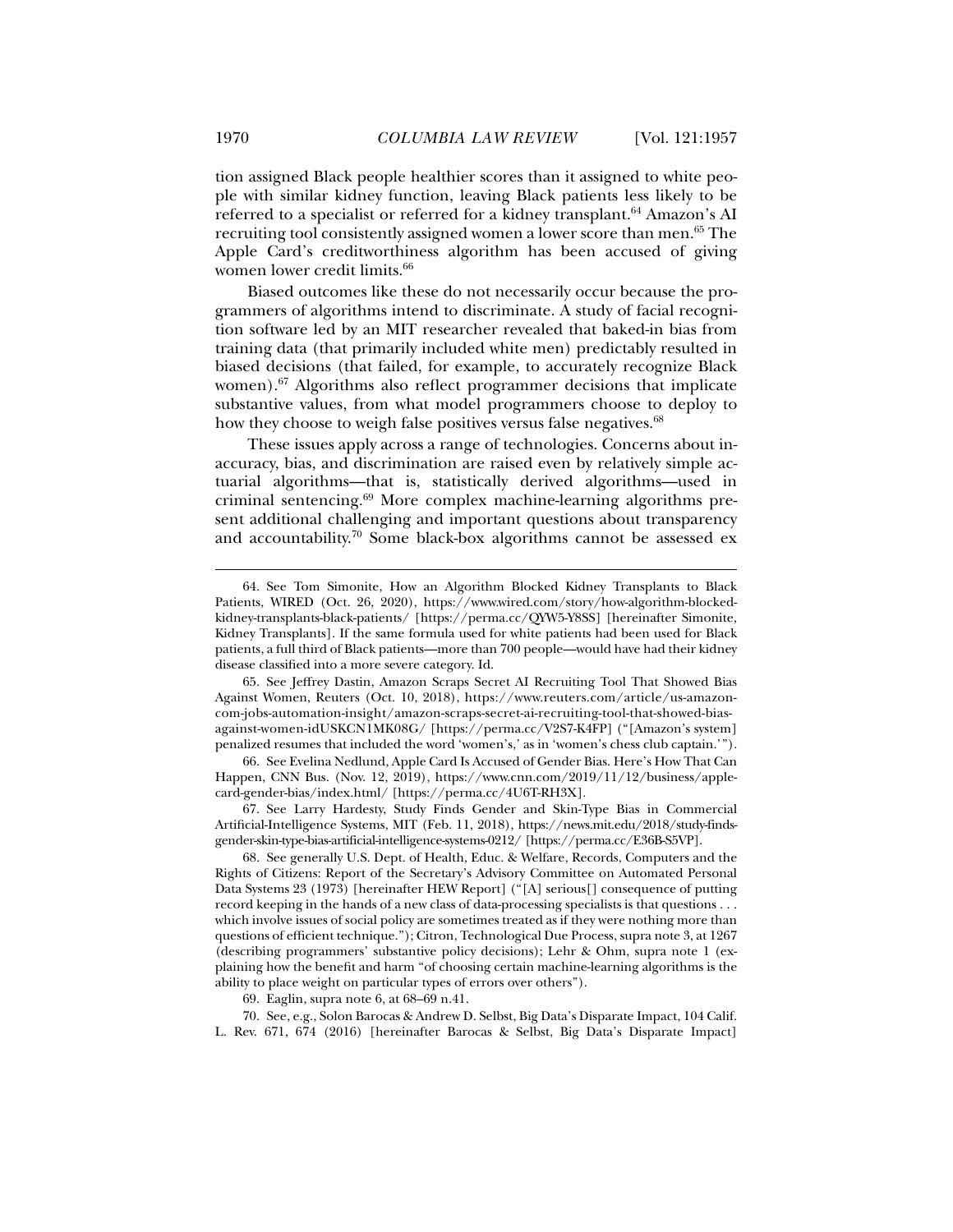tion assigned Black people healthier scores than it assigned to white people with similar kidney function, leaving Black patients less likely to be referred to a specialist or referred for a kidney transplant.[64] Amazon's AI recruiting tool consistently assigned women a lower score than men.[65] The Apple Card's creditworthiness algorithm has been accused of giving women lower credit limits.[66]

Biased outcomes like these do not necessarily occur because the programmers of algorithms intend to discriminate. A study of facial recognition software led by an MIT researcher revealed that baked-in bias from training data (that primarily included white men) predictably resulted in biased decisions (that failed, for example, to accurately recognize Black women).[67] Algorithms also reflect programmer decisions that implicate substantive values, from what model programmers choose to deploy to how they choose to weigh false positives versus false negatives.[68]

These issues apply across a range of technologies. Concerns about inaccuracy, bias, and discrimination are raised even by relatively simple actuarial algorithms—that is, statistically derived algorithms—used in criminal sentencing.[69] More complex machine-learning algorithms present additional challenging and important questions about transparency and accountability.[70] Some black-box algorithms cannot be assessed ex

---

64. See Tom Simonite, How an Algorithm Blocked Kidney Transplants to Black Patients, WIRED (Oct. 26, 2020), https://www.wired.com/story/how-algorithm-blocked-kidney-transplants-black-patients/ [https://perma.cc/QYW5-Y8SS] [hereinafter Simonite, Kidney Transplants]. If the same formula used for white patients had been used for Black patients, a full third of Black patients—more than 700 people—would have had their kidney disease classified into a more severe category. Id.

65. See Jeffrey Dastin, Amazon Scraps Secret AI Recruiting Tool That Showed Bias Against Women, Reuters (Oct. 10, 2018), https://www.reuters.com/article/us-amazon-com-jobs-automation-insight/amazon-scraps-secret-ai-recruiting-tool-that-showed-bias-against-women-idUSKCN1MK08G/ [https://perma.cc/V2S7-K4FP] ("[Amazon's system] penalized resumes that included the word 'women's,' as in 'women's chess club captain.'").

66. See Evelina Nedlund, Apple Card Is Accused of Gender Bias. Here's How That Can Happen, CNN Bus. (Nov. 12, 2019), https://www.cnn.com/2019/11/12/business/apple-card-gender-bias/index.html/ [https://perma.cc/4U6T-RH3X].

67. See Larry Hardesty, Study Finds Gender and Skin-Type Bias in Commercial Artificial-Intelligence Systems, MIT (Feb. 11, 2018), https://news.mit.edu/2018/study-finds-gender-skin-type-bias-artificial-intelligence-systems-0212/ [https://perma.cc/E36B-S5VP].

68. See generally U.S. Dept. of Health, Educ. & Welfare, Records, Computers and the Rights of Citizens: Report of the Secretary's Advisory Committee on Automated Personal Data Systems 23 (1973) [hereinafter HEW Report] ("[A] serious[] consequence of putting record keeping in the hands of a new class of data-processing specialists is that questions . . . which involve issues of social policy are sometimes treated as if they were nothing more than questions of efficient technique."); Citron, Technological Due Process, supra note 3, at 1267 (describing programmers' substantive policy decisions); Lehr & Ohm, supra note 1 (explaining how the benefit and harm "of choosing certain machine-learning algorithms is the ability to place weight on particular types of errors over others").

69. Eaglin, supra note 6, at 68–69 n.41.

70. See, e.g., Solon Barocas & Andrew D. Selbst, Big Data's Disparate Impact, 104 Calif. L. Rev. 671, 674 (2016) [hereinafter Barocas & Selbst, Big Data's Disparate Impact]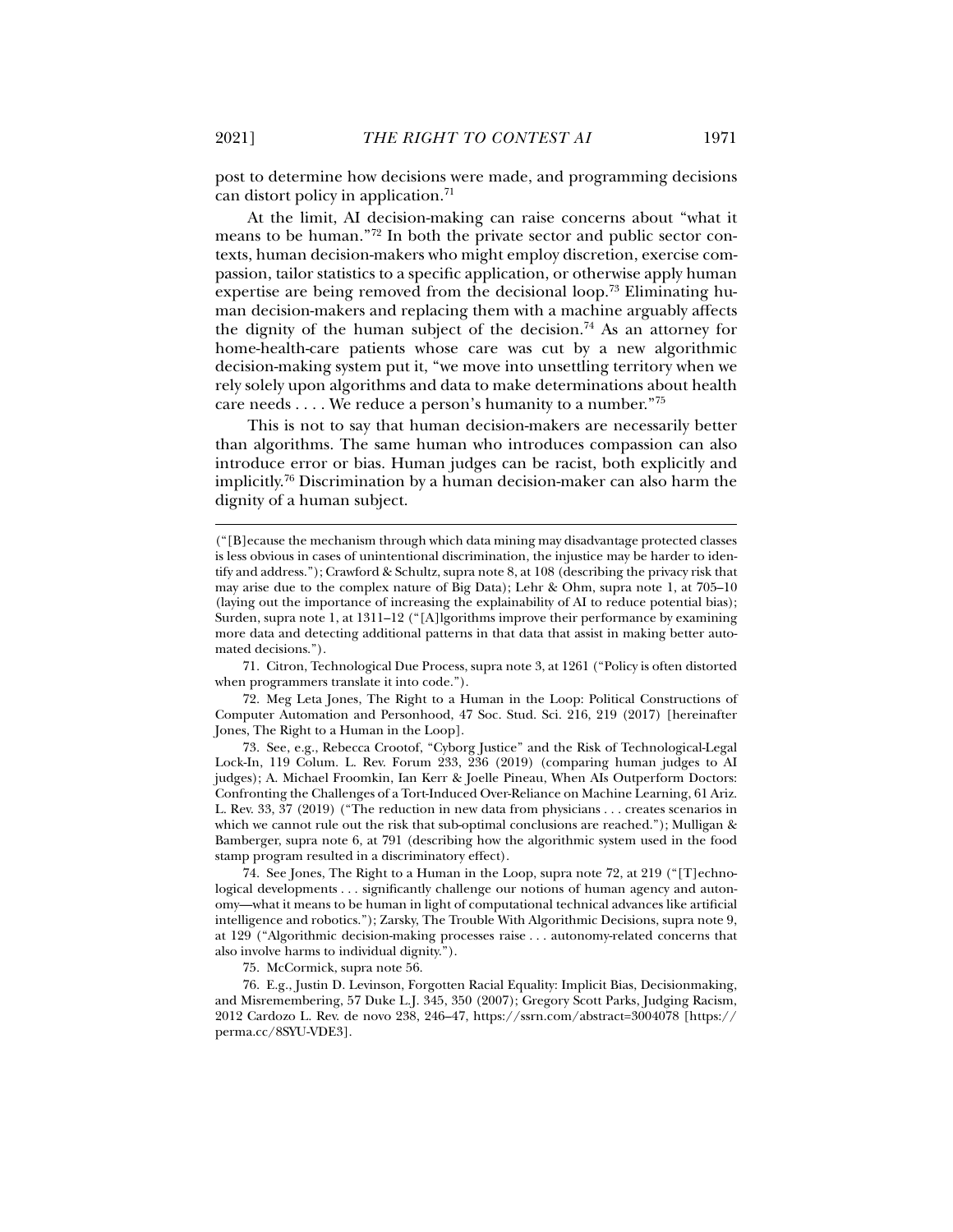post to determine how decisions were made, and programming decisions can distort policy in application.[71]

At the limit, AI decision-making can raise concerns about "what it means to be human."[72] In both the private sector and public sector contexts, human decision-makers who might employ discretion, exercise compassion, tailor statistics to a specific application, or otherwise apply human expertise are being removed from the decisional loop.[73] Eliminating human decision-makers and replacing them with a machine arguably affects the dignity of the human subject of the decision.[74] As an attorney for home-health-care patients whose care was cut by a new algorithmic decision-making system put it, "we move into unsettling territory when we rely solely upon algorithms and data to make determinations about health care needs . . . . We reduce a person's humanity to a number."[75]

This is not to say that human decision-makers are necessarily better than algorithms. The same human who introduces compassion can also introduce error or bias. Human judges can be racist, both explicitly and implicitly.[76] Discrimination by a human decision-maker can also harm the dignity of a human subject.

---

("[B]ecause the mechanism through which data mining may disadvantage protected classes is less obvious in cases of unintentional discrimination, the injustice may be harder to identify and address."); Crawford & Schultz, supra note 8, at 108 (describing the privacy risk that may arise due to the complex nature of Big Data); Lehr & Ohm, supra note 1, at 705–10 (laying out the importance of increasing the explainability of AI to reduce potential bias); Surden, supra note 1, at 1311–12 ("[A]lgorithms improve their performance by examining more data and detecting additional patterns in that data that assist in making better automated decisions.").

71. Citron, Technological Due Process, supra note 3, at 1261 ("Policy is often distorted when programmers translate it into code.").

72. Meg Leta Jones, The Right to a Human in the Loop: Political Constructions of Computer Automation and Personhood, 47 Soc. Stud. Sci. 216, 219 (2017) [hereinafter Jones, The Right to a Human in the Loop].

73. See, e.g., Rebecca Crootof, "Cyborg Justice" and the Risk of Technological-Legal Lock-In, 119 Colum. L. Rev. Forum 233, 236 (2019) (comparing human judges to AI judges); A. Michael Froomkin, Ian Kerr & Joelle Pineau, When AIs Outperform Doctors: Confronting the Challenges of a Tort-Induced Over-Reliance on Machine Learning, 61 Ariz. L. Rev. 33, 37 (2019) ("The reduction in new data from physicians . . . creates scenarios in which we cannot rule out the risk that sub-optimal conclusions are reached."); Mulligan & Bamberger, supra note 6, at 791 (describing how the algorithmic system used in the food stamp program resulted in a discriminatory effect).

74. See Jones, The Right to a Human in the Loop, supra note 72, at 219 ("[T]echnological developments . . . significantly challenge our notions of human agency and autonomy—what it means to be human in light of computational technical advances like artificial intelligence and robotics."); Zarsky, The Trouble With Algorithmic Decisions, supra note 9, at 129 ("Algorithmic decision-making processes raise . . . autonomy-related concerns that also involve harms to individual dignity.").

75. McCormick, supra note 56.

76. E.g., Justin D. Levinson, Forgotten Racial Equality: Implicit Bias, Decisionmaking, and Misremembering, 57 Duke L.J. 345, 350 (2007); Gregory Scott Parks, Judging Racism, 2012 Cardozo L. Rev. de novo 238, 246–47, https://ssrn.com/abstract=3004078 [https://perma.cc/8SYU-VDE3].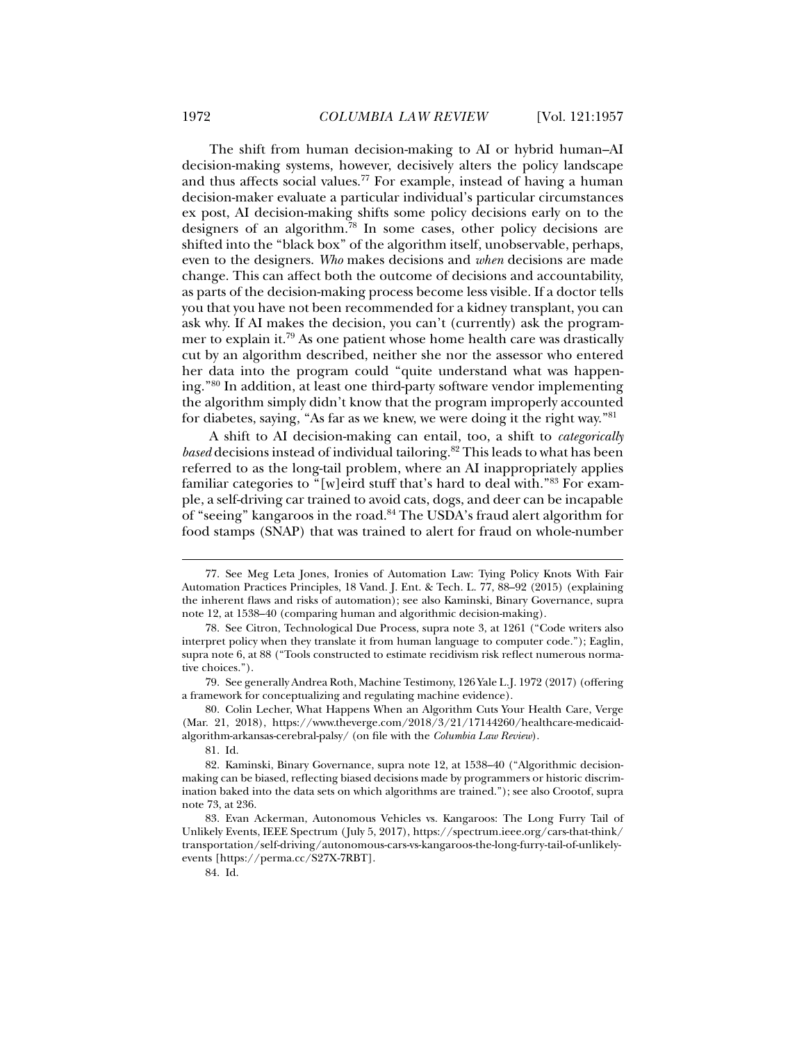The shift from human decision-making to AI or hybrid human–AI decision-making systems, however, decisively alters the policy landscape and thus affects social values.[77] For example, instead of having a human decision-maker evaluate a particular individual's particular circumstances ex post, AI decision-making shifts some policy decisions early on to the designers of an algorithm.[78] In some cases, other policy decisions are shifted into the "black box" of the algorithm itself, unobservable, perhaps, even to the designers. *Who* makes decisions and *when* decisions are made change. This can affect both the outcome of decisions and accountability, as parts of the decision-making process become less visible. If a doctor tells you that you have not been recommended for a kidney transplant, you can ask why. If AI makes the decision, you can't (currently) ask the programmer to explain it.[79] As one patient whose home health care was drastically cut by an algorithm described, neither she nor the assessor who entered her data into the program could "quite understand what was happening."[80] In addition, at least one third-party software vendor implementing the algorithm simply didn't know that the program improperly accounted for diabetes, saying, "As far as we knew, we were doing it the right way."[81]

A shift to AI decision-making can entail, too, a shift to *categorically based* decisions instead of individual tailoring.[82] This leads to what has been referred to as the long-tail problem, where an AI inappropriately applies familiar categories to "[w]eird stuff that's hard to deal with."[83] For example, a self-driving car trained to avoid cats, dogs, and deer can be incapable of "seeing" kangaroos in the road.[84] The USDA's fraud alert algorithm for food stamps (SNAP) that was trained to alert for fraud on whole-number

---

77. See Meg Leta Jones, Ironies of Automation Law: Tying Policy Knots With Fair Automation Practices Principles, 18 Vand. J. Ent. & Tech. L. 77, 88–92 (2015) (explaining the inherent flaws and risks of automation); see also Kaminski, Binary Governance, supra note 12, at 1538–40 (comparing human and algorithmic decision-making).

78. See Citron, Technological Due Process, supra note 3, at 1261 ("Code writers also interpret policy when they translate it from human language to computer code."); Eaglin, supra note 6, at 88 ("Tools constructed to estimate recidivism risk reflect numerous normative choices.").

79. See generally Andrea Roth, Machine Testimony, 126 Yale L.J. 1972 (2017) (offering a framework for conceptualizing and regulating machine evidence).

80. Colin Lecher, What Happens When an Algorithm Cuts Your Health Care, Verge (Mar. 21, 2018), https://www.theverge.com/2018/3/21/17144260/healthcare-medicaid-algorithm-arkansas-cerebral-palsy/ (on file with the *Columbia Law Review*).

81. Id.

82. Kaminski, Binary Governance, supra note 12, at 1538–40 ("Algorithmic decision-making can be biased, reflecting biased decisions made by programmers or historic discrimination baked into the data sets on which algorithms are trained."); see also Crootof, supra note 73, at 236.

83. Evan Ackerman, Autonomous Vehicles vs. Kangaroos: The Long Furry Tail of Unlikely Events, IEEE Spectrum (July 5, 2017), https://spectrum.ieee.org/cars-that-think/transportation/self-driving/autonomous-cars-vs-kangaroos-the-long-furry-tail-of-unlikely-events [https://perma.cc/S27X-7RBT].

84. Id.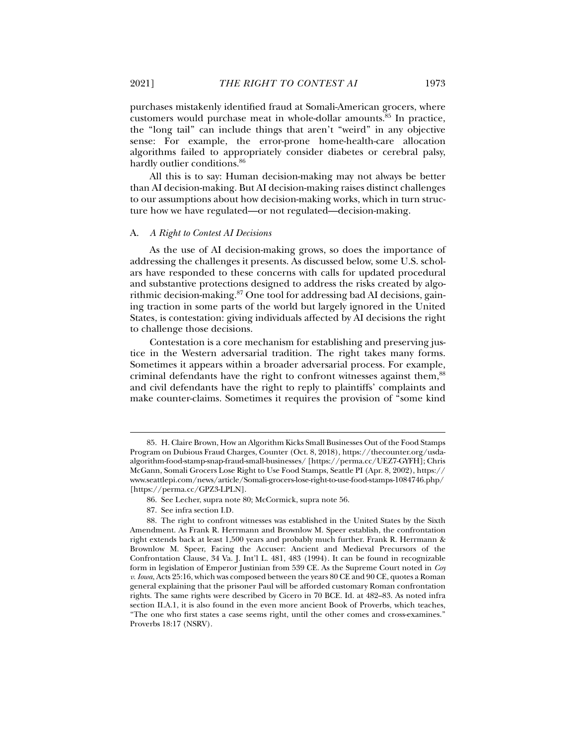purchases mistakenly identified fraud at Somali-American grocers, where customers would purchase meat in whole-dollar amounts.[85] In practice, the "long tail" can include things that aren't "weird" in any objective sense: For example, the error-prone home-health-care allocation algorithms failed to appropriately consider diabetes or cerebral palsy, hardly outlier conditions.[86]

All this is to say: Human decision-making may not always be better than AI decision-making. But AI decision-making raises distinct challenges to our assumptions about how decision-making works, which in turn structure how we have regulated—or not regulated—decision-making.

### A. *A Right to Contest AI Decisions*

As the use of AI decision-making grows, so does the importance of addressing the challenges it presents. As discussed below, some U.S. scholars have responded to these concerns with calls for updated procedural and substantive protections designed to address the risks created by algorithmic decision-making.[87] One tool for addressing bad AI decisions, gaining traction in some parts of the world but largely ignored in the United States, is contestation: giving individuals affected by AI decisions the right to challenge those decisions.

Contestation is a core mechanism for establishing and preserving justice in the Western adversarial tradition. The right takes many forms. Sometimes it appears within a broader adversarial process. For example, criminal defendants have the right to confront witnesses against them,[88] and civil defendants have the right to reply to plaintiffs' complaints and make counter-claims. Sometimes it requires the provision of "some kind

---

85. H. Claire Brown, How an Algorithm Kicks Small Businesses Out of the Food Stamps Program on Dubious Fraud Charges, Counter (Oct. 8, 2018), https://thecounter.org/usda-algorithm-food-stamp-snap-fraud-small-businesses/ [https://perma.cc/UEZ7-GYFH]; Chris McGann, Somali Grocers Lose Right to Use Food Stamps, Seattle PI (Apr. 8, 2002), https://www.seattlepi.com/news/article/Somali-grocers-lose-right-to-use-food-stamps-1084746.php/ [https://perma.cc/GPZ3-LPLN].

86. See Lecher, supra note 80; McCormick, supra note 56.

87. See infra section I.D.

88. The right to confront witnesses was established in the United States by the Sixth Amendment. As Frank R. Herrmann and Brownlow M. Speer establish, the confrontation right extends back at least 1,500 years and probably much further. Frank R. Herrmann & Brownlow M. Speer, Facing the Accuser: Ancient and Medieval Precursors of the Confrontation Clause, 34 Va. J. Int'l L. 481, 483 (1994). It can be found in recognizable form in legislation of Emperor Justinian from 539 CE. As the Supreme Court noted in *Coy v. Iowa*, Acts 25:16, which was composed between the years 80 CE and 90 CE, quotes a Roman general explaining that the prisoner Paul will be afforded customary Roman confrontation rights. The same rights were described by Cicero in 70 BCE. Id. at 482–83. As noted infra section II.A.1, it is also found in the even more ancient Book of Proverbs, which teaches, "The one who first states a case seems right, until the other comes and cross-examines." Proverbs 18:17 (NSRV).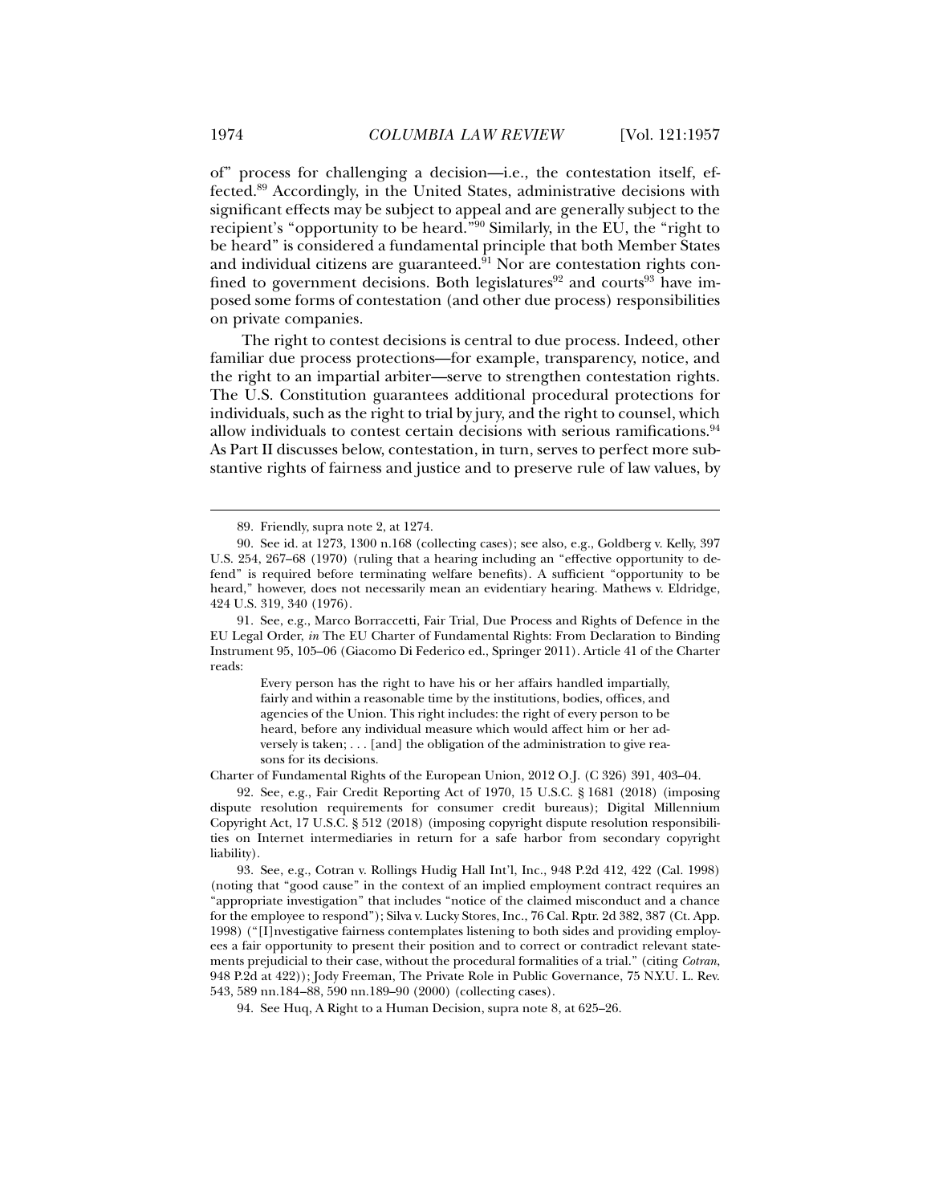of" process for challenging a decision—i.e., the contestation itself, effected.[89] Accordingly, in the United States, administrative decisions with significant effects may be subject to appeal and are generally subject to the recipient's "opportunity to be heard."[90] Similarly, in the EU, the "right to be heard" is considered a fundamental principle that both Member States and individual citizens are guaranteed.[91] Nor are contestation rights confined to government decisions. Both legislatures[92] and courts[93] have imposed some forms of contestation (and other due process) responsibilities on private companies.

The right to contest decisions is central to due process. Indeed, other familiar due process protections—for example, transparency, notice, and the right to an impartial arbiter—serve to strengthen contestation rights. The U.S. Constitution guarantees additional procedural protections for individuals, such as the right to trial by jury, and the right to counsel, which allow individuals to contest certain decisions with serious ramifications.[94] As Part II discusses below, contestation, in turn, serves to perfect more substantive rights of fairness and justice and to preserve rule of law values, by

---

89. Friendly, supra note 2, at 1274.

90. See id. at 1273, 1300 n.168 (collecting cases); see also, e.g., Goldberg v. Kelly, 397 U.S. 254, 267–68 (1970) (ruling that a hearing including an "effective opportunity to defend" is required before terminating welfare benefits). A sufficient "opportunity to be heard," however, does not necessarily mean an evidentiary hearing. Mathews v. Eldridge, 424 U.S. 319, 340 (1976).

91. See, e.g., Marco Borraccetti, Fair Trial, Due Process and Rights of Defence in the EU Legal Order, *in* The EU Charter of Fundamental Rights: From Declaration to Binding Instrument 95, 105–06 (Giacomo Di Federico ed., Springer 2011). Article 41 of the Charter reads:

> Every person has the right to have his or her affairs handled impartially, fairly and within a reasonable time by the institutions, bodies, offices, and agencies of the Union. This right includes: the right of every person to be heard, before any individual measure which would affect him or her adversely is taken; . . . [and] the obligation of the administration to give reasons for its decisions.

Charter of Fundamental Rights of the European Union, 2012 O.J. (C 326) 391, 403–04.

92. See, e.g., Fair Credit Reporting Act of 1970, 15 U.S.C. § 1681 (2018) (imposing dispute resolution requirements for consumer credit bureaus); Digital Millennium Copyright Act, 17 U.S.C. § 512 (2018) (imposing copyright dispute resolution responsibilities on Internet intermediaries in return for a safe harbor from secondary copyright liability).

93. See, e.g., Cotran v. Rollings Hudig Hall Int'l, Inc., 948 P.2d 412, 422 (Cal. 1998) (noting that "good cause" in the context of an implied employment contract requires an "appropriate investigation" that includes "notice of the claimed misconduct and a chance for the employee to respond"); Silva v. Lucky Stores, Inc., 76 Cal. Rptr. 2d 382, 387 (Ct. App. 1998) ("[I]nvestigative fairness contemplates listening to both sides and providing employees a fair opportunity to present their position and to correct or contradict relevant statements prejudicial to their case, without the procedural formalities of a trial." (citing *Cotran*, 948 P.2d at 422)); Jody Freeman, The Private Role in Public Governance, 75 N.Y.U. L. Rev. 543, 589 nn.184–88, 590 nn.189–90 (2000) (collecting cases).

94. See Huq, A Right to a Human Decision, supra note 8, at 625–26.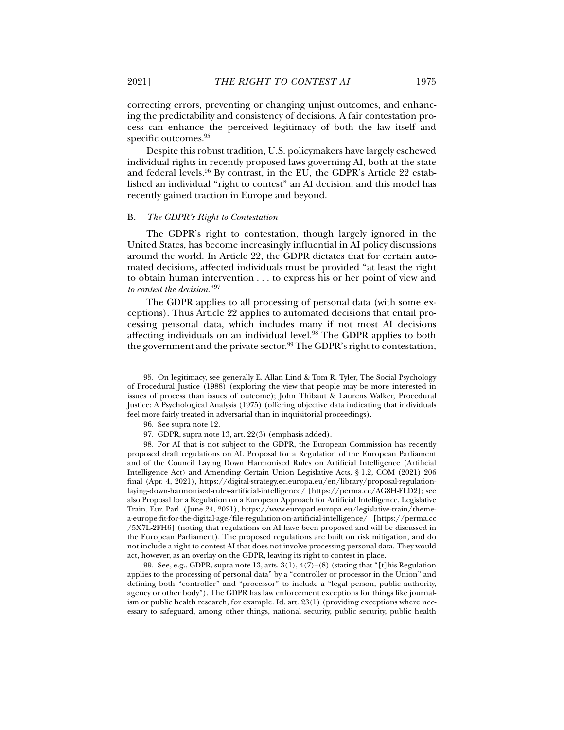correcting errors, preventing or changing unjust outcomes, and enhancing the predictability and consistency of decisions. A fair contestation process can enhance the perceived legitimacy of both the law itself and specific outcomes.[95]

Despite this robust tradition, U.S. policymakers have largely eschewed individual rights in recently proposed laws governing AI, both at the state and federal levels.[96] By contrast, in the EU, the GDPR's Article 22 established an individual "right to contest" an AI decision, and this model has recently gained traction in Europe and beyond.

### B. *The GDPR's Right to Contestation*

The GDPR's right to contestation, though largely ignored in the United States, has become increasingly influential in AI policy discussions around the world. In Article 22, the GDPR dictates that for certain automated decisions, affected individuals must be provided "at least the right to obtain human intervention . . . to express his or her point of view and *to contest the decision*."[97]

The GDPR applies to all processing of personal data (with some exceptions). Thus Article 22 applies to automated decisions that entail processing personal data, which includes many if not most AI decisions affecting individuals on an individual level.[98] The GDPR applies to both the government and the private sector.[99] The GDPR's right to contestation,

---

95. On legitimacy, see generally E. Allan Lind & Tom R. Tyler, The Social Psychology of Procedural Justice (1988) (exploring the view that people may be more interested in issues of process than issues of outcome); John Thibaut & Laurens Walker, Procedural Justice: A Psychological Analysis (1975) (offering objective data indicating that individuals feel more fairly treated in adversarial than in inquisitorial proceedings).

96. See supra note 12.

97. GDPR, supra note 13, art. 22(3) (emphasis added).

98. For AI that is not subject to the GDPR, the European Commission has recently proposed draft regulations on AI. Proposal for a Regulation of the European Parliament and of the Council Laying Down Harmonised Rules on Artificial Intelligence (Artificial Intelligence Act) and Amending Certain Union Legislative Acts, § 1.2, COM (2021) 206 final (Apr. 4, 2021), https://digital-strategy.ec.europa.eu/en/library/proposal-regulation-laying-down-harmonised-rules-artificial-intelligence/ [https://perma.cc/AG8H-FLD2]; see also Proposal for a Regulation on a European Approach for Artificial Intelligence, Legislative Train, Eur. Parl. (June 24, 2021), https://www.europarl.europa.eu/legislative-train/theme-a-europe-fit-for-the-digital-age/file-regulation-on-artificial-intelligence/ [https://perma.cc/5X7L-2FH6] (noting that regulations on AI have been proposed and will be discussed in the European Parliament). The proposed regulations are built on risk mitigation, and do not include a right to contest AI that does not involve processing personal data. They would act, however, as an overlay on the GDPR, leaving its right to contest in place.

99. See, e.g., GDPR, supra note 13, arts. 3(1), 4(7)–(8) (stating that "[t]his Regulation applies to the processing of personal data" by a "controller or processor in the Union" and defining both "controller" and "processor" to include a "legal person, public authority, agency or other body"). The GDPR has law enforcement exceptions for things like journalism or public health research, for example. Id. art. 23(1) (providing exceptions where necessary to safeguard, among other things, national security, public security, public health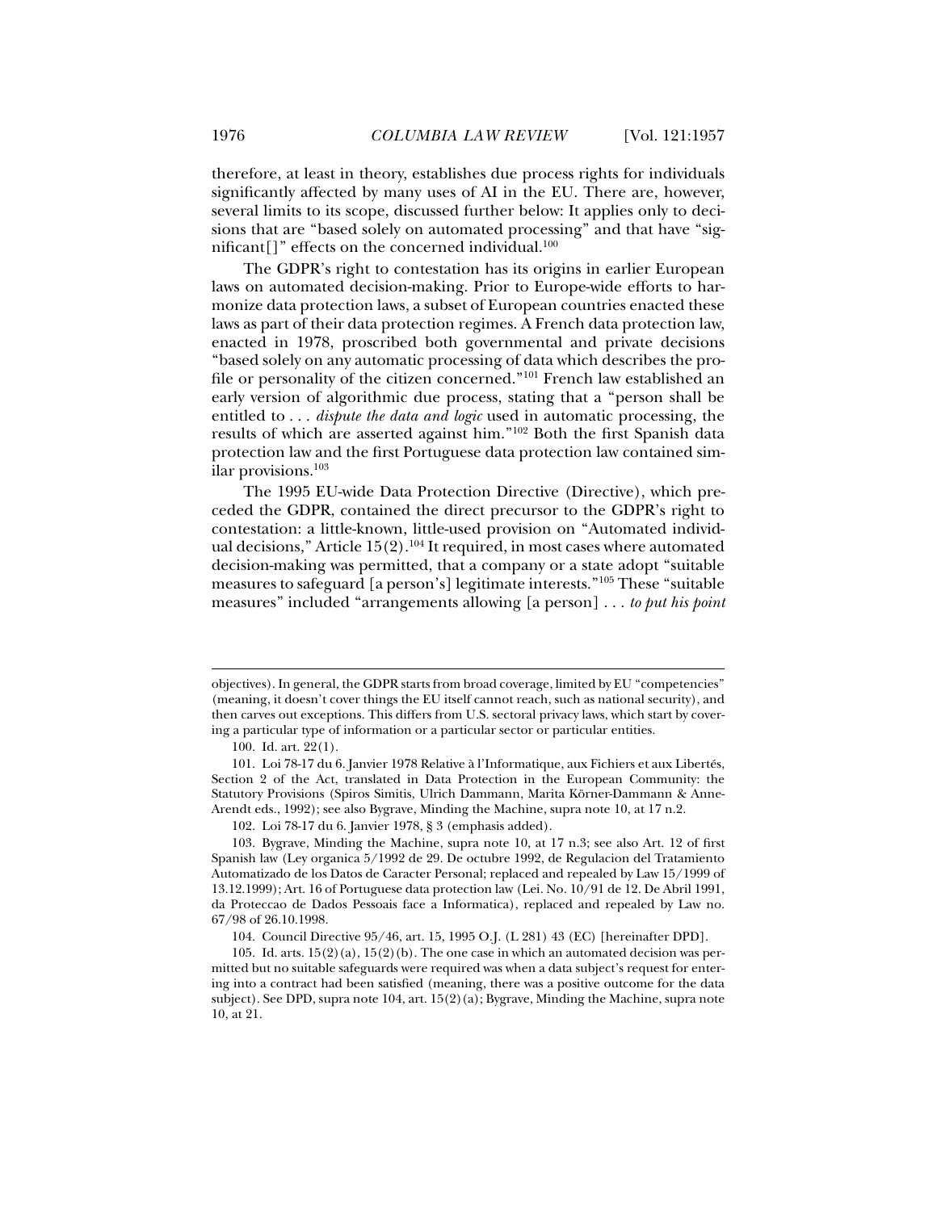therefore, at least in theory, establishes due process rights for individuals significantly affected by many uses of AI in the EU. There are, however, several limits to its scope, discussed further below: It applies only to decisions that are "based solely on automated processing" and that have "significant[]" effects on the concerned individual.[100]

The GDPR's right to contestation has its origins in earlier European laws on automated decision-making. Prior to Europe-wide efforts to harmonize data protection laws, a subset of European countries enacted these laws as part of their data protection regimes. A French data protection law, enacted in 1978, proscribed both governmental and private decisions "based solely on any automatic processing of data which describes the profile or personality of the citizen concerned."[101] French law established an early version of algorithmic due process, stating that a "person shall be entitled to . . . *dispute the data and logic* used in automatic processing, the results of which are asserted against him."[102] Both the first Spanish data protection law and the first Portuguese data protection law contained similar provisions.[103]

The 1995 EU-wide Data Protection Directive (Directive), which preceded the GDPR, contained the direct precursor to the GDPR's right to contestation: a little-known, little-used provision on "Automated individual decisions," Article 15(2).[104] It required, in most cases where automated decision-making was permitted, that a company or a state adopt "suitable measures to safeguard [a person's] legitimate interests."[105] These "suitable measures" included "arrangements allowing [a person] . . . *to put his point*

---

objectives). In general, the GDPR starts from broad coverage, limited by EU "competencies" (meaning, it doesn't cover things the EU itself cannot reach, such as national security), and then carves out exceptions. This differs from U.S. sectoral privacy laws, which start by covering a particular type of information or a particular sector or particular entities.

100. Id. art. 22(1).

101. Loi 78-17 du 6. Janvier 1978 Relative à l'Informatique, aux Fichiers et aux Libertés, Section 2 of the Act, translated in Data Protection in the European Community: the Statutory Provisions (Spiros Simitis, Ulrich Dammann, Marita Körner-Dammann & Anne-Arendt eds., 1992); see also Bygrave, Minding the Machine, supra note 10, at 17 n.2.

102. Loi 78-17 du 6. Janvier 1978, § 3 (emphasis added).

103. Bygrave, Minding the Machine, supra note 10, at 17 n.3; see also Art. 12 of first Spanish law (Ley organica 5/1992 de 29. De octubre 1992, de Regulacion del Tratamiento Automatizado de los Datos de Caracter Personal; replaced and repealed by Law 15/1999 of 13.12.1999); Art. 16 of Portuguese data protection law (Lei. No. 10/91 de 12. De Abril 1991, da Proteccao de Dados Pessoais face a Informatica), replaced and repealed by Law no. 67/98 of 26.10.1998.

104. Council Directive 95/46, art. 15, 1995 O.J. (L 281) 43 (EC) [hereinafter DPD].

105. Id. arts. 15(2)(a), 15(2)(b). The one case in which an automated decision was permitted but no suitable safeguards were required was when a data subject's request for entering into a contract had been satisfied (meaning, there was a positive outcome for the data subject). See DPD, supra note 104, art. 15(2)(a); Bygrave, Minding the Machine, supra note 10, at 21.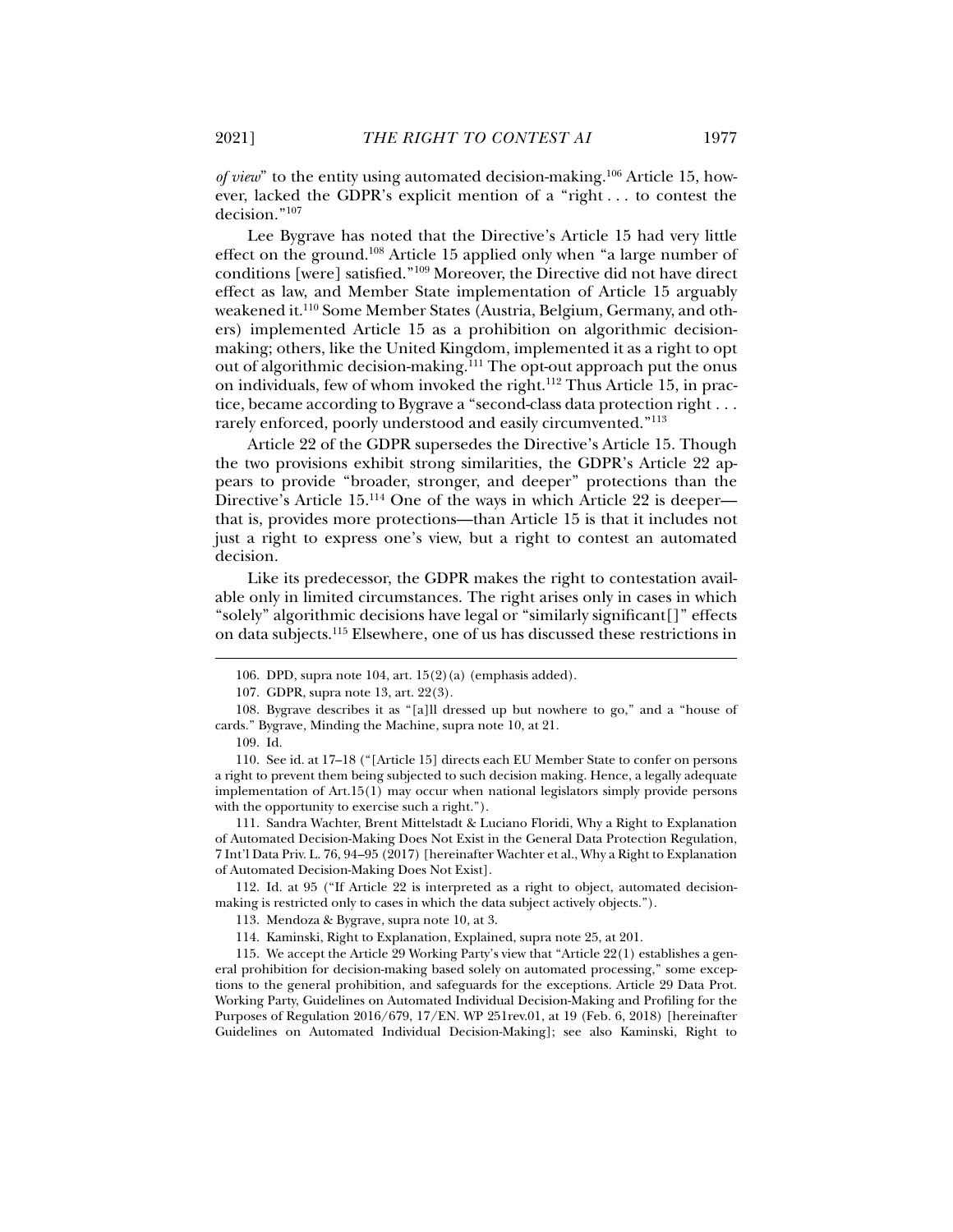*of view*" to the entity using automated decision-making.[106] Article 15, however, lacked the GDPR's explicit mention of a "right . . . to contest the decision."[107]

Lee Bygrave has noted that the Directive's Article 15 had very little effect on the ground.[108] Article 15 applied only when "a large number of conditions [were] satisfied."[109] Moreover, the Directive did not have direct effect as law, and Member State implementation of Article 15 arguably weakened it.[110] Some Member States (Austria, Belgium, Germany, and others) implemented Article 15 as a prohibition on algorithmic decision-making; others, like the United Kingdom, implemented it as a right to opt out of algorithmic decision-making.[111] The opt-out approach put the onus on individuals, few of whom invoked the right.[112] Thus Article 15, in practice, became according to Bygrave a "second-class data protection right . . . rarely enforced, poorly understood and easily circumvented."[113]

Article 22 of the GDPR supersedes the Directive's Article 15. Though the two provisions exhibit strong similarities, the GDPR's Article 22 appears to provide "broader, stronger, and deeper" protections than the Directive's Article 15.[114] One of the ways in which Article 22 is deeper—that is, provides more protections—than Article 15 is that it includes not just a right to express one's view, but a right to contest an automated decision.

Like its predecessor, the GDPR makes the right to contestation available only in limited circumstances. The right arises only in cases in which "solely" algorithmic decisions have legal or "similarly significant[]" effects on data subjects.[115] Elsewhere, one of us has discussed these restrictions in

---

106. DPD, supra note 104, art. 15(2)(a) (emphasis added).

107. GDPR, supra note 13, art. 22(3).

108. Bygrave describes it as "[a]ll dressed up but nowhere to go," and a "house of cards." Bygrave, Minding the Machine, supra note 10, at 21.

109. Id.

110. See id. at 17–18 ("[Article 15] directs each EU Member State to confer on persons a right to prevent them being subjected to such decision making. Hence, a legally adequate implementation of Art.15(1) may occur when national legislators simply provide persons with the opportunity to exercise such a right.").

111. Sandra Wachter, Brent Mittelstadt & Luciano Floridi, Why a Right to Explanation of Automated Decision-Making Does Not Exist in the General Data Protection Regulation, 7 Int'l Data Priv. L. 76, 94–95 (2017) [hereinafter Wachter et al., Why a Right to Explanation of Automated Decision-Making Does Not Exist].

112. Id. at 95 ("If Article 22 is interpreted as a right to object, automated decision-making is restricted only to cases in which the data subject actively objects.").

113. Mendoza & Bygrave, supra note 10, at 3.

114. Kaminski, Right to Explanation, Explained, supra note 25, at 201.

115. We accept the Article 29 Working Party's view that "Article 22(1) establishes a general prohibition for decision-making based solely on automated processing," some exceptions to the general prohibition, and safeguards for the exceptions. Article 29 Data Prot. Working Party, Guidelines on Automated Individual Decision-Making and Profiling for the Purposes of Regulation 2016/679, 17/EN. WP 251rev.01, at 19 (Feb. 6, 2018) [hereinafter Guidelines on Automated Individual Decision-Making]; see also Kaminski, Right to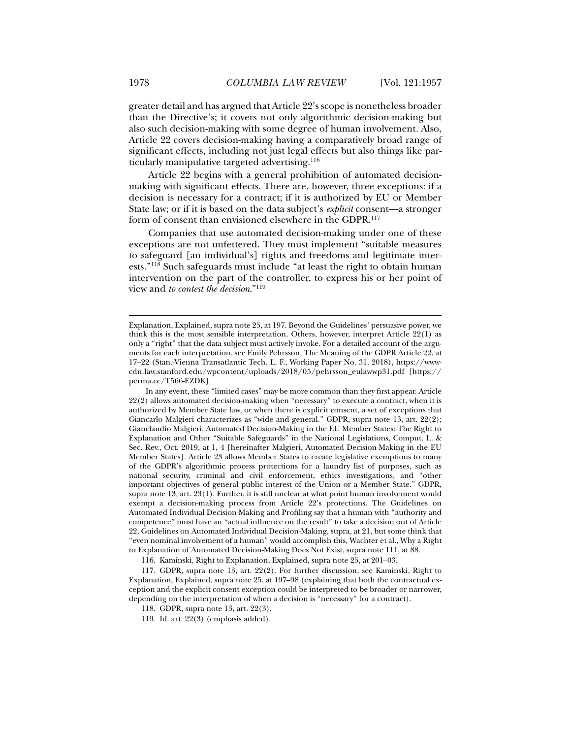greater detail and has argued that Article 22's scope is nonetheless broader than the Directive's; it covers not only algorithmic decision-making but also such decision-making with some degree of human involvement. Also, Article 22 covers decision-making having a comparatively broad range of significant effects, including not just legal effects but also things like particularly manipulative targeted advertising.[116]

Article 22 begins with a general prohibition of automated decision-making with significant effects. There are, however, three exceptions: if a decision is necessary for a contract; if it is authorized by EU or Member State law; or if it is based on the data subject's *explicit* consent—a stronger form of consent than envisioned elsewhere in the GDPR.[117]

Companies that use automated decision-making under one of these exceptions are not unfettered. They must implement "suitable measures to safeguard [an individual's] rights and freedoms and legitimate interests."[118] Such safeguards must include "at least the right to obtain human intervention on the part of the controller, to express his or her point of view and *to contest the decision*."[119]

---

Explanation, Explained, supra note 25, at 197. Beyond the Guidelines' persuasive power, we think this is the most sensible interpretation. Others, however, interpret Article 22(1) as only a "right" that the data subject must actively invoke. For a detailed account of the arguments for each interpretation, see Emily Pehrsson, The Meaning of the GDPR Article 22, at 17–22 (Stan.-Vienna Transatlantic Tech. L. F., Working Paper No. 31, 2018), https://www-cdn.law.stanford.edu/wpcontent/uploads/2018/05/pehrsson_eulawwp31.pdf [https://perma.cc/T566-EZDK].

In any event, these "limited cases" may be more common than they first appear. Article 22(2) allows automated decision-making when "necessary" to execute a contract, when it is authorized by Member State law, or when there is explicit consent, a set of exceptions that Giancarlo Malgieri characterizes as "wide and general." GDPR, supra note 13, art. 22(2); Gianclaudio Malgieri, Automated Decision-Making in the EU Member States: The Right to Explanation and Other "Suitable Safeguards" in the National Legislations, Comput. L. & Sec. Rev., Oct. 2019, at 1, 4 [hereinafter Malgieri, Automated Decision-Making in the EU Member States]. Article 23 allows Member States to create legislative exemptions to many of the GDPR's algorithmic process protections for a laundry list of purposes, such as national security, criminal and civil enforcement, ethics investigations, and "other important objectives of general public interest of the Union or a Member State." GDPR, supra note 13, art. 23(1). Further, it is still unclear at what point human involvement would exempt a decision-making process from Article 22's protections. The Guidelines on Automated Individual Decision-Making and Profiling say that a human with "authority and competence" must have an "actual influence on the result" to take a decision out of Article 22, Guidelines on Automated Individual Decision-Making, supra, at 21, but some think that "even nominal involvement of a human" would accomplish this, Wachter et al., Why a Right to Explanation of Automated Decision-Making Does Not Exist, supra note 111, at 88.

116. Kaminski, Right to Explanation, Explained, supra note 25, at 201–03.

117. GDPR, supra note 13, art. 22(2). For further discussion, see Kaminski, Right to Explanation, Explained, supra note 25, at 197–98 (explaining that both the contractual exception and the explicit consent exception could be interpreted to be broader or narrower, depending on the interpretation of when a decision is "necessary" for a contract).

118. GDPR, supra note 13, art. 22(3).

119. Id. art. 22(3) (emphasis added).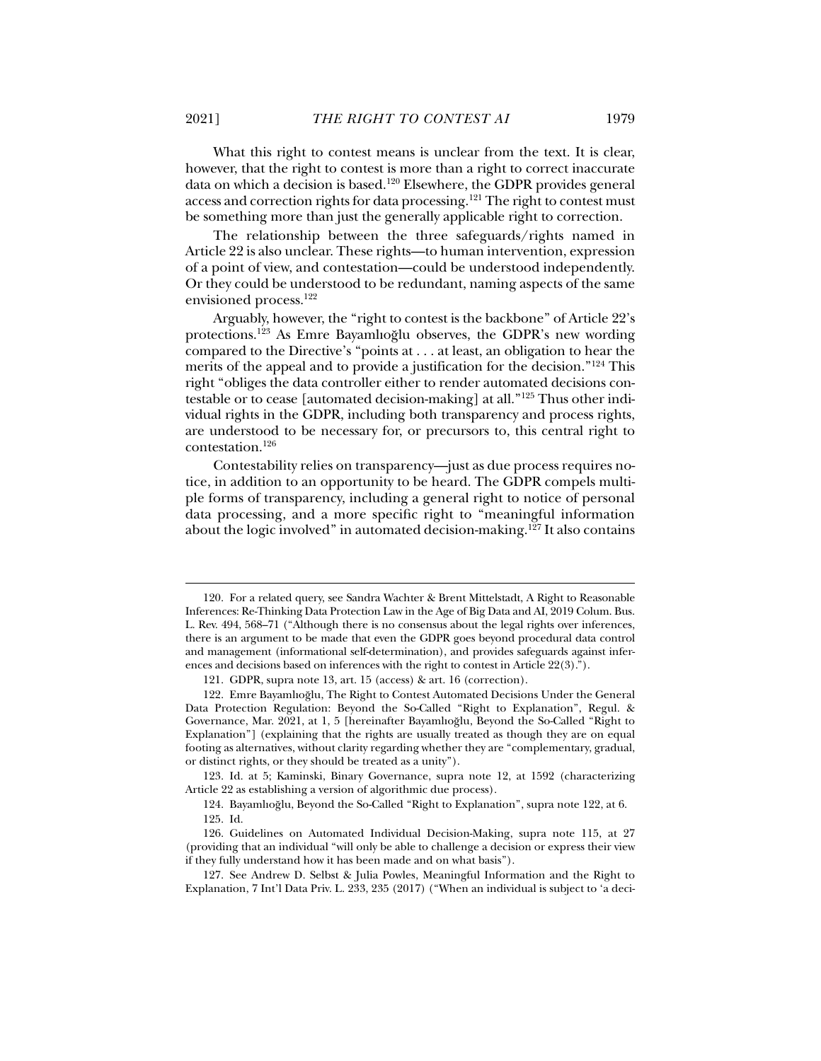What this right to contest means is unclear from the text. It is clear, however, that the right to contest is more than a right to correct inaccurate data on which a decision is based.[120] Elsewhere, the GDPR provides general access and correction rights for data processing.[121] The right to contest must be something more than just the generally applicable right to correction.

The relationship between the three safeguards/rights named in Article 22 is also unclear. These rights—to human intervention, expression of a point of view, and contestation—could be understood independently. Or they could be understood to be redundant, naming aspects of the same envisioned process.[122]

Arguably, however, the "right to contest is the backbone" of Article 22's protections.[123] As Emre Bayamlıoğlu observes, the GDPR's new wording compared to the Directive's "points at . . . at least, an obligation to hear the merits of the appeal and to provide a justification for the decision."[124] This right "obliges the data controller either to render automated decisions contestable or to cease [automated decision-making] at all."[125] Thus other individual rights in the GDPR, including both transparency and process rights, are understood to be necessary for, or precursors to, this central right to contestation.[126]

Contestability relies on transparency—just as due process requires notice, in addition to an opportunity to be heard. The GDPR compels multiple forms of transparency, including a general right to notice of personal data processing, and a more specific right to "meaningful information about the logic involved" in automated decision-making.[127] It also contains

120. For a related query, see Sandra Wachter & Brent Mittelstadt, A Right to Reasonable Inferences: Re-Thinking Data Protection Law in the Age of Big Data and AI, 2019 Colum. Bus. L. Rev. 494, 568–71 ("Although there is no consensus about the legal rights over inferences, there is an argument to be made that even the GDPR goes beyond procedural data control and management (informational self-determination), and provides safeguards against inferences and decisions based on inferences with the right to contest in Article 22(3).").

121. GDPR, supra note 13, art. 15 (access) & art. 16 (correction).

122. Emre Bayamlıoğlu, The Right to Contest Automated Decisions Under the General Data Protection Regulation: Beyond the So-Called "Right to Explanation", Regul. & Governance, Mar. 2021, at 1, 5 [hereinafter Bayamlıoğlu, Beyond the So-Called "Right to Explanation"] (explaining that the rights are usually treated as though they are on equal footing as alternatives, without clarity regarding whether they are "complementary, gradual, or distinct rights, or they should be treated as a unity").

123. Id. at 5; Kaminski, Binary Governance, supra note 12, at 1592 (characterizing Article 22 as establishing a version of algorithmic due process).

124. Bayamlıoğlu, Beyond the So-Called "Right to Explanation", supra note 122, at 6.

125. Id.

126. Guidelines on Automated Individual Decision-Making, supra note 115, at 27 (providing that an individual "will only be able to challenge a decision or express their view if they fully understand how it has been made and on what basis").

127. See Andrew D. Selbst & Julia Powles, Meaningful Information and the Right to Explanation, 7 Int'l Data Priv. L. 233, 235 (2017) ("When an individual is subject to 'a deci-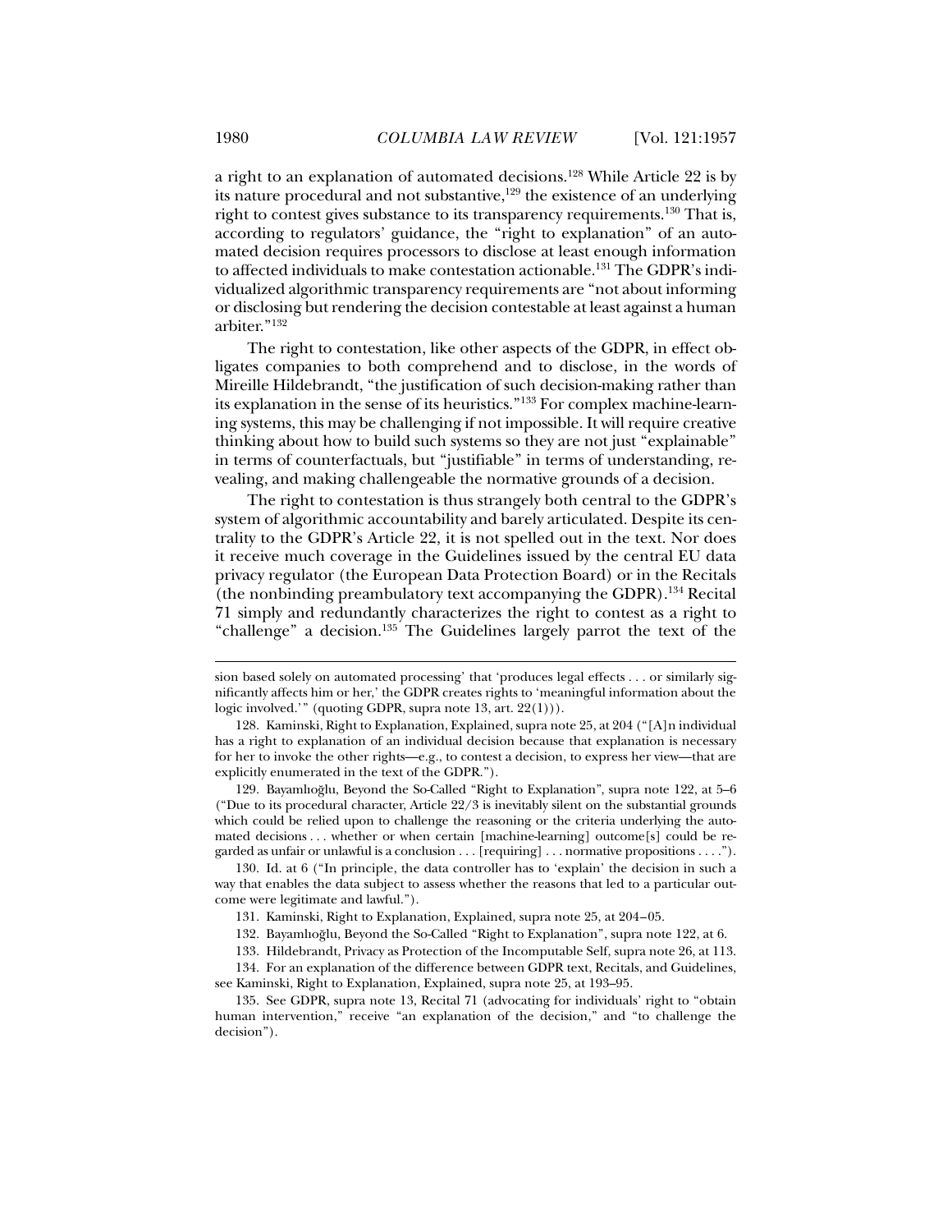a right to an explanation of automated decisions.[128] While Article 22 is by its nature procedural and not substantive,[129] the existence of an underlying right to contest gives substance to its transparency requirements.[130] That is, according to regulators' guidance, the "right to explanation" of an automated decision requires processors to disclose at least enough information to affected individuals to make contestation actionable.[131] The GDPR's individualized algorithmic transparency requirements are "not about informing or disclosing but rendering the decision contestable at least against a human arbiter."[132]

The right to contestation, like other aspects of the GDPR, in effect obligates companies to both comprehend and to disclose, in the words of Mireille Hildebrandt, "the justification of such decision-making rather than its explanation in the sense of its heuristics."[133] For complex machine-learning systems, this may be challenging if not impossible. It will require creative thinking about how to build such systems so they are not just "explainable" in terms of counterfactuals, but "justifiable" in terms of understanding, revealing, and making challengeable the normative grounds of a decision.

The right to contestation is thus strangely both central to the GDPR's system of algorithmic accountability and barely articulated. Despite its centrality to the GDPR's Article 22, it is not spelled out in the text. Nor does it receive much coverage in the Guidelines issued by the central EU data privacy regulator (the European Data Protection Board) or in the Recitals (the nonbinding preambulatory text accompanying the GDPR).[134] Recital 71 simply and redundantly characterizes the right to contest as a right to "challenge" a decision.[135] The Guidelines largely parrot the text of the

---

sion based solely on automated processing' that 'produces legal effects . . . or similarly significantly affects him or her,' the GDPR creates rights to 'meaningful information about the logic involved.'" (quoting GDPR, supra note 13, art. 22(1))).

128. Kaminski, Right to Explanation, Explained, supra note 25, at 204 ("[A]n individual has a right to explanation of an individual decision because that explanation is necessary for her to invoke the other rights—e.g., to contest a decision, to express her view—that are explicitly enumerated in the text of the GDPR.").

129. Bayamlıoğlu, Beyond the So-Called "Right to Explanation", supra note 122, at 5–6 ("Due to its procedural character, Article 22/3 is inevitably silent on the substantial grounds which could be relied upon to challenge the reasoning or the criteria underlying the automated decisions . . . whether or when certain [machine-learning] outcome[s] could be regarded as unfair or unlawful is a conclusion . . . [requiring] . . . normative propositions . . . .").

130. Id. at 6 ("In principle, the data controller has to 'explain' the decision in such a way that enables the data subject to assess whether the reasons that led to a particular outcome were legitimate and lawful.").

131. Kaminski, Right to Explanation, Explained, supra note 25, at 204–05.

132. Bayamlıoğlu, Beyond the So-Called "Right to Explanation", supra note 122, at 6.

133. Hildebrandt, Privacy as Protection of the Incomputable Self, supra note 26, at 113.

134. For an explanation of the difference between GDPR text, Recitals, and Guidelines, see Kaminski, Right to Explanation, Explained, supra note 25, at 193–95.

135. See GDPR, supra note 13, Recital 71 (advocating for individuals' right to "obtain human intervention," receive "an explanation of the decision," and "to challenge the decision").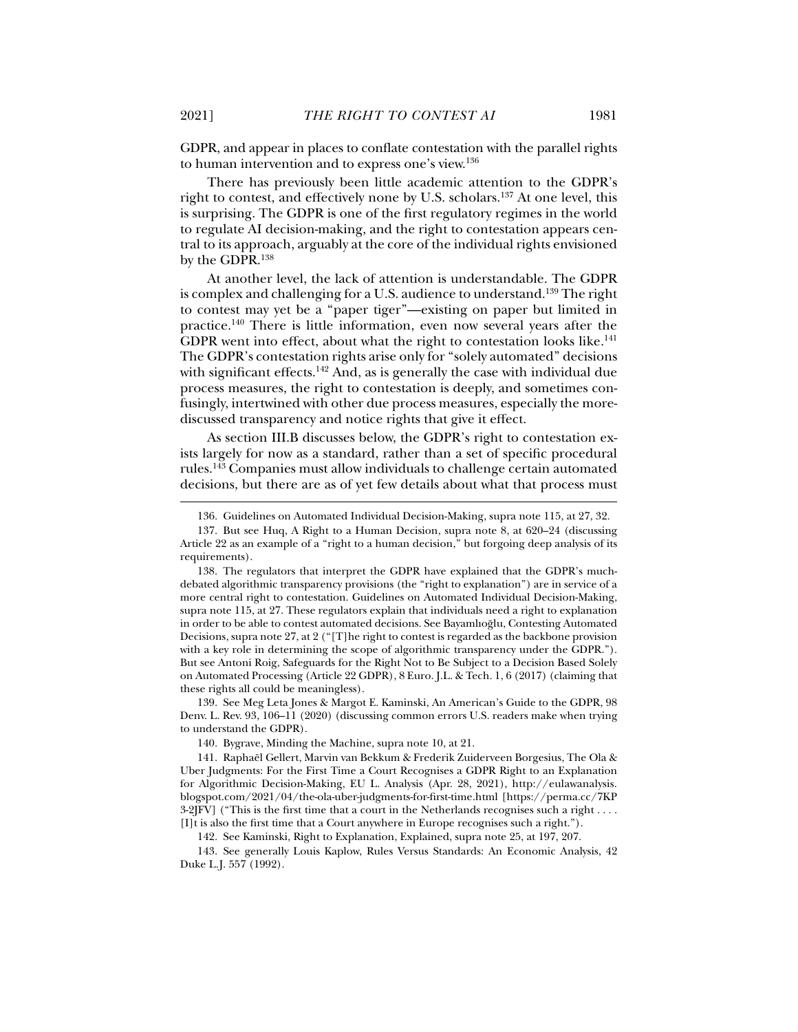GDPR, and appear in places to conflate contestation with the parallel rights to human intervention and to express one's view.[136]

There has previously been little academic attention to the GDPR's right to contest, and effectively none by U.S. scholars.[137] At one level, this is surprising. The GDPR is one of the first regulatory regimes in the world to regulate AI decision-making, and the right to contestation appears central to its approach, arguably at the core of the individual rights envisioned by the GDPR.[138]

At another level, the lack of attention is understandable. The GDPR is complex and challenging for a U.S. audience to understand.[139] The right to contest may yet be a "paper tiger"—existing on paper but limited in practice.[140] There is little information, even now several years after the GDPR went into effect, about what the right to contestation looks like.[141] The GDPR's contestation rights arise only for "solely automated" decisions with significant effects.[142] And, as is generally the case with individual due process measures, the right to contestation is deeply, and sometimes confusingly, intertwined with other due process measures, especially the more-discussed transparency and notice rights that give it effect.

As section III.B discusses below, the GDPR's right to contestation exists largely for now as a standard, rather than a set of specific procedural rules.[143] Companies must allow individuals to challenge certain automated decisions, but there are as of yet few details about what that process must

---

136. Guidelines on Automated Individual Decision-Making, supra note 115, at 27, 32.

137. But see Huq, A Right to a Human Decision, supra note 8, at 620–24 (discussing Article 22 as an example of a "right to a human decision," but forgoing deep analysis of its requirements).

138. The regulators that interpret the GDPR have explained that the GDPR's much-debated algorithmic transparency provisions (the "right to explanation") are in service of a more central right to contestation. Guidelines on Automated Individual Decision-Making, supra note 115, at 27. These regulators explain that individuals need a right to explanation in order to be able to contest automated decisions. See Bayamlıoğlu, Contesting Automated Decisions, supra note 27, at 2 ("[T]he right to contest is regarded as the backbone provision with a key role in determining the scope of algorithmic transparency under the GDPR."). But see Antoni Roig, Safeguards for the Right Not to Be Subject to a Decision Based Solely on Automated Processing (Article 22 GDPR), 8 Euro. J.L. & Tech. 1, 6 (2017) (claiming that these rights all could be meaningless).

139. See Meg Leta Jones & Margot E. Kaminski, An American's Guide to the GDPR, 98 Denv. L. Rev. 93, 106–11 (2020) (discussing common errors U.S. readers make when trying to understand the GDPR).

140. Bygrave, Minding the Machine, supra note 10, at 21.

141. Raphaël Gellert, Marvin van Bekkum & Frederik Zuiderveen Borgesius, The Ola & Uber Judgments: For the First Time a Court Recognises a GDPR Right to an Explanation for Algorithmic Decision-Making, EU L. Analysis (Apr. 28, 2021), http://eulawanalysis.blogspot.com/2021/04/the-ola-uber-judgments-for-first-time.html [https://perma.cc/7KP3-2JFV] ("This is the first time that a court in the Netherlands recognises such a right . . . . [I]t is also the first time that a Court anywhere in Europe recognises such a right.").

142. See Kaminski, Right to Explanation, Explained, supra note 25, at 197, 207.

143. See generally Louis Kaplow, Rules Versus Standards: An Economic Analysis, 42 Duke L.J. 557 (1992).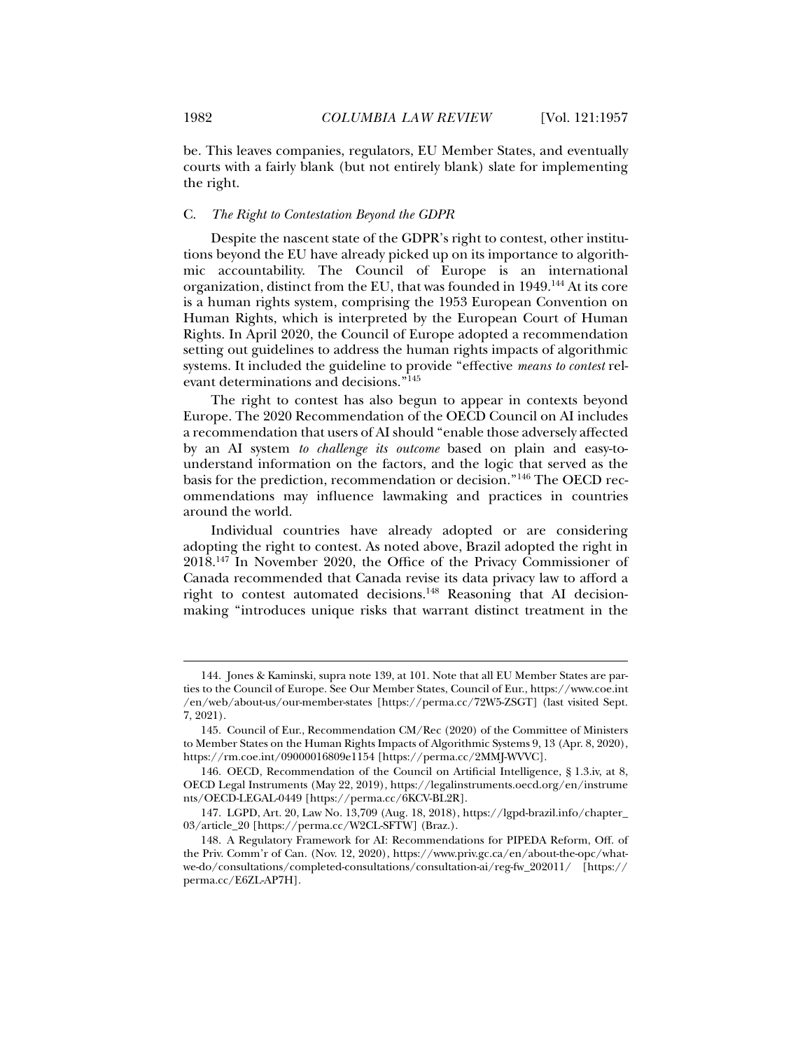be. This leaves companies, regulators, EU Member States, and eventually courts with a fairly blank (but not entirely blank) slate for implementing the right.

### C. *The Right to Contestation Beyond the GDPR*

Despite the nascent state of the GDPR's right to contest, other institutions beyond the EU have already picked up on its importance to algorithmic accountability. The Council of Europe is an international organization, distinct from the EU, that was founded in 1949.[144] At its core is a human rights system, comprising the 1953 European Convention on Human Rights, which is interpreted by the European Court of Human Rights. In April 2020, the Council of Europe adopted a recommendation setting out guidelines to address the human rights impacts of algorithmic systems. It included the guideline to provide "effective *means to contest* relevant determinations and decisions."[145]

The right to contest has also begun to appear in contexts beyond Europe. The 2020 Recommendation of the OECD Council on AI includes a recommendation that users of AI should "enable those adversely affected by an AI system *to challenge its outcome* based on plain and easy-to-understand information on the factors, and the logic that served as the basis for the prediction, recommendation or decision."[146] The OECD recommendations may influence lawmaking and practices in countries around the world.

Individual countries have already adopted or are considering adopting the right to contest. As noted above, Brazil adopted the right in 2018.[147] In November 2020, the Office of the Privacy Commissioner of Canada recommended that Canada revise its data privacy law to afford a right to contest automated decisions.[148] Reasoning that AI decision-making "introduces unique risks that warrant distinct treatment in the

---

144. Jones & Kaminski, supra note 139, at 101. Note that all EU Member States are parties to the Council of Europe. See Our Member States, Council of Eur., https://www.coe.int/en/web/about-us/our-member-states [https://perma.cc/72W5-ZSGT] (last visited Sept. 7, 2021).

145. Council of Eur., Recommendation CM/Rec (2020) of the Committee of Ministers to Member States on the Human Rights Impacts of Algorithmic Systems 9, 13 (Apr. 8, 2020), https://rm.coe.int/09000016809e1154 [https://perma.cc/2MMJ-WVVC].

146. OECD, Recommendation of the Council on Artificial Intelligence, § 1.3.iv, at 8, OECD Legal Instruments (May 22, 2019), https://legalinstruments.oecd.org/en/instruments/OECD-LEGAL-0449 [https://perma.cc/6KCV-BL2R].

147. LGPD, Art. 20, Law No. 13,709 (Aug. 18, 2018), https://lgpd-brazil.info/chapter_03/article_20 [https://perma.cc/W2CL-SFTW] (Braz.).

148. A Regulatory Framework for AI: Recommendations for PIPEDA Reform, Off. of the Priv. Comm'r of Can. (Nov. 12, 2020), https://www.priv.gc.ca/en/about-the-opc/what-we-do/consultations/completed-consultations/consultation-ai/reg-fw_202011/ [https://perma.cc/E6ZL-AP7H].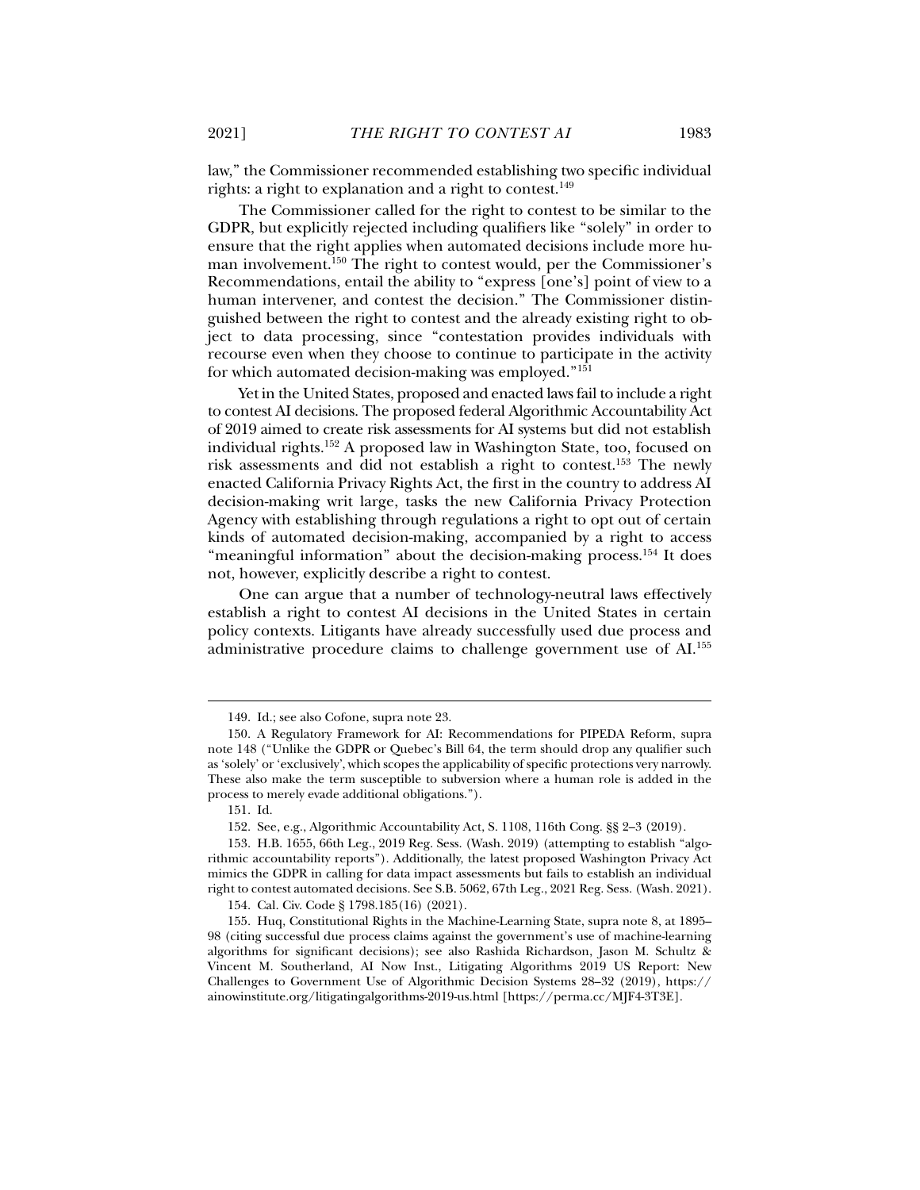law," the Commissioner recommended establishing two specific individual rights: a right to explanation and a right to contest.[149]

The Commissioner called for the right to contest to be similar to the GDPR, but explicitly rejected including qualifiers like "solely" in order to ensure that the right applies when automated decisions include more human involvement.[150] The right to contest would, per the Commissioner's Recommendations, entail the ability to "express [one's] point of view to a human intervener, and contest the decision." The Commissioner distinguished between the right to contest and the already existing right to object to data processing, since "contestation provides individuals with recourse even when they choose to continue to participate in the activity for which automated decision-making was employed."[151]

Yet in the United States, proposed and enacted laws fail to include a right to contest AI decisions. The proposed federal Algorithmic Accountability Act of 2019 aimed to create risk assessments for AI systems but did not establish individual rights.[152] A proposed law in Washington State, too, focused on risk assessments and did not establish a right to contest.[153] The newly enacted California Privacy Rights Act, the first in the country to address AI decision-making writ large, tasks the new California Privacy Protection Agency with establishing through regulations a right to opt out of certain kinds of automated decision-making, accompanied by a right to access "meaningful information" about the decision-making process.[154] It does not, however, explicitly describe a right to contest.

One can argue that a number of technology-neutral laws effectively establish a right to contest AI decisions in the United States in certain policy contexts. Litigants have already successfully used due process and administrative procedure claims to challenge government use of AI.[155]

---

149. Id.; see also Cofone, supra note 23.

150. A Regulatory Framework for AI: Recommendations for PIPEDA Reform, supra note 148 ("Unlike the GDPR or Quebec's Bill 64, the term should drop any qualifier such as 'solely' or 'exclusively', which scopes the applicability of specific protections very narrowly. These also make the term susceptible to subversion where a human role is added in the process to merely evade additional obligations.").

151. Id.

152. See, e.g., Algorithmic Accountability Act, S. 1108, 116th Cong. §§ 2–3 (2019).

153. H.B. 1655, 66th Leg., 2019 Reg. Sess. (Wash. 2019) (attempting to establish "algorithmic accountability reports"). Additionally, the latest proposed Washington Privacy Act mimics the GDPR in calling for data impact assessments but fails to establish an individual right to contest automated decisions. See S.B. 5062, 67th Leg., 2021 Reg. Sess. (Wash. 2021).

154. Cal. Civ. Code § 1798.185(16) (2021).

155. Huq, Constitutional Rights in the Machine-Learning State, supra note 8, at 1895–98 (citing successful due process claims against the government's use of machine-learning algorithms for significant decisions); see also Rashida Richardson, Jason M. Schultz & Vincent M. Southerland, AI Now Inst., Litigating Algorithms 2019 US Report: New Challenges to Government Use of Algorithmic Decision Systems 28–32 (2019), https://ainowinstitute.org/litigatingalgorithms-2019-us.html [https://perma.cc/MJF4-3T3E].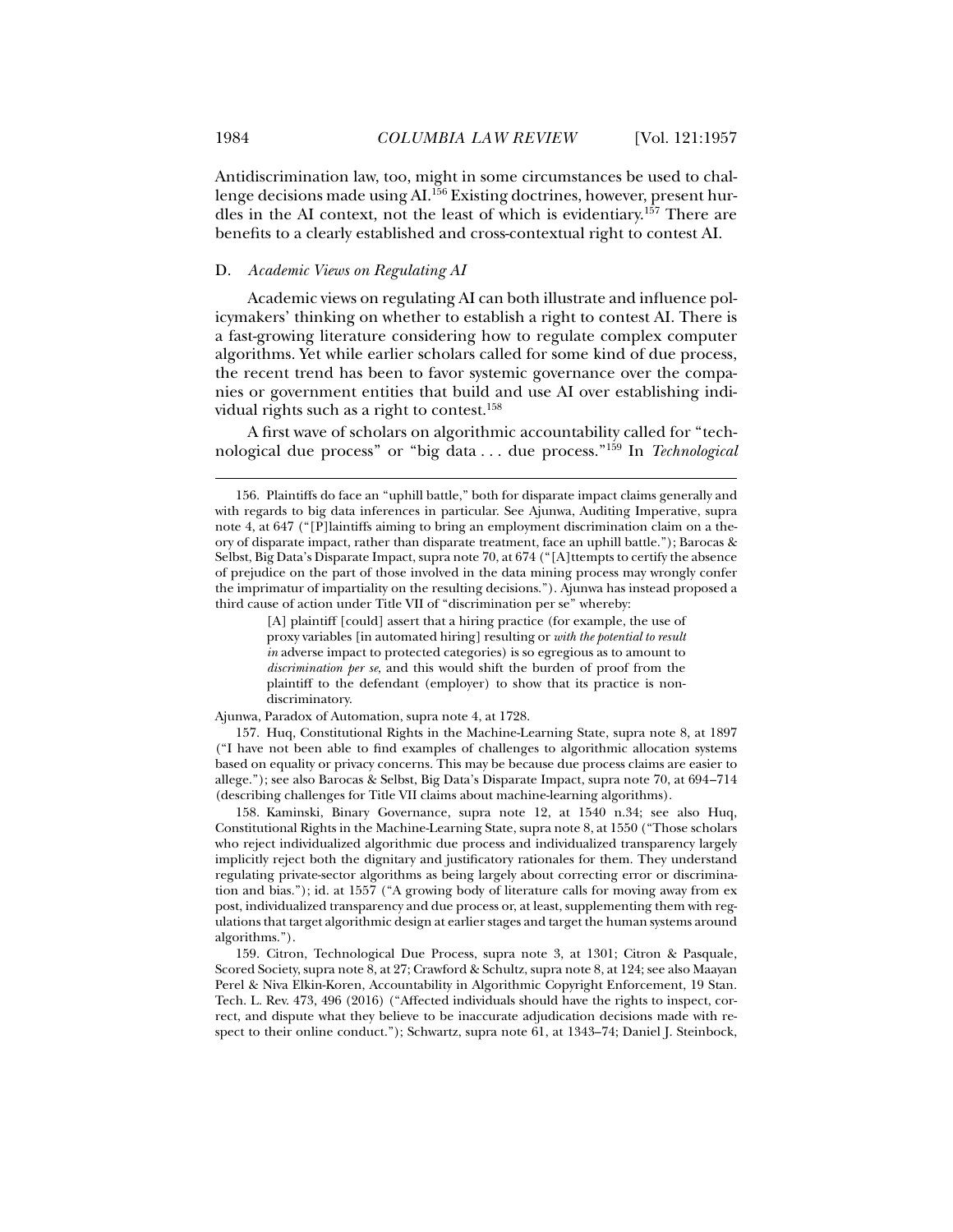Antidiscrimination law, too, might in some circumstances be used to challenge decisions made using AI.[156] Existing doctrines, however, present hurdles in the AI context, not the least of which is evidentiary.[157] There are benefits to a clearly established and cross-contextual right to contest AI.

### D. *Academic Views on Regulating AI*

Academic views on regulating AI can both illustrate and influence policymakers' thinking on whether to establish a right to contest AI. There is a fast-growing literature considering how to regulate complex computer algorithms. Yet while earlier scholars called for some kind of due process, the recent trend has been to favor systemic governance over the companies or government entities that build and use AI over establishing individual rights such as a right to contest.[158]

A first wave of scholars on algorithmic accountability called for "technological due process" or "big data . . . due process."[159] In *Technological*

---

156. Plaintiffs do face an "uphill battle," both for disparate impact claims generally and with regards to big data inferences in particular. See Ajunwa, Auditing Imperative, supra note 4, at 647 ("[P]laintiffs aiming to bring an employment discrimination claim on a theory of disparate impact, rather than disparate treatment, face an uphill battle."); Barocas & Selbst, Big Data's Disparate Impact, supra note 70, at 674 ("[A]ttempts to certify the absence of prejudice on the part of those involved in the data mining process may wrongly confer the imprimatur of impartiality on the resulting decisions."). Ajunwa has instead proposed a third cause of action under Title VII of "discrimination per se" whereby:

> [A] plaintiff [could] assert that a hiring practice (for example, the use of proxy variables [in automated hiring] resulting or *with the potential to result in* adverse impact to protected categories) is so egregious as to amount to *discrimination per se*, and this would shift the burden of proof from the plaintiff to the defendant (employer) to show that its practice is non-discriminatory.

Ajunwa, Paradox of Automation, supra note 4, at 1728.

157. Huq, Constitutional Rights in the Machine-Learning State, supra note 8, at 1897 ("I have not been able to find examples of challenges to algorithmic allocation systems based on equality or privacy concerns. This may be because due process claims are easier to allege."); see also Barocas & Selbst, Big Data's Disparate Impact, supra note 70, at 694–714 (describing challenges for Title VII claims about machine-learning algorithms).

158. Kaminski, Binary Governance, supra note 12, at 1540 n.34; see also Huq, Constitutional Rights in the Machine-Learning State, supra note 8, at 1550 ("Those scholars who reject individualized algorithmic due process and individualized transparency largely implicitly reject both the dignitary and justificatory rationales for them. They understand regulating private-sector algorithms as being largely about correcting error or discrimination and bias."); id. at 1557 ("A growing body of literature calls for moving away from ex post, individualized transparency and due process or, at least, supplementing them with regulations that target algorithmic design at earlier stages and target the human systems around algorithms.").

159. Citron, Technological Due Process, supra note 3, at 1301; Citron & Pasquale, Scored Society, supra note 8, at 27; Crawford & Schultz, supra note 8, at 124; see also Maayan Perel & Niva Elkin-Koren, Accountability in Algorithmic Copyright Enforcement, 19 Stan. Tech. L. Rev. 473, 496 (2016) ("Affected individuals should have the rights to inspect, correct, and dispute what they believe to be inaccurate adjudication decisions made with respect to their online conduct."); Schwartz, supra note 61, at 1343–74; Daniel J. Steinbock,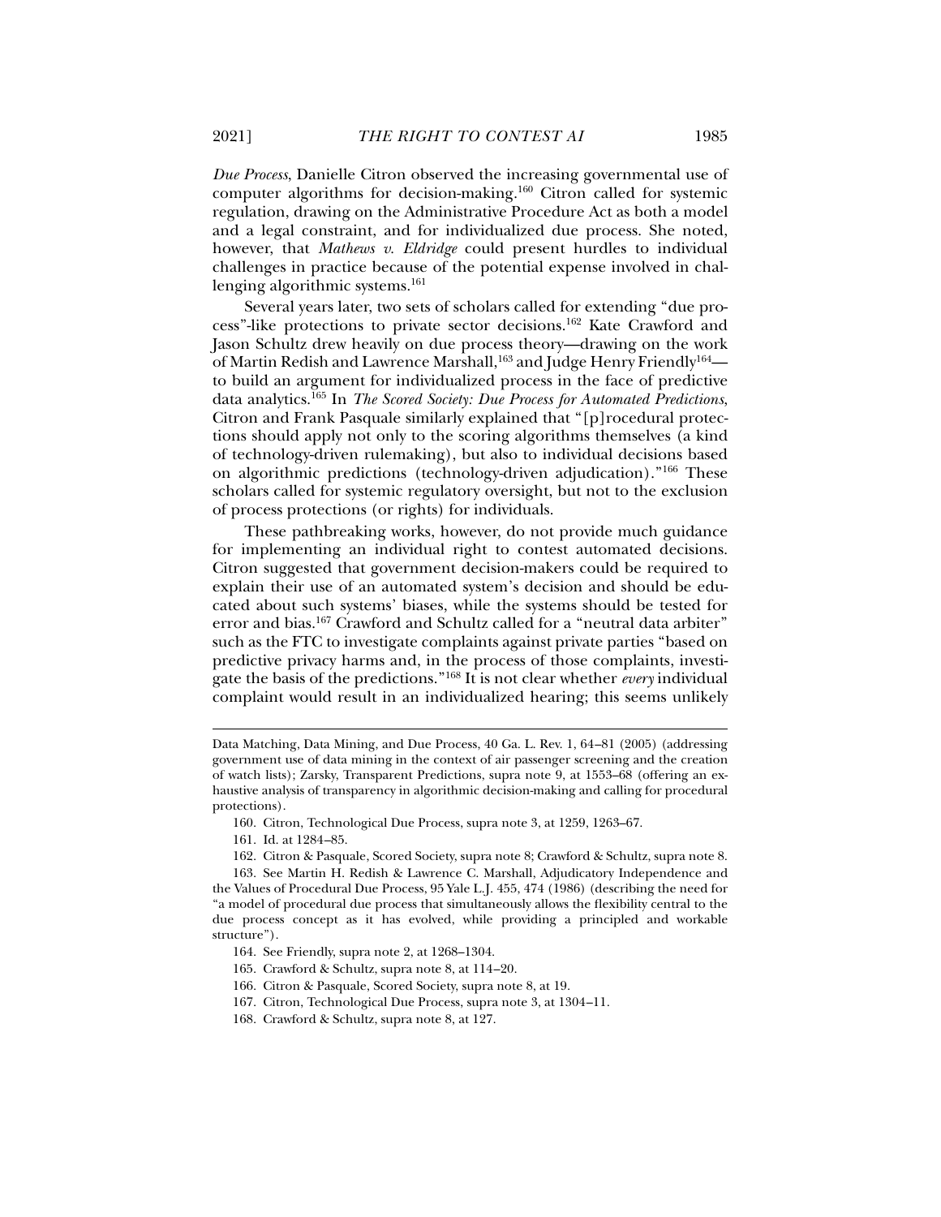*Due Process*, Danielle Citron observed the increasing governmental use of computer algorithms for decision-making.[160] Citron called for systemic regulation, drawing on the Administrative Procedure Act as both a model and a legal constraint, and for individualized due process. She noted, however, that *Mathews v. Eldridge* could present hurdles to individual challenges in practice because of the potential expense involved in challenging algorithmic systems.[161]

Several years later, two sets of scholars called for extending "due process"-like protections to private sector decisions.[162] Kate Crawford and Jason Schultz drew heavily on due process theory—drawing on the work of Martin Redish and Lawrence Marshall,[163] and Judge Henry Friendly[164]—to build an argument for individualized process in the face of predictive data analytics.[165] In *The Scored Society: Due Process for Automated Predictions*, Citron and Frank Pasquale similarly explained that "[p]rocedural protections should apply not only to the scoring algorithms themselves (a kind of technology-driven rulemaking), but also to individual decisions based on algorithmic predictions (technology-driven adjudication)."[166] These scholars called for systemic regulatory oversight, but not to the exclusion of process protections (or rights) for individuals.

These pathbreaking works, however, do not provide much guidance for implementing an individual right to contest automated decisions. Citron suggested that government decision-makers could be required to explain their use of an automated system's decision and should be educated about such systems' biases, while the systems should be tested for error and bias.[167] Crawford and Schultz called for a "neutral data arbiter" such as the FTC to investigate complaints against private parties "based on predictive privacy harms and, in the process of those complaints, investigate the basis of the predictions."[168] It is not clear whether *every* individual complaint would result in an individualized hearing; this seems unlikely

---

Data Matching, Data Mining, and Due Process, 40 Ga. L. Rev. 1, 64–81 (2005) (addressing government use of data mining in the context of air passenger screening and the creation of watch lists); Zarsky, Transparent Predictions, supra note 9, at 1553–68 (offering an exhaustive analysis of transparency in algorithmic decision-making and calling for procedural protections).

160. Citron, Technological Due Process, supra note 3, at 1259, 1263–67.

161. Id. at 1284–85.

162. Citron & Pasquale, Scored Society, supra note 8; Crawford & Schultz, supra note 8.

163. See Martin H. Redish & Lawrence C. Marshall, Adjudicatory Independence and the Values of Procedural Due Process, 95 Yale L.J. 455, 474 (1986) (describing the need for "a model of procedural due process that simultaneously allows the flexibility central to the due process concept as it has evolved, while providing a principled and workable structure").

164. See Friendly, supra note 2, at 1268–1304.

165. Crawford & Schultz, supra note 8, at 114–20.

166. Citron & Pasquale, Scored Society, supra note 8, at 19.

167. Citron, Technological Due Process, supra note 3, at 1304–11.

168. Crawford & Schultz, supra note 8, at 127.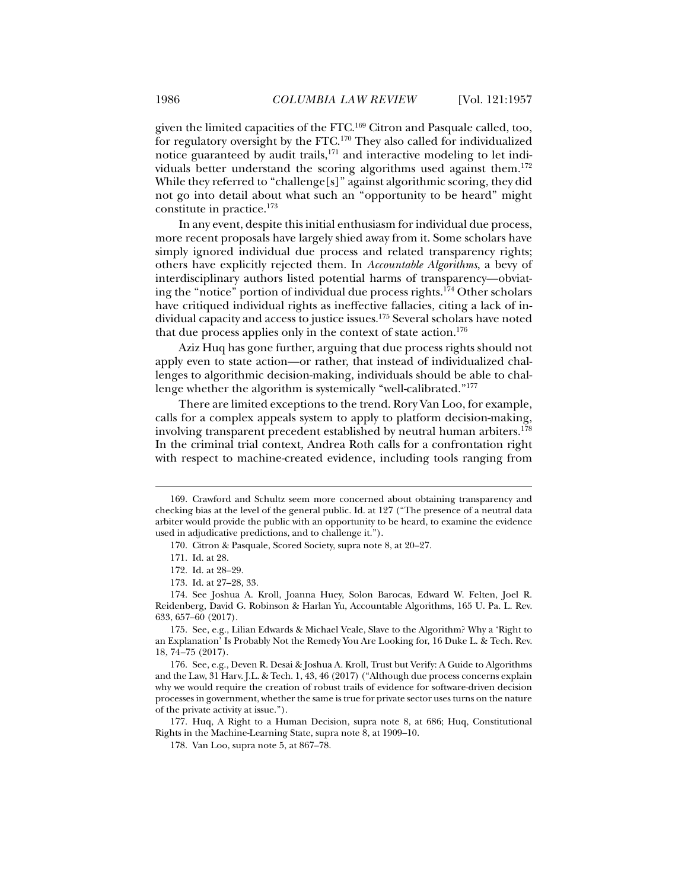given the limited capacities of the FTC.[169] Citron and Pasquale called, too, for regulatory oversight by the FTC.[170] They also called for individualized notice guaranteed by audit trails,[171] and interactive modeling to let individuals better understand the scoring algorithms used against them.[172] While they referred to "challenge[s]" against algorithmic scoring, they did not go into detail about what such an "opportunity to be heard" might constitute in practice.[173]

In any event, despite this initial enthusiasm for individual due process, more recent proposals have largely shied away from it. Some scholars have simply ignored individual due process and related transparency rights; others have explicitly rejected them. In *Accountable Algorithms*, a bevy of interdisciplinary authors listed potential harms of transparency—obviating the "notice" portion of individual due process rights.[174] Other scholars have critiqued individual rights as ineffective fallacies, citing a lack of individual capacity and access to justice issues.[175] Several scholars have noted that due process applies only in the context of state action.[176]

Aziz Huq has gone further, arguing that due process rights should not apply even to state action—or rather, that instead of individualized challenges to algorithmic decision-making, individuals should be able to challenge whether the algorithm is systemically "well-calibrated."[177]

There are limited exceptions to the trend. Rory Van Loo, for example, calls for a complex appeals system to apply to platform decision-making, involving transparent precedent established by neutral human arbiters.[178] In the criminal trial context, Andrea Roth calls for a confrontation right with respect to machine-created evidence, including tools ranging from

---

169. Crawford and Schultz seem more concerned about obtaining transparency and checking bias at the level of the general public. Id. at 127 ("The presence of a neutral data arbiter would provide the public with an opportunity to be heard, to examine the evidence used in adjudicative predictions, and to challenge it.").

170. Citron & Pasquale, Scored Society, supra note 8, at 20–27.

171. Id. at 28.

172. Id. at 28–29.

173. Id. at 27–28, 33.

174. See Joshua A. Kroll, Joanna Huey, Solon Barocas, Edward W. Felten, Joel R. Reidenberg, David G. Robinson & Harlan Yu, Accountable Algorithms, 165 U. Pa. L. Rev. 633, 657–60 (2017).

175. See, e.g., Lilian Edwards & Michael Veale, Slave to the Algorithm? Why a 'Right to an Explanation' Is Probably Not the Remedy You Are Looking for, 16 Duke L. & Tech. Rev. 18, 74–75 (2017).

176. See, e.g., Deven R. Desai & Joshua A. Kroll, Trust but Verify: A Guide to Algorithms and the Law, 31 Harv. J.L. & Tech. 1, 43, 46 (2017) ("Although due process concerns explain why we would require the creation of robust trails of evidence for software-driven decision processes in government, whether the same is true for private sector uses turns on the nature of the private activity at issue.").

177. Huq, A Right to a Human Decision, supra note 8, at 686; Huq, Constitutional Rights in the Machine-Learning State, supra note 8, at 1909–10.

178. Van Loo, supra note 5, at 867–78.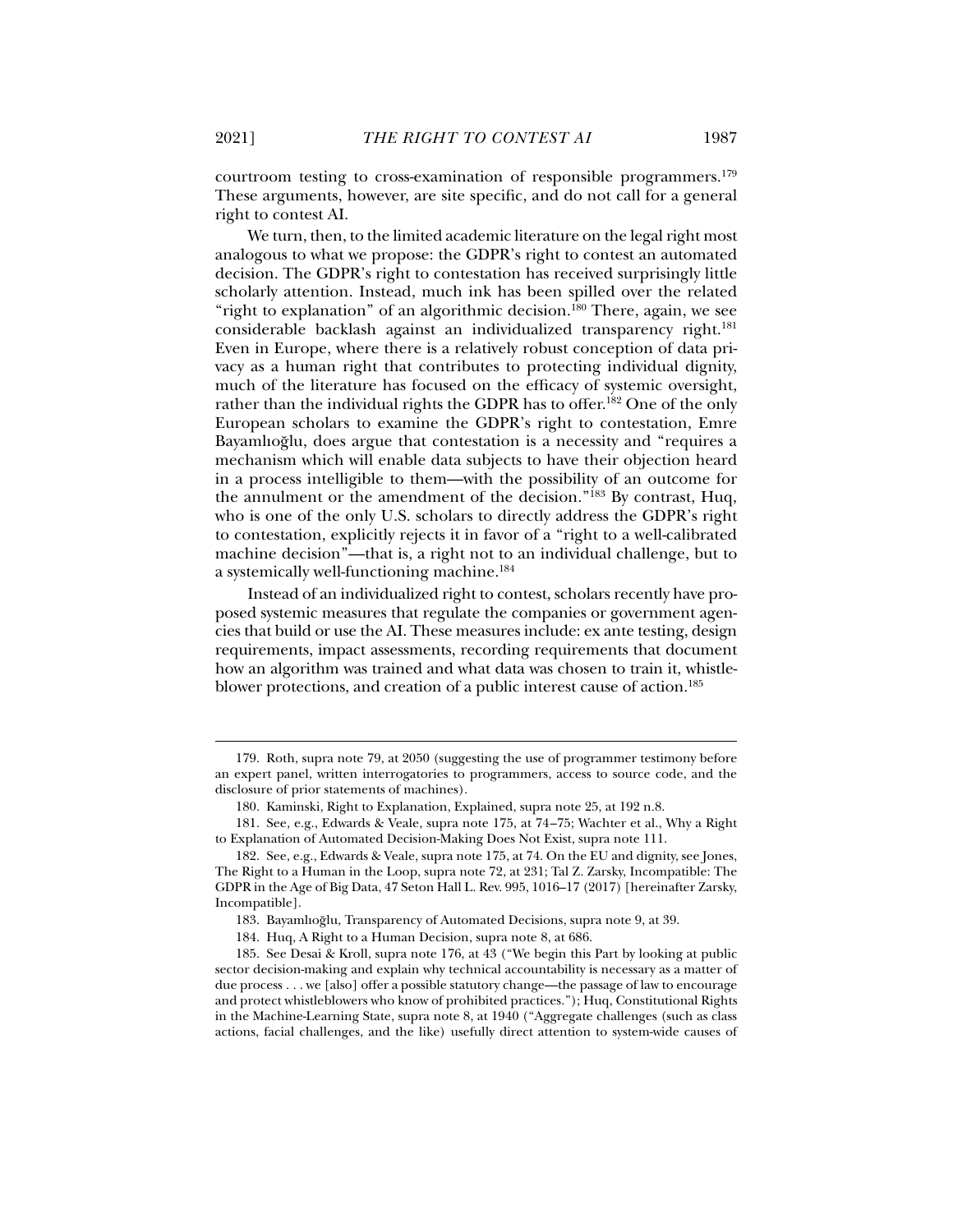courtroom testing to cross-examination of responsible programmers.[179] These arguments, however, are site specific, and do not call for a general right to contest AI.

We turn, then, to the limited academic literature on the legal right most analogous to what we propose: the GDPR's right to contest an automated decision. The GDPR's right to contestation has received surprisingly little scholarly attention. Instead, much ink has been spilled over the related "right to explanation" of an algorithmic decision.[180] There, again, we see considerable backlash against an individualized transparency right.[181] Even in Europe, where there is a relatively robust conception of data privacy as a human right that contributes to protecting individual dignity, much of the literature has focused on the efficacy of systemic oversight, rather than the individual rights the GDPR has to offer.[182] One of the only European scholars to examine the GDPR's right to contestation, Emre Bayamlıoğlu, does argue that contestation is a necessity and "requires a mechanism which will enable data subjects to have their objection heard in a process intelligible to them—with the possibility of an outcome for the annulment or the amendment of the decision."[183] By contrast, Huq, who is one of the only U.S. scholars to directly address the GDPR's right to contestation, explicitly rejects it in favor of a "right to a well-calibrated machine decision"—that is, a right not to an individual challenge, but to a systemically well-functioning machine.[184]

Instead of an individualized right to contest, scholars recently have proposed systemic measures that regulate the companies or government agencies that build or use the AI. These measures include: ex ante testing, design requirements, impact assessments, recording requirements that document how an algorithm was trained and what data was chosen to train it, whistleblower protections, and creation of a public interest cause of action.[185]

179. Roth, supra note 79, at 2050 (suggesting the use of programmer testimony before an expert panel, written interrogatories to programmers, access to source code, and the disclosure of prior statements of machines).

180. Kaminski, Right to Explanation, Explained, supra note 25, at 192 n.8.

181. See, e.g., Edwards & Veale, supra note 175, at 74–75; Wachter et al., Why a Right to Explanation of Automated Decision-Making Does Not Exist, supra note 111.

182. See, e.g., Edwards & Veale, supra note 175, at 74. On the EU and dignity, see Jones, The Right to a Human in the Loop, supra note 72, at 231; Tal Z. Zarsky, Incompatible: The GDPR in the Age of Big Data, 47 Seton Hall L. Rev. 995, 1016–17 (2017) [hereinafter Zarsky, Incompatible].

183. Bayamlıoğlu, Transparency of Automated Decisions, supra note 9, at 39.

184. Huq, A Right to a Human Decision, supra note 8, at 686.

185. See Desai & Kroll, supra note 176, at 43 ("We begin this Part by looking at public sector decision-making and explain why technical accountability is necessary as a matter of due process . . . we [also] offer a possible statutory change—the passage of law to encourage and protect whistleblowers who know of prohibited practices."); Huq, Constitutional Rights in the Machine-Learning State, supra note 8, at 1940 ("Aggregate challenges (such as class actions, facial challenges, and the like) usefully direct attention to system-wide causes of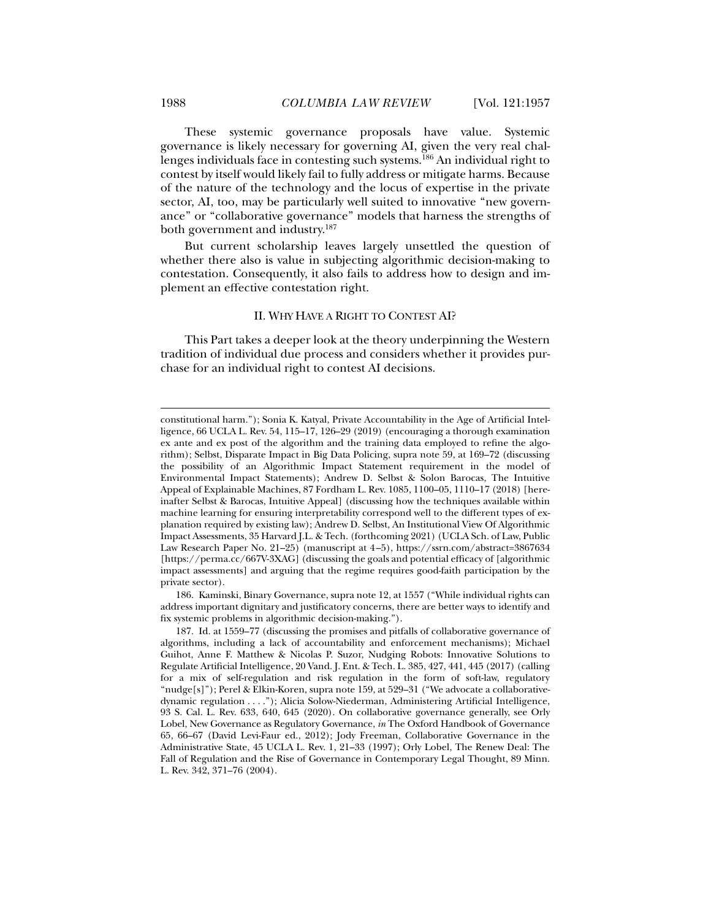These systemic governance proposals have value. Systemic governance is likely necessary for governing AI, given the very real challenges individuals face in contesting such systems.[186] An individual right to contest by itself would likely fail to fully address or mitigate harms. Because of the nature of the technology and the locus of expertise in the private sector, AI, too, may be particularly well suited to innovative "new governance" or "collaborative governance" models that harness the strengths of both government and industry.[187]

But current scholarship leaves largely unsettled the question of whether there also is value in subjecting algorithmic decision-making to contestation. Consequently, it also fails to address how to design and implement an effective contestation right.

## II. WHY HAVE A RIGHT TO CONTEST AI?

This Part takes a deeper look at the theory underpinning the Western tradition of individual due process and considers whether it provides purchase for an individual right to contest AI decisions.

---

constitutional harm."); Sonia K. Katyal, Private Accountability in the Age of Artificial Intelligence, 66 UCLA L. Rev. 54, 115–17, 126–29 (2019) (encouraging a thorough examination ex ante and ex post of the algorithm and the training data employed to refine the algorithm); Selbst, Disparate Impact in Big Data Policing, supra note 59, at 169–72 (discussing the possibility of an Algorithmic Impact Statement requirement in the model of Environmental Impact Statements); Andrew D. Selbst & Solon Barocas, The Intuitive Appeal of Explainable Machines, 87 Fordham L. Rev. 1085, 1100–05, 1110–17 (2018) [hereinafter Selbst & Barocas, Intuitive Appeal] (discussing how the techniques available within machine learning for ensuring interpretability correspond well to the different types of explanation required by existing law); Andrew D. Selbst, An Institutional View Of Algorithmic Impact Assessments, 35 Harvard J.L. & Tech. (forthcoming 2021) (UCLA Sch. of Law, Public Law Research Paper No. 21–25) (manuscript at 4–5), https://ssrn.com/abstract=3867634 [https://perma.cc/667V-3XAG] (discussing the goals and potential efficacy of [algorithmic impact assessments] and arguing that the regime requires good-faith participation by the private sector).

186. Kaminski, Binary Governance, supra note 12, at 1557 ("While individual rights can address important dignitary and justificatory concerns, there are better ways to identify and fix systemic problems in algorithmic decision-making.").

187. Id. at 1559–77 (discussing the promises and pitfalls of collaborative governance of algorithms, including a lack of accountability and enforcement mechanisms); Michael Guihot, Anne F. Matthew & Nicolas P. Suzor, Nudging Robots: Innovative Solutions to Regulate Artificial Intelligence, 20 Vand. J. Ent. & Tech. L. 385, 427, 441, 445 (2017) (calling for a mix of self-regulation and risk regulation in the form of soft-law, regulatory "nudge[s]"); Perel & Elkin-Koren, supra note 159, at 529–31 ("We advocate a collaborative-dynamic regulation . . . ."); Alicia Solow-Niederman, Administering Artificial Intelligence, 93 S. Cal. L. Rev. 633, 640, 645 (2020). On collaborative governance generally, see Orly Lobel, New Governance as Regulatory Governance, *in* The Oxford Handbook of Governance 65, 66–67 (David Levi-Faur ed., 2012); Jody Freeman, Collaborative Governance in the Administrative State, 45 UCLA L. Rev. 1, 21–33 (1997); Orly Lobel, The Renew Deal: The Fall of Regulation and the Rise of Governance in Contemporary Legal Thought, 89 Minn. L. Rev. 342, 371–76 (2004).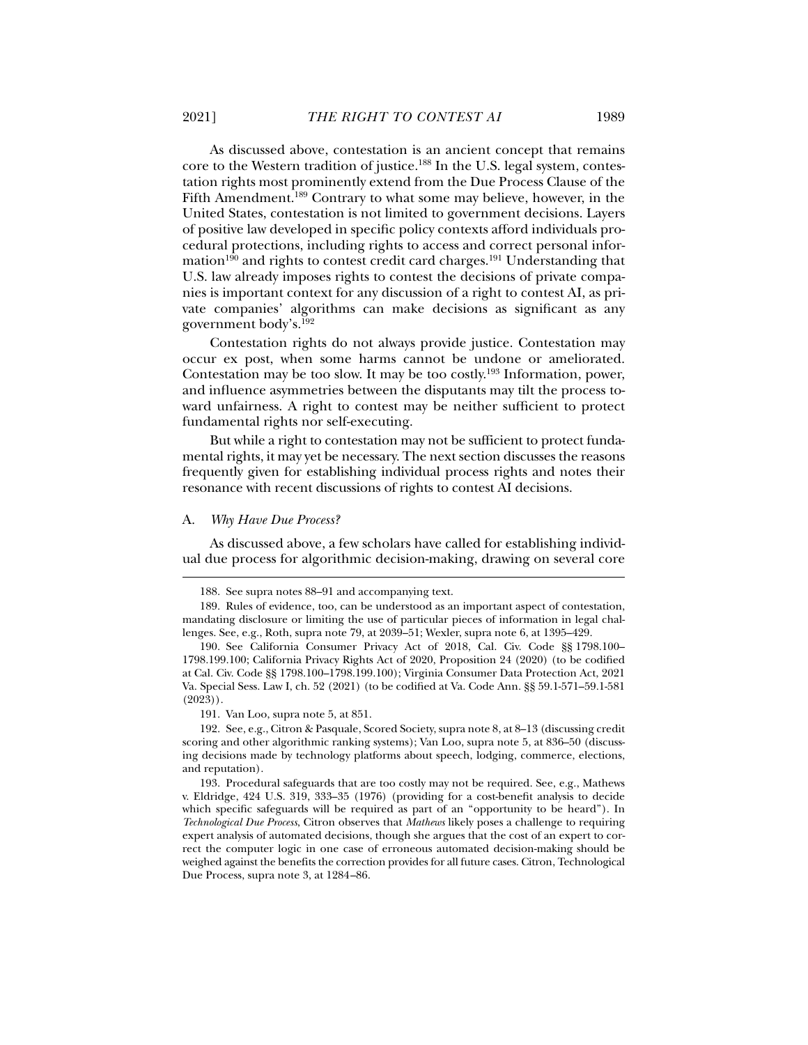As discussed above, contestation is an ancient concept that remains core to the Western tradition of justice.[188] In the U.S. legal system, contestation rights most prominently extend from the Due Process Clause of the Fifth Amendment.[189] Contrary to what some may believe, however, in the United States, contestation is not limited to government decisions. Layers of positive law developed in specific policy contexts afford individuals procedural protections, including rights to access and correct personal information[190] and rights to contest credit card charges.[191] Understanding that U.S. law already imposes rights to contest the decisions of private companies is important context for any discussion of a right to contest AI, as private companies' algorithms can make decisions as significant as any government body's.[192]

Contestation rights do not always provide justice. Contestation may occur ex post, when some harms cannot be undone or ameliorated. Contestation may be too slow. It may be too costly.[193] Information, power, and influence asymmetries between the disputants may tilt the process toward unfairness. A right to contest may be neither sufficient to protect fundamental rights nor self-executing.

But while a right to contestation may not be sufficient to protect fundamental rights, it may yet be necessary. The next section discusses the reasons frequently given for establishing individual process rights and notes their resonance with recent discussions of rights to contest AI decisions.

## A. *Why Have Due Process?*

As discussed above, a few scholars have called for establishing individual due process for algorithmic decision-making, drawing on several core

---

188. See supra notes 88–91 and accompanying text.

189. Rules of evidence, too, can be understood as an important aspect of contestation, mandating disclosure or limiting the use of particular pieces of information in legal challenges. See, e.g., Roth, supra note 79, at 2039–51; Wexler, supra note 6, at 1395–429.

190. See California Consumer Privacy Act of 2018, Cal. Civ. Code §§ 1798.100–1798.199.100; California Privacy Rights Act of 2020, Proposition 24 (2020) (to be codified at Cal. Civ. Code §§ 1798.100–1798.199.100); Virginia Consumer Data Protection Act, 2021 Va. Special Sess. Law I, ch. 52 (2021) (to be codified at Va. Code Ann. §§ 59.1-571–59.1-581 (2023)).

191. Van Loo, supra note 5, at 851.

192. See, e.g., Citron & Pasquale, Scored Society, supra note 8, at 8–13 (discussing credit scoring and other algorithmic ranking systems); Van Loo, supra note 5, at 836–50 (discussing decisions made by technology platforms about speech, lodging, commerce, elections, and reputation).

193. Procedural safeguards that are too costly may not be required. See, e.g., Mathews v. Eldridge, 424 U.S. 319, 333–35 (1976) (providing for a cost-benefit analysis to decide which specific safeguards will be required as part of an "opportunity to be heard"). In *Technological Due Process*, Citron observes that *Mathews* likely poses a challenge to requiring expert analysis of automated decisions, though she argues that the cost of an expert to correct the computer logic in one case of erroneous automated decision-making should be weighed against the benefits the correction provides for all future cases. Citron, Technological Due Process, supra note 3, at 1284–86.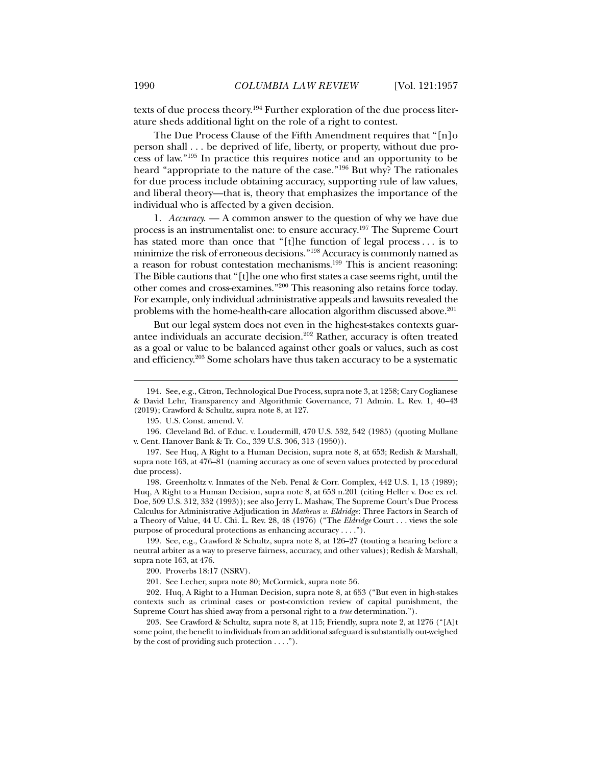texts of due process theory.[194] Further exploration of the due process literature sheds additional light on the role of a right to contest.

The Due Process Clause of the Fifth Amendment requires that "[n]o person shall . . . be deprived of life, liberty, or property, without due process of law."[195] In practice this requires notice and an opportunity to be heard "appropriate to the nature of the case."[196] But why? The rationales for due process include obtaining accuracy, supporting rule of law values, and liberal theory—that is, theory that emphasizes the importance of the individual who is affected by a given decision.

1. *Accuracy.* — A common answer to the question of why we have due process is an instrumentalist one: to ensure accuracy.[197] The Supreme Court has stated more than once that "[t]he function of legal process . . . is to minimize the risk of erroneous decisions."[198] Accuracy is commonly named as a reason for robust contestation mechanisms.[199] This is ancient reasoning: The Bible cautions that "[t]he one who first states a case seems right, until the other comes and cross-examines."[200] This reasoning also retains force today. For example, only individual administrative appeals and lawsuits revealed the problems with the home-health-care allocation algorithm discussed above.[201]

But our legal system does not even in the highest-stakes contexts guarantee individuals an accurate decision.[202] Rather, accuracy is often treated as a goal or value to be balanced against other goals or values, such as cost and efficiency.[203] Some scholars have thus taken accuracy to be a systematic

---

194. See, e.g., Citron, Technological Due Process, supra note 3, at 1258; Cary Coglianese & David Lehr, Transparency and Algorithmic Governance, 71 Admin. L. Rev. 1, 40–43 (2019); Crawford & Schultz, supra note 8, at 127.

195. U.S. Const. amend. V.

196. Cleveland Bd. of Educ. v. Loudermill, 470 U.S. 532, 542 (1985) (quoting Mullane v. Cent. Hanover Bank & Tr. Co., 339 U.S. 306, 313 (1950)).

197. See Huq, A Right to a Human Decision, supra note 8, at 653; Redish & Marshall, supra note 163, at 476–81 (naming accuracy as one of seven values protected by procedural due process).

198. Greenholtz v. Inmates of the Neb. Penal & Corr. Complex, 442 U.S. 1, 13 (1989); Huq, A Right to a Human Decision, supra note 8, at 653 n.201 (citing Heller v. Doe ex rel. Doe, 509 U.S. 312, 332 (1993)); see also Jerry L. Mashaw, The Supreme Court's Due Process Calculus for Administrative Adjudication in *Mathews v. Eldridge*: Three Factors in Search of a Theory of Value, 44 U. Chi. L. Rev. 28, 48 (1976) ("The *Eldridge* Court . . . views the sole purpose of procedural protections as enhancing accuracy . . . .").

199. See, e.g., Crawford & Schultz, supra note 8, at 126–27 (touting a hearing before a neutral arbiter as a way to preserve fairness, accuracy, and other values); Redish & Marshall, supra note 163, at 476.

200. Proverbs 18:17 (NSRV).

201. See Lecher, supra note 80; McCormick, supra note 56.

202. Huq, A Right to a Human Decision, supra note 8, at 653 ("But even in high-stakes contexts such as criminal cases or post-conviction review of capital punishment, the Supreme Court has shied away from a personal right to a *true* determination.").

203. See Crawford & Schultz, supra note 8, at 115; Friendly, supra note 2, at 1276 ("[A]t some point, the benefit to individuals from an additional safeguard is substantially out-weighed by the cost of providing such protection . . . .").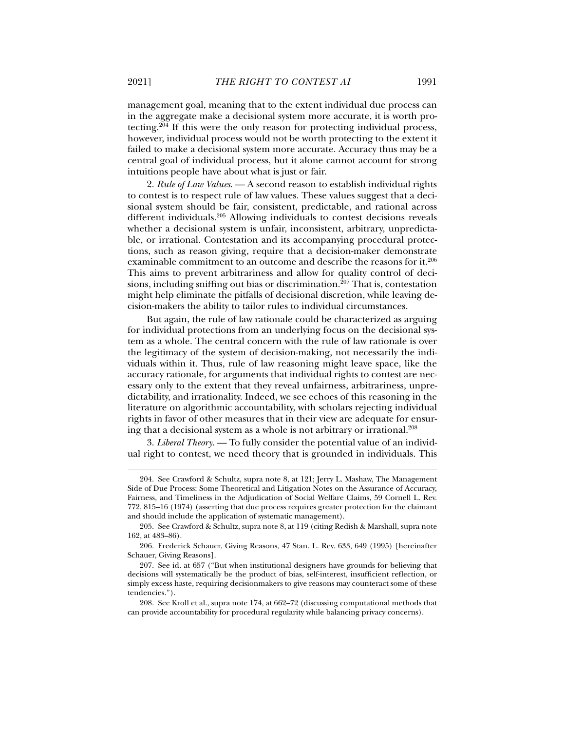management goal, meaning that to the extent individual due process can in the aggregate make a decisional system more accurate, it is worth protecting.[204] If this were the only reason for protecting individual process, however, individual process would not be worth protecting to the extent it failed to make a decisional system more accurate. Accuracy thus may be a central goal of individual process, but it alone cannot account for strong intuitions people have about what is just or fair.

2. *Rule of Law Values*. — A second reason to establish individual rights to contest is to respect rule of law values. These values suggest that a decisional system should be fair, consistent, predictable, and rational across different individuals.[205] Allowing individuals to contest decisions reveals whether a decisional system is unfair, inconsistent, arbitrary, unpredictable, or irrational. Contestation and its accompanying procedural protections, such as reason giving, require that a decision-maker demonstrate examinable commitment to an outcome and describe the reasons for it.[206] This aims to prevent arbitrariness and allow for quality control of decisions, including sniffing out bias or discrimination.[207] That is, contestation might help eliminate the pitfalls of decisional discretion, while leaving decision-makers the ability to tailor rules to individual circumstances.

But again, the rule of law rationale could be characterized as arguing for individual protections from an underlying focus on the decisional system as a whole. The central concern with the rule of law rationale is over the legitimacy of the system of decision-making, not necessarily the individuals within it. Thus, rule of law reasoning might leave space, like the accuracy rationale, for arguments that individual rights to contest are necessary only to the extent that they reveal unfairness, arbitrariness, unpredictability, and irrationality. Indeed, we see echoes of this reasoning in the literature on algorithmic accountability, with scholars rejecting individual rights in favor of other measures that in their view are adequate for ensuring that a decisional system as a whole is not arbitrary or irrational.[208]

3. *Liberal Theory*. — To fully consider the potential value of an individual right to contest, we need theory that is grounded in individuals. This

---

204. See Crawford & Schultz, supra note 8, at 121; Jerry L. Mashaw, The Management Side of Due Process: Some Theoretical and Litigation Notes on the Assurance of Accuracy, Fairness, and Timeliness in the Adjudication of Social Welfare Claims, 59 Cornell L. Rev. 772, 815–16 (1974) (asserting that due process requires greater protection for the claimant and should include the application of systematic management).

205. See Crawford & Schultz, supra note 8, at 119 (citing Redish & Marshall, supra note 162, at 483–86).

206. Frederick Schauer, Giving Reasons, 47 Stan. L. Rev. 633, 649 (1995) [hereinafter Schauer, Giving Reasons].

207. See id. at 657 ("But when institutional designers have grounds for believing that decisions will systematically be the product of bias, self-interest, insufficient reflection, or simply excess haste, requiring decisionmakers to give reasons may counteract some of these tendencies.").

208. See Kroll et al., supra note 174, at 662–72 (discussing computational methods that can provide accountability for procedural regularity while balancing privacy concerns).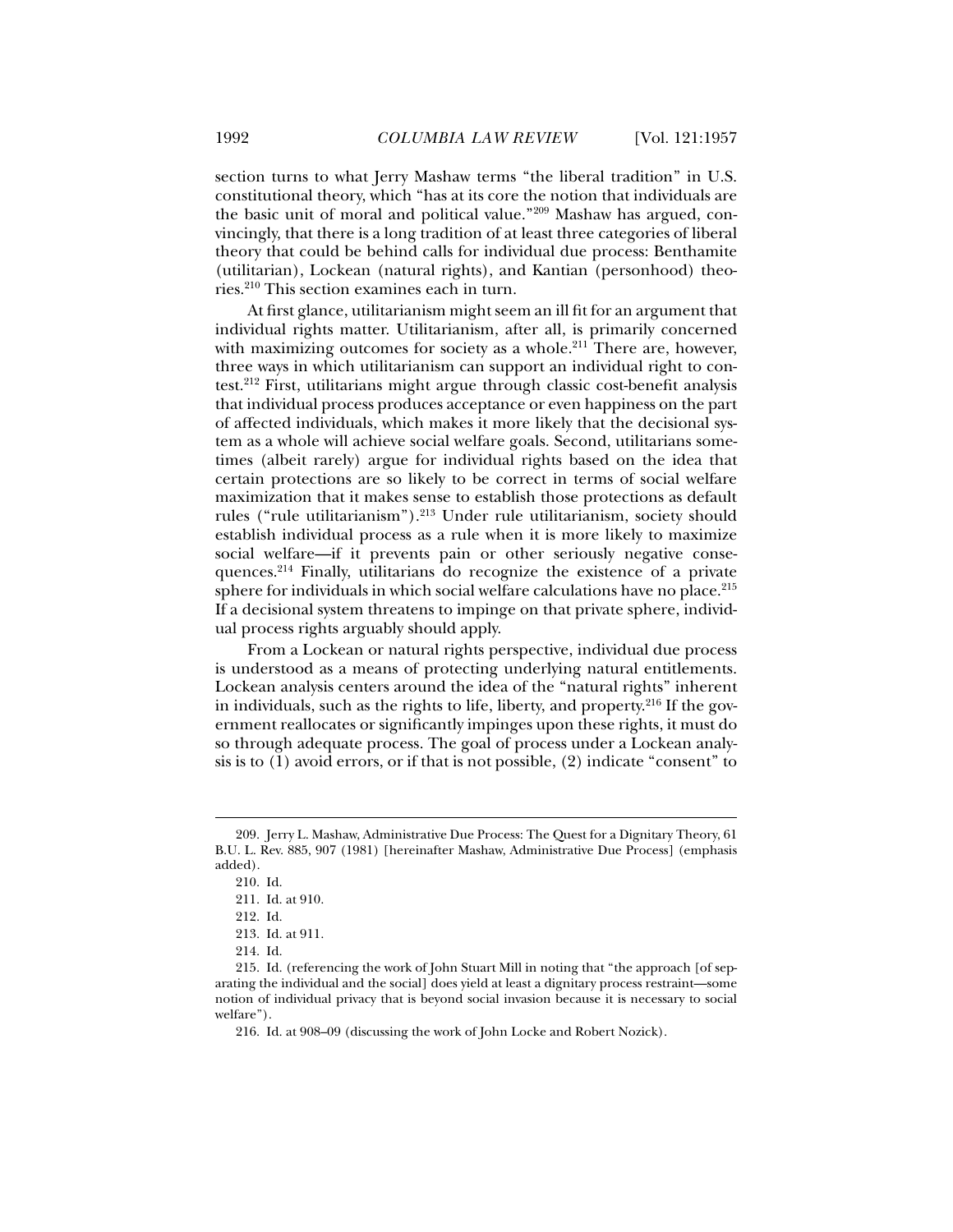section turns to what Jerry Mashaw terms "the liberal tradition" in U.S. constitutional theory, which "has at its core the notion that individuals are the basic unit of moral and political value."[209] Mashaw has argued, convincingly, that there is a long tradition of at least three categories of liberal theory that could be behind calls for individual due process: Benthamite (utilitarian), Lockean (natural rights), and Kantian (personhood) theories.[210] This section examines each in turn.

At first glance, utilitarianism might seem an ill fit for an argument that individual rights matter. Utilitarianism, after all, is primarily concerned with maximizing outcomes for society as a whole.[211] There are, however, three ways in which utilitarianism can support an individual right to contest.[212] First, utilitarians might argue through classic cost-benefit analysis that individual process produces acceptance or even happiness on the part of affected individuals, which makes it more likely that the decisional system as a whole will achieve social welfare goals. Second, utilitarians sometimes (albeit rarely) argue for individual rights based on the idea that certain protections are so likely to be correct in terms of social welfare maximization that it makes sense to establish those protections as default rules ("rule utilitarianism").[213] Under rule utilitarianism, society should establish individual process as a rule when it is more likely to maximize social welfare—if it prevents pain or other seriously negative consequences.[214] Finally, utilitarians do recognize the existence of a private sphere for individuals in which social welfare calculations have no place.[215] If a decisional system threatens to impinge on that private sphere, individual process rights arguably should apply.

From a Lockean or natural rights perspective, individual due process is understood as a means of protecting underlying natural entitlements. Lockean analysis centers around the idea of the "natural rights" inherent in individuals, such as the rights to life, liberty, and property.[216] If the government reallocates or significantly impinges upon these rights, it must do so through adequate process. The goal of process under a Lockean analysis is to (1) avoid errors, or if that is not possible, (2) indicate "consent" to

---

209. Jerry L. Mashaw, Administrative Due Process: The Quest for a Dignitary Theory, 61 B.U. L. Rev. 885, 907 (1981) [hereinafter Mashaw, Administrative Due Process] (emphasis added).

210. Id.

211. Id. at 910.

212. Id.

213. Id. at 911.

214. Id.

215. Id. (referencing the work of John Stuart Mill in noting that "the approach [of separating the individual and the social] does yield at least a dignitary process restraint—some notion of individual privacy that is beyond social invasion because it is necessary to social welfare").

216. Id. at 908–09 (discussing the work of John Locke and Robert Nozick).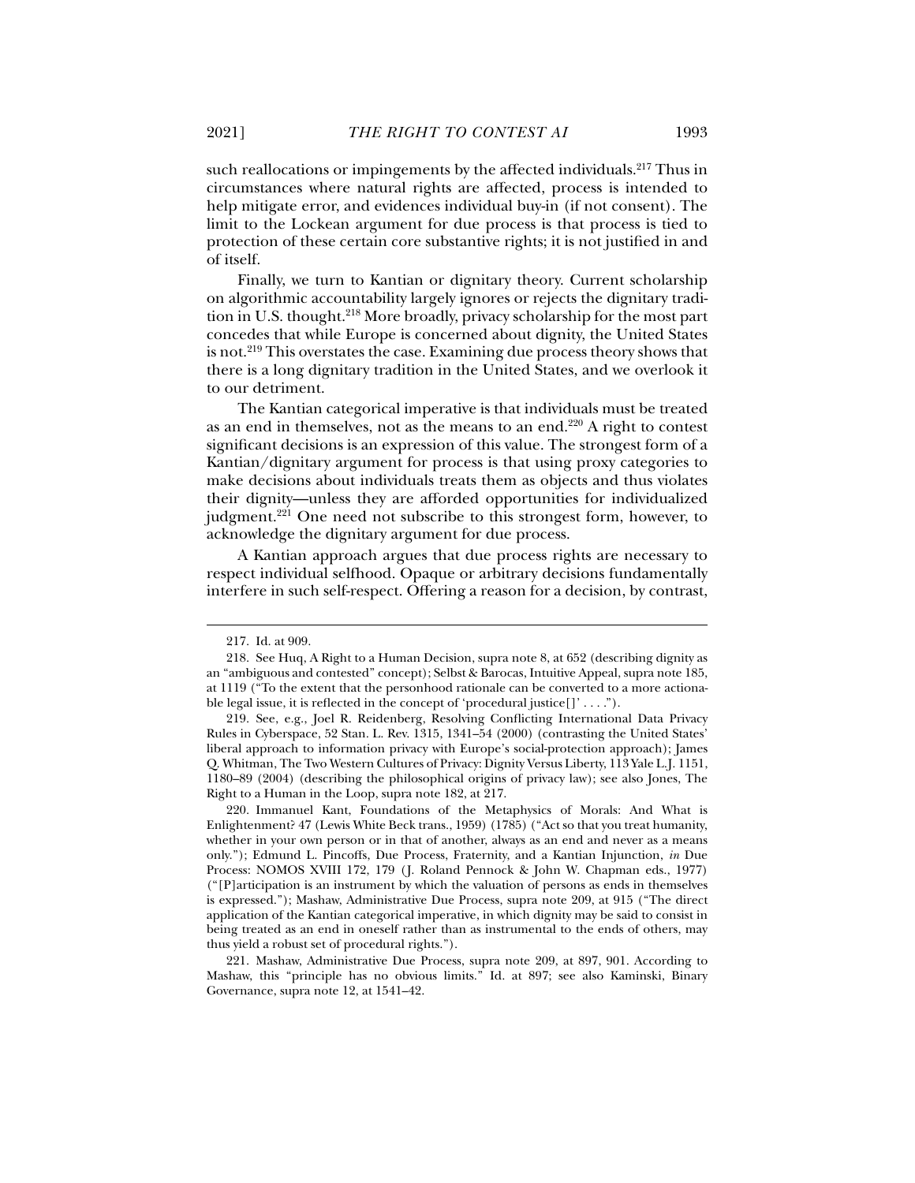such reallocations or impingements by the affected individuals.[217] Thus in circumstances where natural rights are affected, process is intended to help mitigate error, and evidences individual buy-in (if not consent). The limit to the Lockean argument for due process is that process is tied to protection of these certain core substantive rights; it is not justified in and of itself.

Finally, we turn to Kantian or dignitary theory. Current scholarship on algorithmic accountability largely ignores or rejects the dignitary tradition in U.S. thought.[218] More broadly, privacy scholarship for the most part concedes that while Europe is concerned about dignity, the United States is not.[219] This overstates the case. Examining due process theory shows that there is a long dignitary tradition in the United States, and we overlook it to our detriment.

The Kantian categorical imperative is that individuals must be treated as an end in themselves, not as the means to an end.[220] A right to contest significant decisions is an expression of this value. The strongest form of a Kantian/dignitary argument for process is that using proxy categories to make decisions about individuals treats them as objects and thus violates their dignity—unless they are afforded opportunities for individualized judgment.[221] One need not subscribe to this strongest form, however, to acknowledge the dignitary argument for due process.

A Kantian approach argues that due process rights are necessary to respect individual selfhood. Opaque or arbitrary decisions fundamentally interfere in such self-respect. Offering a reason for a decision, by contrast,

---

217. Id. at 909.

218. See Huq, A Right to a Human Decision, supra note 8, at 652 (describing dignity as an "ambiguous and contested" concept); Selbst & Barocas, Intuitive Appeal, supra note 185, at 1119 ("To the extent that the personhood rationale can be converted to a more actionable legal issue, it is reflected in the concept of 'procedural justice[]' . . . .").

219. See, e.g., Joel R. Reidenberg, Resolving Conflicting International Data Privacy Rules in Cyberspace, 52 Stan. L. Rev. 1315, 1341–54 (2000) (contrasting the United States' liberal approach to information privacy with Europe's social-protection approach); James Q. Whitman, The Two Western Cultures of Privacy: Dignity Versus Liberty, 113 Yale L.J. 1151, 1180–89 (2004) (describing the philosophical origins of privacy law); see also Jones, The Right to a Human in the Loop, supra note 182, at 217.

220. Immanuel Kant, Foundations of the Metaphysics of Morals: And What is Enlightenment? 47 (Lewis White Beck trans., 1959) (1785) ("Act so that you treat humanity, whether in your own person or in that of another, always as an end and never as a means only."); Edmund L. Pincoffs, Due Process, Fraternity, and a Kantian Injunction, *in* Due Process: NOMOS XVIII 172, 179 (J. Roland Pennock & John W. Chapman eds., 1977) ("[P]articipation is an instrument by which the valuation of persons as ends in themselves is expressed."); Mashaw, Administrative Due Process, supra note 209, at 915 ("The direct application of the Kantian categorical imperative, in which dignity may be said to consist in being treated as an end in oneself rather than as instrumental to the ends of others, may thus yield a robust set of procedural rights.").

221. Mashaw, Administrative Due Process, supra note 209, at 897, 901. According to Mashaw, this "principle has no obvious limits." Id. at 897; see also Kaminski, Binary Governance, supra note 12, at 1541–42.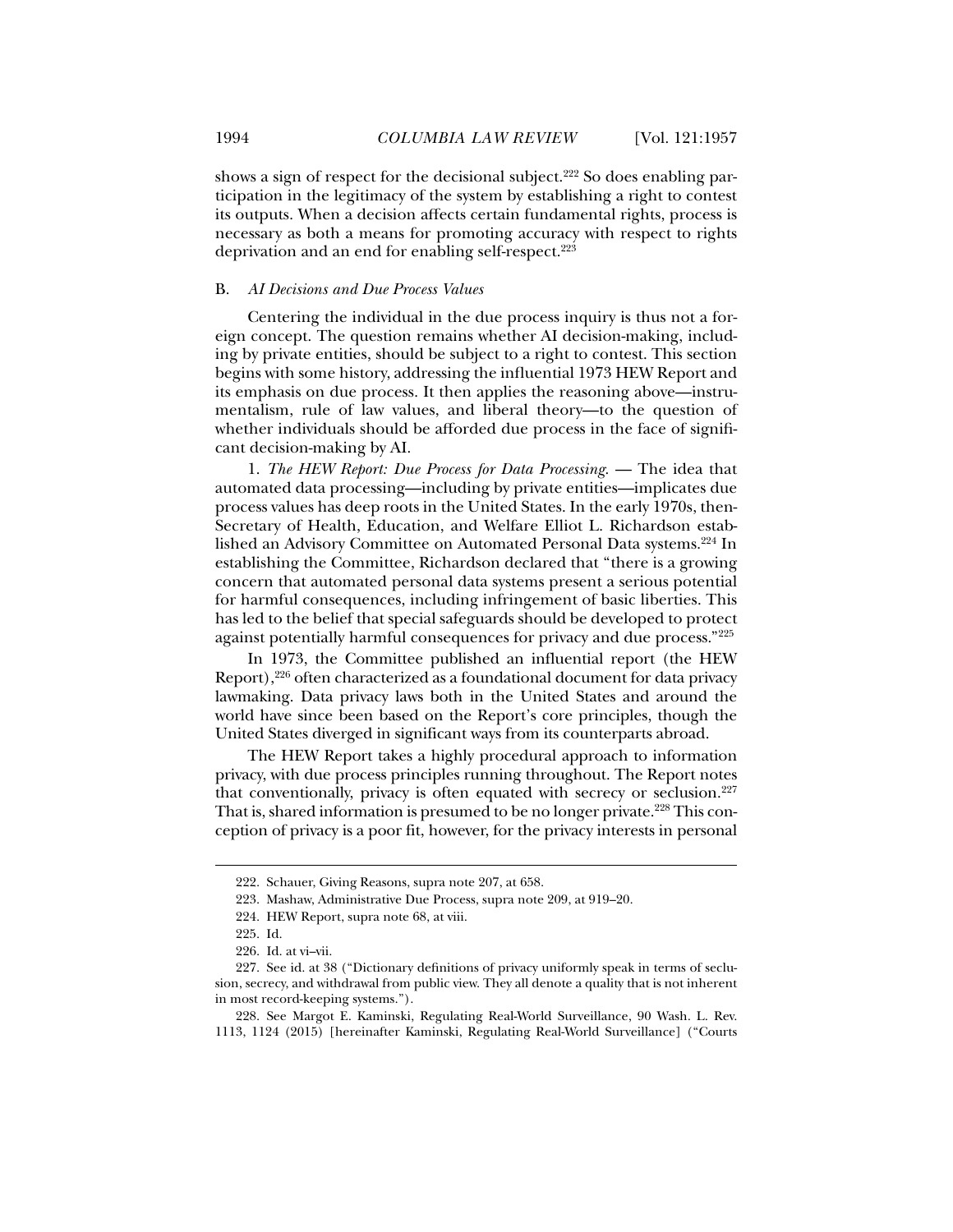shows a sign of respect for the decisional subject.[222] So does enabling participation in the legitimacy of the system by establishing a right to contest its outputs. When a decision affects certain fundamental rights, process is necessary as both a means for promoting accuracy with respect to rights deprivation and an end for enabling self-respect.[223]

### B. *AI Decisions and Due Process Values*

Centering the individual in the due process inquiry is thus not a foreign concept. The question remains whether AI decision-making, including by private entities, should be subject to a right to contest. This section begins with some history, addressing the influential 1973 HEW Report and its emphasis on due process. It then applies the reasoning above—instrumentalism, rule of law values, and liberal theory—to the question of whether individuals should be afforded due process in the face of significant decision-making by AI.

1. *The HEW Report: Due Process for Data Processing*. — The idea that automated data processing—including by private entities—implicates due process values has deep roots in the United States. In the early 1970s, then-Secretary of Health, Education, and Welfare Elliot L. Richardson established an Advisory Committee on Automated Personal Data systems.[224] In establishing the Committee, Richardson declared that "there is a growing concern that automated personal data systems present a serious potential for harmful consequences, including infringement of basic liberties. This has led to the belief that special safeguards should be developed to protect against potentially harmful consequences for privacy and due process."[225]

In 1973, the Committee published an influential report (the HEW Report),[226] often characterized as a foundational document for data privacy lawmaking. Data privacy laws both in the United States and around the world have since been based on the Report's core principles, though the United States diverged in significant ways from its counterparts abroad.

The HEW Report takes a highly procedural approach to information privacy, with due process principles running throughout. The Report notes that conventionally, privacy is often equated with secrecy or seclusion.[227] That is, shared information is presumed to be no longer private.[228] This conception of privacy is a poor fit, however, for the privacy interests in personal

---

222. Schauer, Giving Reasons, supra note 207, at 658.

223. Mashaw, Administrative Due Process, supra note 209, at 919–20.

224. HEW Report, supra note 68, at viii.

225. Id.

226. Id. at vi–vii.

227. See id. at 38 ("Dictionary definitions of privacy uniformly speak in terms of seclusion, secrecy, and withdrawal from public view. They all denote a quality that is not inherent in most record-keeping systems.").

228. See Margot E. Kaminski, Regulating Real-World Surveillance, 90 Wash. L. Rev. 1113, 1124 (2015) [hereinafter Kaminski, Regulating Real-World Surveillance] ("Courts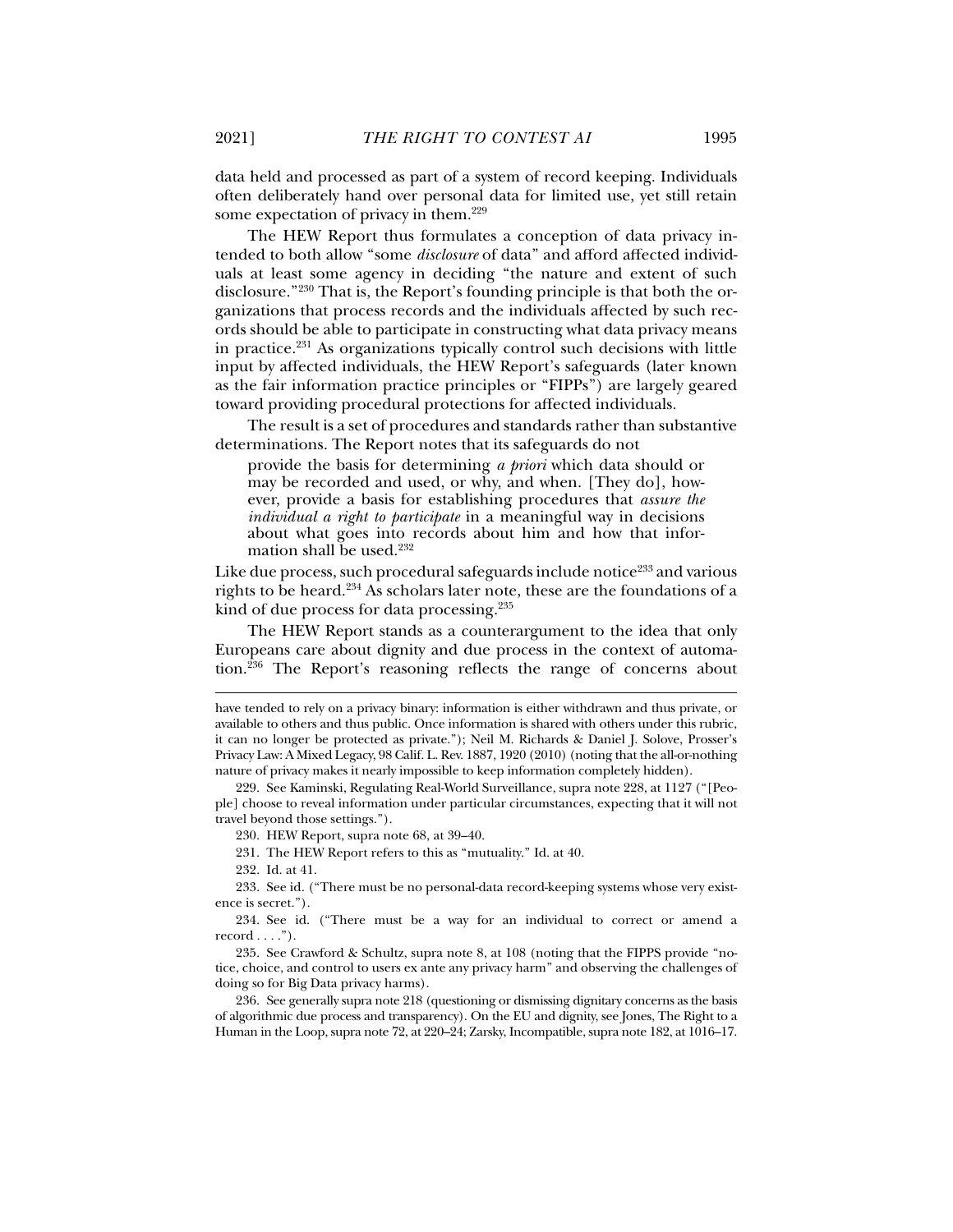data held and processed as part of a system of record keeping. Individuals often deliberately hand over personal data for limited use, yet still retain some expectation of privacy in them.[229]

The HEW Report thus formulates a conception of data privacy intended to both allow "some *disclosure* of data" and afford affected individuals at least some agency in deciding "the nature and extent of such disclosure."[230] That is, the Report's founding principle is that both the organizations that process records and the individuals affected by such records should be able to participate in constructing what data privacy means in practice.[231] As organizations typically control such decisions with little input by affected individuals, the HEW Report's safeguards (later known as the fair information practice principles or "FIPPs") are largely geared toward providing procedural protections for affected individuals.

The result is a set of procedures and standards rather than substantive determinations. The Report notes that its safeguards do not

> provide the basis for determining *a priori* which data should or may be recorded and used, or why, and when. [They do], however, provide a basis for establishing procedures that *assure the individual a right to participate* in a meaningful way in decisions about what goes into records about him and how that information shall be used.[232]

Like due process, such procedural safeguards include notice[233] and various rights to be heard.[234] As scholars later note, these are the foundations of a kind of due process for data processing.[235]

The HEW Report stands as a counterargument to the idea that only Europeans care about dignity and due process in the context of automation.[236] The Report's reasoning reflects the range of concerns about

---

have tended to rely on a privacy binary: information is either withdrawn and thus private, or available to others and thus public. Once information is shared with others under this rubric, it can no longer be protected as private."); Neil M. Richards & Daniel J. Solove, Prosser's Privacy Law: A Mixed Legacy, 98 Calif. L. Rev. 1887, 1920 (2010) (noting that the all-or-nothing nature of privacy makes it nearly impossible to keep information completely hidden).

229. See Kaminski, Regulating Real-World Surveillance, supra note 228, at 1127 ("[People] choose to reveal information under particular circumstances, expecting that it will not travel beyond those settings.").

230. HEW Report, supra note 68, at 39–40.

231. The HEW Report refers to this as "mutuality." Id. at 40.

232. Id. at 41.

233. See id. ("There must be no personal-data record-keeping systems whose very existence is secret.").

234. See id. ("There must be a way for an individual to correct or amend a record . . . .").

235. See Crawford & Schultz, supra note 8, at 108 (noting that the FIPPS provide "notice, choice, and control to users ex ante any privacy harm" and observing the challenges of doing so for Big Data privacy harms).

236. See generally supra note 218 (questioning or dismissing dignitary concerns as the basis of algorithmic due process and transparency). On the EU and dignity, see Jones, The Right to a Human in the Loop, supra note 72, at 220–24; Zarsky, Incompatible, supra note 182, at 1016–17.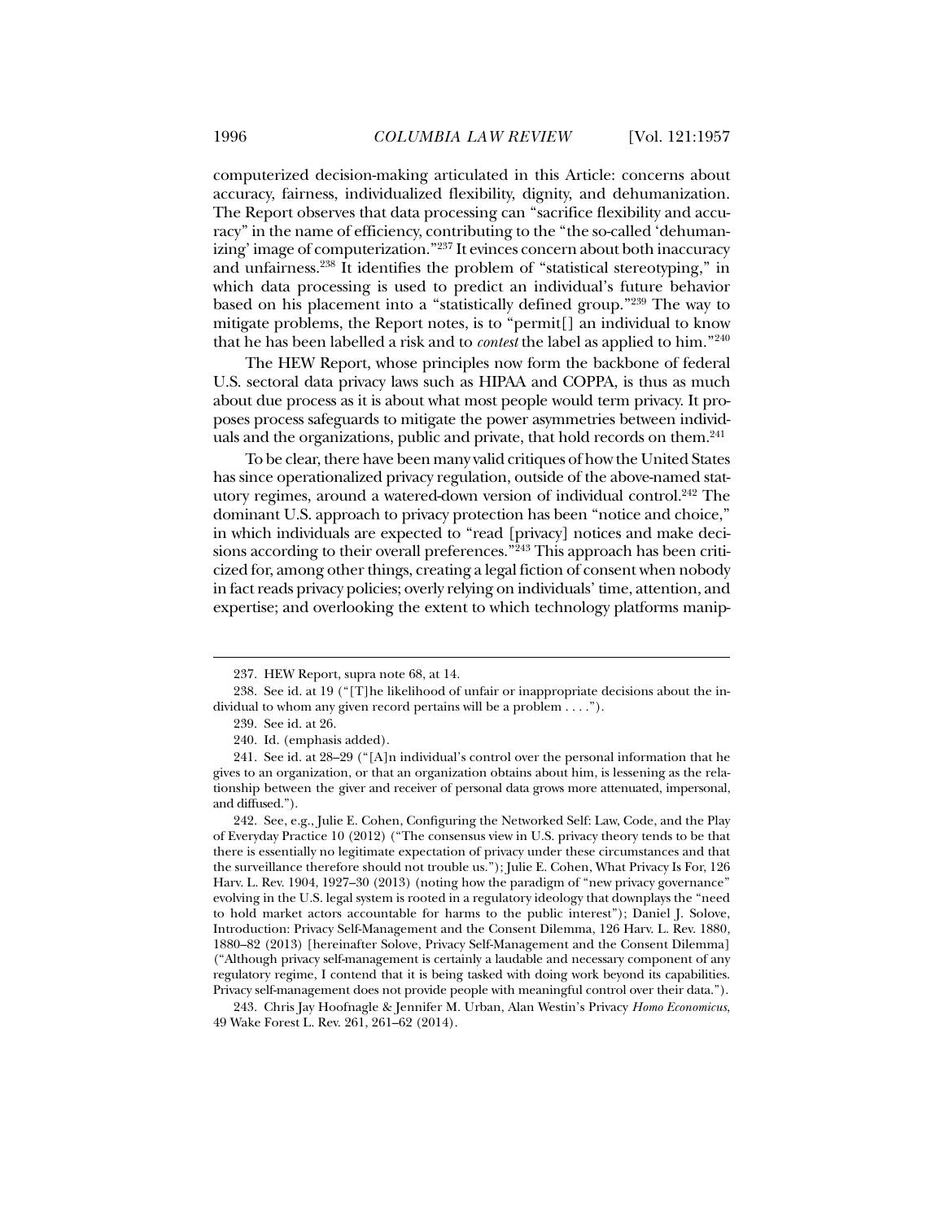computerized decision-making articulated in this Article: concerns about accuracy, fairness, individualized flexibility, dignity, and dehumanization. The Report observes that data processing can "sacrifice flexibility and accuracy" in the name of efficiency, contributing to the "the so-called 'dehumanizing' image of computerization."[237] It evinces concern about both inaccuracy and unfairness.[238] It identifies the problem of "statistical stereotyping," in which data processing is used to predict an individual's future behavior based on his placement into a "statistically defined group."[239] The way to mitigate problems, the Report notes, is to "permit[] an individual to know that he has been labelled a risk and to *contest* the label as applied to him."[240]

The HEW Report, whose principles now form the backbone of federal U.S. sectoral data privacy laws such as HIPAA and COPPA, is thus as much about due process as it is about what most people would term privacy. It proposes process safeguards to mitigate the power asymmetries between individuals and the organizations, public and private, that hold records on them.[241]

To be clear, there have been many valid critiques of how the United States has since operationalized privacy regulation, outside of the above-named statutory regimes, around a watered-down version of individual control.[242] The dominant U.S. approach to privacy protection has been "notice and choice," in which individuals are expected to "read [privacy] notices and make decisions according to their overall preferences."[243] This approach has been criticized for, among other things, creating a legal fiction of consent when nobody in fact reads privacy policies; overly relying on individuals' time, attention, and expertise; and overlooking the extent to which technology platforms manip-

---

237. HEW Report, supra note 68, at 14.

238. See id. at 19 ("[T]he likelihood of unfair or inappropriate decisions about the individual to whom any given record pertains will be a problem . . . .").

239. See id. at 26.

240. Id. (emphasis added).

241. See id. at 28–29 ("[A]n individual's control over the personal information that he gives to an organization, or that an organization obtains about him, is lessening as the relationship between the giver and receiver of personal data grows more attenuated, impersonal, and diffused.").

242. See, e.g., Julie E. Cohen, Configuring the Networked Self: Law, Code, and the Play of Everyday Practice 10 (2012) ("The consensus view in U.S. privacy theory tends to be that there is essentially no legitimate expectation of privacy under these circumstances and that the surveillance therefore should not trouble us."); Julie E. Cohen, What Privacy Is For, 126 Harv. L. Rev. 1904, 1927–30 (2013) (noting how the paradigm of "new privacy governance" evolving in the U.S. legal system is rooted in a regulatory ideology that downplays the "need to hold market actors accountable for harms to the public interest"); Daniel J. Solove, Introduction: Privacy Self-Management and the Consent Dilemma, 126 Harv. L. Rev. 1880, 1880–82 (2013) [hereinafter Solove, Privacy Self-Management and the Consent Dilemma] ("Although privacy self-management is certainly a laudable and necessary component of any regulatory regime, I contend that it is being tasked with doing work beyond its capabilities. Privacy self-management does not provide people with meaningful control over their data.").

243. Chris Jay Hoofnagle & Jennifer M. Urban, Alan Westin's Privacy *Homo Economicus*, 49 Wake Forest L. Rev. 261, 261–62 (2014).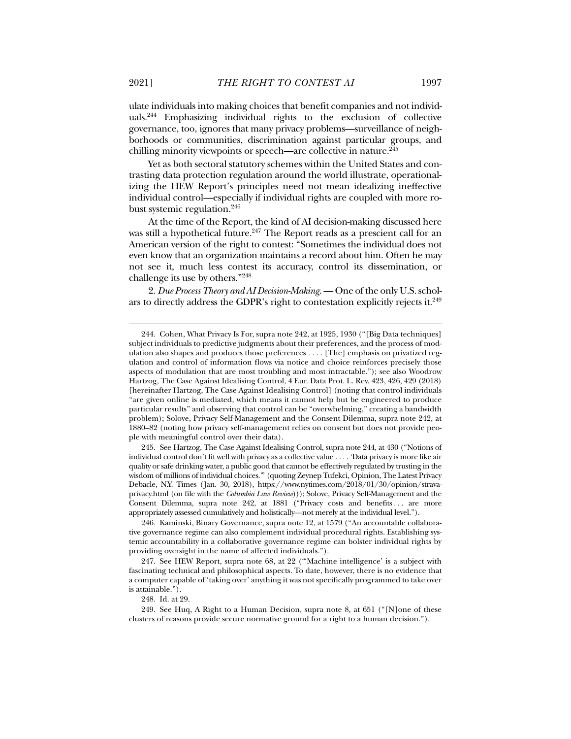ulate individuals into making choices that benefit companies and not individuals.[244] Emphasizing individual rights to the exclusion of collective governance, too, ignores that many privacy problems—surveillance of neighborhoods or communities, discrimination against particular groups, and chilling minority viewpoints or speech—are collective in nature.[245]

Yet as both sectoral statutory schemes within the United States and contrasting data protection regulation around the world illustrate, operationalizing the HEW Report's principles need not mean idealizing ineffective individual control—especially if individual rights are coupled with more robust systemic regulation.[246]

At the time of the Report, the kind of AI decision-making discussed here was still a hypothetical future.[247] The Report reads as a prescient call for an American version of the right to contest: "Sometimes the individual does not even know that an organization maintains a record about him. Often he may not see it, much less contest its accuracy, control its dissemination, or challenge its use by others."[248]

2. *Due Process Theory and AI Decision-Making.* — One of the only U.S. scholars to directly address the GDPR's right to contestation explicitly rejects it.[249]

---

244. Cohen, What Privacy Is For, supra note 242, at 1925, 1930 ("[Big Data techniques] subject individuals to predictive judgments about their preferences, and the process of modulation also shapes and produces those preferences . . . . [The] emphasis on privatized regulation and control of information flows via notice and choice reinforces precisely those aspects of modulation that are most troubling and most intractable."); see also Woodrow Hartzog, The Case Against Idealising Control, 4 Eur. Data Prot. L. Rev. 423, 426, 429 (2018) [hereinafter Hartzog, The Case Against Idealising Control] (noting that control individuals "are given online is mediated, which means it cannot help but be engineered to produce particular results" and observing that control can be "overwhelming," creating a bandwidth problem); Solove, Privacy Self-Management and the Consent Dilemma, supra note 242, at 1880–82 (noting how privacy self-management relies on consent but does not provide people with meaningful control over their data).

245. See Hartzog, The Case Against Idealising Control, supra note 244, at 430 ("Notions of individual control don't fit well with privacy as a collective value . . . . 'Data privacy is more like air quality or safe drinking water, a public good that cannot be effectively regulated by trusting in the wisdom of millions of individual choices.'" (quoting Zeynep Tufekci, Opinion, The Latest Privacy Debacle, N.Y. Times (Jan. 30, 2018), https://www.nytimes.com/2018/01/30/opinion/strava-privacy.html (on file with the *Columbia Law Review*))); Solove, Privacy Self-Management and the Consent Dilemma, supra note 242, at 1881 ("Privacy costs and benefits . . . are more appropriately assessed cumulatively and holistically—not merely at the individual level.").

246. Kaminski, Binary Governance, supra note 12, at 1579 ("An accountable collaborative governance regime can also complement individual procedural rights. Establishing systemic accountability in a collaborative governance regime can bolster individual rights by providing oversight in the name of affected individuals.").

247. See HEW Report, supra note 68, at 22 ("'Machine intelligence' is a subject with fascinating technical and philosophical aspects. To date, however, there is no evidence that a computer capable of 'taking over' anything it was not specifically programmed to take over is attainable.").

248. Id. at 29.

249. See Huq, A Right to a Human Decision, supra note 8, at 651 ("[N]one of these clusters of reasons provide secure normative ground for a right to a human decision.").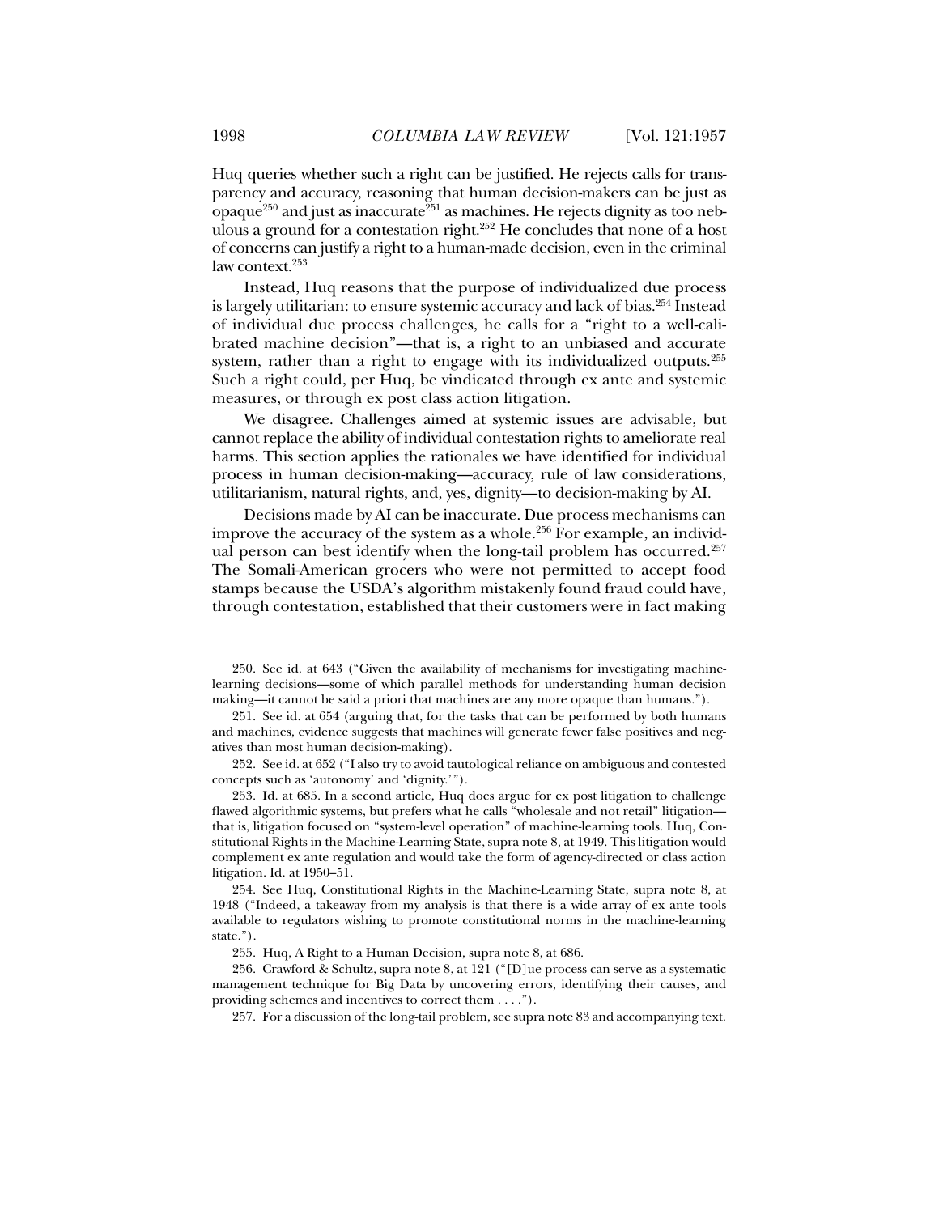Huq queries whether such a right can be justified. He rejects calls for transparency and accuracy, reasoning that human decision-makers can be just as opaque[250] and just as inaccurate[251] as machines. He rejects dignity as too nebulous a ground for a contestation right.[252] He concludes that none of a host of concerns can justify a right to a human-made decision, even in the criminal law context.[253]

Instead, Huq reasons that the purpose of individualized due process is largely utilitarian: to ensure systemic accuracy and lack of bias.[254] Instead of individual due process challenges, he calls for a "right to a well-calibrated machine decision"—that is, a right to an unbiased and accurate system, rather than a right to engage with its individualized outputs.[255] Such a right could, per Huq, be vindicated through ex ante and systemic measures, or through ex post class action litigation.

We disagree. Challenges aimed at systemic issues are advisable, but cannot replace the ability of individual contestation rights to ameliorate real harms. This section applies the rationales we have identified for individual process in human decision-making—accuracy, rule of law considerations, utilitarianism, natural rights, and, yes, dignity—to decision-making by AI.

Decisions made by AI can be inaccurate. Due process mechanisms can improve the accuracy of the system as a whole.[256] For example, an individual person can best identify when the long-tail problem has occurred.[257] The Somali-American grocers who were not permitted to accept food stamps because the USDA's algorithm mistakenly found fraud could have, through contestation, established that their customers were in fact making

---

250. See id. at 643 ("Given the availability of mechanisms for investigating machine-learning decisions—some of which parallel methods for understanding human decision making—it cannot be said a priori that machines are any more opaque than humans.").

251. See id. at 654 (arguing that, for the tasks that can be performed by both humans and machines, evidence suggests that machines will generate fewer false positives and negatives than most human decision-making).

252. See id. at 652 ("I also try to avoid tautological reliance on ambiguous and contested concepts such as 'autonomy' and 'dignity.'").

253. Id. at 685. In a second article, Huq does argue for ex post litigation to challenge flawed algorithmic systems, but prefers what he calls "wholesale and not retail" litigation—that is, litigation focused on "system-level operation" of machine-learning tools. Huq, Constitutional Rights in the Machine-Learning State, supra note 8, at 1949. This litigation would complement ex ante regulation and would take the form of agency-directed or class action litigation. Id. at 1950–51.

254. See Huq, Constitutional Rights in the Machine-Learning State, supra note 8, at 1948 ("Indeed, a takeaway from my analysis is that there is a wide array of ex ante tools available to regulators wishing to promote constitutional norms in the machine-learning state.").

255. Huq, A Right to a Human Decision, supra note 8, at 686.

256. Crawford & Schultz, supra note 8, at 121 ("[D]ue process can serve as a systematic management technique for Big Data by uncovering errors, identifying their causes, and providing schemes and incentives to correct them . . . .").

257. For a discussion of the long-tail problem, see supra note 83 and accompanying text.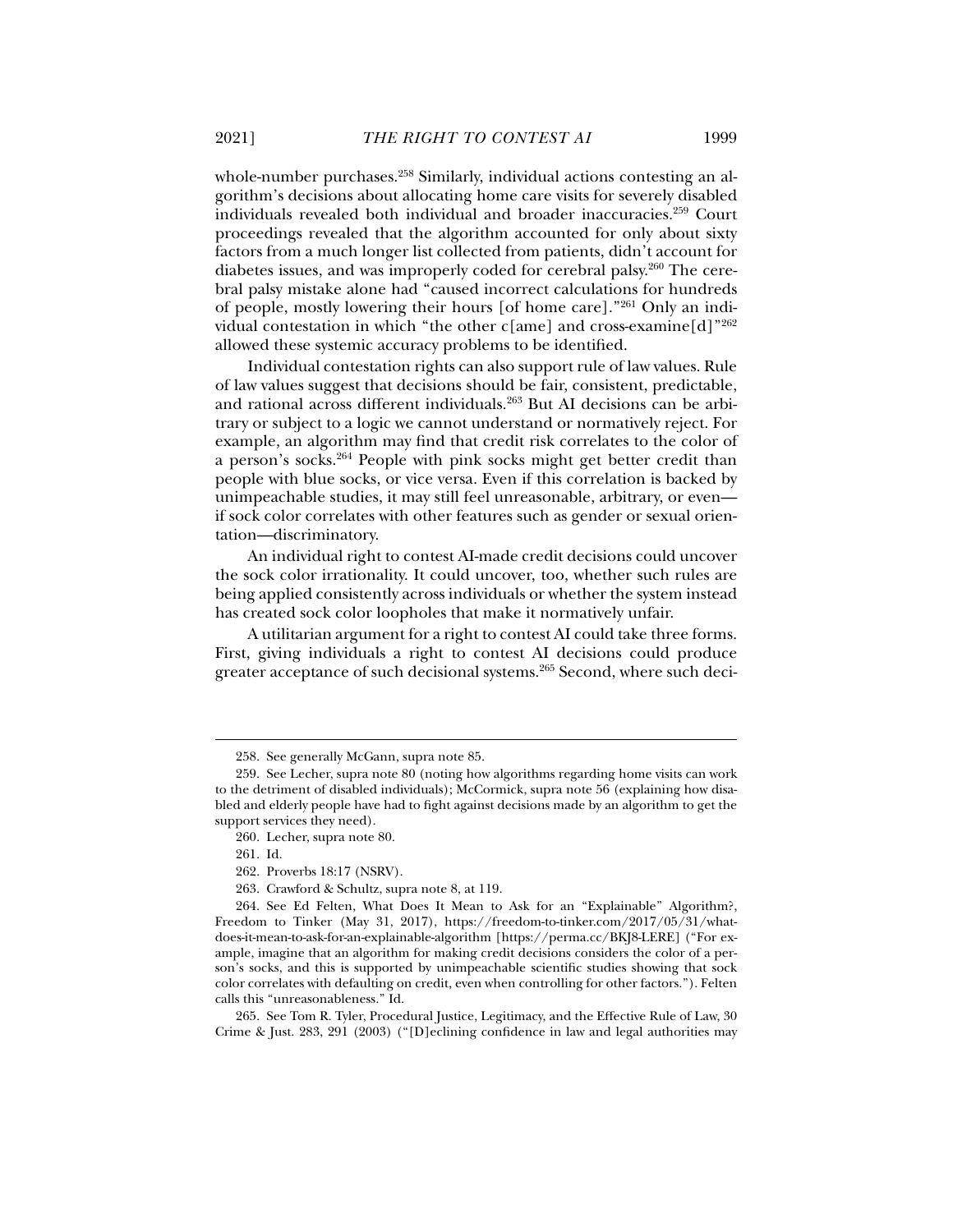whole-number purchases.[258] Similarly, individual actions contesting an algorithm's decisions about allocating home care visits for severely disabled individuals revealed both individual and broader inaccuracies.[259] Court proceedings revealed that the algorithm accounted for only about sixty factors from a much longer list collected from patients, didn't account for diabetes issues, and was improperly coded for cerebral palsy.[260] The cerebral palsy mistake alone had "caused incorrect calculations for hundreds of people, mostly lowering their hours [of home care]."[261] Only an individual contestation in which "the other c[ame] and cross-examine[d]"[262] allowed these systemic accuracy problems to be identified.

Individual contestation rights can also support rule of law values. Rule of law values suggest that decisions should be fair, consistent, predictable, and rational across different individuals.[263] But AI decisions can be arbitrary or subject to a logic we cannot understand or normatively reject. For example, an algorithm may find that credit risk correlates to the color of a person's socks.[264] People with pink socks might get better credit than people with blue socks, or vice versa. Even if this correlation is backed by unimpeachable studies, it may still feel unreasonable, arbitrary, or even—if sock color correlates with other features such as gender or sexual orientation—discriminatory.

An individual right to contest AI-made credit decisions could uncover the sock color irrationality. It could uncover, too, whether such rules are being applied consistently across individuals or whether the system instead has created sock color loopholes that make it normatively unfair.

A utilitarian argument for a right to contest AI could take three forms. First, giving individuals a right to contest AI decisions could produce greater acceptance of such decisional systems.[265] Second, where such deci-

---

258. See generally McGann, supra note 85.

259. See Lecher, supra note 80 (noting how algorithms regarding home visits can work to the detriment of disabled individuals); McCormick, supra note 56 (explaining how disabled and elderly people have had to fight against decisions made by an algorithm to get the support services they need).

260. Lecher, supra note 80.

261. Id.

262. Proverbs 18:17 (NSRV).

263. Crawford & Schultz, supra note 8, at 119.

264. See Ed Felten, What Does It Mean to Ask for an "Explainable" Algorithm?, Freedom to Tinker (May 31, 2017), https://freedom-to-tinker.com/2017/05/31/what-does-it-mean-to-ask-for-an-explainable-algorithm [https://perma.cc/BKJ8-LERE] ("For example, imagine that an algorithm for making credit decisions considers the color of a person's socks, and this is supported by unimpeachable scientific studies showing that sock color correlates with defaulting on credit, even when controlling for other factors."). Felten calls this "unreasonableness." Id.

265. See Tom R. Tyler, Procedural Justice, Legitimacy, and the Effective Rule of Law, 30 Crime & Just. 283, 291 (2003) ("[D]eclining confidence in law and legal authorities may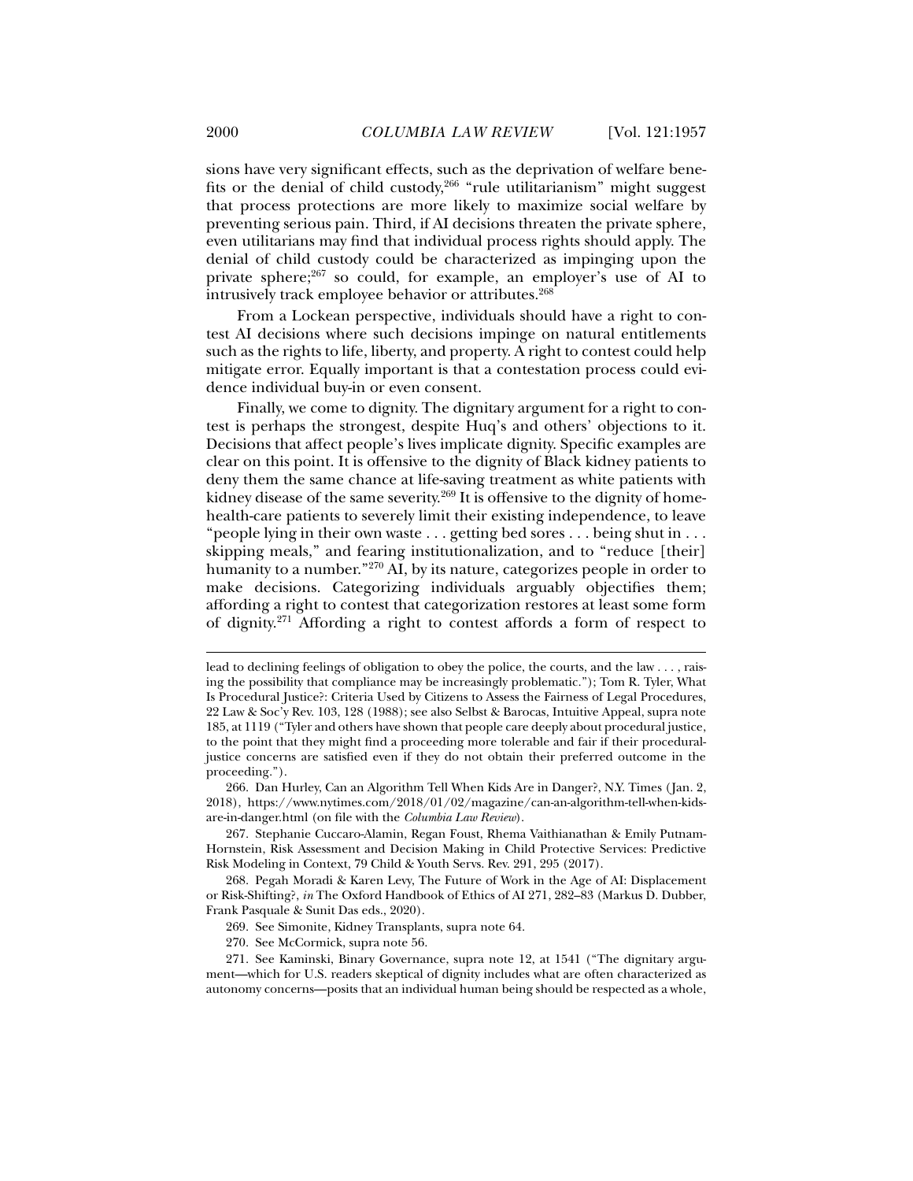sions have very significant effects, such as the deprivation of welfare benefits or the denial of child custody,[266] "rule utilitarianism" might suggest that process protections are more likely to maximize social welfare by preventing serious pain. Third, if AI decisions threaten the private sphere, even utilitarians may find that individual process rights should apply. The denial of child custody could be characterized as impinging upon the private sphere;[267] so could, for example, an employer's use of AI to intrusively track employee behavior or attributes.[268]

From a Lockean perspective, individuals should have a right to contest AI decisions where such decisions impinge on natural entitlements such as the rights to life, liberty, and property. A right to contest could help mitigate error. Equally important is that a contestation process could evidence individual buy-in or even consent.

Finally, we come to dignity. The dignitary argument for a right to contest is perhaps the strongest, despite Huq's and others' objections to it. Decisions that affect people's lives implicate dignity. Specific examples are clear on this point. It is offensive to the dignity of Black kidney patients to deny them the same chance at life-saving treatment as white patients with kidney disease of the same severity.[269] It is offensive to the dignity of home-health-care patients to severely limit their existing independence, to leave "people lying in their own waste . . . getting bed sores . . . being shut in . . . skipping meals," and fearing institutionalization, and to "reduce [their] humanity to a number."[270] AI, by its nature, categorizes people in order to make decisions. Categorizing individuals arguably objectifies them; affording a right to contest that categorization restores at least some form of dignity.[271] Affording a right to contest affords a form of respect to

---

lead to declining feelings of obligation to obey the police, the courts, and the law . . . , raising the possibility that compliance may be increasingly problematic."); Tom R. Tyler, What Is Procedural Justice?: Criteria Used by Citizens to Assess the Fairness of Legal Procedures, 22 Law & Soc'y Rev. 103, 128 (1988); see also Selbst & Barocas, Intuitive Appeal, supra note 185, at 1119 ("Tyler and others have shown that people care deeply about procedural justice, to the point that they might find a proceeding more tolerable and fair if their procedural-justice concerns are satisfied even if they do not obtain their preferred outcome in the proceeding.").

266. Dan Hurley, Can an Algorithm Tell When Kids Are in Danger?, N.Y. Times (Jan. 2, 2018), https://www.nytimes.com/2018/01/02/magazine/can-an-algorithm-tell-when-kids-are-in-danger.html (on file with the *Columbia Law Review*).

267. Stephanie Cuccaro-Alamin, Regan Foust, Rhema Vaithianathan & Emily Putnam-Hornstein, Risk Assessment and Decision Making in Child Protective Services: Predictive Risk Modeling in Context, 79 Child & Youth Servs. Rev. 291, 295 (2017).

268. Pegah Moradi & Karen Levy, The Future of Work in the Age of AI: Displacement or Risk-Shifting?, *in* The Oxford Handbook of Ethics of AI 271, 282–83 (Markus D. Dubber, Frank Pasquale & Sunit Das eds., 2020).

269. See Simonite, Kidney Transplants, supra note 64.

270. See McCormick, supra note 56.

271. See Kaminski, Binary Governance, supra note 12, at 1541 ("The dignitary argument—which for U.S. readers skeptical of dignity includes what are often characterized as autonomy concerns—posits that an individual human being should be respected as a whole,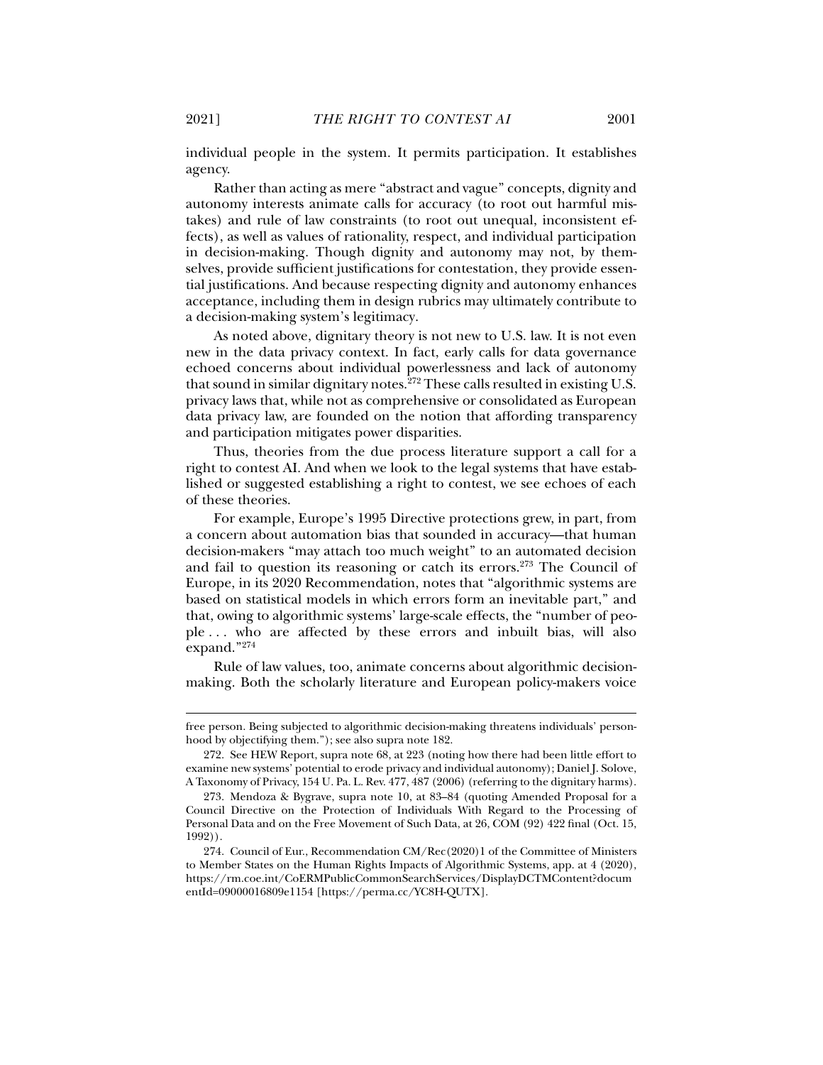individual people in the system. It permits participation. It establishes agency.

Rather than acting as mere "abstract and vague" concepts, dignity and autonomy interests animate calls for accuracy (to root out harmful mistakes) and rule of law constraints (to root out unequal, inconsistent effects), as well as values of rationality, respect, and individual participation in decision-making. Though dignity and autonomy may not, by themselves, provide sufficient justifications for contestation, they provide essential justifications. And because respecting dignity and autonomy enhances acceptance, including them in design rubrics may ultimately contribute to a decision-making system's legitimacy.

As noted above, dignitary theory is not new to U.S. law. It is not even new in the data privacy context. In fact, early calls for data governance echoed concerns about individual powerlessness and lack of autonomy that sound in similar dignitary notes.[272] These calls resulted in existing U.S. privacy laws that, while not as comprehensive or consolidated as European data privacy law, are founded on the notion that affording transparency and participation mitigates power disparities.

Thus, theories from the due process literature support a call for a right to contest AI. And when we look to the legal systems that have established or suggested establishing a right to contest, we see echoes of each of these theories.

For example, Europe's 1995 Directive protections grew, in part, from a concern about automation bias that sounded in accuracy—that human decision-makers "may attach too much weight" to an automated decision and fail to question its reasoning or catch its errors.[273] The Council of Europe, in its 2020 Recommendation, notes that "algorithmic systems are based on statistical models in which errors form an inevitable part," and that, owing to algorithmic systems' large-scale effects, the "number of people . . . who are affected by these errors and inbuilt bias, will also expand."[274]

Rule of law values, too, animate concerns about algorithmic decision-making. Both the scholarly literature and European policy-makers voice

---

free person. Being subjected to algorithmic decision-making threatens individuals' personhood by objectifying them."); see also supra note 182.

272. See HEW Report, supra note 68, at 223 (noting how there had been little effort to examine new systems' potential to erode privacy and individual autonomy); Daniel J. Solove, A Taxonomy of Privacy, 154 U. Pa. L. Rev. 477, 487 (2006) (referring to the dignitary harms).

273. Mendoza & Bygrave, supra note 10, at 83–84 (quoting Amended Proposal for a Council Directive on the Protection of Individuals With Regard to the Processing of Personal Data and on the Free Movement of Such Data, at 26, COM (92) 422 final (Oct. 15, 1992)).

274. Council of Eur., Recommendation CM/Rec(2020)1 of the Committee of Ministers to Member States on the Human Rights Impacts of Algorithmic Systems, app. at 4 (2020), https://rm.coe.int/CoERMPublicCommonSearchServices/DisplayDCTMContent?documentId=09000016809e1154 [https://perma.cc/YC8H-QUTX].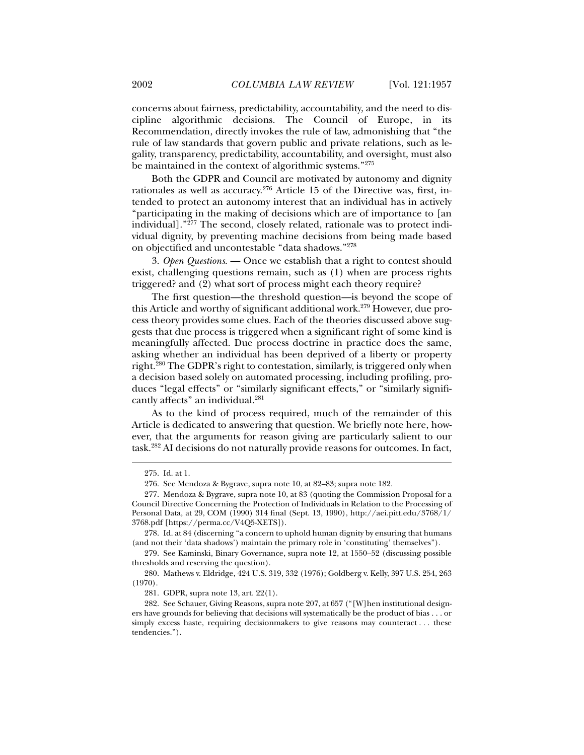concerns about fairness, predictability, accountability, and the need to discipline algorithmic decisions. The Council of Europe, in its Recommendation, directly invokes the rule of law, admonishing that "the rule of law standards that govern public and private relations, such as legality, transparency, predictability, accountability, and oversight, must also be maintained in the context of algorithmic systems."[275]

Both the GDPR and Council are motivated by autonomy and dignity rationales as well as accuracy.[276] Article 15 of the Directive was, first, intended to protect an autonomy interest that an individual has in actively "participating in the making of decisions which are of importance to [an individual]."[277] The second, closely related, rationale was to protect individual dignity, by preventing machine decisions from being made based on objectified and uncontestable "data shadows."[278]

3. *Open Questions.* — Once we establish that a right to contest should exist, challenging questions remain, such as (1) when are process rights triggered? and (2) what sort of process might each theory require?

The first question—the threshold question—is beyond the scope of this Article and worthy of significant additional work.[279] However, due process theory provides some clues. Each of the theories discussed above suggests that due process is triggered when a significant right of some kind is meaningfully affected. Due process doctrine in practice does the same, asking whether an individual has been deprived of a liberty or property right.[280] The GDPR's right to contestation, similarly, is triggered only when a decision based solely on automated processing, including profiling, produces "legal effects" or "similarly significant effects," or "similarly significantly affects" an individual.[281]

As to the kind of process required, much of the remainder of this Article is dedicated to answering that question. We briefly note here, however, that the arguments for reason giving are particularly salient to our task.[282] AI decisions do not naturally provide reasons for outcomes. In fact,

---

275. Id. at 1.

276. See Mendoza & Bygrave, supra note 10, at 82–83; supra note 182.

277. Mendoza & Bygrave, supra note 10, at 83 (quoting the Commission Proposal for a Council Directive Concerning the Protection of Individuals in Relation to the Processing of Personal Data, at 29, COM (1990) 314 final (Sept. 13, 1990), http://aei.pitt.edu/3768/1/3768.pdf [https://perma.cc/V4Q5-XETS]).

278. Id. at 84 (discerning "a concern to uphold human dignity by ensuring that humans (and not their 'data shadows') maintain the primary role in 'constituting' themselves").

279. See Kaminski, Binary Governance, supra note 12, at 1550–52 (discussing possible thresholds and reserving the question).

280. Mathews v. Eldridge, 424 U.S. 319, 332 (1976); Goldberg v. Kelly, 397 U.S. 254, 263 (1970).

281. GDPR, supra note 13, art. 22(1).

282. See Schauer, Giving Reasons, supra note 207, at 657 ("[W]hen institutional designers have grounds for believing that decisions will systematically be the product of bias . . . or simply excess haste, requiring decisionmakers to give reasons may counteract . . . these tendencies.").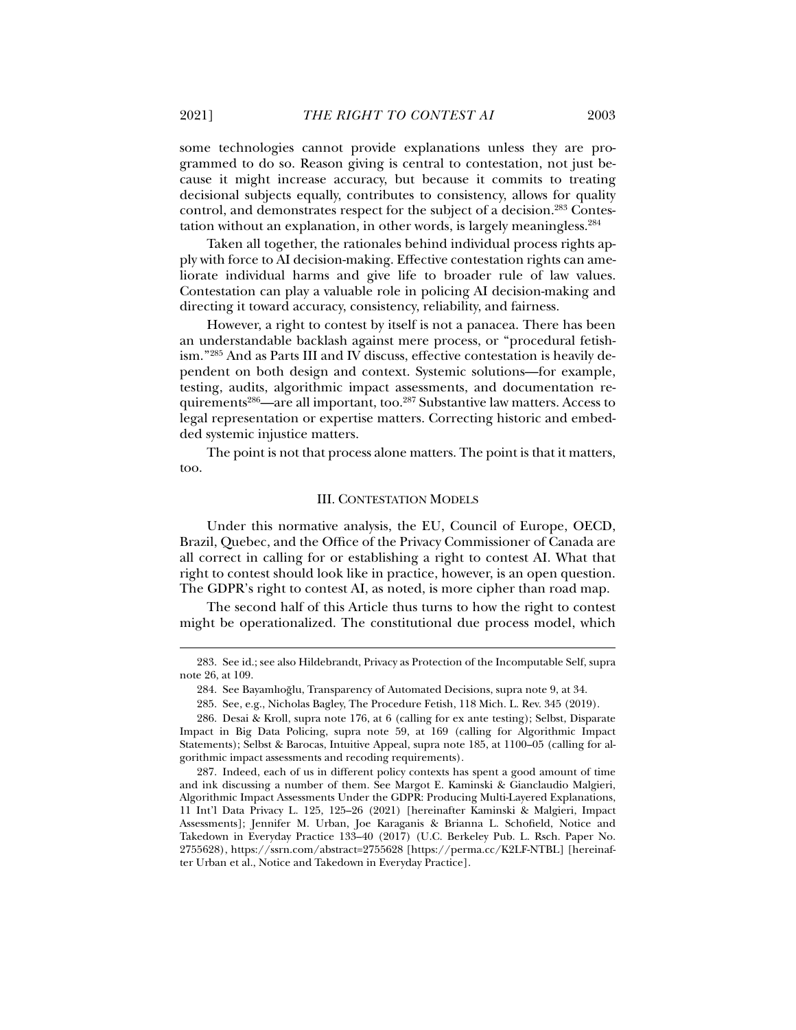some technologies cannot provide explanations unless they are programmed to do so. Reason giving is central to contestation, not just because it might increase accuracy, but because it commits to treating decisional subjects equally, contributes to consistency, allows for quality control, and demonstrates respect for the subject of a decision.[283] Contestation without an explanation, in other words, is largely meaningless.[284]

Taken all together, the rationales behind individual process rights apply with force to AI decision-making. Effective contestation rights can ameliorate individual harms and give life to broader rule of law values. Contestation can play a valuable role in policing AI decision-making and directing it toward accuracy, consistency, reliability, and fairness.

However, a right to contest by itself is not a panacea. There has been an understandable backlash against mere process, or "procedural fetishism."[285] And as Parts III and IV discuss, effective contestation is heavily dependent on both design and context. Systemic solutions—for example, testing, audits, algorithmic impact assessments, and documentation requirements[286]—are all important, too.[287] Substantive law matters. Access to legal representation or expertise matters. Correcting historic and embedded systemic injustice matters.

The point is not that process alone matters. The point is that it matters, too.

## III. CONTESTATION MODELS

Under this normative analysis, the EU, Council of Europe, OECD, Brazil, Quebec, and the Office of the Privacy Commissioner of Canada are all correct in calling for or establishing a right to contest AI. What that right to contest should look like in practice, however, is an open question. The GDPR's right to contest AI, as noted, is more cipher than road map.

The second half of this Article thus turns to how the right to contest might be operationalized. The constitutional due process model, which

---

283. See id.; see also Hildebrandt, Privacy as Protection of the Incomputable Self, supra note 26, at 109.

284. See Bayamlıoğlu, Transparency of Automated Decisions, supra note 9, at 34.

285. See, e.g., Nicholas Bagley, The Procedure Fetish, 118 Mich. L. Rev. 345 (2019).

286. Desai & Kroll, supra note 176, at 6 (calling for ex ante testing); Selbst, Disparate Impact in Big Data Policing, supra note 59, at 169 (calling for Algorithmic Impact Statements); Selbst & Barocas, Intuitive Appeal, supra note 185, at 1100–05 (calling for algorithmic impact assessments and recoding requirements).

287. Indeed, each of us in different policy contexts has spent a good amount of time and ink discussing a number of them. See Margot E. Kaminski & Gianclaudio Malgieri, Algorithmic Impact Assessments Under the GDPR: Producing Multi-Layered Explanations, 11 Int'l Data Privacy L. 125, 125–26 (2021) [hereinafter Kaminski & Malgieri, Impact Assessments]; Jennifer M. Urban, Joe Karaganis & Brianna L. Schofield, Notice and Takedown in Everyday Practice 133–40 (2017) (U.C. Berkeley Pub. L. Rsch. Paper No. 2755628), https://ssrn.com/abstract=2755628 [https://perma.cc/K2LF-NTBL] [hereinafter Urban et al., Notice and Takedown in Everyday Practice].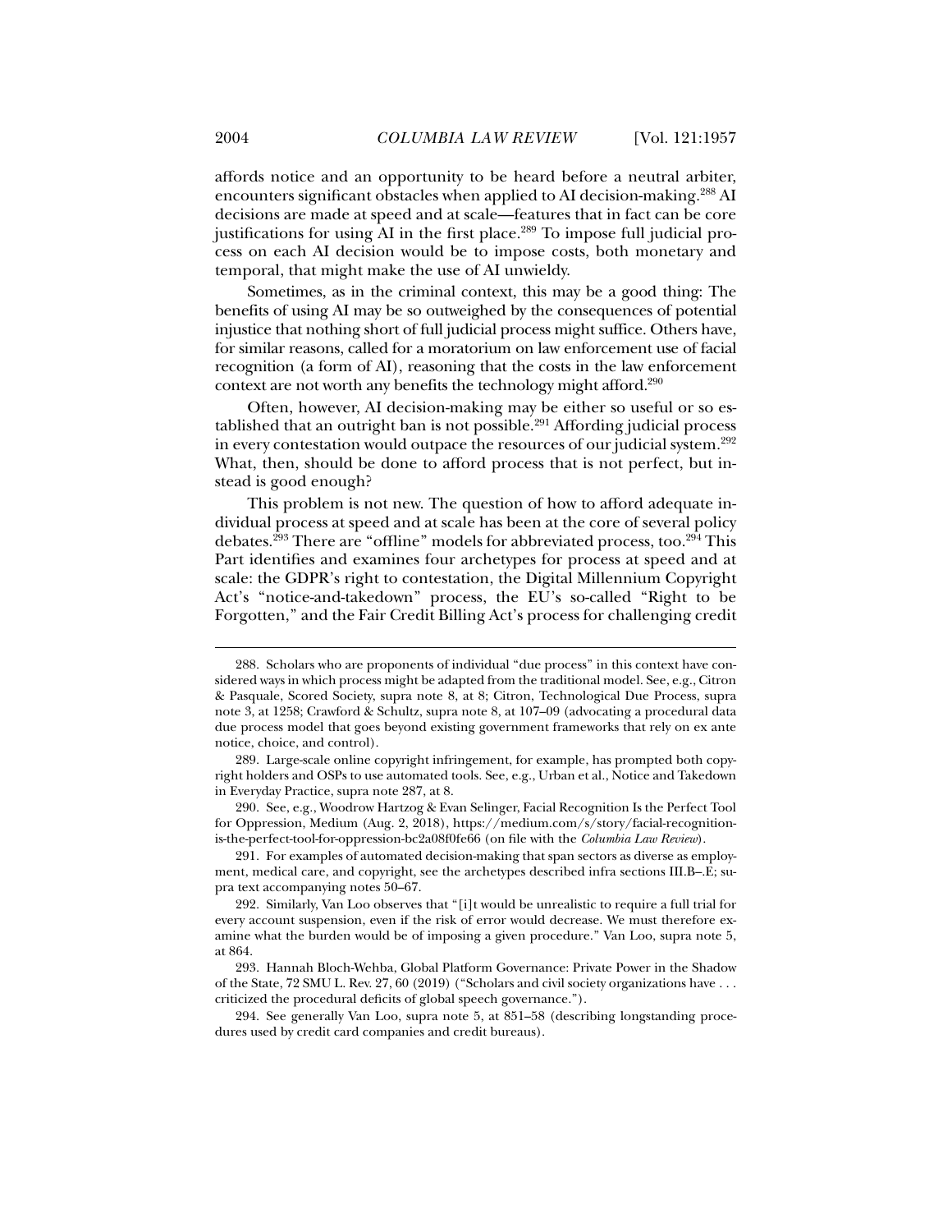affords notice and an opportunity to be heard before a neutral arbiter, encounters significant obstacles when applied to AI decision-making.[288] AI decisions are made at speed and at scale—features that in fact can be core justifications for using AI in the first place.[289] To impose full judicial process on each AI decision would be to impose costs, both monetary and temporal, that might make the use of AI unwieldy.

Sometimes, as in the criminal context, this may be a good thing: The benefits of using AI may be so outweighed by the consequences of potential injustice that nothing short of full judicial process might suffice. Others have, for similar reasons, called for a moratorium on law enforcement use of facial recognition (a form of AI), reasoning that the costs in the law enforcement context are not worth any benefits the technology might afford.[290]

Often, however, AI decision-making may be either so useful or so established that an outright ban is not possible.[291] Affording judicial process in every contestation would outpace the resources of our judicial system.[292] What, then, should be done to afford process that is not perfect, but instead is good enough?

This problem is not new. The question of how to afford adequate individual process at speed and at scale has been at the core of several policy debates.[293] There are "offline" models for abbreviated process, too.[294] This Part identifies and examines four archetypes for process at speed and at scale: the GDPR's right to contestation, the Digital Millennium Copyright Act's "notice-and-takedown" process, the EU's so-called "Right to be Forgotten," and the Fair Credit Billing Act's process for challenging credit

---

288. Scholars who are proponents of individual "due process" in this context have considered ways in which process might be adapted from the traditional model. See, e.g., Citron & Pasquale, Scored Society, supra note 8, at 8; Citron, Technological Due Process, supra note 3, at 1258; Crawford & Schultz, supra note 8, at 107–09 (advocating a procedural data due process model that goes beyond existing government frameworks that rely on ex ante notice, choice, and control).

289. Large-scale online copyright infringement, for example, has prompted both copyright holders and OSPs to use automated tools. See, e.g., Urban et al., Notice and Takedown in Everyday Practice, supra note 287, at 8.

290. See, e.g., Woodrow Hartzog & Evan Selinger, Facial Recognition Is the Perfect Tool for Oppression, Medium (Aug. 2, 2018), https://medium.com/s/story/facial-recognition-is-the-perfect-tool-for-oppression-bc2a08f0fe66 (on file with the *Columbia Law Review*).

291. For examples of automated decision-making that span sectors as diverse as employment, medical care, and copyright, see the archetypes described infra sections III.B–.E; supra text accompanying notes 50–67.

292. Similarly, Van Loo observes that "[i]t would be unrealistic to require a full trial for every account suspension, even if the risk of error would decrease. We must therefore examine what the burden would be of imposing a given procedure." Van Loo, supra note 5, at 864.

293. Hannah Bloch-Wehba, Global Platform Governance: Private Power in the Shadow of the State, 72 SMU L. Rev. 27, 60 (2019) ("Scholars and civil society organizations have . . . criticized the procedural deficits of global speech governance.").

294. See generally Van Loo, supra note 5, at 851–58 (describing longstanding procedures used by credit card companies and credit bureaus).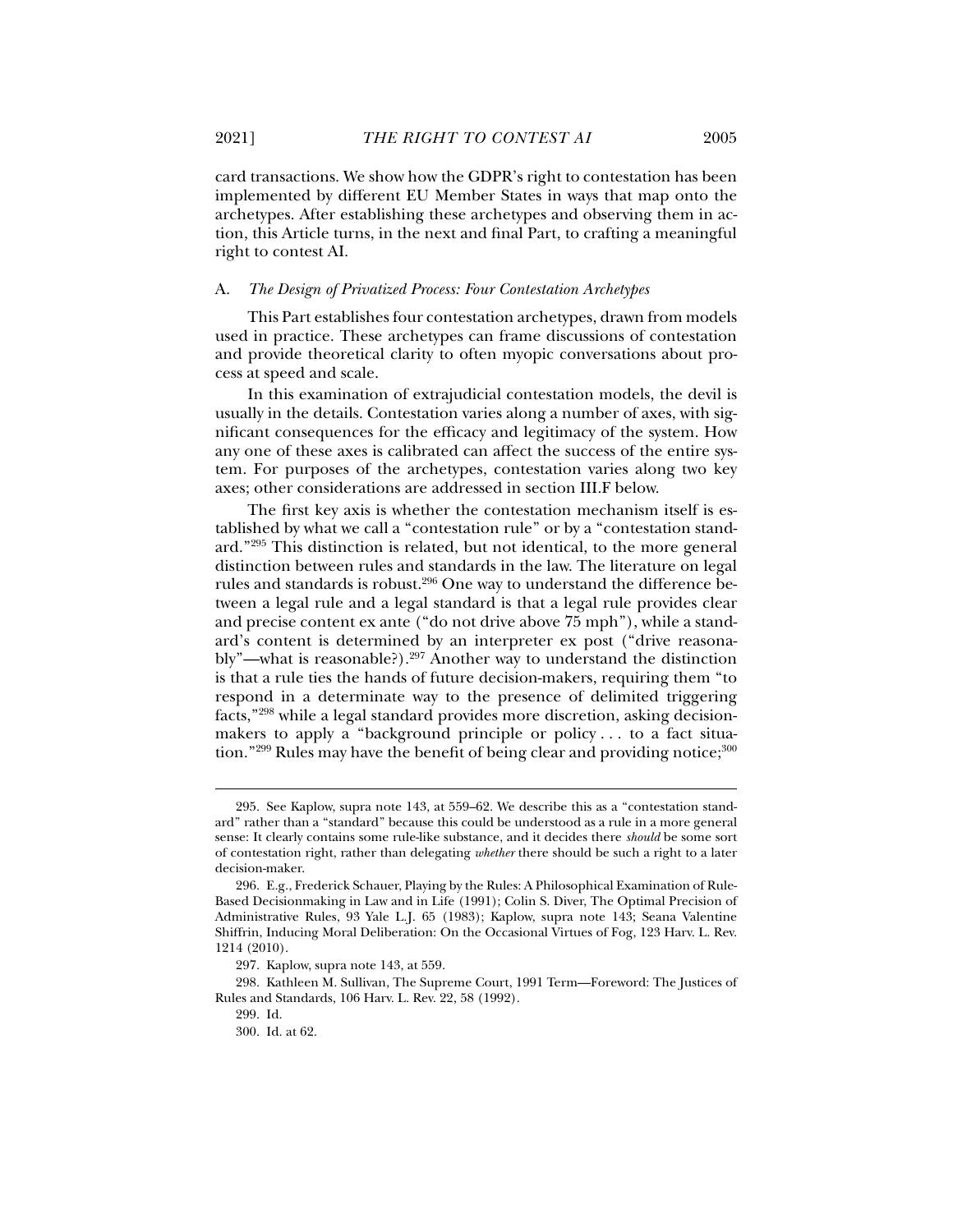card transactions. We show how the GDPR's right to contestation has been implemented by different EU Member States in ways that map onto the archetypes. After establishing these archetypes and observing them in action, this Article turns, in the next and final Part, to crafting a meaningful right to contest AI.

### A. *The Design of Privatized Process: Four Contestation Archetypes*

This Part establishes four contestation archetypes, drawn from models used in practice. These archetypes can frame discussions of contestation and provide theoretical clarity to often myopic conversations about process at speed and scale.

In this examination of extrajudicial contestation models, the devil is usually in the details. Contestation varies along a number of axes, with significant consequences for the efficacy and legitimacy of the system. How any one of these axes is calibrated can affect the success of the entire system. For purposes of the archetypes, contestation varies along two key axes; other considerations are addressed in section III.F below.

The first key axis is whether the contestation mechanism itself is established by what we call a "contestation rule" or by a "contestation standard."[295] This distinction is related, but not identical, to the more general distinction between rules and standards in the law. The literature on legal rules and standards is robust.[296] One way to understand the difference between a legal rule and a legal standard is that a legal rule provides clear and precise content ex ante ("do not drive above 75 mph"), while a standard's content is determined by an interpreter ex post ("drive reasonably"—what is reasonable?).[297] Another way to understand the distinction is that a rule ties the hands of future decision-makers, requiring them "to respond in a determinate way to the presence of delimited triggering facts,"[298] while a legal standard provides more discretion, asking decision-makers to apply a "background principle or policy . . . to a fact situation."[299] Rules may have the benefit of being clear and providing notice;[300]

---

295. See Kaplow, supra note 143, at 559–62. We describe this as a "contestation standard" rather than a "standard" because this could be understood as a rule in a more general sense: It clearly contains some rule-like substance, and it decides there *should* be some sort of contestation right, rather than delegating *whether* there should be such a right to a later decision-maker.

296. E.g., Frederick Schauer, Playing by the Rules: A Philosophical Examination of Rule-Based Decisionmaking in Law and in Life (1991); Colin S. Diver, The Optimal Precision of Administrative Rules, 93 Yale L.J. 65 (1983); Kaplow, supra note 143; Seana Valentine Shiffrin, Inducing Moral Deliberation: On the Occasional Virtues of Fog, 123 Harv. L. Rev. 1214 (2010).

297. Kaplow, supra note 143, at 559.

298. Kathleen M. Sullivan, The Supreme Court, 1991 Term—Foreword: The Justices of Rules and Standards, 106 Harv. L. Rev. 22, 58 (1992).

299. Id.

300. Id. at 62.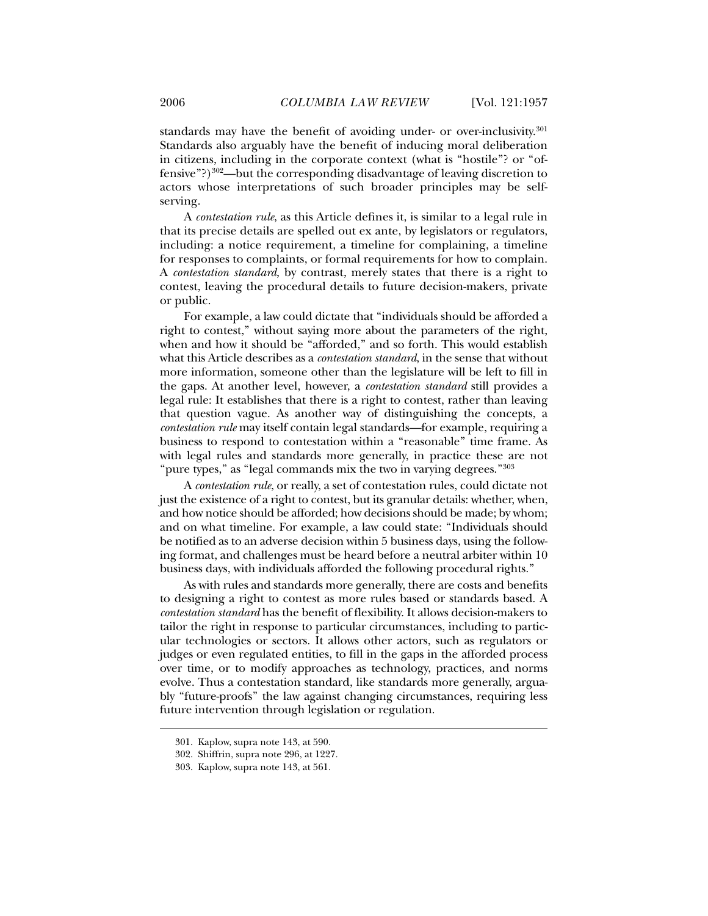standards may have the benefit of avoiding under- or over-inclusivity.[301] Standards also arguably have the benefit of inducing moral deliberation in citizens, including in the corporate context (what is "hostile"? or "offensive"?)[302]—but the corresponding disadvantage of leaving discretion to actors whose interpretations of such broader principles may be self-serving.

A *contestation rule*, as this Article defines it, is similar to a legal rule in that its precise details are spelled out ex ante, by legislators or regulators, including: a notice requirement, a timeline for complaining, a timeline for responses to complaints, or formal requirements for how to complain. A *contestation standard*, by contrast, merely states that there is a right to contest, leaving the procedural details to future decision-makers, private or public.

For example, a law could dictate that "individuals should be afforded a right to contest," without saying more about the parameters of the right, when and how it should be "afforded," and so forth. This would establish what this Article describes as a *contestation standard*, in the sense that without more information, someone other than the legislature will be left to fill in the gaps. At another level, however, a *contestation standard* still provides a legal rule: It establishes that there is a right to contest, rather than leaving that question vague. As another way of distinguishing the concepts, a *contestation rule* may itself contain legal standards—for example, requiring a business to respond to contestation within a "reasonable" time frame. As with legal rules and standards more generally, in practice these are not "pure types," as "legal commands mix the two in varying degrees."[303]

A *contestation rule*, or really, a set of contestation rules, could dictate not just the existence of a right to contest, but its granular details: whether, when, and how notice should be afforded; how decisions should be made; by whom; and on what timeline. For example, a law could state: "Individuals should be notified as to an adverse decision within 5 business days, using the following format, and challenges must be heard before a neutral arbiter within 10 business days, with individuals afforded the following procedural rights."

As with rules and standards more generally, there are costs and benefits to designing a right to contest as more rules based or standards based. A *contestation standard* has the benefit of flexibility. It allows decision-makers to tailor the right in response to particular circumstances, including to particular technologies or sectors. It allows other actors, such as regulators or judges or even regulated entities, to fill in the gaps in the afforded process over time, or to modify approaches as technology, practices, and norms evolve. Thus a contestation standard, like standards more generally, arguably "future-proofs" the law against changing circumstances, requiring less future intervention through legislation or regulation.

---

301. Kaplow, supra note 143, at 590.

302. Shiffrin, supra note 296, at 1227.

303. Kaplow, supra note 143, at 561.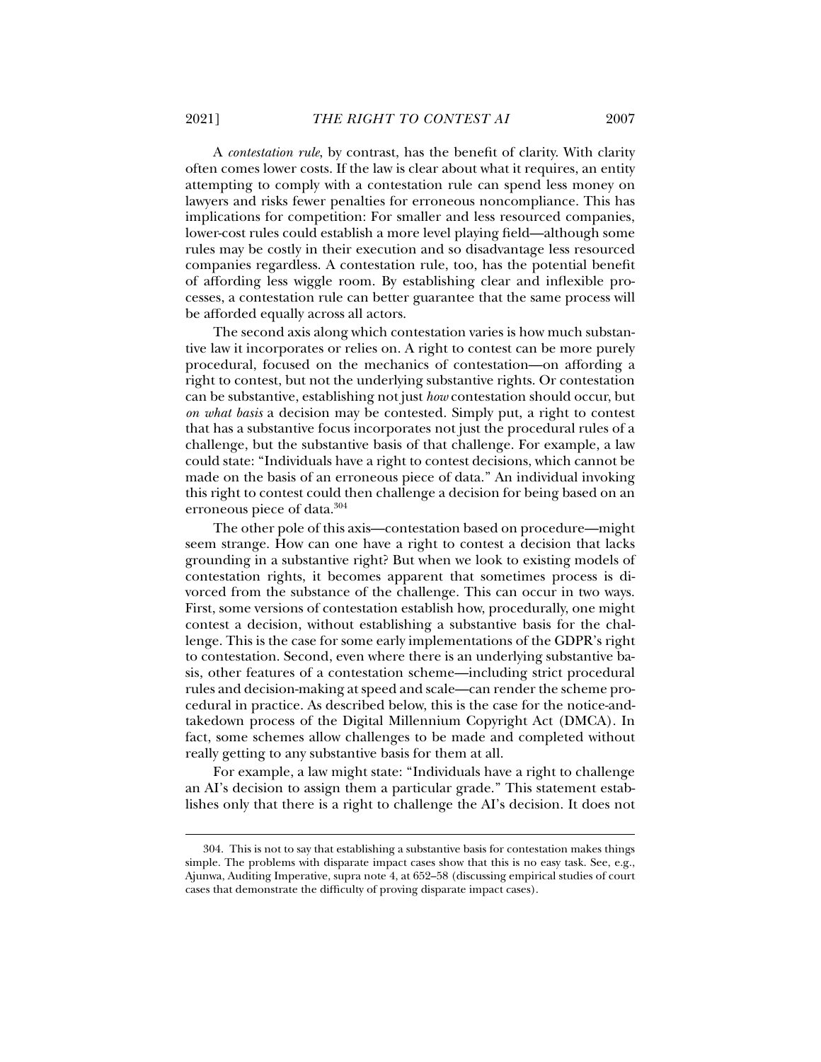A *contestation rule*, by contrast, has the benefit of clarity. With clarity often comes lower costs. If the law is clear about what it requires, an entity attempting to comply with a contestation rule can spend less money on lawyers and risks fewer penalties for erroneous noncompliance. This has implications for competition: For smaller and less resourced companies, lower-cost rules could establish a more level playing field—although some rules may be costly in their execution and so disadvantage less resourced companies regardless. A contestation rule, too, has the potential benefit of affording less wiggle room. By establishing clear and inflexible processes, a contestation rule can better guarantee that the same process will be afforded equally across all actors.

The second axis along which contestation varies is how much substantive law it incorporates or relies on. A right to contest can be more purely procedural, focused on the mechanics of contestation—on affording a right to contest, but not the underlying substantive rights. Or contestation can be substantive, establishing not just *how* contestation should occur, but *on what basis* a decision may be contested. Simply put, a right to contest that has a substantive focus incorporates not just the procedural rules of a challenge, but the substantive basis of that challenge. For example, a law could state: "Individuals have a right to contest decisions, which cannot be made on the basis of an erroneous piece of data." An individual invoking this right to contest could then challenge a decision for being based on an erroneous piece of data.[304]

The other pole of this axis—contestation based on procedure—might seem strange. How can one have a right to contest a decision that lacks grounding in a substantive right? But when we look to existing models of contestation rights, it becomes apparent that sometimes process is divorced from the substance of the challenge. This can occur in two ways. First, some versions of contestation establish how, procedurally, one might contest a decision, without establishing a substantive basis for the challenge. This is the case for some early implementations of the GDPR's right to contestation. Second, even where there is an underlying substantive basis, other features of a contestation scheme—including strict procedural rules and decision-making at speed and scale—can render the scheme procedural in practice. As described below, this is the case for the notice-and-takedown process of the Digital Millennium Copyright Act (DMCA). In fact, some schemes allow challenges to be made and completed without really getting to any substantive basis for them at all.

For example, a law might state: "Individuals have a right to challenge an AI's decision to assign them a particular grade." This statement establishes only that there is a right to challenge the AI's decision. It does not

---

304. This is not to say that establishing a substantive basis for contestation makes things simple. The problems with disparate impact cases show that this is no easy task. See, e.g., Ajunwa, Auditing Imperative, supra note 4, at 652–58 (discussing empirical studies of court cases that demonstrate the difficulty of proving disparate impact cases).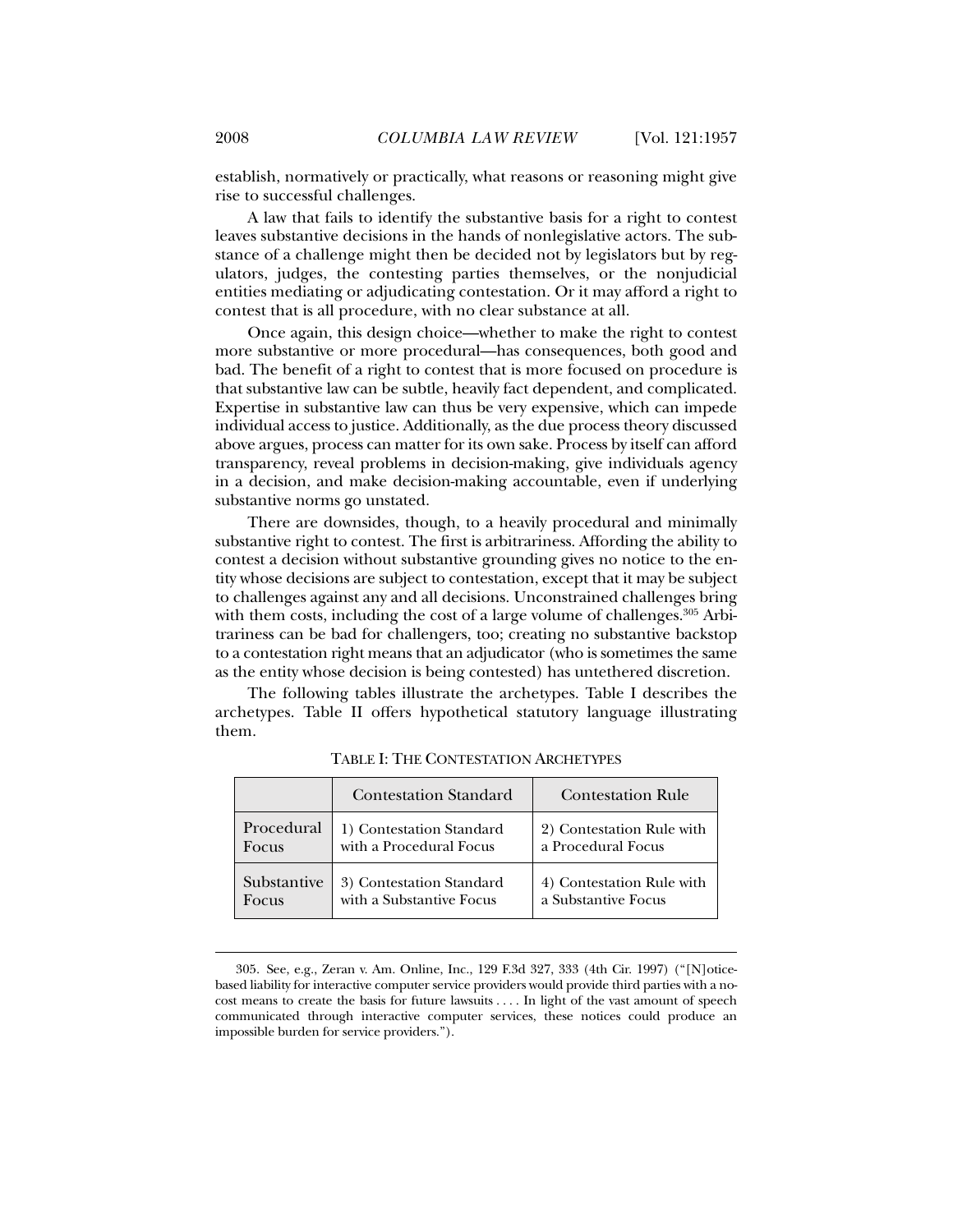establish, normatively or practically, what reasons or reasoning might give rise to successful challenges.

A law that fails to identify the substantive basis for a right to contest leaves substantive decisions in the hands of nonlegislative actors. The substance of a challenge might then be decided not by legislators but by regulators, judges, the contesting parties themselves, or the nonjudicial entities mediating or adjudicating contestation. Or it may afford a right to contest that is all procedure, with no clear substance at all.

Once again, this design choice—whether to make the right to contest more substantive or more procedural—has consequences, both good and bad. The benefit of a right to contest that is more focused on procedure is that substantive law can be subtle, heavily fact dependent, and complicated. Expertise in substantive law can thus be very expensive, which can impede individual access to justice. Additionally, as the due process theory discussed above argues, process can matter for its own sake. Process by itself can afford transparency, reveal problems in decision-making, give individuals agency in a decision, and make decision-making accountable, even if underlying substantive norms go unstated.

There are downsides, though, to a heavily procedural and minimally substantive right to contest. The first is arbitrariness. Affording the ability to contest a decision without substantive grounding gives no notice to the entity whose decisions are subject to contestation, except that it may be subject to challenges against any and all decisions. Unconstrained challenges bring with them costs, including the cost of a large volume of challenges.[305] Arbitrariness can be bad for challengers, too; creating no substantive backstop to a contestation right means that an adjudicator (who is sometimes the same as the entity whose decision is being contested) has untethered discretion.

The following tables illustrate the archetypes. Table I describes the archetypes. Table II offers hypothetical statutory language illustrating them.

TABLE I: THE CONTESTATION ARCHETYPES

| | Contestation Standard | Contestation Rule |
|---|---|---|
| Procedural Focus | 1) Contestation Standard with a Procedural Focus | 2) Contestation Rule with a Procedural Focus |
| Substantive Focus | 3) Contestation Standard with a Substantive Focus | 4) Contestation Rule with a Substantive Focus |

305. See, e.g., Zeran v. Am. Online, Inc., 129 F.3d 327, 333 (4th Cir. 1997) ("[N]otice-based liability for interactive computer service providers would provide third parties with a no-cost means to create the basis for future lawsuits . . . . In light of the vast amount of speech communicated through interactive computer services, these notices could produce an impossible burden for service providers.").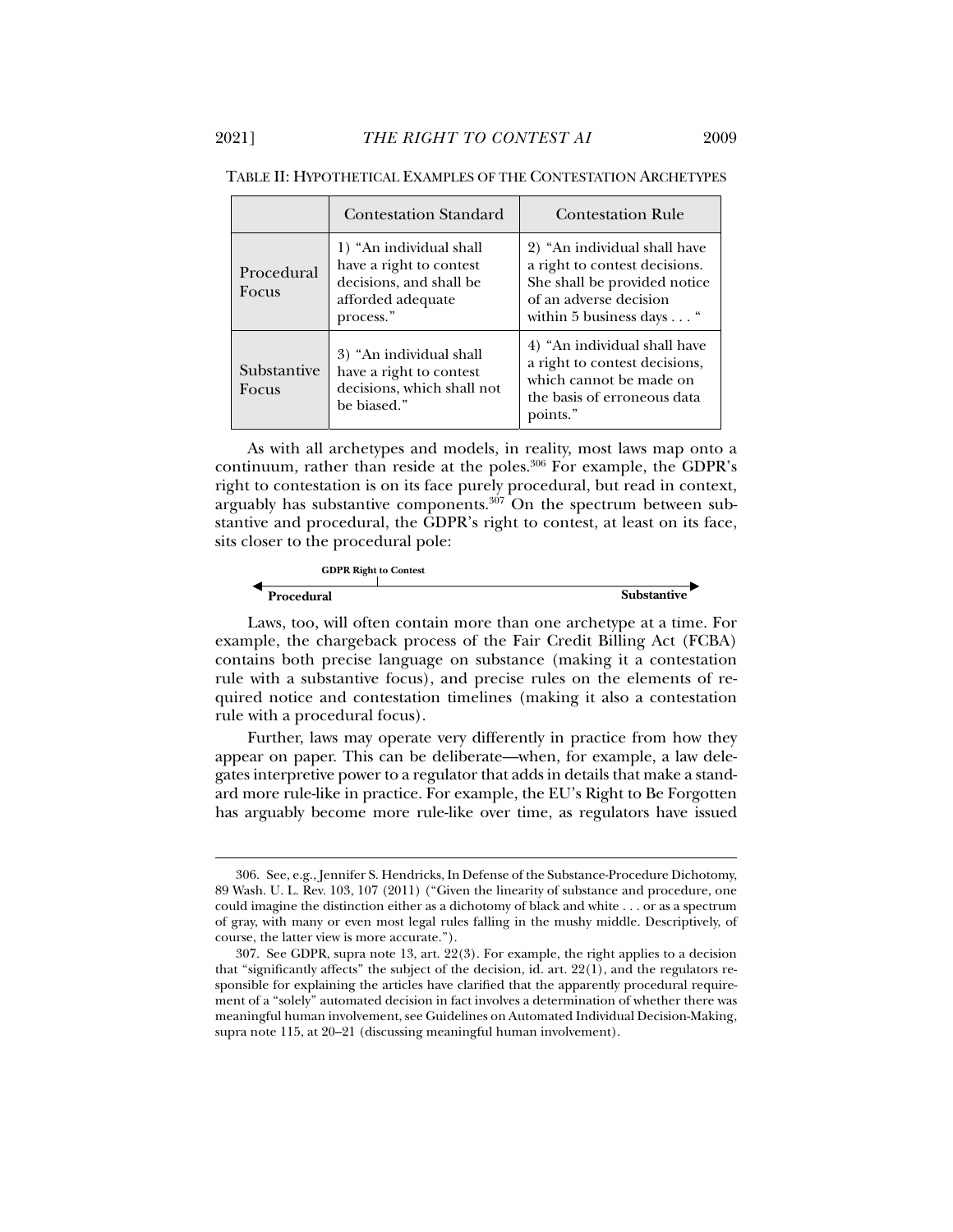TABLE II: HYPOTHETICAL EXAMPLES OF THE CONTESTATION ARCHETYPES

| | Contestation Standard | Contestation Rule |
|---|---|---|
| Procedural Focus | 1) "An individual shall have a right to contest decisions, and shall be afforded adequate process." | 2) "An individual shall have a right to contest decisions. She shall be provided notice of an adverse decision within 5 business days . . . " |
| Substantive Focus | 3) "An individual shall have a right to contest decisions, which shall not be biased." | 4) "An individual shall have a right to contest decisions, which cannot be made on the basis of erroneous data points." |

As with all archetypes and models, in reality, most laws map onto a continuum, rather than reside at the poles.[306] For example, the GDPR's right to contestation is on its face purely procedural, but read in context, arguably has substantive components.[307] On the spectrum between substantive and procedural, the GDPR's right to contest, at least on its face, sits closer to the procedural pole:

**GDPR Right to Contest**

**Procedural** ◄——————————————————————► **Substantive**

Laws, too, will often contain more than one archetype at a time. For example, the chargeback process of the Fair Credit Billing Act (FCBA) contains both precise language on substance (making it a contestation rule with a substantive focus), and precise rules on the elements of required notice and contestation timelines (making it also a contestation rule with a procedural focus).

Further, laws may operate very differently in practice from how they appear on paper. This can be deliberate—when, for example, a law delegates interpretive power to a regulator that adds in details that make a standard more rule-like in practice. For example, the EU's Right to Be Forgotten has arguably become more rule-like over time, as regulators have issued

---

306. See, e.g., Jennifer S. Hendricks, In Defense of the Substance-Procedure Dichotomy, 89 Wash. U. L. Rev. 103, 107 (2011) ("Given the linearity of substance and procedure, one could imagine the distinction either as a dichotomy of black and white . . . or as a spectrum of gray, with many or even most legal rules falling in the mushy middle. Descriptively, of course, the latter view is more accurate.").

307. See GDPR, supra note 13, art. 22(3). For example, the right applies to a decision that "significantly affects" the subject of the decision, id. art. 22(1), and the regulators responsible for explaining the articles have clarified that the apparently procedural requirement of a "solely" automated decision in fact involves a determination of whether there was meaningful human involvement, see Guidelines on Automated Individual Decision-Making, supra note 115, at 20–21 (discussing meaningful human involvement).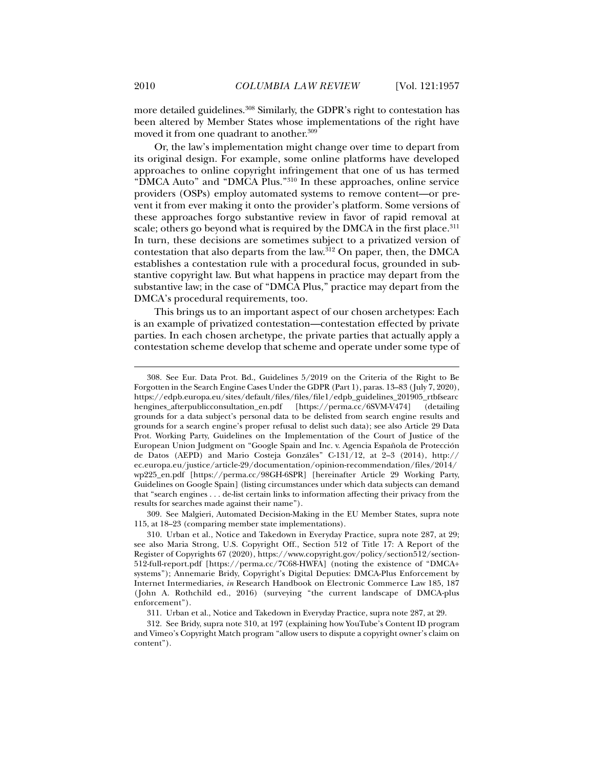more detailed guidelines.[308] Similarly, the GDPR's right to contestation has been altered by Member States whose implementations of the right have moved it from one quadrant to another.[309]

Or, the law's implementation might change over time to depart from its original design. For example, some online platforms have developed approaches to online copyright infringement that one of us has termed "DMCA Auto" and "DMCA Plus."[310] In these approaches, online service providers (OSPs) employ automated systems to remove content—or prevent it from ever making it onto the provider's platform. Some versions of these approaches forgo substantive review in favor of rapid removal at scale; others go beyond what is required by the DMCA in the first place.[311] In turn, these decisions are sometimes subject to a privatized version of contestation that also departs from the law.[312] On paper, then, the DMCA establishes a contestation rule with a procedural focus, grounded in substantive copyright law. But what happens in practice may depart from the substantive law; in the case of "DMCA Plus," practice may depart from the DMCA's procedural requirements, too.

This brings us to an important aspect of our chosen archetypes: Each is an example of privatized contestation—contestation effected by private parties. In each chosen archetype, the private parties that actually apply a contestation scheme develop that scheme and operate under some type of

---

308. See Eur. Data Prot. Bd., Guidelines 5/2019 on the Criteria of the Right to Be Forgotten in the Search Engine Cases Under the GDPR (Part 1), paras. 13–83 (July 7, 2020), https://edpb.europa.eu/sites/default/files/files/file1/edpb_guidelines_201905_rtbfsearchengines_afterpublicconsultation_en.pdf [https://perma.cc/6SVM-V474] (detailing grounds for a data subject's personal data to be delisted from search engine results and grounds for a search engine's proper refusal to delist such data); see also Article 29 Data Prot. Working Party, Guidelines on the Implementation of the Court of Justice of the European Union Judgment on "Google Spain and Inc. v. Agencia Española de Protección de Datos (AEPD) and Mario Costeja Gonzáles" C-131/12, at 2–3 (2014), http://ec.europa.eu/justice/article-29/documentation/opinion-recommendation/files/2014/wp225_en.pdf [https://perma.cc/98GH-6SPR] [hereinafter Article 29 Working Party, Guidelines on Google Spain] (listing circumstances under which data subjects can demand that "search engines . . . de-list certain links to information affecting their privacy from the results for searches made against their name").

309. See Malgieri, Automated Decision-Making in the EU Member States, supra note 115, at 18–23 (comparing member state implementations).

310. Urban et al., Notice and Takedown in Everyday Practice, supra note 287, at 29; see also Maria Strong, U.S. Copyright Off., Section 512 of Title 17: A Report of the Register of Copyrights 67 (2020), https://www.copyright.gov/policy/section512/section-512-full-report.pdf [https://perma.cc/7C68-HWFA] (noting the existence of "DMCA+ systems"); Annemarie Bridy, Copyright's Digital Deputies: DMCA-Plus Enforcement by Internet Intermediaries, *in* Research Handbook on Electronic Commerce Law 185, 187 (John A. Rothchild ed., 2016) (surveying "the current landscape of DMCA-plus enforcement").

311. Urban et al., Notice and Takedown in Everyday Practice, supra note 287, at 29.

312. See Bridy, supra note 310, at 197 (explaining how YouTube's Content ID program and Vimeo's Copyright Match program "allow users to dispute a copyright owner's claim on content").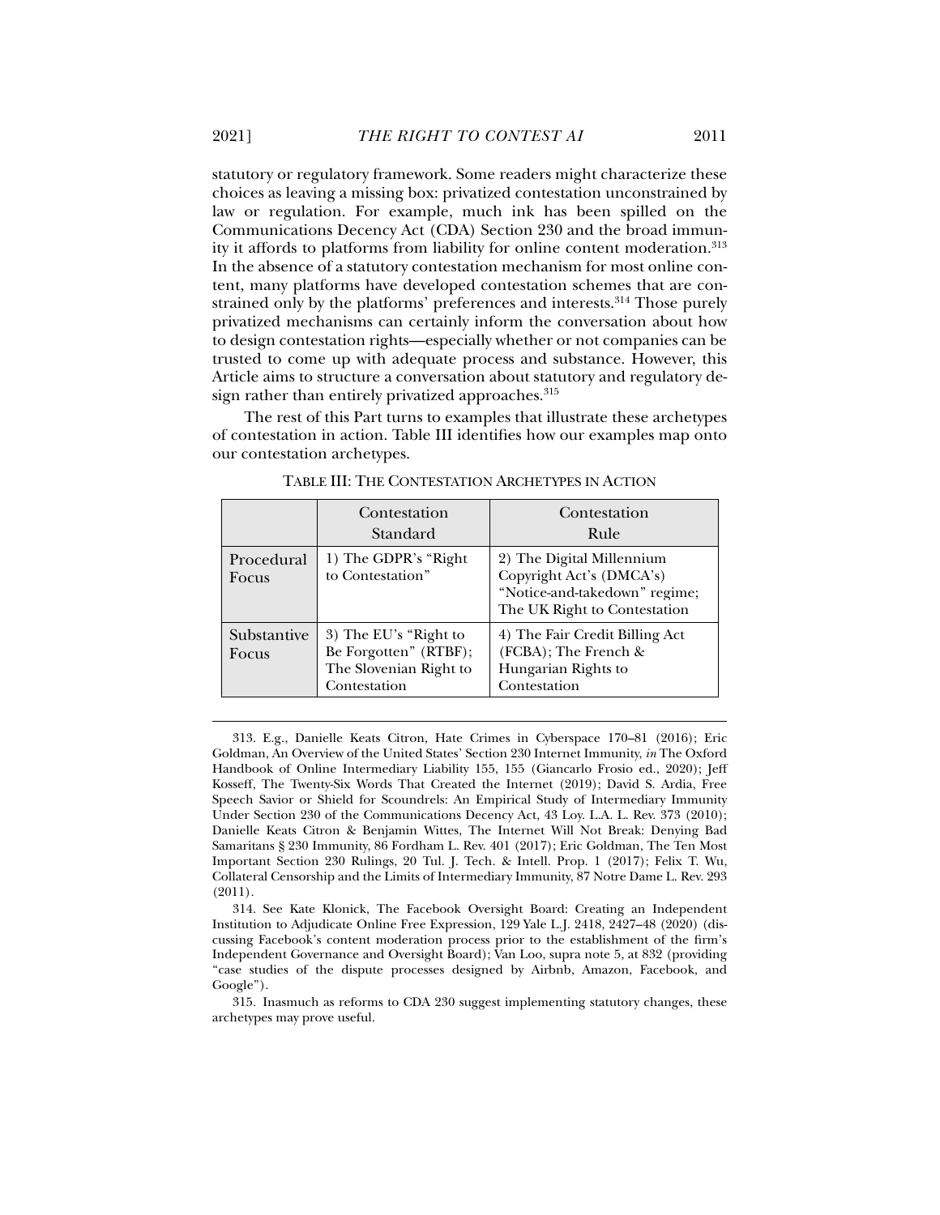statutory or regulatory framework. Some readers might characterize these choices as leaving a missing box: privatized contestation unconstrained by law or regulation. For example, much ink has been spilled on the Communications Decency Act (CDA) Section 230 and the broad immunity it affords to platforms from liability for online content moderation.[313] In the absence of a statutory contestation mechanism for most online content, many platforms have developed contestation schemes that are constrained only by the platforms' preferences and interests.[314] Those purely privatized mechanisms can certainly inform the conversation about how to design contestation rights—especially whether or not companies can be trusted to come up with adequate process and substance. However, this Article aims to structure a conversation about statutory and regulatory design rather than entirely privatized approaches.[315]

The rest of this Part turns to examples that illustrate these archetypes of contestation in action. Table III identifies how our examples map onto our contestation archetypes.

TABLE III: THE CONTESTATION ARCHETYPES IN ACTION

| | Contestation Standard | Contestation Rule |
|---|---|---|
| Procedural Focus | 1) The GDPR's "Right to Contestation" | 2) The Digital Millennium Copyright Act's (DMCA's) "Notice-and-takedown" regime; The UK Right to Contestation |
| Substantive Focus | 3) The EU's "Right to Be Forgotten" (RTBF); The Slovenian Right to Contestation | 4) The Fair Credit Billing Act (FCBA); The French & Hungarian Rights to Contestation |

313. E.g., Danielle Keats Citron, Hate Crimes in Cyberspace 170–81 (2016); Eric Goldman, An Overview of the United States' Section 230 Internet Immunity, *in* The Oxford Handbook of Online Intermediary Liability 155, 155 (Giancarlo Frosio ed., 2020); Jeff Kosseff, The Twenty-Six Words That Created the Internet (2019); David S. Ardia, Free Speech Savior or Shield for Scoundrels: An Empirical Study of Intermediary Immunity Under Section 230 of the Communications Decency Act, 43 Loy. L.A. L. Rev. 373 (2010); Danielle Keats Citron & Benjamin Wittes, The Internet Will Not Break: Denying Bad Samaritans § 230 Immunity, 86 Fordham L. Rev. 401 (2017); Eric Goldman, The Ten Most Important Section 230 Rulings, 20 Tul. J. Tech. & Intell. Prop. 1 (2017); Felix T. Wu, Collateral Censorship and the Limits of Intermediary Immunity, 87 Notre Dame L. Rev. 293 (2011).

314. See Kate Klonick, The Facebook Oversight Board: Creating an Independent Institution to Adjudicate Online Free Expression, 129 Yale L.J. 2418, 2427–48 (2020) (discussing Facebook's content moderation process prior to the establishment of the firm's Independent Governance and Oversight Board); Van Loo, supra note 5, at 832 (providing "case studies of the dispute processes designed by Airbnb, Amazon, Facebook, and Google").

315. Inasmuch as reforms to CDA 230 suggest implementing statutory changes, these archetypes may prove useful.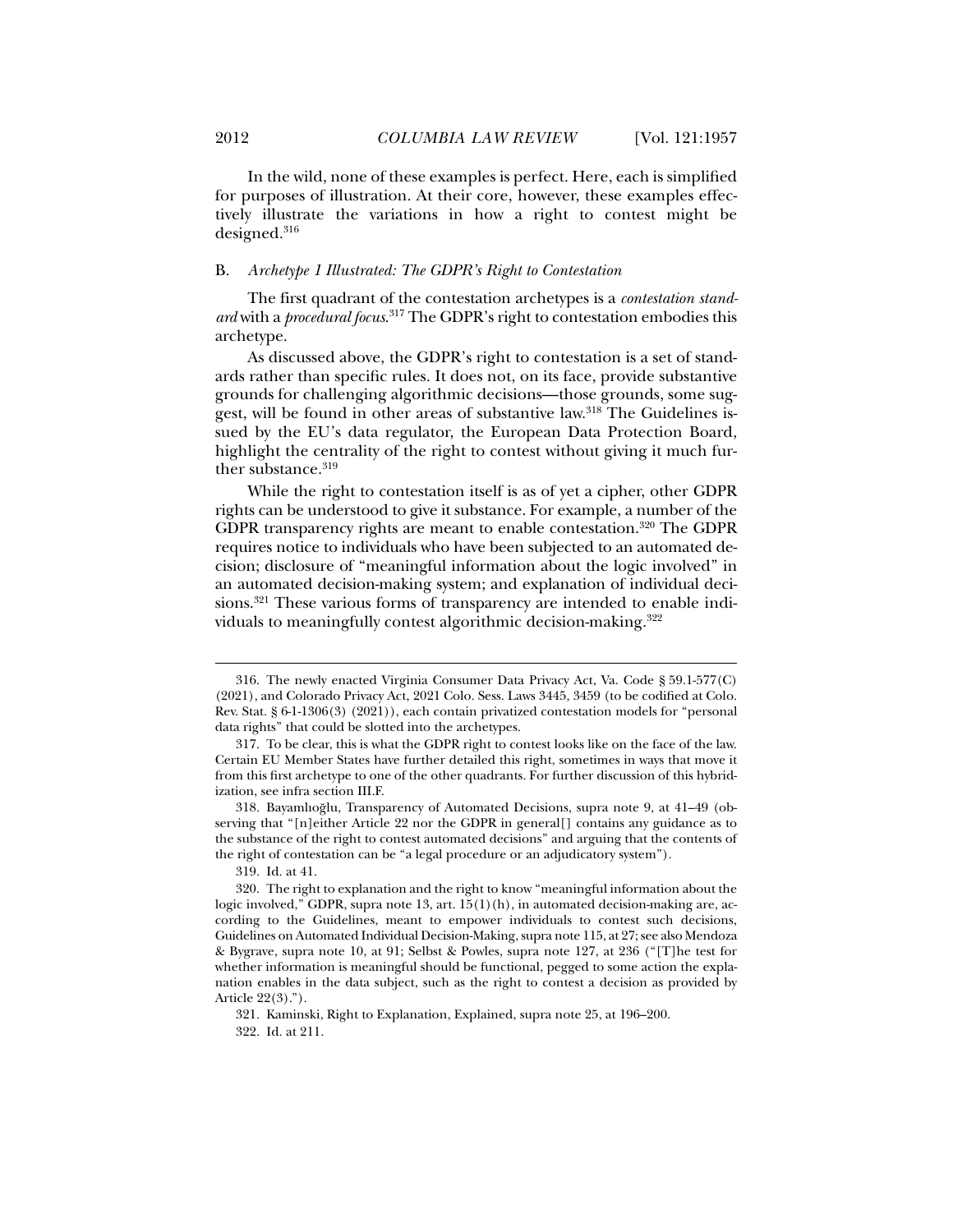In the wild, none of these examples is perfect. Here, each is simplified for purposes of illustration. At their core, however, these examples effectively illustrate the variations in how a right to contest might be designed.[316]

### B. *Archetype 1 Illustrated: The GDPR's Right to Contestation*

The first quadrant of the contestation archetypes is a *contestation standard* with a *procedural focus*.[317] The GDPR's right to contestation embodies this archetype.

As discussed above, the GDPR's right to contestation is a set of standards rather than specific rules. It does not, on its face, provide substantive grounds for challenging algorithmic decisions—those grounds, some suggest, will be found in other areas of substantive law.[318] The Guidelines issued by the EU's data regulator, the European Data Protection Board, highlight the centrality of the right to contest without giving it much further substance.[319]

While the right to contestation itself is as of yet a cipher, other GDPR rights can be understood to give it substance. For example, a number of the GDPR transparency rights are meant to enable contestation.[320] The GDPR requires notice to individuals who have been subjected to an automated decision; disclosure of "meaningful information about the logic involved" in an automated decision-making system; and explanation of individual decisions.[321] These various forms of transparency are intended to enable individuals to meaningfully contest algorithmic decision-making.[322]

---

316. The newly enacted Virginia Consumer Data Privacy Act, Va. Code § 59.1-577(C) (2021), and Colorado Privacy Act, 2021 Colo. Sess. Laws 3445, 3459 (to be codified at Colo. Rev. Stat. § 6-1-1306(3) (2021)), each contain privatized contestation models for "personal data rights" that could be slotted into the archetypes.

317. To be clear, this is what the GDPR right to contest looks like on the face of the law. Certain EU Member States have further detailed this right, sometimes in ways that move it from this first archetype to one of the other quadrants. For further discussion of this hybridization, see infra section III.F.

318. Bayamlıoğlu, Transparency of Automated Decisions, supra note 9, at 41–49 (observing that "[n]either Article 22 nor the GDPR in general[] contains any guidance as to the substance of the right to contest automated decisions" and arguing that the contents of the right of contestation can be "a legal procedure or an adjudicatory system").

319. Id. at 41.

320. The right to explanation and the right to know "meaningful information about the logic involved," GDPR, supra note 13, art. 15(1)(h), in automated decision-making are, according to the Guidelines, meant to empower individuals to contest such decisions, Guidelines on Automated Individual Decision-Making, supra note 115, at 27; see also Mendoza & Bygrave, supra note 10, at 91; Selbst & Powles, supra note 127, at 236 ("[T]he test for whether information is meaningful should be functional, pegged to some action the explanation enables in the data subject, such as the right to contest a decision as provided by Article 22(3).").

321. Kaminski, Right to Explanation, Explained, supra note 25, at 196–200.

322. Id. at 211.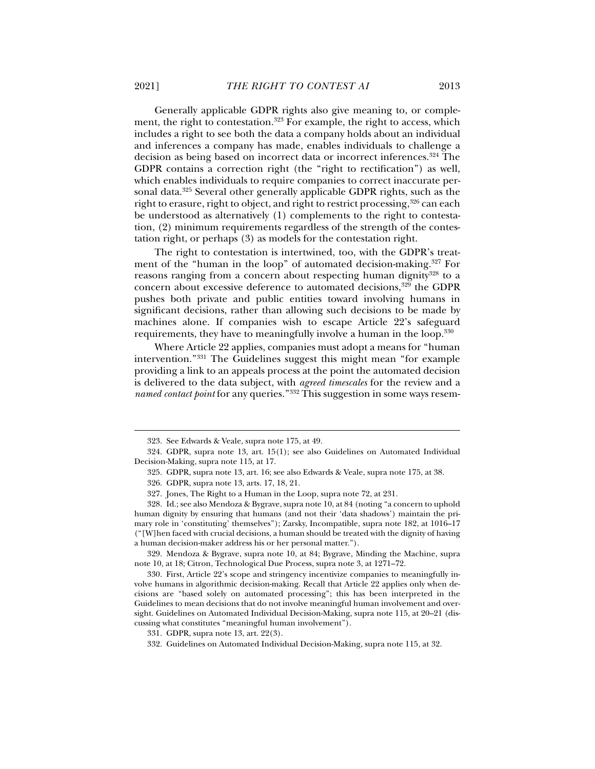Generally applicable GDPR rights also give meaning to, or complement, the right to contestation.[323] For example, the right to access, which includes a right to see both the data a company holds about an individual and inferences a company has made, enables individuals to challenge a decision as being based on incorrect data or incorrect inferences.[324] The GDPR contains a correction right (the "right to rectification") as well, which enables individuals to require companies to correct inaccurate personal data.[325] Several other generally applicable GDPR rights, such as the right to erasure, right to object, and right to restrict processing,[326] can each be understood as alternatively (1) complements to the right to contestation, (2) minimum requirements regardless of the strength of the contestation right, or perhaps (3) as models for the contestation right.

The right to contestation is intertwined, too, with the GDPR's treatment of the "human in the loop" of automated decision-making.[327] For reasons ranging from a concern about respecting human dignity[328] to a concern about excessive deference to automated decisions,[329] the GDPR pushes both private and public entities toward involving humans in significant decisions, rather than allowing such decisions to be made by machines alone. If companies wish to escape Article 22's safeguard requirements, they have to meaningfully involve a human in the loop.[330]

Where Article 22 applies, companies must adopt a means for "human intervention."[331] The Guidelines suggest this might mean "for example providing a link to an appeals process at the point the automated decision is delivered to the data subject, with *agreed timescales* for the review and a *named contact point* for any queries."[332] This suggestion in some ways resem-

---

323. See Edwards & Veale, supra note 175, at 49.

324. GDPR, supra note 13, art. 15(1); see also Guidelines on Automated Individual Decision-Making, supra note 115, at 17.

325. GDPR, supra note 13, art. 16; see also Edwards & Veale, supra note 175, at 38.

326. GDPR, supra note 13, arts. 17, 18, 21.

327. Jones, The Right to a Human in the Loop, supra note 72, at 231.

328. Id.; see also Mendoza & Bygrave, supra note 10, at 84 (noting "a concern to uphold human dignity by ensuring that humans (and not their 'data shadows') maintain the primary role in 'constituting' themselves"); Zarsky, Incompatible, supra note 182, at 1016–17 ("[W]hen faced with crucial decisions, a human should be treated with the dignity of having a human decision-maker address his or her personal matter.").

329. Mendoza & Bygrave, supra note 10, at 84; Bygrave, Minding the Machine, supra note 10, at 18; Citron, Technological Due Process, supra note 3, at 1271–72.

330. First, Article 22's scope and stringency incentivize companies to meaningfully involve humans in algorithmic decision-making. Recall that Article 22 applies only when decisions are "based solely on automated processing"; this has been interpreted in the Guidelines to mean decisions that do not involve meaningful human involvement and oversight. Guidelines on Automated Individual Decision-Making, supra note 115, at 20–21 (discussing what constitutes "meaningful human involvement").

331. GDPR, supra note 13, art. 22(3).

332. Guidelines on Automated Individual Decision-Making, supra note 115, at 32.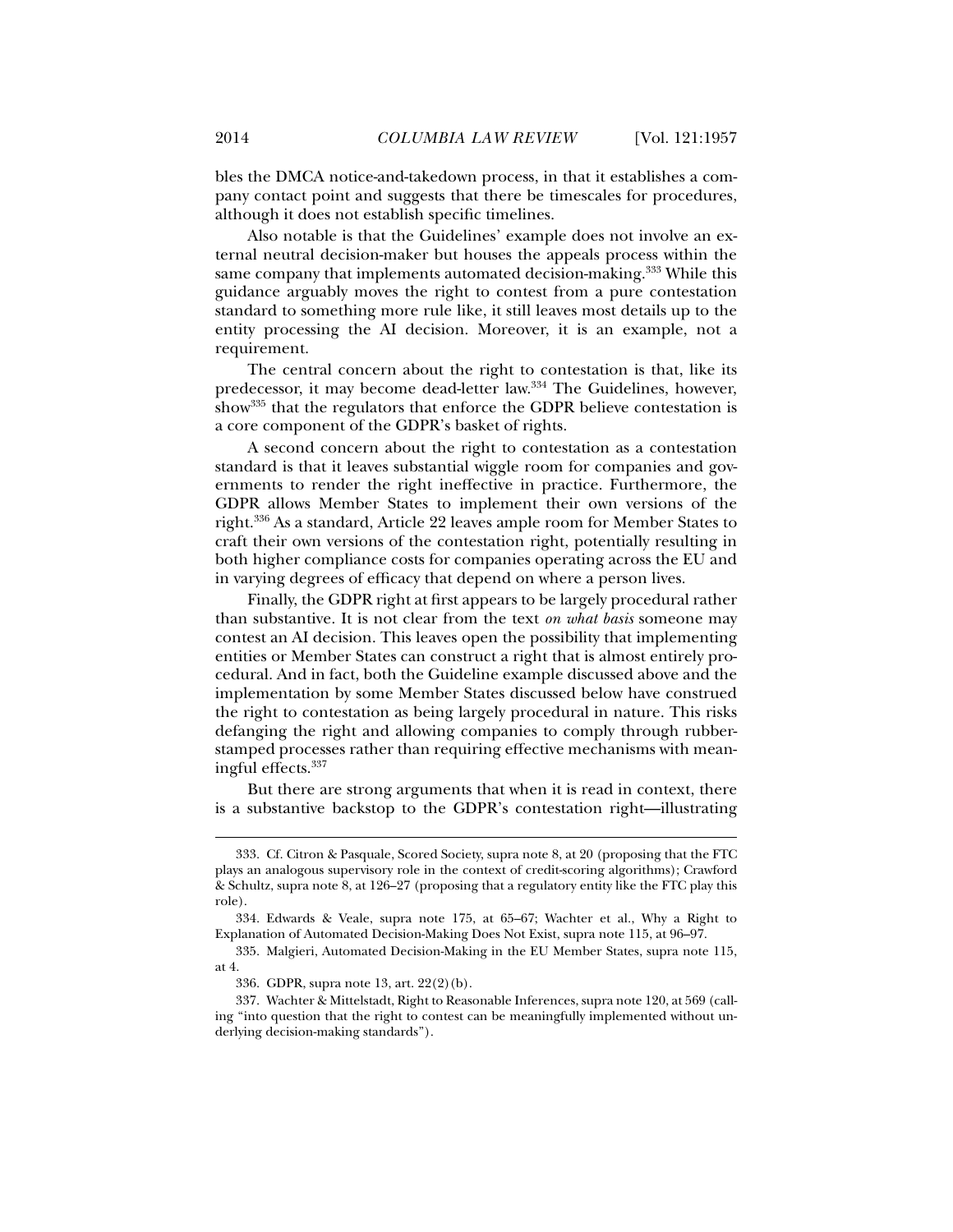bles the DMCA notice-and-takedown process, in that it establishes a company contact point and suggests that there be timescales for procedures, although it does not establish specific timelines.

Also notable is that the Guidelines' example does not involve an external neutral decision-maker but houses the appeals process within the same company that implements automated decision-making.[333] While this guidance arguably moves the right to contest from a pure contestation standard to something more rule like, it still leaves most details up to the entity processing the AI decision. Moreover, it is an example, not a requirement.

The central concern about the right to contestation is that, like its predecessor, it may become dead-letter law.[334] The Guidelines, however, show[335] that the regulators that enforce the GDPR believe contestation is a core component of the GDPR's basket of rights.

A second concern about the right to contestation as a contestation standard is that it leaves substantial wiggle room for companies and governments to render the right ineffective in practice. Furthermore, the GDPR allows Member States to implement their own versions of the right.[336] As a standard, Article 22 leaves ample room for Member States to craft their own versions of the contestation right, potentially resulting in both higher compliance costs for companies operating across the EU and in varying degrees of efficacy that depend on where a person lives.

Finally, the GDPR right at first appears to be largely procedural rather than substantive. It is not clear from the text *on what basis* someone may contest an AI decision. This leaves open the possibility that implementing entities or Member States can construct a right that is almost entirely procedural. And in fact, both the Guideline example discussed above and the implementation by some Member States discussed below have construed the right to contestation as being largely procedural in nature. This risks defanging the right and allowing companies to comply through rubber-stamped processes rather than requiring effective mechanisms with meaningful effects.[337]

But there are strong arguments that when it is read in context, there is a substantive backstop to the GDPR's contestation right—illustrating

---

333. Cf. Citron & Pasquale, Scored Society, supra note 8, at 20 (proposing that the FTC plays an analogous supervisory role in the context of credit-scoring algorithms); Crawford & Schultz, supra note 8, at 126–27 (proposing that a regulatory entity like the FTC play this role).

334. Edwards & Veale, supra note 175, at 65–67; Wachter et al., Why a Right to Explanation of Automated Decision-Making Does Not Exist, supra note 115, at 96–97.

335. Malgieri, Automated Decision-Making in the EU Member States, supra note 115, at 4.

336. GDPR, supra note 13, art. 22(2)(b).

337. Wachter & Mittelstadt, Right to Reasonable Inferences, supra note 120, at 569 (calling "into question that the right to contest can be meaningfully implemented without underlying decision-making standards").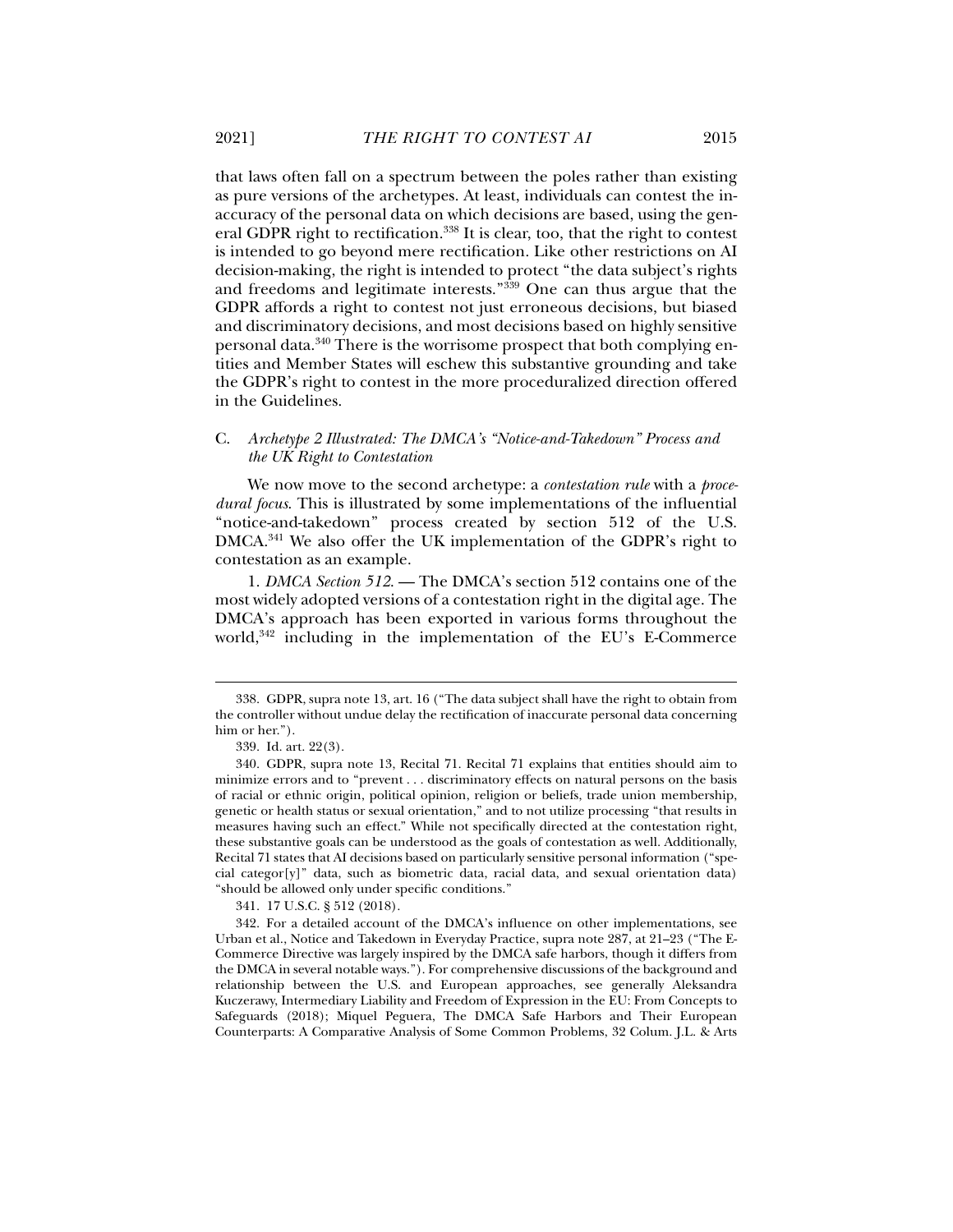that laws often fall on a spectrum between the poles rather than existing as pure versions of the archetypes. At least, individuals can contest the inaccuracy of the personal data on which decisions are based, using the general GDPR right to rectification.[338] It is clear, too, that the right to contest is intended to go beyond mere rectification. Like other restrictions on AI decision-making, the right is intended to protect "the data subject's rights and freedoms and legitimate interests."[339] One can thus argue that the GDPR affords a right to contest not just erroneous decisions, but biased and discriminatory decisions, and most decisions based on highly sensitive personal data.[340] There is the worrisome prospect that both complying entities and Member States will eschew this substantive grounding and take the GDPR's right to contest in the more proceduralized direction offered in the Guidelines.

### C. *Archetype 2 Illustrated: The DMCA's "Notice-and-Takedown" Process and the UK Right to Contestation*

We now move to the second archetype: a *contestation rule* with a *procedural focus*. This is illustrated by some implementations of the influential "notice-and-takedown" process created by section 512 of the U.S. DMCA.[341] We also offer the UK implementation of the GDPR's right to contestation as an example.

1. *DMCA Section 512.* — The DMCA's section 512 contains one of the most widely adopted versions of a contestation right in the digital age. The DMCA's approach has been exported in various forms throughout the world,[342] including in the implementation of the EU's E-Commerce

---

338. GDPR, supra note 13, art. 16 ("The data subject shall have the right to obtain from the controller without undue delay the rectification of inaccurate personal data concerning him or her.").

339. Id. art. 22(3).

340. GDPR, supra note 13, Recital 71. Recital 71 explains that entities should aim to minimize errors and to "prevent . . . discriminatory effects on natural persons on the basis of racial or ethnic origin, political opinion, religion or beliefs, trade union membership, genetic or health status or sexual orientation," and to not utilize processing "that results in measures having such an effect." While not specifically directed at the contestation right, these substantive goals can be understood as the goals of contestation as well. Additionally, Recital 71 states that AI decisions based on particularly sensitive personal information ("special categor[y]" data, such as biometric data, racial data, and sexual orientation data) "should be allowed only under specific conditions."

341. 17 U.S.C. § 512 (2018).

342. For a detailed account of the DMCA's influence on other implementations, see Urban et al., Notice and Takedown in Everyday Practice, supra note 287, at 21–23 ("The E-Commerce Directive was largely inspired by the DMCA safe harbors, though it differs from the DMCA in several notable ways."). For comprehensive discussions of the background and relationship between the U.S. and European approaches, see generally Aleksandra Kuczerawy, Intermediary Liability and Freedom of Expression in the EU: From Concepts to Safeguards (2018); Miquel Peguera, The DMCA Safe Harbors and Their European Counterparts: A Comparative Analysis of Some Common Problems, 32 Colum. J.L. & Arts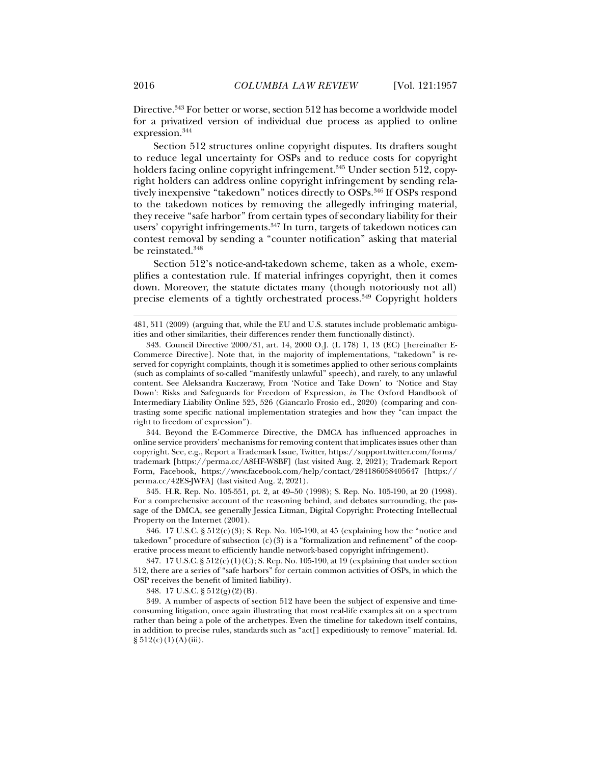Directive.[343] For better or worse, section 512 has become a worldwide model for a privatized version of individual due process as applied to online expression.[344]

Section 512 structures online copyright disputes. Its drafters sought to reduce legal uncertainty for OSPs and to reduce costs for copyright holders facing online copyright infringement.[345] Under section 512, copyright holders can address online copyright infringement by sending relatively inexpensive "takedown" notices directly to OSPs.[346] If OSPs respond to the takedown notices by removing the allegedly infringing material, they receive "safe harbor" from certain types of secondary liability for their users' copyright infringements.[347] In turn, targets of takedown notices can contest removal by sending a "counter notification" asking that material be reinstated.[348]

Section 512's notice-and-takedown scheme, taken as a whole, exemplifies a contestation rule. If material infringes copyright, then it comes down. Moreover, the statute dictates many (though notoriously not all) precise elements of a tightly orchestrated process.[349] Copyright holders

---

481, 511 (2009) (arguing that, while the EU and U.S. statutes include problematic ambiguities and other similarities, their differences render them functionally distinct).

343. Council Directive 2000/31, art. 14, 2000 O.J. (L 178) 1, 13 (EC) [hereinafter E-Commerce Directive]. Note that, in the majority of implementations, "takedown" is reserved for copyright complaints, though it is sometimes applied to other serious complaints (such as complaints of so-called "manifestly unlawful" speech), and rarely, to any unlawful content. See Aleksandra Kuczerawy, From 'Notice and Take Down' to 'Notice and Stay Down': Risks and Safeguards for Freedom of Expression, *in* The Oxford Handbook of Intermediary Liability Online 525, 526 (Giancarlo Frosio ed., 2020) (comparing and contrasting some specific national implementation strategies and how they "can impact the right to freedom of expression").

344. Beyond the E-Commerce Directive, the DMCA has influenced approaches in online service providers' mechanisms for removing content that implicates issues other than copyright. See, e.g., Report a Trademark Issue, Twitter, https://support.twitter.com/forms/trademark [https://perma.cc/A8HF-W8BF] (last visited Aug. 2, 2021); Trademark Report Form, Facebook, https://www.facebook.com/help/contact/284186058405647 [https://perma.cc/42ES-JWFA] (last visited Aug. 2, 2021).

345. H.R. Rep. No. 105-551, pt. 2, at 49–50 (1998); S. Rep. No. 105-190, at 20 (1998). For a comprehensive account of the reasoning behind, and debates surrounding, the passage of the DMCA, see generally Jessica Litman, Digital Copyright: Protecting Intellectual Property on the Internet (2001).

346. 17 U.S.C. § 512(c)(3); S. Rep. No. 105-190, at 45 (explaining how the "notice and takedown" procedure of subsection (c)(3) is a "formalization and refinement" of the cooperative process meant to efficiently handle network-based copyright infringement).

347. 17 U.S.C. § 512(c)(1)(C); S. Rep. No. 105-190, at 19 (explaining that under section 512, there are a series of "safe harbors" for certain common activities of OSPs, in which the OSP receives the benefit of limited liability).

348. 17 U.S.C. § 512(g)(2)(B).

349. A number of aspects of section 512 have been the subject of expensive and time-consuming litigation, once again illustrating that most real-life examples sit on a spectrum rather than being a pole of the archetypes. Even the timeline for takedown itself contains, in addition to precise rules, standards such as "act[] expeditiously to remove" material. Id. § 512(c)(1)(A)(iii).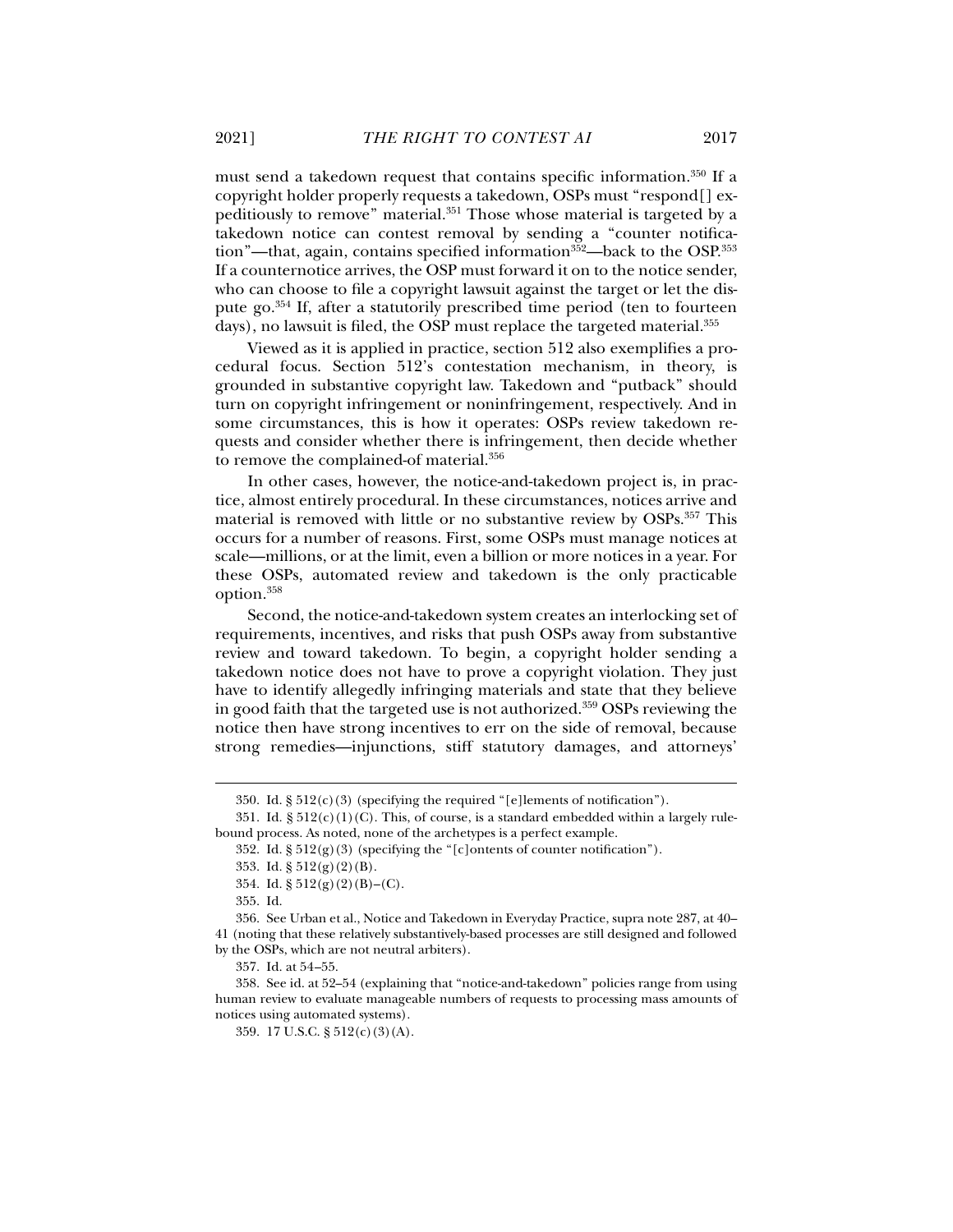must send a takedown request that contains specific information.[350] If a copyright holder properly requests a takedown, OSPs must "respond[] expeditiously to remove" material.[351] Those whose material is targeted by a takedown notice can contest removal by sending a "counter notification"—that, again, contains specified information[352]—back to the OSP.[353] If a counternotice arrives, the OSP must forward it on to the notice sender, who can choose to file a copyright lawsuit against the target or let the dispute go.[354] If, after a statutorily prescribed time period (ten to fourteen days), no lawsuit is filed, the OSP must replace the targeted material.[355]

Viewed as it is applied in practice, section 512 also exemplifies a procedural focus. Section 512's contestation mechanism, in theory, is grounded in substantive copyright law. Takedown and "putback" should turn on copyright infringement or noninfringement, respectively. And in some circumstances, this is how it operates: OSPs review takedown requests and consider whether there is infringement, then decide whether to remove the complained-of material.[356]

In other cases, however, the notice-and-takedown project is, in practice, almost entirely procedural. In these circumstances, notices arrive and material is removed with little or no substantive review by OSPs.[357] This occurs for a number of reasons. First, some OSPs must manage notices at scale—millions, or at the limit, even a billion or more notices in a year. For these OSPs, automated review and takedown is the only practicable option.[358]

Second, the notice-and-takedown system creates an interlocking set of requirements, incentives, and risks that push OSPs away from substantive review and toward takedown. To begin, a copyright holder sending a takedown notice does not have to prove a copyright violation. They just have to identify allegedly infringing materials and state that they believe in good faith that the targeted use is not authorized.[359] OSPs reviewing the notice then have strong incentives to err on the side of removal, because strong remedies—injunctions, stiff statutory damages, and attorneys'

---

350. Id. § 512(c)(3) (specifying the required "[e]lements of notification").

351. Id. § 512(c)(1)(C). This, of course, is a standard embedded within a largely rule-bound process. As noted, none of the archetypes is a perfect example.

352. Id. § 512(g)(3) (specifying the "[c]ontents of counter notification").

353. Id. § 512(g)(2)(B).

354. Id. § 512(g)(2)(B)–(C).

355. Id.

356. See Urban et al., Notice and Takedown in Everyday Practice, supra note 287, at 40–41 (noting that these relatively substantively-based processes are still designed and followed by the OSPs, which are not neutral arbiters).

357. Id. at 54–55.

358. See id. at 52–54 (explaining that "notice-and-takedown" policies range from using human review to evaluate manageable numbers of requests to processing mass amounts of notices using automated systems).

359. 17 U.S.C. § 512(c)(3)(A).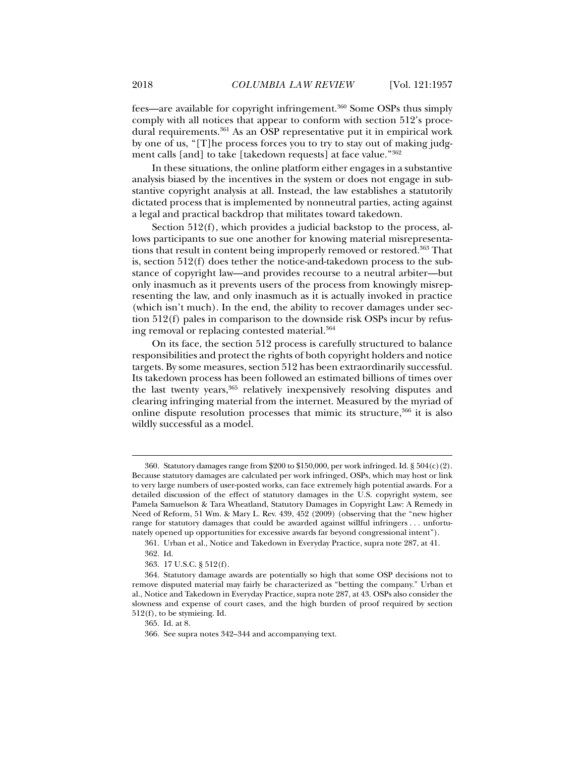fees—are available for copyright infringement.[360] Some OSPs thus simply comply with all notices that appear to conform with section 512's procedural requirements.[361] As an OSP representative put it in empirical work by one of us, "[T]he process forces you to try to stay out of making judgment calls [and] to take [takedown requests] at face value."[362]

In these situations, the online platform either engages in a substantive analysis biased by the incentives in the system or does not engage in substantive copyright analysis at all. Instead, the law establishes a statutorily dictated process that is implemented by nonneutral parties, acting against a legal and practical backdrop that militates toward takedown.

Section 512(f), which provides a judicial backstop to the process, allows participants to sue one another for knowing material misrepresentations that result in content being improperly removed or restored.[363] That is, section 512(f) does tether the notice-and-takedown process to the substance of copyright law—and provides recourse to a neutral arbiter—but only inasmuch as it prevents users of the process from knowingly misrepresenting the law, and only inasmuch as it is actually invoked in practice (which isn't much). In the end, the ability to recover damages under section 512(f) pales in comparison to the downside risk OSPs incur by refusing removal or replacing contested material.[364]

On its face, the section 512 process is carefully structured to balance responsibilities and protect the rights of both copyright holders and notice targets. By some measures, section 512 has been extraordinarily successful. Its takedown process has been followed an estimated billions of times over the last twenty years,[365] relatively inexpensively resolving disputes and clearing infringing material from the internet. Measured by the myriad of online dispute resolution processes that mimic its structure,[366] it is also wildly successful as a model.

---

360. Statutory damages range from $200 to $150,000, per work infringed. Id. § 504(c)(2). Because statutory damages are calculated per work infringed, OSPs, which may host or link to very large numbers of user-posted works, can face extremely high potential awards. For a detailed discussion of the effect of statutory damages in the U.S. copyright system, see Pamela Samuelson & Tara Wheatland, Statutory Damages in Copyright Law: A Remedy in Need of Reform, 51 Wm. & Mary L. Rev. 439, 452 (2009) (observing that the "new higher range for statutory damages that could be awarded against willful infringers . . . unfortunately opened up opportunities for excessive awards far beyond congressional intent").

361. Urban et al., Notice and Takedown in Everyday Practice, supra note 287, at 41.

362. Id.

363. 17 U.S.C. § 512(f).

364. Statutory damage awards are potentially so high that some OSP decisions not to remove disputed material may fairly be characterized as "betting the company." Urban et al., Notice and Takedown in Everyday Practice, supra note 287, at 43. OSPs also consider the slowness and expense of court cases, and the high burden of proof required by section 512(f), to be stymieing. Id.

365. Id. at 8.

366. See supra notes 342–344 and accompanying text.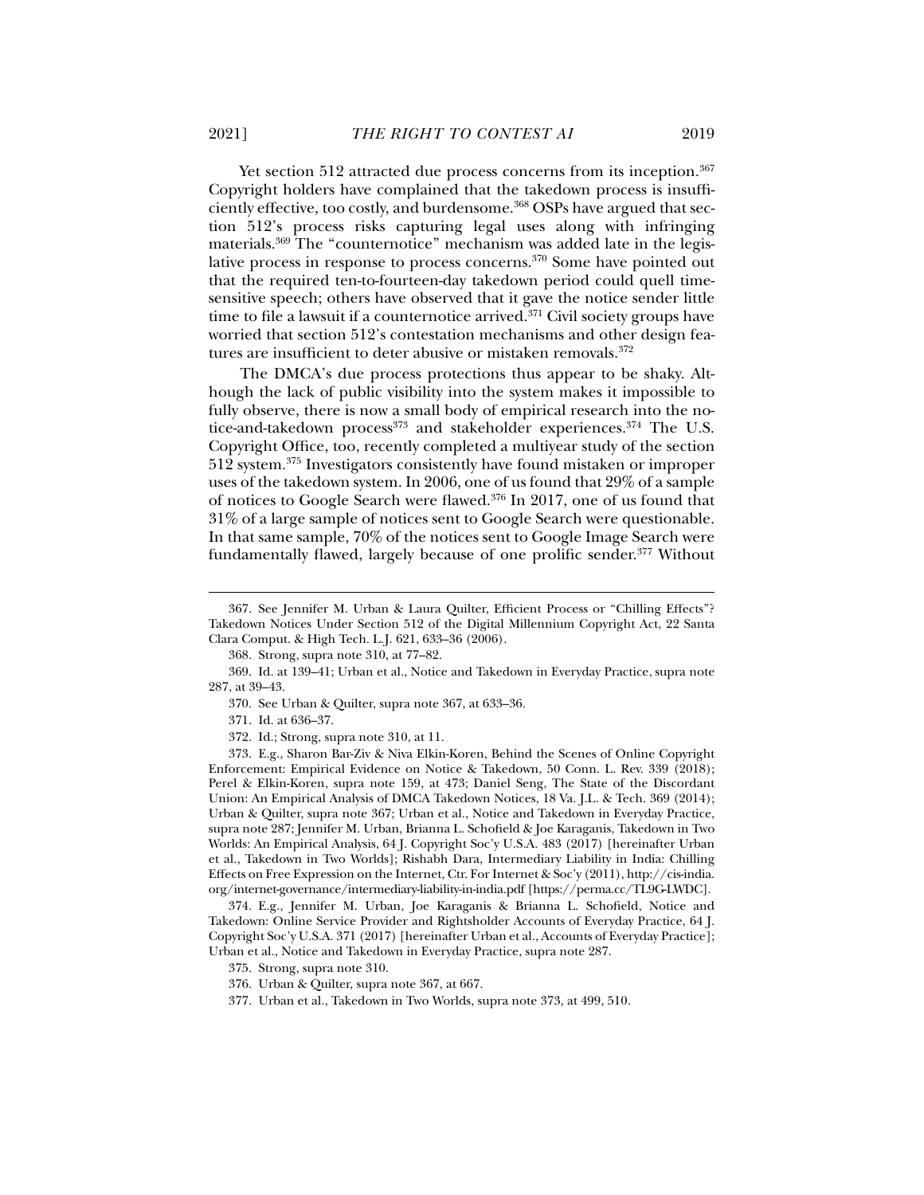Yet section 512 attracted due process concerns from its inception.[367] Copyright holders have complained that the takedown process is insufficiently effective, too costly, and burdensome.[368] OSPs have argued that section 512's process risks capturing legal uses along with infringing materials.[369] The "counternotice" mechanism was added late in the legislative process in response to process concerns.[370] Some have pointed out that the required ten-to-fourteen-day takedown period could quell time-sensitive speech; others have observed that it gave the notice sender little time to file a lawsuit if a counternotice arrived.[371] Civil society groups have worried that section 512's contestation mechanisms and other design features are insufficient to deter abusive or mistaken removals.[372]

The DMCA's due process protections thus appear to be shaky. Although the lack of public visibility into the system makes it impossible to fully observe, there is now a small body of empirical research into the notice-and-takedown process[373] and stakeholder experiences.[374] The U.S. Copyright Office, too, recently completed a multiyear study of the section 512 system.[375] Investigators consistently have found mistaken or improper uses of the takedown system. In 2006, one of us found that 29% of a sample of notices to Google Search were flawed.[376] In 2017, one of us found that 31% of a large sample of notices sent to Google Search were questionable. In that same sample, 70% of the notices sent to Google Image Search were fundamentally flawed, largely because of one prolific sender.[377] Without

---

367. See Jennifer M. Urban & Laura Quilter, Efficient Process or "Chilling Effects"? Takedown Notices Under Section 512 of the Digital Millennium Copyright Act, 22 Santa Clara Comput. & High Tech. L.J. 621, 633–36 (2006).

368. Strong, supra note 310, at 77–82.

369. Id. at 139–41; Urban et al., Notice and Takedown in Everyday Practice, supra note 287, at 39–43.

370. See Urban & Quilter, supra note 367, at 633–36.

371. Id. at 636–37.

372. Id.; Strong, supra note 310, at 11.

373. E.g., Sharon Bar-Ziv & Niva Elkin-Koren, Behind the Scenes of Online Copyright Enforcement: Empirical Evidence on Notice & Takedown, 50 Conn. L. Rev. 339 (2018); Perel & Elkin-Koren, supra note 159, at 473; Daniel Seng, The State of the Discordant Union: An Empirical Analysis of DMCA Takedown Notices, 18 Va. J.L. & Tech. 369 (2014); Urban & Quilter, supra note 367; Urban et al., Notice and Takedown in Everyday Practice, supra note 287; Jennifer M. Urban, Brianna L. Schofield & Joe Karaganis, Takedown in Two Worlds: An Empirical Analysis, 64 J. Copyright Soc'y U.S.A. 483 (2017) [hereinafter Urban et al., Takedown in Two Worlds]; Rishabh Dara, Intermediary Liability in India: Chilling Effects on Free Expression on the Internet, Ctr. For Internet & Soc'y (2011), http://cis-india.org/internet-governance/intermediary-liability-in-india.pdf [https://perma.cc/TL9G-LWDC].

374. E.g., Jennifer M. Urban, Joe Karaganis & Brianna L. Schofield, Notice and Takedown: Online Service Provider and Rightsholder Accounts of Everyday Practice, 64 J. Copyright Soc'y U.S.A. 371 (2017) [hereinafter Urban et al., Accounts of Everyday Practice]; Urban et al., Notice and Takedown in Everyday Practice, supra note 287.

375. Strong, supra note 310.

376. Urban & Quilter, supra note 367, at 667.

377. Urban et al., Takedown in Two Worlds, supra note 373, at 499, 510.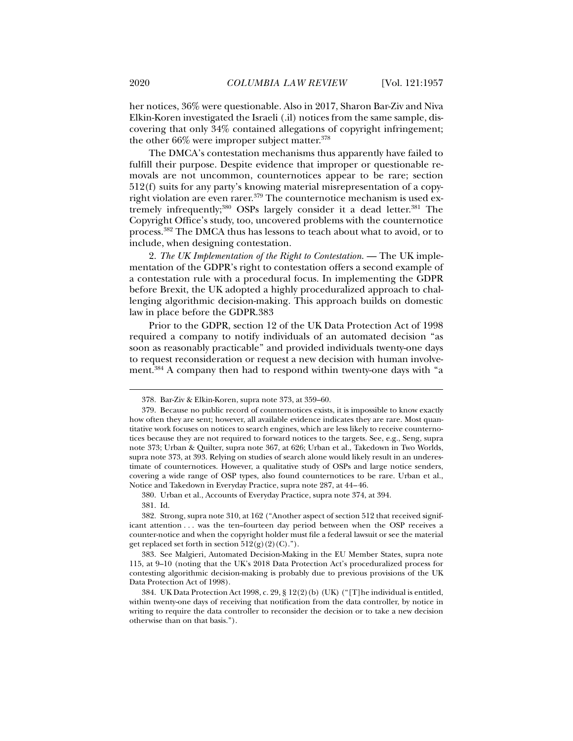her notices, 36% were questionable. Also in 2017, Sharon Bar-Ziv and Niva Elkin-Koren investigated the Israeli (.il) notices from the same sample, discovering that only 34% contained allegations of copyright infringement; the other 66% were improper subject matter.[378]

The DMCA's contestation mechanisms thus apparently have failed to fulfill their purpose. Despite evidence that improper or questionable removals are not uncommon, counternotices appear to be rare; section 512(f) suits for any party's knowing material misrepresentation of a copyright violation are even rarer.[379] The counternotice mechanism is used extremely infrequently;[380] OSPs largely consider it a dead letter.[381] The Copyright Office's study, too, uncovered problems with the counternotice process.[382] The DMCA thus has lessons to teach about what to avoid, or to include, when designing contestation.

2. *The UK Implementation of the Right to Contestation.* — The UK implementation of the GDPR's right to contestation offers a second example of a contestation rule with a procedural focus. In implementing the GDPR before Brexit, the UK adopted a highly proceduralized approach to challenging algorithmic decision-making. This approach builds on domestic law in place before the GDPR.383

Prior to the GDPR, section 12 of the UK Data Protection Act of 1998 required a company to notify individuals of an automated decision "as soon as reasonably practicable" and provided individuals twenty-one days to request reconsideration or request a new decision with human involvement.[384] A company then had to respond within twenty-one days with "a

---

378. Bar-Ziv & Elkin-Koren, supra note 373, at 359–60.

379. Because no public record of counternotices exists, it is impossible to know exactly how often they are sent; however, all available evidence indicates they are rare. Most quantitative work focuses on notices to search engines, which are less likely to receive counternotices because they are not required to forward notices to the targets. See, e.g., Seng, supra note 373; Urban & Quilter, supra note 367, at 626; Urban et al., Takedown in Two Worlds, supra note 373, at 393. Relying on studies of search alone would likely result in an underestimate of counternotices. However, a qualitative study of OSPs and large notice senders, covering a wide range of OSP types, also found counternotices to be rare. Urban et al., Notice and Takedown in Everyday Practice, supra note 287, at 44–46.

380. Urban et al., Accounts of Everyday Practice, supra note 374, at 394.

381. Id.

382. Strong, supra note 310, at 162 ("Another aspect of section 512 that received significant attention . . . was the ten–fourteen day period between when the OSP receives a counter-notice and when the copyright holder must file a federal lawsuit or see the material get replaced set forth in section 512(g)(2)(C).").

383. See Malgieri, Automated Decision-Making in the EU Member States, supra note 115, at 9–10 (noting that the UK's 2018 Data Protection Act's proceduralized process for contesting algorithmic decision-making is probably due to previous provisions of the UK Data Protection Act of 1998).

384. UK Data Protection Act 1998, c. 29, § 12(2)(b) (UK) ("[T]he individual is entitled, within twenty-one days of receiving that notification from the data controller, by notice in writing to require the data controller to reconsider the decision or to take a new decision otherwise than on that basis.").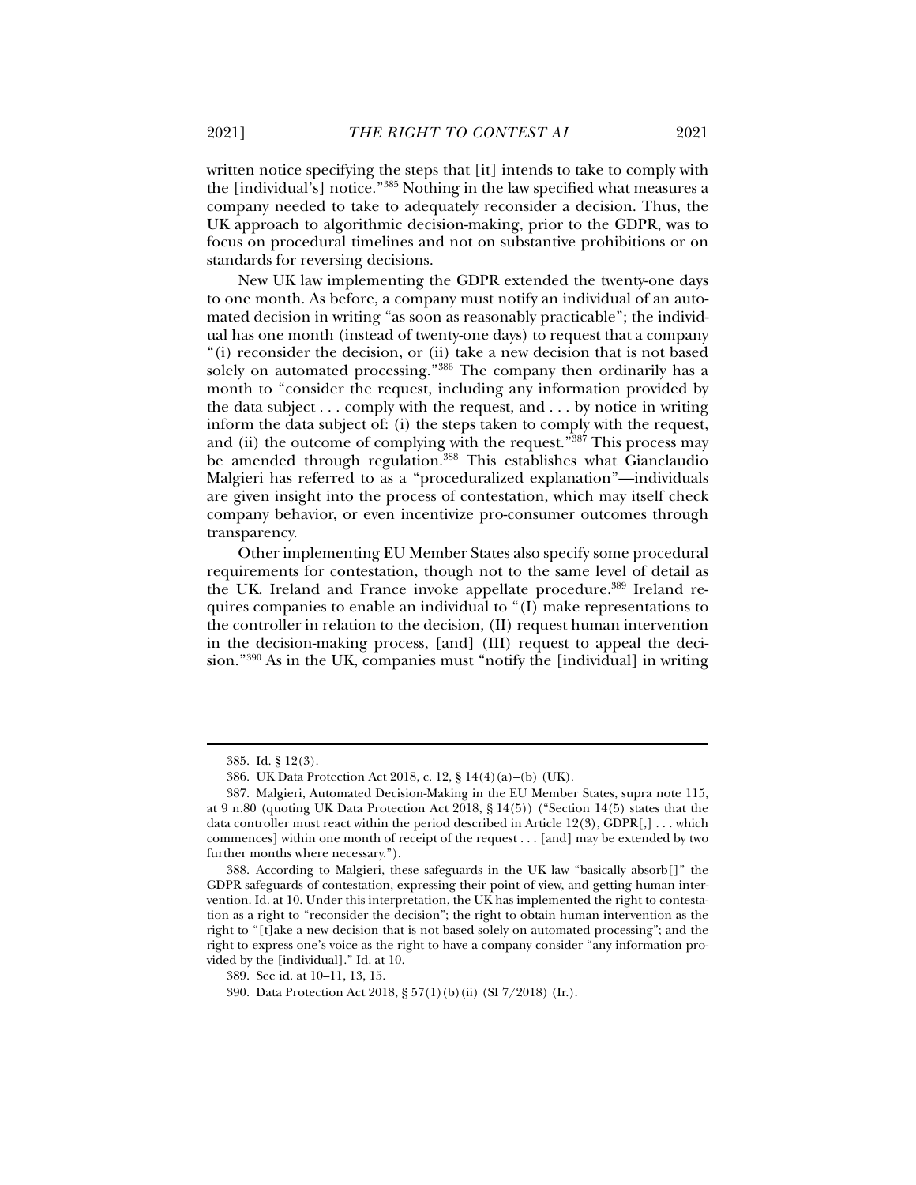written notice specifying the steps that [it] intends to take to comply with the [individual's] notice."[385] Nothing in the law specified what measures a company needed to take to adequately reconsider a decision. Thus, the UK approach to algorithmic decision-making, prior to the GDPR, was to focus on procedural timelines and not on substantive prohibitions or on standards for reversing decisions.

New UK law implementing the GDPR extended the twenty-one days to one month. As before, a company must notify an individual of an automated decision in writing "as soon as reasonably practicable"; the individual has one month (instead of twenty-one days) to request that a company "(i) reconsider the decision, or (ii) take a new decision that is not based solely on automated processing."[386] The company then ordinarily has a month to "consider the request, including any information provided by the data subject . . . comply with the request, and . . . by notice in writing inform the data subject of: (i) the steps taken to comply with the request, and (ii) the outcome of complying with the request."[387] This process may be amended through regulation.[388] This establishes what Gianclaudio Malgieri has referred to as a "proceduralized explanation"—individuals are given insight into the process of contestation, which may itself check company behavior, or even incentivize pro-consumer outcomes through transparency.

Other implementing EU Member States also specify some procedural requirements for contestation, though not to the same level of detail as the UK. Ireland and France invoke appellate procedure.[389] Ireland requires companies to enable an individual to "(I) make representations to the controller in relation to the decision, (II) request human intervention in the decision-making process, [and] (III) request to appeal the decision."[390] As in the UK, companies must "notify the [individual] in writing

---

385. Id. § 12(3).

386. UK Data Protection Act 2018, c. 12, § 14(4)(a)–(b) (UK).

387. Malgieri, Automated Decision-Making in the EU Member States, supra note 115, at 9 n.80 (quoting UK Data Protection Act 2018, § 14(5)) ("Section 14(5) states that the data controller must react within the period described in Article 12(3), GDPR[,] . . . which commences] within one month of receipt of the request . . . [and] may be extended by two further months where necessary.").

388. According to Malgieri, these safeguards in the UK law "basically absorb[]" the GDPR safeguards of contestation, expressing their point of view, and getting human intervention. Id. at 10. Under this interpretation, the UK has implemented the right to contestation as a right to "reconsider the decision"; the right to obtain human intervention as the right to "[t]ake a new decision that is not based solely on automated processing"; and the right to express one's voice as the right to have a company consider "any information provided by the [individual]." Id. at 10.

389. See id. at 10–11, 13, 15.

390. Data Protection Act 2018, § 57(1)(b)(ii) (SI 7/2018) (Ir.).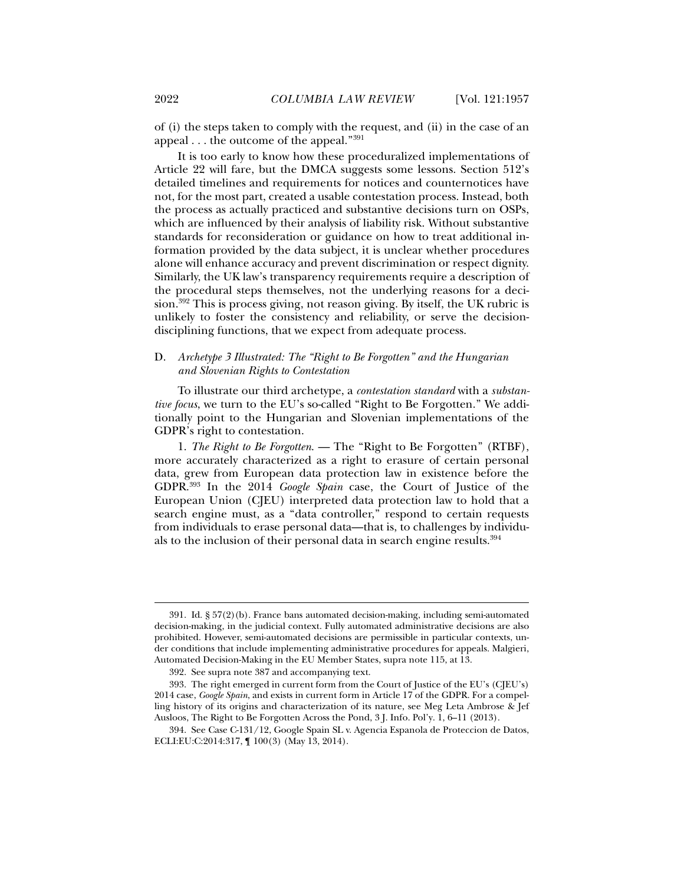of (i) the steps taken to comply with the request, and (ii) in the case of an appeal . . . the outcome of the appeal."[391]

It is too early to know how these proceduralized implementations of Article 22 will fare, but the DMCA suggests some lessons. Section 512's detailed timelines and requirements for notices and counternotices have not, for the most part, created a usable contestation process. Instead, both the process as actually practiced and substantive decisions turn on OSPs, which are influenced by their analysis of liability risk. Without substantive standards for reconsideration or guidance on how to treat additional information provided by the data subject, it is unclear whether procedures alone will enhance accuracy and prevent discrimination or respect dignity. Similarly, the UK law's transparency requirements require a description of the procedural steps themselves, not the underlying reasons for a decision.[392] This is process giving, not reason giving. By itself, the UK rubric is unlikely to foster the consistency and reliability, or serve the decision-disciplining functions, that we expect from adequate process.

### D. *Archetype 3 Illustrated: The "Right to Be Forgotten" and the Hungarian and Slovenian Rights to Contestation*

To illustrate our third archetype, a *contestation standard* with a *substantive focus*, we turn to the EU's so-called "Right to Be Forgotten." We additionally point to the Hungarian and Slovenian implementations of the GDPR's right to contestation.

1. *The Right to Be Forgotten.* — The "Right to Be Forgotten" (RTBF), more accurately characterized as a right to erasure of certain personal data, grew from European data protection law in existence before the GDPR.[393] In the 2014 *Google Spain* case, the Court of Justice of the European Union (CJEU) interpreted data protection law to hold that a search engine must, as a "data controller," respond to certain requests from individuals to erase personal data—that is, to challenges by individuals to the inclusion of their personal data in search engine results.[394]

---

391. Id. § 57(2)(b). France bans automated decision-making, including semi-automated decision-making, in the judicial context. Fully automated administrative decisions are also prohibited. However, semi-automated decisions are permissible in particular contexts, under conditions that include implementing administrative procedures for appeals. Malgieri, Automated Decision-Making in the EU Member States, supra note 115, at 13.

392. See supra note 387 and accompanying text.

393. The right emerged in current form from the Court of Justice of the EU's (CJEU's) 2014 case, *Google Spain*, and exists in current form in Article 17 of the GDPR. For a compelling history of its origins and characterization of its nature, see Meg Leta Ambrose & Jef Ausloos, The Right to Be Forgotten Across the Pond, 3 J. Info. Pol'y. 1, 6–11 (2013).

394. See Case C-131/12, Google Spain SL v. Agencia Espanola de Proteccion de Datos, ECLI:EU:C:2014:317, ¶ 100(3) (May 13, 2014).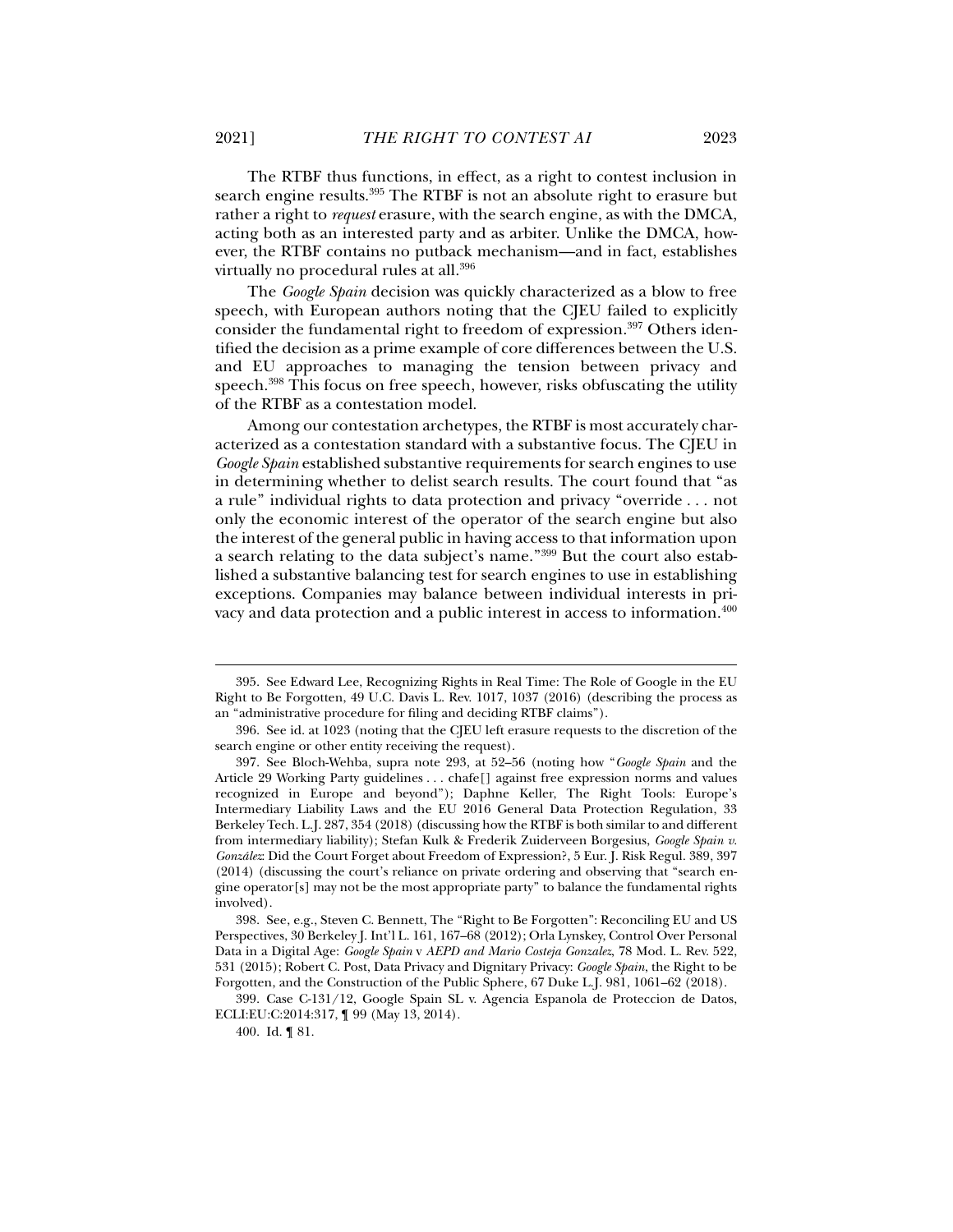The RTBF thus functions, in effect, as a right to contest inclusion in search engine results.[395] The RTBF is not an absolute right to erasure but rather a right to *request* erasure, with the search engine, as with the DMCA, acting both as an interested party and as arbiter. Unlike the DMCA, however, the RTBF contains no putback mechanism—and in fact, establishes virtually no procedural rules at all.[396]

The *Google Spain* decision was quickly characterized as a blow to free speech, with European authors noting that the CJEU failed to explicitly consider the fundamental right to freedom of expression.[397] Others identified the decision as a prime example of core differences between the U.S. and EU approaches to managing the tension between privacy and speech.[398] This focus on free speech, however, risks obfuscating the utility of the RTBF as a contestation model.

Among our contestation archetypes, the RTBF is most accurately characterized as a contestation standard with a substantive focus. The CJEU in *Google Spain* established substantive requirements for search engines to use in determining whether to delist search results. The court found that "as a rule" individual rights to data protection and privacy "override . . . not only the economic interest of the operator of the search engine but also the interest of the general public in having access to that information upon a search relating to the data subject's name."[399] But the court also established a substantive balancing test for search engines to use in establishing exceptions. Companies may balance between individual interests in privacy and data protection and a public interest in access to information.[400]

---

395. See Edward Lee, Recognizing Rights in Real Time: The Role of Google in the EU Right to Be Forgotten, 49 U.C. Davis L. Rev. 1017, 1037 (2016) (describing the process as an "administrative procedure for filing and deciding RTBF claims").

396. See id. at 1023 (noting that the CJEU left erasure requests to the discretion of the search engine or other entity receiving the request).

397. See Bloch-Wehba, supra note 293, at 52–56 (noting how "*Google Spain* and the Article 29 Working Party guidelines . . . chafe[] against free expression norms and values recognized in Europe and beyond"); Daphne Keller, The Right Tools: Europe's Intermediary Liability Laws and the EU 2016 General Data Protection Regulation, 33 Berkeley Tech. L.J. 287, 354 (2018) (discussing how the RTBF is both similar to and different from intermediary liability); Stefan Kulk & Frederik Zuiderveen Borgesius, *Google Spain v. González*: Did the Court Forget about Freedom of Expression?, 5 Eur. J. Risk Regul. 389, 397 (2014) (discussing the court's reliance on private ordering and observing that "search engine operator[s] may not be the most appropriate party" to balance the fundamental rights involved).

398. See, e.g., Steven C. Bennett, The "Right to Be Forgotten": Reconciling EU and US Perspectives, 30 Berkeley J. Int'l L. 161, 167–68 (2012); Orla Lynskey, Control Over Personal Data in a Digital Age: *Google Spain* v *AEPD and Mario Costeja Gonzalez*, 78 Mod. L. Rev. 522, 531 (2015); Robert C. Post, Data Privacy and Dignitary Privacy: *Google Spain*, the Right to be Forgotten, and the Construction of the Public Sphere, 67 Duke L.J. 981, 1061–62 (2018).

399. Case C-131/12, Google Spain SL v. Agencia Espanola de Proteccion de Datos, ECLI:EU:C:2014:317, ¶ 99 (May 13, 2014).

400. Id. ¶ 81.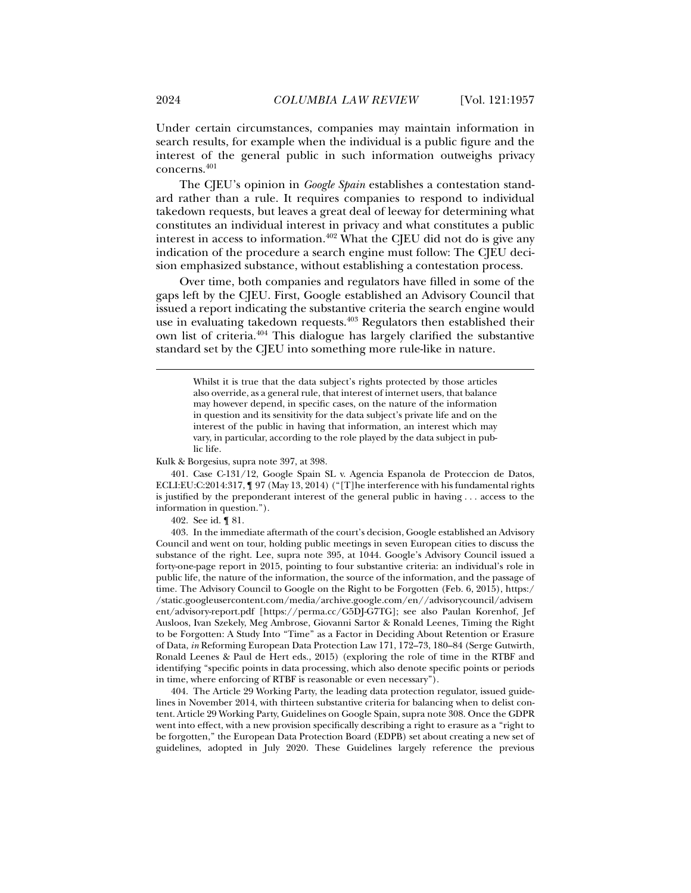Under certain circumstances, companies may maintain information in search results, for example when the individual is a public figure and the interest of the general public in such information outweighs privacy concerns.[401]

The CJEU's opinion in *Google Spain* establishes a contestation standard rather than a rule. It requires companies to respond to individual takedown requests, but leaves a great deal of leeway for determining what constitutes an individual interest in privacy and what constitutes a public interest in access to information.[402] What the CJEU did not do is give any indication of the procedure a search engine must follow: The CJEU decision emphasized substance, without establishing a contestation process.

Over time, both companies and regulators have filled in some of the gaps left by the CJEU. First, Google established an Advisory Council that issued a report indicating the substantive criteria the search engine would use in evaluating takedown requests.[403] Regulators then established their own list of criteria.[404] This dialogue has largely clarified the substantive standard set by the CJEU into something more rule-like in nature.

---

> Whilst it is true that the data subject's rights protected by those articles also override, as a general rule, that interest of internet users, that balance may however depend, in specific cases, on the nature of the information in question and its sensitivity for the data subject's private life and on the interest of the public in having that information, an interest which may vary, in particular, according to the role played by the data subject in public life.

Kulk & Borgesius, supra note 397, at 398.

401. Case C-131/12, Google Spain SL v. Agencia Espanola de Proteccion de Datos, ECLI:EU:C:2014:317, ¶ 97 (May 13, 2014) ("[T]he interference with his fundamental rights is justified by the preponderant interest of the general public in having . . . access to the information in question.").

402. See id. ¶ 81.

403. In the immediate aftermath of the court's decision, Google established an Advisory Council and went on tour, holding public meetings in seven European cities to discuss the substance of the right. Lee, supra note 395, at 1044. Google's Advisory Council issued a forty-one-page report in 2015, pointing to four substantive criteria: an individual's role in public life, the nature of the information, the source of the information, and the passage of time. The Advisory Council to Google on the Right to be Forgotten (Feb. 6, 2015), https://static.googleusercontent.com/media/archive.google.com/en//advisorycouncil/advisement/advisory-report.pdf [https://perma.cc/G5DJ-G7TG]; see also Paulan Korenhof, Jef Ausloos, Ivan Szekely, Meg Ambrose, Giovanni Sartor & Ronald Leenes, Timing the Right to be Forgotten: A Study Into "Time" as a Factor in Deciding About Retention or Erasure of Data, *in* Reforming European Data Protection Law 171, 172–73, 180–84 (Serge Gutwirth, Ronald Leenes & Paul de Hert eds., 2015) (exploring the role of time in the RTBF and identifying "specific points in data processing, which also denote specific points or periods in time, where enforcing of RTBF is reasonable or even necessary").

404. The Article 29 Working Party, the leading data protection regulator, issued guidelines in November 2014, with thirteen substantive criteria for balancing when to delist content. Article 29 Working Party, Guidelines on Google Spain, supra note 308. Once the GDPR went into effect, with a new provision specifically describing a right to erasure as a "right to be forgotten," the European Data Protection Board (EDPB) set about creating a new set of guidelines, adopted in July 2020. These Guidelines largely reference the previous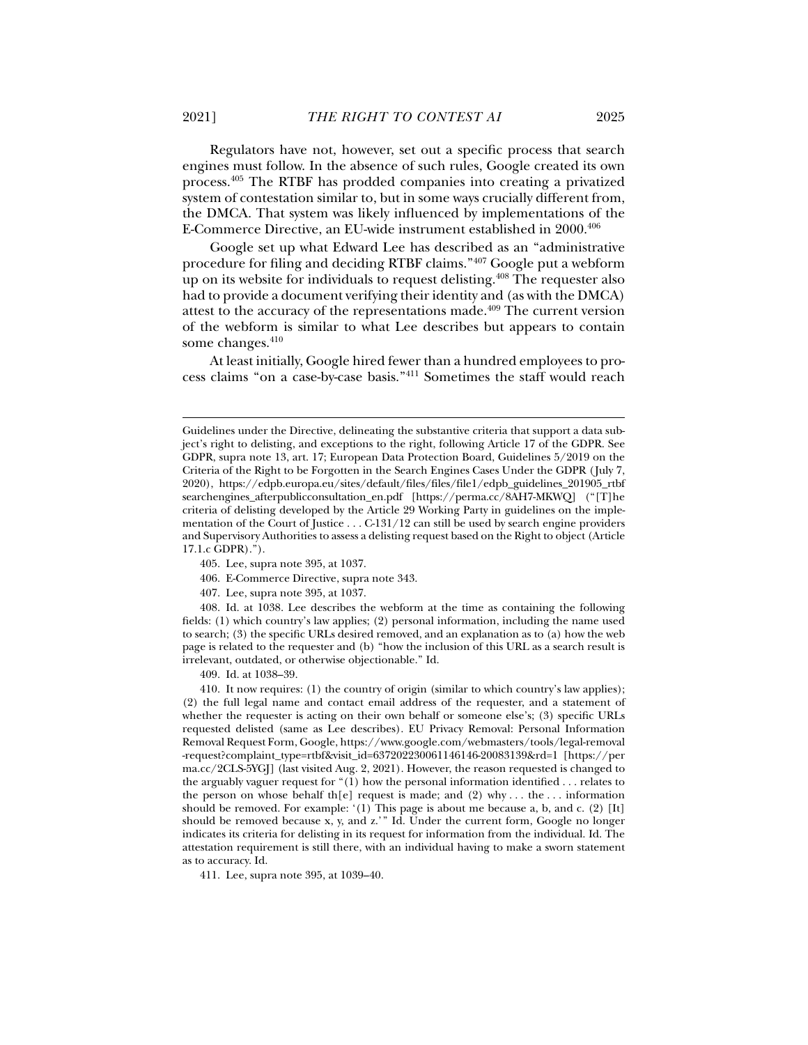Regulators have not, however, set out a specific process that search engines must follow. In the absence of such rules, Google created its own process.[405] The RTBF has prodded companies into creating a privatized system of contestation similar to, but in some ways crucially different from, the DMCA. That system was likely influenced by implementations of the E-Commerce Directive, an EU-wide instrument established in 2000.[406]

Google set up what Edward Lee has described as an "administrative procedure for filing and deciding RTBF claims."[407] Google put a webform up on its website for individuals to request delisting.[408] The requester also had to provide a document verifying their identity and (as with the DMCA) attest to the accuracy of the representations made.[409] The current version of the webform is similar to what Lee describes but appears to contain some changes.[410]

At least initially, Google hired fewer than a hundred employees to process claims "on a case-by-case basis."[411] Sometimes the staff would reach

---

Guidelines under the Directive, delineating the substantive criteria that support a data subject's right to delisting, and exceptions to the right, following Article 17 of the GDPR. See GDPR, supra note 13, art. 17; European Data Protection Board, Guidelines 5/2019 on the Criteria of the Right to be Forgotten in the Search Engines Cases Under the GDPR (July 7, 2020), https://edpb.europa.eu/sites/default/files/files/file1/edpb_guidelines_201905_rtbfsearchengines_afterpublicconsultation_en.pdf [https://perma.cc/8AH7-MKWQ] ("[T]he criteria of delisting developed by the Article 29 Working Party in guidelines on the implementation of the Court of Justice . . . C-131/12 can still be used by search engine providers and Supervisory Authorities to assess a delisting request based on the Right to object (Article 17.1.c GDPR).").

405. Lee, supra note 395, at 1037.

406. E-Commerce Directive, supra note 343.

407. Lee, supra note 395, at 1037.

408. Id. at 1038. Lee describes the webform at the time as containing the following fields: (1) which country's law applies; (2) personal information, including the name used to search; (3) the specific URLs desired removed, and an explanation as to (a) how the web page is related to the requester and (b) "how the inclusion of this URL as a search result is irrelevant, outdated, or otherwise objectionable." Id.

409. Id. at 1038–39.

410. It now requires: (1) the country of origin (similar to which country's law applies); (2) the full legal name and contact email address of the requester, and a statement of whether the requester is acting on their own behalf or someone else's; (3) specific URLs requested delisted (same as Lee describes). EU Privacy Removal: Personal Information Removal Request Form, Google, https://www.google.com/webmasters/tools/legal-removal-request?complaint_type=rtbf&visit_id=637202230061146146-20083139&rd=1 [https://perma.cc/2CLS-5YGJ] (last visited Aug. 2, 2021). However, the reason requested is changed to the arguably vaguer request for "(1) how the personal information identified . . . relates to the person on whose behalf th[e] request is made; and (2) why . . . the . . . information should be removed. For example: '(1) This page is about me because a, b, and c. (2) [It] should be removed because x, y, and z.'" Id. Under the current form, Google no longer indicates its criteria for delisting in its request for information from the individual. Id. The attestation requirement is still there, with an individual having to make a sworn statement as to accuracy. Id.

411. Lee, supra note 395, at 1039–40.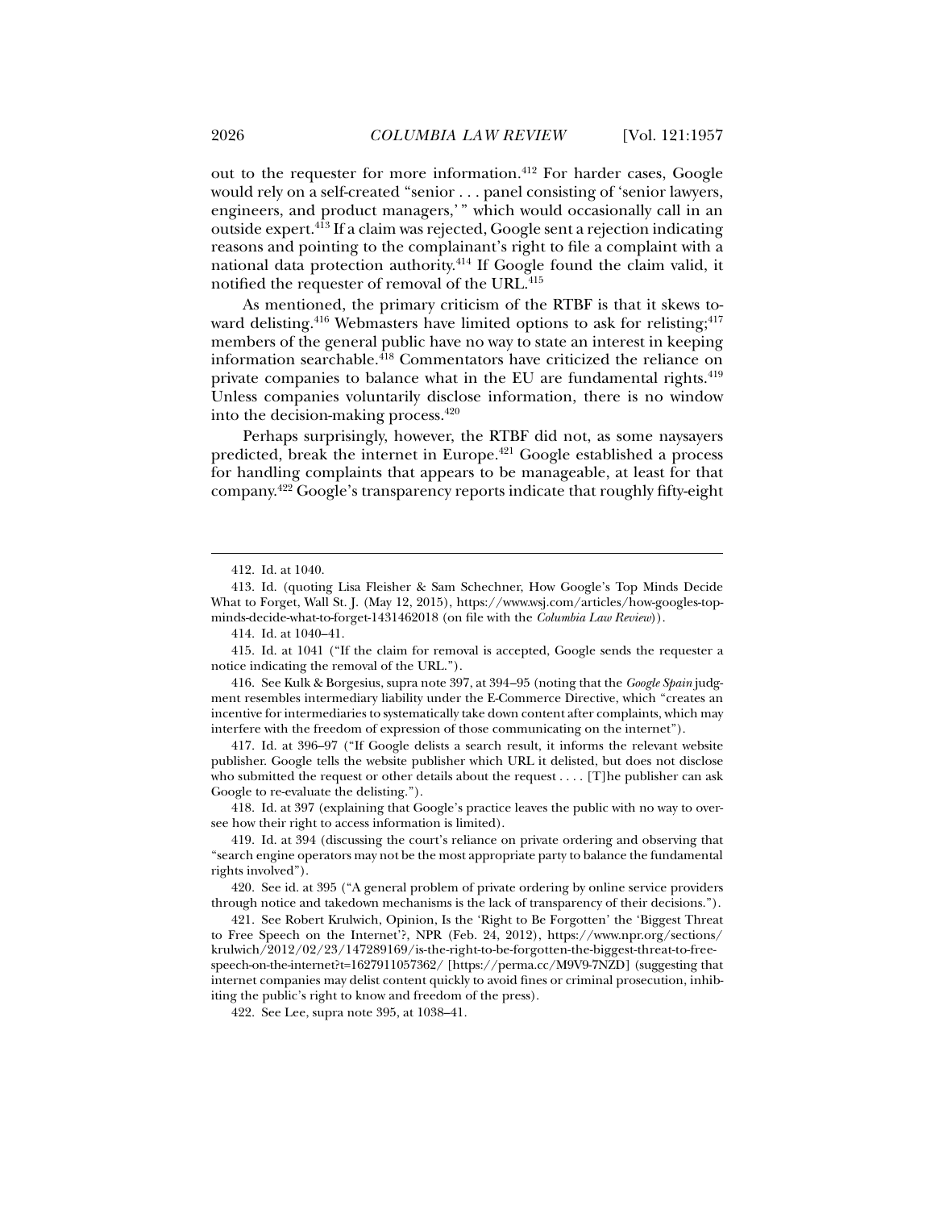out to the requester for more information.[412] For harder cases, Google would rely on a self-created "senior . . . panel consisting of 'senior lawyers, engineers, and product managers,'" which would occasionally call in an outside expert.[413] If a claim was rejected, Google sent a rejection indicating reasons and pointing to the complainant's right to file a complaint with a national data protection authority.[414] If Google found the claim valid, it notified the requester of removal of the URL.[415]

As mentioned, the primary criticism of the RTBF is that it skews toward delisting.[416] Webmasters have limited options to ask for relisting;[417] members of the general public have no way to state an interest in keeping information searchable.[418] Commentators have criticized the reliance on private companies to balance what in the EU are fundamental rights.[419] Unless companies voluntarily disclose information, there is no window into the decision-making process.[420]

Perhaps surprisingly, however, the RTBF did not, as some naysayers predicted, break the internet in Europe.[421] Google established a process for handling complaints that appears to be manageable, at least for that company.[422] Google's transparency reports indicate that roughly fifty-eight

---

412. Id. at 1040.

413. Id. (quoting Lisa Fleisher & Sam Schechner, How Google's Top Minds Decide What to Forget, Wall St. J. (May 12, 2015), https://www.wsj.com/articles/how-googles-top-minds-decide-what-to-forget-1431462018 (on file with the *Columbia Law Review*)).

414. Id. at 1040–41.

415. Id. at 1041 ("If the claim for removal is accepted, Google sends the requester a notice indicating the removal of the URL.").

416. See Kulk & Borgesius, supra note 397, at 394–95 (noting that the *Google Spain* judgment resembles intermediary liability under the E-Commerce Directive, which "creates an incentive for intermediaries to systematically take down content after complaints, which may interfere with the freedom of expression of those communicating on the internet").

417. Id. at 396–97 ("If Google delists a search result, it informs the relevant website publisher. Google tells the website publisher which URL it delisted, but does not disclose who submitted the request or other details about the request . . . . [T]he publisher can ask Google to re-evaluate the delisting.").

418. Id. at 397 (explaining that Google's practice leaves the public with no way to oversee how their right to access information is limited).

419. Id. at 394 (discussing the court's reliance on private ordering and observing that "search engine operators may not be the most appropriate party to balance the fundamental rights involved").

420. See id. at 395 ("A general problem of private ordering by online service providers through notice and takedown mechanisms is the lack of transparency of their decisions.").

421. See Robert Krulwich, Opinion, Is the 'Right to Be Forgotten' the 'Biggest Threat to Free Speech on the Internet'?, NPR (Feb. 24, 2012), https://www.npr.org/sections/krulwich/2012/02/23/147289169/is-the-right-to-be-forgotten-the-biggest-threat-to-free-speech-on-the-internet?t=1627911057362/ [https://perma.cc/M9V9-7NZD] (suggesting that internet companies may delist content quickly to avoid fines or criminal prosecution, inhibiting the public's right to know and freedom of the press).

422. See Lee, supra note 395, at 1038–41.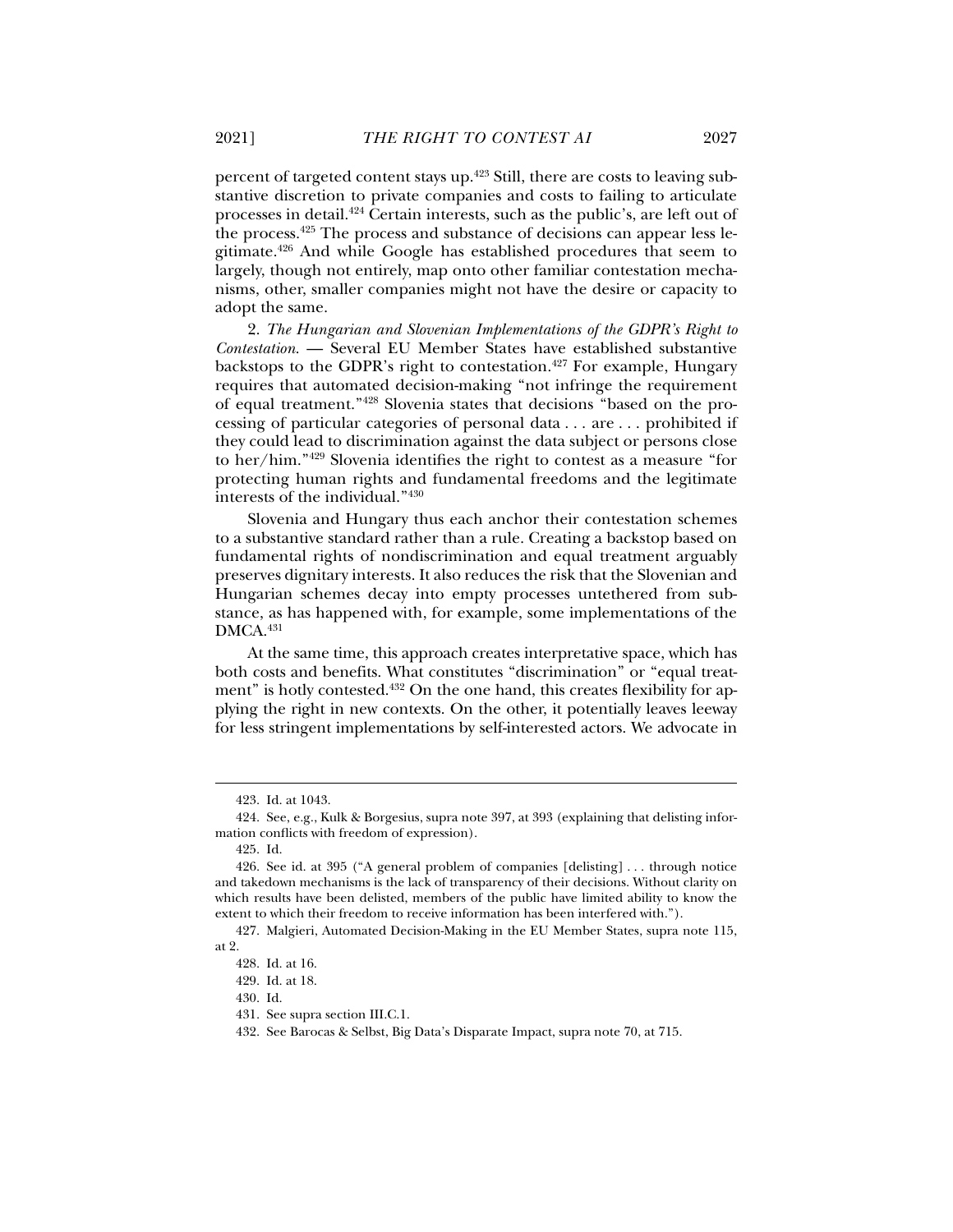percent of targeted content stays up.[423] Still, there are costs to leaving substantive discretion to private companies and costs to failing to articulate processes in detail.[424] Certain interests, such as the public's, are left out of the process.[425] The process and substance of decisions can appear less legitimate.[426] And while Google has established procedures that seem to largely, though not entirely, map onto other familiar contestation mechanisms, other, smaller companies might not have the desire or capacity to adopt the same.

2. *The Hungarian and Slovenian Implementations of the GDPR's Right to Contestation.* — Several EU Member States have established substantive backstops to the GDPR's right to contestation.[427] For example, Hungary requires that automated decision-making "not infringe the requirement of equal treatment."[428] Slovenia states that decisions "based on the processing of particular categories of personal data . . . are . . . prohibited if they could lead to discrimination against the data subject or persons close to her/him."[429] Slovenia identifies the right to contest as a measure "for protecting human rights and fundamental freedoms and the legitimate interests of the individual."[430]

Slovenia and Hungary thus each anchor their contestation schemes to a substantive standard rather than a rule. Creating a backstop based on fundamental rights of nondiscrimination and equal treatment arguably preserves dignitary interests. It also reduces the risk that the Slovenian and Hungarian schemes decay into empty processes untethered from substance, as has happened with, for example, some implementations of the DMCA.[431]

At the same time, this approach creates interpretative space, which has both costs and benefits. What constitutes "discrimination" or "equal treatment" is hotly contested.[432] On the one hand, this creates flexibility for applying the right in new contexts. On the other, it potentially leaves leeway for less stringent implementations by self-interested actors. We advocate in

---

423. Id. at 1043.

424. See, e.g., Kulk & Borgesius, supra note 397, at 393 (explaining that delisting information conflicts with freedom of expression).

425. Id.

426. See id. at 395 ("A general problem of companies [delisting] . . . through notice and takedown mechanisms is the lack of transparency of their decisions. Without clarity on which results have been delisted, members of the public have limited ability to know the extent to which their freedom to receive information has been interfered with.").

427. Malgieri, Automated Decision-Making in the EU Member States, supra note 115, at 2.

428. Id. at 16.

429. Id. at 18.

430. Id.

431. See supra section III.C.1.

432. See Barocas & Selbst, Big Data's Disparate Impact, supra note 70, at 715.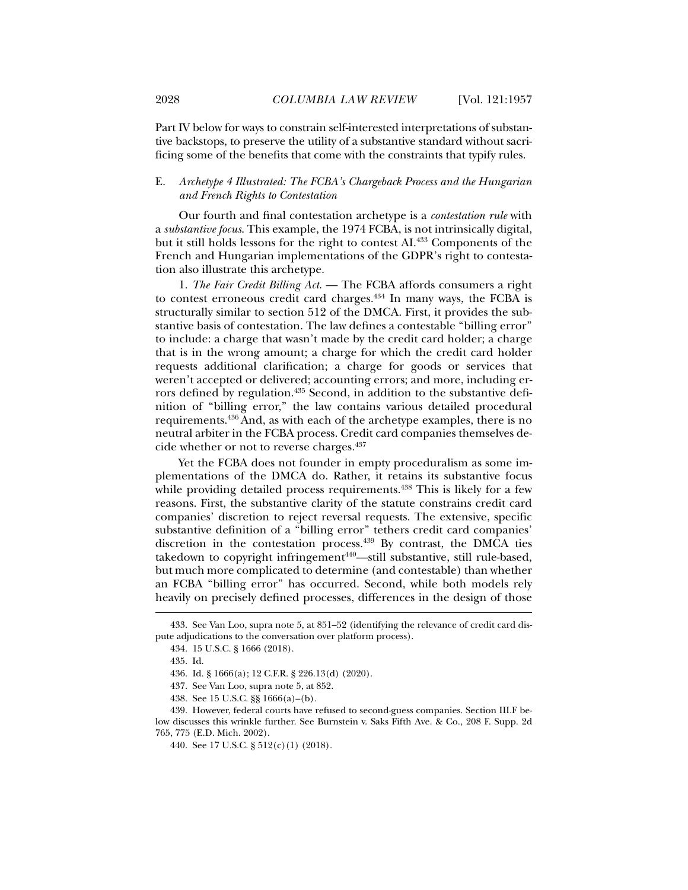Part IV below for ways to constrain self-interested interpretations of substantive backstops, to preserve the utility of a substantive standard without sacrificing some of the benefits that come with the constraints that typify rules.

### E. *Archetype 4 Illustrated: The FCBA's Chargeback Process and the Hungarian and French Rights to Contestation*

Our fourth and final contestation archetype is a *contestation rule* with a *substantive focus*. This example, the 1974 FCBA, is not intrinsically digital, but it still holds lessons for the right to contest AI.[433] Components of the French and Hungarian implementations of the GDPR's right to contestation also illustrate this archetype.

1. *The Fair Credit Billing Act.* — The FCBA affords consumers a right to contest erroneous credit card charges.[434] In many ways, the FCBA is structurally similar to section 512 of the DMCA. First, it provides the substantive basis of contestation. The law defines a contestable "billing error" to include: a charge that wasn't made by the credit card holder; a charge that is in the wrong amount; a charge for which the credit card holder requests additional clarification; a charge for goods or services that weren't accepted or delivered; accounting errors; and more, including errors defined by regulation.[435] Second, in addition to the substantive definition of "billing error," the law contains various detailed procedural requirements.[436] And, as with each of the archetype examples, there is no neutral arbiter in the FCBA process. Credit card companies themselves decide whether or not to reverse charges.[437]

Yet the FCBA does not founder in empty proceduralism as some implementations of the DMCA do. Rather, it retains its substantive focus while providing detailed process requirements.[438] This is likely for a few reasons. First, the substantive clarity of the statute constrains credit card companies' discretion to reject reversal requests. The extensive, specific substantive definition of a "billing error" tethers credit card companies' discretion in the contestation process.[439] By contrast, the DMCA ties takedown to copyright infringement[440]—still substantive, still rule-based, but much more complicated to determine (and contestable) than whether an FCBA "billing error" has occurred. Second, while both models rely heavily on precisely defined processes, differences in the design of those

---

433. See Van Loo, supra note 5, at 851–52 (identifying the relevance of credit card dispute adjudications to the conversation over platform process).

434. 15 U.S.C. § 1666 (2018).

435. Id.

436. Id. § 1666(a); 12 C.F.R. § 226.13(d) (2020).

437. See Van Loo, supra note 5, at 852.

438. See 15 U.S.C. §§ 1666(a)–(b).

439. However, federal courts have refused to second-guess companies. Section III.F below discusses this wrinkle further. See Burnstein v. Saks Fifth Ave. & Co., 208 F. Supp. 2d 765, 775 (E.D. Mich. 2002).

440. See 17 U.S.C. § 512(c)(1) (2018).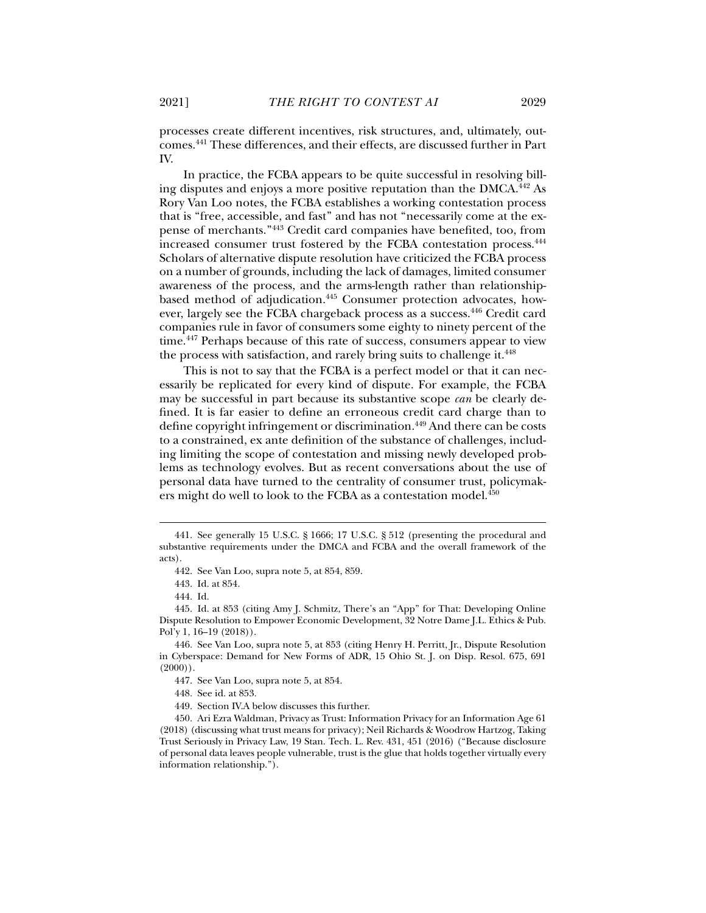processes create different incentives, risk structures, and, ultimately, outcomes.[441] These differences, and their effects, are discussed further in Part IV.

In practice, the FCBA appears to be quite successful in resolving billing disputes and enjoys a more positive reputation than the DMCA.[442] As Rory Van Loo notes, the FCBA establishes a working contestation process that is "free, accessible, and fast" and has not "necessarily come at the expense of merchants."[443] Credit card companies have benefited, too, from increased consumer trust fostered by the FCBA contestation process.[444] Scholars of alternative dispute resolution have criticized the FCBA process on a number of grounds, including the lack of damages, limited consumer awareness of the process, and the arms-length rather than relationship-based method of adjudication.[445] Consumer protection advocates, however, largely see the FCBA chargeback process as a success.[446] Credit card companies rule in favor of consumers some eighty to ninety percent of the time.[447] Perhaps because of this rate of success, consumers appear to view the process with satisfaction, and rarely bring suits to challenge it.[448]

This is not to say that the FCBA is a perfect model or that it can necessarily be replicated for every kind of dispute. For example, the FCBA may be successful in part because its substantive scope *can* be clearly defined. It is far easier to define an erroneous credit card charge than to define copyright infringement or discrimination.[449] And there can be costs to a constrained, ex ante definition of the substance of challenges, including limiting the scope of contestation and missing newly developed problems as technology evolves. But as recent conversations about the use of personal data have turned to the centrality of consumer trust, policymakers might do well to look to the FCBA as a contestation model.[450]

---

441. See generally 15 U.S.C. § 1666; 17 U.S.C. § 512 (presenting the procedural and substantive requirements under the DMCA and FCBA and the overall framework of the acts).

442. See Van Loo, supra note 5, at 854, 859.

443. Id. at 854.

444. Id.

445. Id. at 853 (citing Amy J. Schmitz, There's an "App" for That: Developing Online Dispute Resolution to Empower Economic Development, 32 Notre Dame J.L. Ethics & Pub. Pol'y 1, 16–19 (2018)).

446. See Van Loo, supra note 5, at 853 (citing Henry H. Perritt, Jr., Dispute Resolution in Cyberspace: Demand for New Forms of ADR, 15 Ohio St. J. on Disp. Resol. 675, 691 (2000)).

447. See Van Loo, supra note 5, at 854.

448. See id. at 853.

449. Section IV.A below discusses this further.

450. Ari Ezra Waldman, Privacy as Trust: Information Privacy for an Information Age 61 (2018) (discussing what trust means for privacy); Neil Richards & Woodrow Hartzog, Taking Trust Seriously in Privacy Law, 19 Stan. Tech. L. Rev. 431, 451 (2016) ("Because disclosure of personal data leaves people vulnerable, trust is the glue that holds together virtually every information relationship.").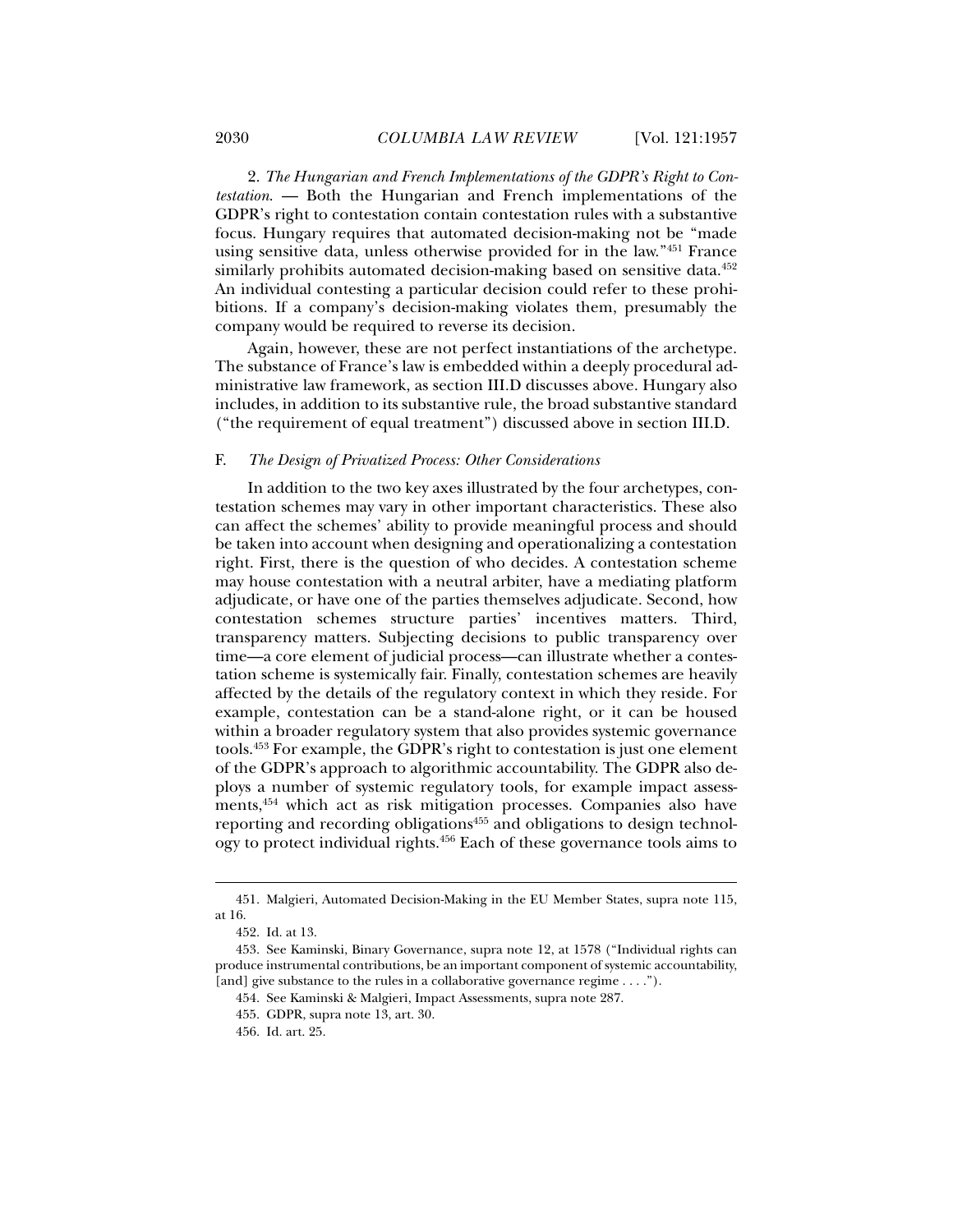2. *The Hungarian and French Implementations of the GDPR's Right to Contestation.* — Both the Hungarian and French implementations of the GDPR's right to contestation contain contestation rules with a substantive focus. Hungary requires that automated decision-making not be "made using sensitive data, unless otherwise provided for in the law."[451] France similarly prohibits automated decision-making based on sensitive data.[452] An individual contesting a particular decision could refer to these prohibitions. If a company's decision-making violates them, presumably the company would be required to reverse its decision.

Again, however, these are not perfect instantiations of the archetype. The substance of France's law is embedded within a deeply procedural administrative law framework, as section III.D discusses above. Hungary also includes, in addition to its substantive rule, the broad substantive standard ("the requirement of equal treatment") discussed above in section III.D.

### F. *The Design of Privatized Process: Other Considerations*

In addition to the two key axes illustrated by the four archetypes, contestation schemes may vary in other important characteristics. These also can affect the schemes' ability to provide meaningful process and should be taken into account when designing and operationalizing a contestation right. First, there is the question of who decides. A contestation scheme may house contestation with a neutral arbiter, have a mediating platform adjudicate, or have one of the parties themselves adjudicate. Second, how contestation schemes structure parties' incentives matters. Third, transparency matters. Subjecting decisions to public transparency over time—a core element of judicial process—can illustrate whether a contestation scheme is systemically fair. Finally, contestation schemes are heavily affected by the details of the regulatory context in which they reside. For example, contestation can be a stand-alone right, or it can be housed within a broader regulatory system that also provides systemic governance tools.[453] For example, the GDPR's right to contestation is just one element of the GDPR's approach to algorithmic accountability. The GDPR also deploys a number of systemic regulatory tools, for example impact assessments,[454] which act as risk mitigation processes. Companies also have reporting and recording obligations[455] and obligations to design technology to protect individual rights.[456] Each of these governance tools aims to

---

451. Malgieri, Automated Decision-Making in the EU Member States, supra note 115, at 16.

452. Id. at 13.

453. See Kaminski, Binary Governance, supra note 12, at 1578 ("Individual rights can produce instrumental contributions, be an important component of systemic accountability, [and] give substance to the rules in a collaborative governance regime . . . .").

454. See Kaminski & Malgieri, Impact Assessments, supra note 287.

455. GDPR, supra note 13, art. 30.

456. Id. art. 25.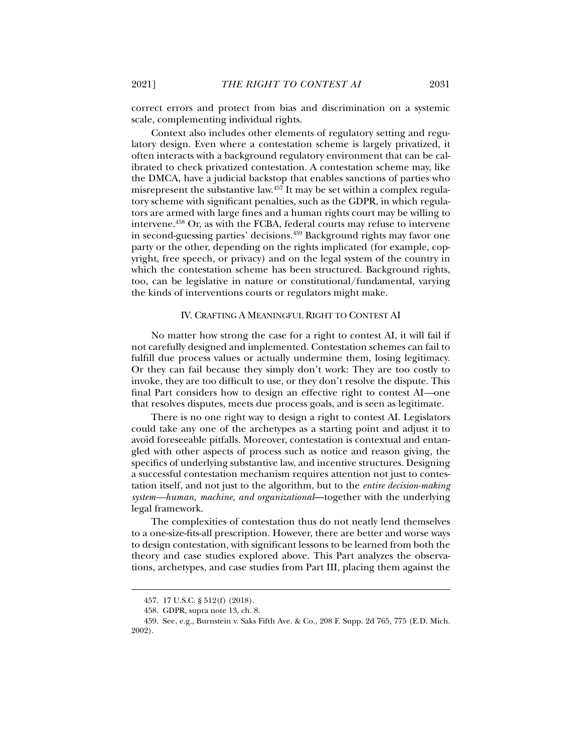correct errors and protect from bias and discrimination on a systemic scale, complementing individual rights.

Context also includes other elements of regulatory setting and regulatory design. Even where a contestation scheme is largely privatized, it often interacts with a background regulatory environment that can be calibrated to check privatized contestation. A contestation scheme may, like the DMCA, have a judicial backstop that enables sanctions of parties who misrepresent the substantive law.[457] It may be set within a complex regulatory scheme with significant penalties, such as the GDPR, in which regulators are armed with large fines and a human rights court may be willing to intervene.[458] Or, as with the FCBA, federal courts may refuse to intervene in second-guessing parties' decisions.[459] Background rights may favor one party or the other, depending on the rights implicated (for example, copyright, free speech, or privacy) and on the legal system of the country in which the contestation scheme has been structured. Background rights, too, can be legislative in nature or constitutional/fundamental, varying the kinds of interventions courts or regulators might make.

## IV. Crafting A Meaningful Right to Contest AI

No matter how strong the case for a right to contest AI, it will fail if not carefully designed and implemented. Contestation schemes can fail to fulfill due process values or actually undermine them, losing legitimacy. Or they can fail because they simply don't work: They are too costly to invoke, they are too difficult to use, or they don't resolve the dispute. This final Part considers how to design an effective right to contest AI—one that resolves disputes, meets due process goals, and is seen as legitimate.

There is no one right way to design a right to contest AI. Legislators could take any one of the archetypes as a starting point and adjust it to avoid foreseeable pitfalls. Moreover, contestation is contextual and entangled with other aspects of process such as notice and reason giving, the specifics of underlying substantive law, and incentive structures. Designing a successful contestation mechanism requires attention not just to contestation itself, and not just to the algorithm, but to the *entire decision-making system—human, machine, and organizational*—together with the underlying legal framework.

The complexities of contestation thus do not neatly lend themselves to a one-size-fits-all prescription. However, there are better and worse ways to design contestation, with significant lessons to be learned from both the theory and case studies explored above. This Part analyzes the observations, archetypes, and case studies from Part III, placing them against the

---

457. 17 U.S.C. § 512(f) (2018).

458. GDPR, supra note 13, ch. 8.

459. See, e.g., Burnstein v. Saks Fifth Ave. & Co., 208 F. Supp. 2d 765, 775 (E.D. Mich. 2002).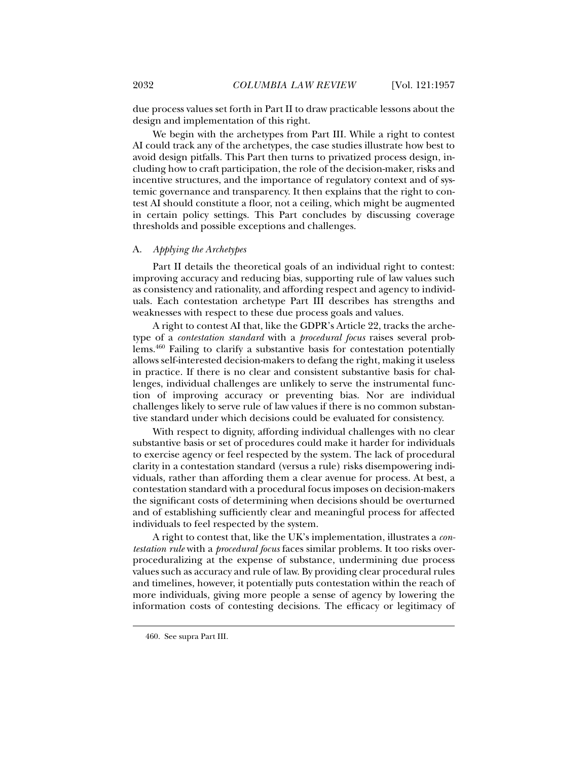due process values set forth in Part II to draw practicable lessons about the design and implementation of this right.

We begin with the archetypes from Part III. While a right to contest AI could track any of the archetypes, the case studies illustrate how best to avoid design pitfalls. This Part then turns to privatized process design, including how to craft participation, the role of the decision-maker, risks and incentive structures, and the importance of regulatory context and of systemic governance and transparency. It then explains that the right to contest AI should constitute a floor, not a ceiling, which might be augmented in certain policy settings. This Part concludes by discussing coverage thresholds and possible exceptions and challenges.

### A. *Applying the Archetypes*

Part II details the theoretical goals of an individual right to contest: improving accuracy and reducing bias, supporting rule of law values such as consistency and rationality, and affording respect and agency to individuals. Each contestation archetype Part III describes has strengths and weaknesses with respect to these due process goals and values.

A right to contest AI that, like the GDPR's Article 22, tracks the archetype of a *contestation standard* with a *procedural focus* raises several problems.[460] Failing to clarify a substantive basis for contestation potentially allows self-interested decision-makers to defang the right, making it useless in practice. If there is no clear and consistent substantive basis for challenges, individual challenges are unlikely to serve the instrumental function of improving accuracy or preventing bias. Nor are individual challenges likely to serve rule of law values if there is no common substantive standard under which decisions could be evaluated for consistency.

With respect to dignity, affording individual challenges with no clear substantive basis or set of procedures could make it harder for individuals to exercise agency or feel respected by the system. The lack of procedural clarity in a contestation standard (versus a rule) risks disempowering individuals, rather than affording them a clear avenue for process. At best, a contestation standard with a procedural focus imposes on decision-makers the significant costs of determining when decisions should be overturned and of establishing sufficiently clear and meaningful process for affected individuals to feel respected by the system.

A right to contest that, like the UK's implementation, illustrates a *contestation rule* with a *procedural focus* faces similar problems. It too risks overproceduralizing at the expense of substance, undermining due process values such as accuracy and rule of law. By providing clear procedural rules and timelines, however, it potentially puts contestation within the reach of more individuals, giving more people a sense of agency by lowering the information costs of contesting decisions. The efficacy or legitimacy of

460. See supra Part III.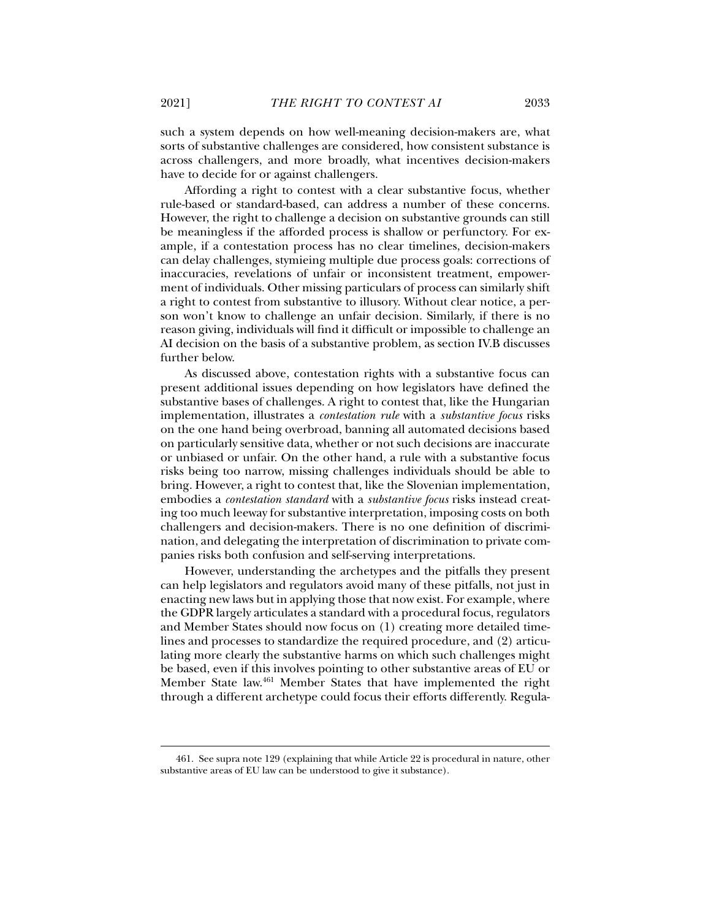such a system depends on how well-meaning decision-makers are, what sorts of substantive challenges are considered, how consistent substance is across challengers, and more broadly, what incentives decision-makers have to decide for or against challengers.

Affording a right to contest with a clear substantive focus, whether rule-based or standard-based, can address a number of these concerns. However, the right to challenge a decision on substantive grounds can still be meaningless if the afforded process is shallow or perfunctory. For example, if a contestation process has no clear timelines, decision-makers can delay challenges, stymieing multiple due process goals: corrections of inaccuracies, revelations of unfair or inconsistent treatment, empowerment of individuals. Other missing particulars of process can similarly shift a right to contest from substantive to illusory. Without clear notice, a person won't know to challenge an unfair decision. Similarly, if there is no reason giving, individuals will find it difficult or impossible to challenge an AI decision on the basis of a substantive problem, as section IV.B discusses further below.

As discussed above, contestation rights with a substantive focus can present additional issues depending on how legislators have defined the substantive bases of challenges. A right to contest that, like the Hungarian implementation, illustrates a *contestation rule* with a *substantive focus* risks on the one hand being overbroad, banning all automated decisions based on particularly sensitive data, whether or not such decisions are inaccurate or unbiased or unfair. On the other hand, a rule with a substantive focus risks being too narrow, missing challenges individuals should be able to bring. However, a right to contest that, like the Slovenian implementation, embodies a *contestation standard* with a *substantive focus* risks instead creating too much leeway for substantive interpretation, imposing costs on both challengers and decision-makers. There is no one definition of discrimination, and delegating the interpretation of discrimination to private companies risks both confusion and self-serving interpretations.

However, understanding the archetypes and the pitfalls they present can help legislators and regulators avoid many of these pitfalls, not just in enacting new laws but in applying those that now exist. For example, where the GDPR largely articulates a standard with a procedural focus, regulators and Member States should now focus on (1) creating more detailed timelines and processes to standardize the required procedure, and (2) articulating more clearly the substantive harms on which such challenges might be based, even if this involves pointing to other substantive areas of EU or Member State law.[461] Member States that have implemented the right through a different archetype could focus their efforts differently. Regula-

461. See supra note 129 (explaining that while Article 22 is procedural in nature, other substantive areas of EU law can be understood to give it substance).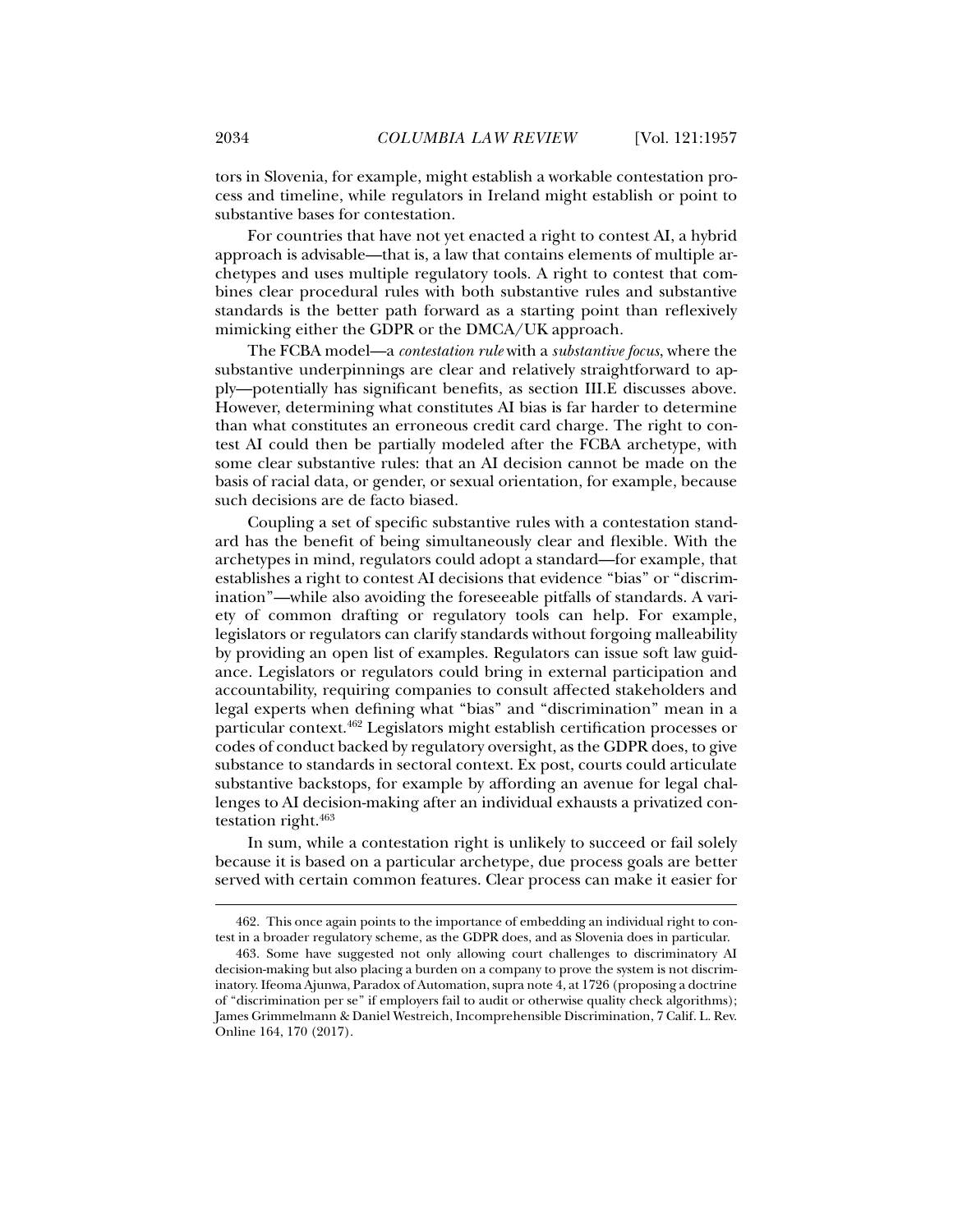tors in Slovenia, for example, might establish a workable contestation process and timeline, while regulators in Ireland might establish or point to substantive bases for contestation.

For countries that have not yet enacted a right to contest AI, a hybrid approach is advisable—that is, a law that contains elements of multiple archetypes and uses multiple regulatory tools. A right to contest that combines clear procedural rules with both substantive rules and substantive standards is the better path forward as a starting point than reflexively mimicking either the GDPR or the DMCA/UK approach.

The FCBA model—a *contestation rule* with a *substantive focus*, where the substantive underpinnings are clear and relatively straightforward to apply—potentially has significant benefits, as section III.E discusses above. However, determining what constitutes AI bias is far harder to determine than what constitutes an erroneous credit card charge. The right to contest AI could then be partially modeled after the FCBA archetype, with some clear substantive rules: that an AI decision cannot be made on the basis of racial data, or gender, or sexual orientation, for example, because such decisions are de facto biased.

Coupling a set of specific substantive rules with a contestation standard has the benefit of being simultaneously clear and flexible. With the archetypes in mind, regulators could adopt a standard—for example, that establishes a right to contest AI decisions that evidence "bias" or "discrimination"—while also avoiding the foreseeable pitfalls of standards. A variety of common drafting or regulatory tools can help. For example, legislators or regulators can clarify standards without forgoing malleability by providing an open list of examples. Regulators can issue soft law guidance. Legislators or regulators could bring in external participation and accountability, requiring companies to consult affected stakeholders and legal experts when defining what "bias" and "discrimination" mean in a particular context.[462] Legislators might establish certification processes or codes of conduct backed by regulatory oversight, as the GDPR does, to give substance to standards in sectoral context. Ex post, courts could articulate substantive backstops, for example by affording an avenue for legal challenges to AI decision-making after an individual exhausts a privatized contestation right.[463]

In sum, while a contestation right is unlikely to succeed or fail solely because it is based on a particular archetype, due process goals are better served with certain common features. Clear process can make it easier for

---

462. This once again points to the importance of embedding an individual right to contest in a broader regulatory scheme, as the GDPR does, and as Slovenia does in particular.

463. Some have suggested not only allowing court challenges to discriminatory AI decision-making but also placing a burden on a company to prove the system is not discriminatory. Ifeoma Ajunwa, Paradox of Automation, supra note 4, at 1726 (proposing a doctrine of "discrimination per se" if employers fail to audit or otherwise quality check algorithms); James Grimmelmann & Daniel Westreich, Incomprehensible Discrimination, 7 Calif. L. Rev. Online 164, 170 (2017).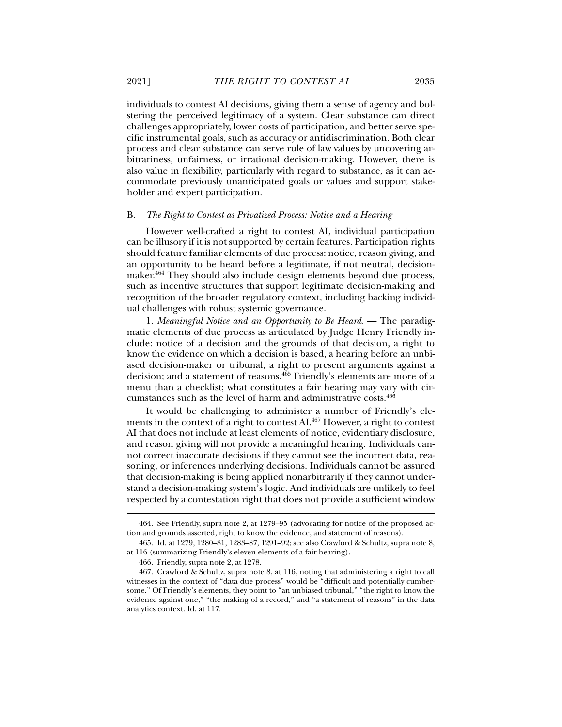individuals to contest AI decisions, giving them a sense of agency and bolstering the perceived legitimacy of a system. Clear substance can direct challenges appropriately, lower costs of participation, and better serve specific instrumental goals, such as accuracy or antidiscrimination. Both clear process and clear substance can serve rule of law values by uncovering arbitrariness, unfairness, or irrational decision-making. However, there is also value in flexibility, particularly with regard to substance, as it can accommodate previously unanticipated goals or values and support stakeholder and expert participation.

### B. *The Right to Contest as Privatized Process: Notice and a Hearing*

However well-crafted a right to contest AI, individual participation can be illusory if it is not supported by certain features. Participation rights should feature familiar elements of due process: notice, reason giving, and an opportunity to be heard before a legitimate, if not neutral, decision-maker.[464] They should also include design elements beyond due process, such as incentive structures that support legitimate decision-making and recognition of the broader regulatory context, including backing individual challenges with robust systemic governance.

1. *Meaningful Notice and an Opportunity to Be Heard*. — The paradigmatic elements of due process as articulated by Judge Henry Friendly include: notice of a decision and the grounds of that decision, a right to know the evidence on which a decision is based, a hearing before an unbiased decision-maker or tribunal, a right to present arguments against a decision; and a statement of reasons.[465] Friendly's elements are more of a menu than a checklist; what constitutes a fair hearing may vary with circumstances such as the level of harm and administrative costs.[466]

It would be challenging to administer a number of Friendly's elements in the context of a right to contest AI.[467] However, a right to contest AI that does not include at least elements of notice, evidentiary disclosure, and reason giving will not provide a meaningful hearing. Individuals cannot correct inaccurate decisions if they cannot see the incorrect data, reasoning, or inferences underlying decisions. Individuals cannot be assured that decision-making is being applied nonarbitrarily if they cannot understand a decision-making system's logic. And individuals are unlikely to feel respected by a contestation right that does not provide a sufficient window

---

464. See Friendly, supra note 2, at 1279–95 (advocating for notice of the proposed action and grounds asserted, right to know the evidence, and statement of reasons).

465. Id. at 1279, 1280–81, 1283–87, 1291–92; see also Crawford & Schultz, supra note 8, at 116 (summarizing Friendly's eleven elements of a fair hearing).

466. Friendly, supra note 2, at 1278.

467. Crawford & Schultz, supra note 8, at 116, noting that administering a right to call witnesses in the context of "data due process" would be "difficult and potentially cumbersome." Of Friendly's elements, they point to "an unbiased tribunal," "the right to know the evidence against one," "the making of a record," and "a statement of reasons" in the data analytics context. Id. at 117.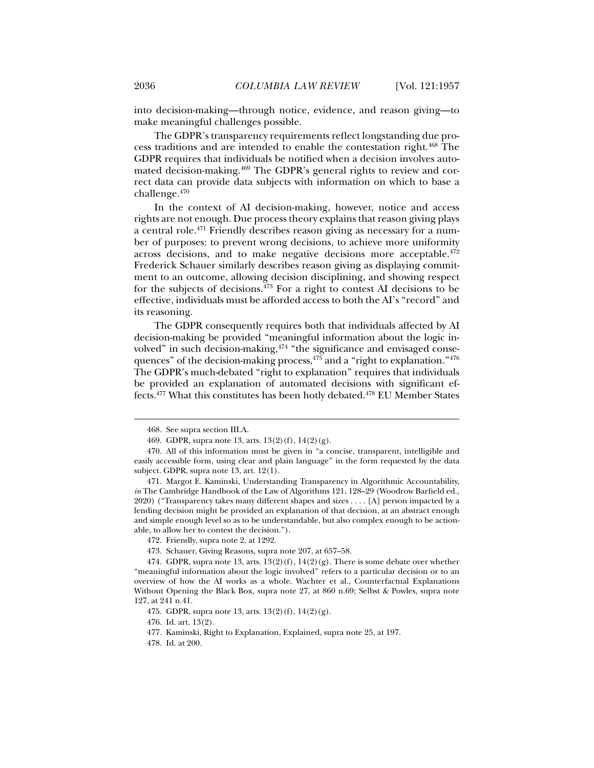into decision-making—through notice, evidence, and reason giving—to make meaningful challenges possible.

The GDPR's transparency requirements reflect longstanding due process traditions and are intended to enable the contestation right.[468] The GDPR requires that individuals be notified when a decision involves automated decision-making.[469] The GDPR's general rights to review and correct data can provide data subjects with information on which to base a challenge.[470]

In the context of AI decision-making, however, notice and access rights are not enough. Due process theory explains that reason giving plays a central role.[471] Friendly describes reason giving as necessary for a number of purposes: to prevent wrong decisions, to achieve more uniformity across decisions, and to make negative decisions more acceptable.[472] Frederick Schauer similarly describes reason giving as displaying commitment to an outcome, allowing decision disciplining, and showing respect for the subjects of decisions.[473] For a right to contest AI decisions to be effective, individuals must be afforded access to both the AI's "record" and its reasoning.

The GDPR consequently requires both that individuals affected by AI decision-making be provided "meaningful information about the logic involved" in such decision-making,[474] "the significance and envisaged consequences" of the decision-making process,[475] and a "right to explanation."[476] The GDPR's much-debated "right to explanation" requires that individuals be provided an explanation of automated decisions with significant effects.[477] What this constitutes has been hotly debated.[478] EU Member States

---

468. See supra section III.A.

469. GDPR, supra note 13, arts. 13(2)(f), 14(2)(g).

470. All of this information must be given in "a concise, transparent, intelligible and easily accessible form, using clear and plain language" in the form requested by the data subject. GDPR, supra note 13, art. 12(1).

471. Margot E. Kaminski, Understanding Transparency in Algorithmic Accountability, *in* The Cambridge Handbook of the Law of Algorithms 121, 128–29 (Woodrow Barfield ed., 2020) ("Transparency takes many different shapes and sizes . . . . [A] person impacted by a lending decision might be provided an explanation of that decision, at an abstract enough and simple enough level so as to be understandable, but also complex enough to be actionable, to allow her to contest the decision.").

472. Friendly, supra note 2, at 1292.

473. Schauer, Giving Reasons, supra note 207, at 657–58.

474. GDPR, supra note 13, arts. 13(2)(f), 14(2)(g). There is some debate over whether "meaningful information about the logic involved" refers to a particular decision or to an overview of how the AI works as a whole. Wachter et al., Counterfactual Explanations Without Opening the Black Box, supra note 27, at 860 n.69; Selbst & Powles, supra note 127, at 241 n.41.

475. GDPR, supra note 13, arts. 13(2)(f), 14(2)(g).

476. Id. art. 13(2).

477. Kaminski, Right to Explanation, Explained, supra note 25, at 197.

478. Id. at 200.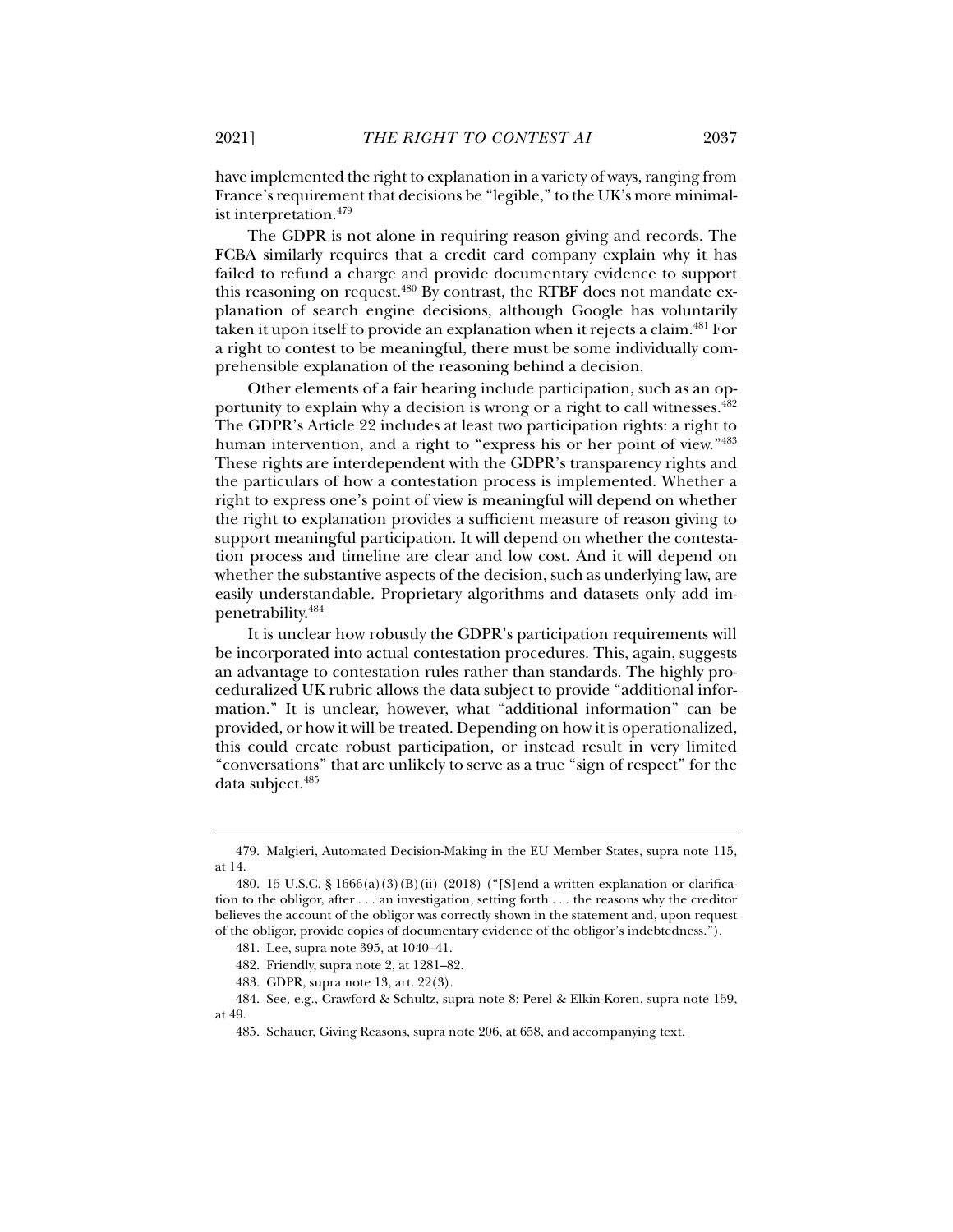have implemented the right to explanation in a variety of ways, ranging from France's requirement that decisions be "legible," to the UK's more minimalist interpretation.[479]

The GDPR is not alone in requiring reason giving and records. The FCBA similarly requires that a credit card company explain why it has failed to refund a charge and provide documentary evidence to support this reasoning on request.[480] By contrast, the RTBF does not mandate explanation of search engine decisions, although Google has voluntarily taken it upon itself to provide an explanation when it rejects a claim.[481] For a right to contest to be meaningful, there must be some individually comprehensible explanation of the reasoning behind a decision.

Other elements of a fair hearing include participation, such as an opportunity to explain why a decision is wrong or a right to call witnesses.[482] The GDPR's Article 22 includes at least two participation rights: a right to human intervention, and a right to "express his or her point of view."[483] These rights are interdependent with the GDPR's transparency rights and the particulars of how a contestation process is implemented. Whether a right to express one's point of view is meaningful will depend on whether the right to explanation provides a sufficient measure of reason giving to support meaningful participation. It will depend on whether the contestation process and timeline are clear and low cost. And it will depend on whether the substantive aspects of the decision, such as underlying law, are easily understandable. Proprietary algorithms and datasets only add impenetrability.[484]

It is unclear how robustly the GDPR's participation requirements will be incorporated into actual contestation procedures. This, again, suggests an advantage to contestation rules rather than standards. The highly proceduralized UK rubric allows the data subject to provide "additional information." It is unclear, however, what "additional information" can be provided, or how it will be treated. Depending on how it is operationalized, this could create robust participation, or instead result in very limited "conversations" that are unlikely to serve as a true "sign of respect" for the data subject.[485]

---

479. Malgieri, Automated Decision-Making in the EU Member States, supra note 115, at 14.

480. 15 U.S.C. § 1666(a)(3)(B)(ii) (2018) ("[S]end a written explanation or clarification to the obligor, after . . . an investigation, setting forth . . . the reasons why the creditor believes the account of the obligor was correctly shown in the statement and, upon request of the obligor, provide copies of documentary evidence of the obligor's indebtedness.").

481. Lee, supra note 395, at 1040–41.

482. Friendly, supra note 2, at 1281–82.

483. GDPR, supra note 13, art. 22(3).

484. See, e.g., Crawford & Schultz, supra note 8; Perel & Elkin-Koren, supra note 159, at 49.

485. Schauer, Giving Reasons, supra note 206, at 658, and accompanying text.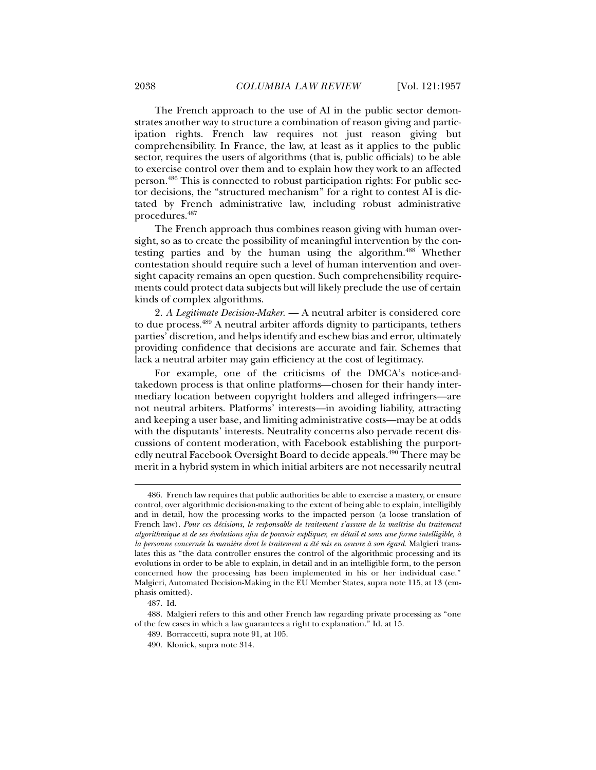The French approach to the use of AI in the public sector demonstrates another way to structure a combination of reason giving and participation rights. French law requires not just reason giving but comprehensibility. In France, the law, at least as it applies to the public sector, requires the users of algorithms (that is, public officials) to be able to exercise control over them and to explain how they work to an affected person.[486] This is connected to robust participation rights: For public sector decisions, the "structured mechanism" for a right to contest AI is dictated by French administrative law, including robust administrative procedures.[487]

The French approach thus combines reason giving with human oversight, so as to create the possibility of meaningful intervention by the contesting parties and by the human using the algorithm.[488] Whether contestation should require such a level of human intervention and oversight capacity remains an open question. Such comprehensibility requirements could protect data subjects but will likely preclude the use of certain kinds of complex algorithms.

2. *A Legitimate Decision-Maker.* — A neutral arbiter is considered core to due process.[489] A neutral arbiter affords dignity to participants, tethers parties' discretion, and helps identify and eschew bias and error, ultimately providing confidence that decisions are accurate and fair. Schemes that lack a neutral arbiter may gain efficiency at the cost of legitimacy.

For example, one of the criticisms of the DMCA's notice-and-takedown process is that online platforms—chosen for their handy intermediary location between copyright holders and alleged infringers—are not neutral arbiters. Platforms' interests—in avoiding liability, attracting and keeping a user base, and limiting administrative costs—may be at odds with the disputants' interests. Neutrality concerns also pervade recent discussions of content moderation, with Facebook establishing the purportedly neutral Facebook Oversight Board to decide appeals.[490] There may be merit in a hybrid system in which initial arbiters are not necessarily neutral

---

486. French law requires that public authorities be able to exercise a mastery, or ensure control, over algorithmic decision-making to the extent of being able to explain, intelligibly and in detail, how the processing works to the impacted person (a loose translation of French law). *Pour ces décisions, le responsable de traitement s'assure de la maîtrise du traitement algorithmique et de ses évolutions afin de pouvoir expliquer, en détail et sous une forme intelligible, à la personne concernée la manière dont le traitement a été mis en oeuvre à son égard.* Malgieri translates this as "the data controller ensures the control of the algorithmic processing and its evolutions in order to be able to explain, in detail and in an intelligible form, to the person concerned how the processing has been implemented in his or her individual case." Malgieri, Automated Decision-Making in the EU Member States, supra note 115, at 13 (emphasis omitted).

487. Id.

488. Malgieri refers to this and other French law regarding private processing as "one of the few cases in which a law guarantees a right to explanation." Id. at 15.

489. Borraccetti, supra note 91, at 105.

490. Klonick, supra note 314.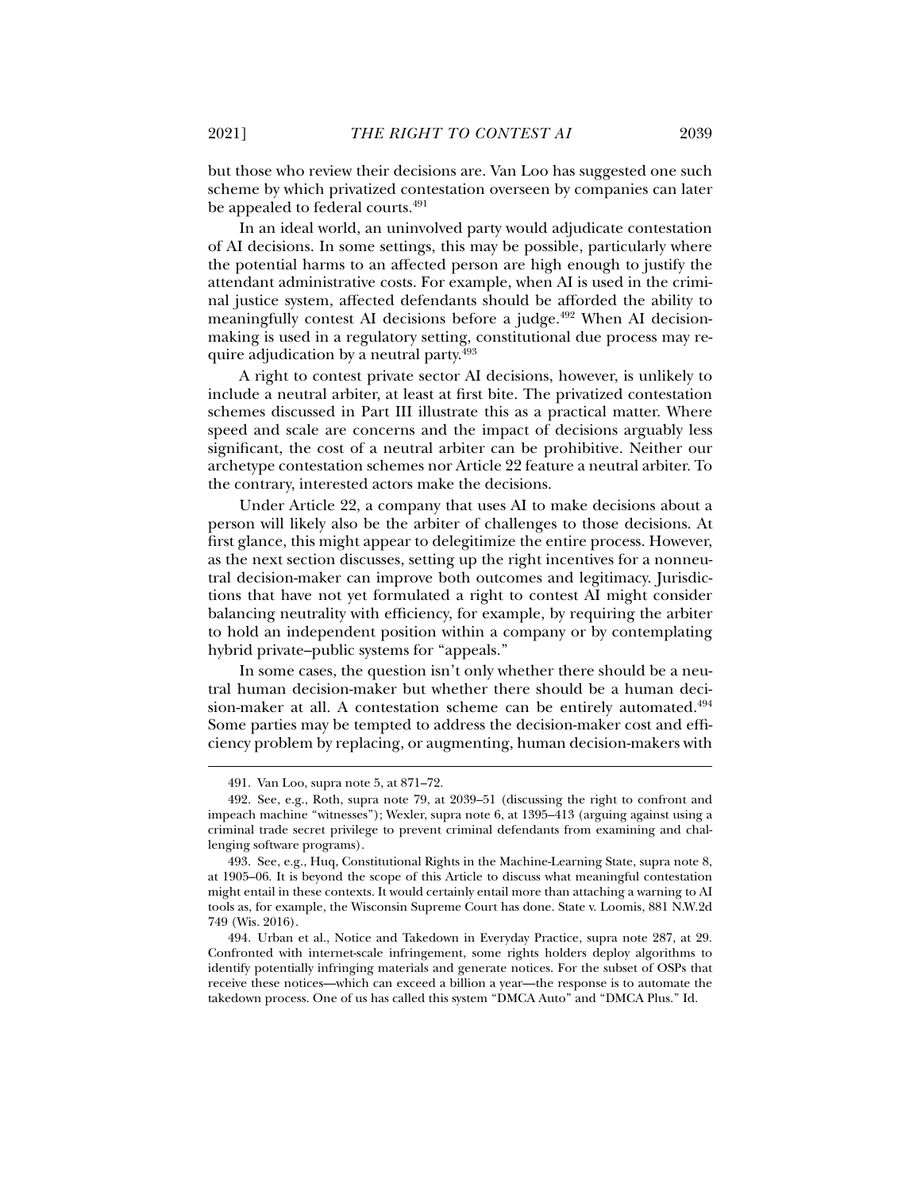but those who review their decisions are. Van Loo has suggested one such scheme by which privatized contestation overseen by companies can later be appealed to federal courts.[491]

In an ideal world, an uninvolved party would adjudicate contestation of AI decisions. In some settings, this may be possible, particularly where the potential harms to an affected person are high enough to justify the attendant administrative costs. For example, when AI is used in the criminal justice system, affected defendants should be afforded the ability to meaningfully contest AI decisions before a judge.[492] When AI decision-making is used in a regulatory setting, constitutional due process may require adjudication by a neutral party.[493]

A right to contest private sector AI decisions, however, is unlikely to include a neutral arbiter, at least at first bite. The privatized contestation schemes discussed in Part III illustrate this as a practical matter. Where speed and scale are concerns and the impact of decisions arguably less significant, the cost of a neutral arbiter can be prohibitive. Neither our archetype contestation schemes nor Article 22 feature a neutral arbiter. To the contrary, interested actors make the decisions.

Under Article 22, a company that uses AI to make decisions about a person will likely also be the arbiter of challenges to those decisions. At first glance, this might appear to delegitimize the entire process. However, as the next section discusses, setting up the right incentives for a nonneutral decision-maker can improve both outcomes and legitimacy. Jurisdictions that have not yet formulated a right to contest AI might consider balancing neutrality with efficiency, for example, by requiring the arbiter to hold an independent position within a company or by contemplating hybrid private–public systems for "appeals."

In some cases, the question isn't only whether there should be a neutral human decision-maker but whether there should be a human decision-maker at all. A contestation scheme can be entirely automated.[494] Some parties may be tempted to address the decision-maker cost and efficiency problem by replacing, or augmenting, human decision-makers with

---

491. Van Loo, supra note 5, at 871–72.

492. See, e.g., Roth, supra note 79, at 2039–51 (discussing the right to confront and impeach machine "witnesses"); Wexler, supra note 6, at 1395–413 (arguing against using a criminal trade secret privilege to prevent criminal defendants from examining and challenging software programs).

493. See, e.g., Huq, Constitutional Rights in the Machine-Learning State, supra note 8, at 1905–06. It is beyond the scope of this Article to discuss what meaningful contestation might entail in these contexts. It would certainly entail more than attaching a warning to AI tools as, for example, the Wisconsin Supreme Court has done. State v. Loomis, 881 N.W.2d 749 (Wis. 2016).

494. Urban et al., Notice and Takedown in Everyday Practice, supra note 287, at 29. Confronted with internet-scale infringement, some rights holders deploy algorithms to identify potentially infringing materials and generate notices. For the subset of OSPs that receive these notices—which can exceed a billion a year—the response is to automate the takedown process. One of us has called this system "DMCA Auto" and "DMCA Plus." Id.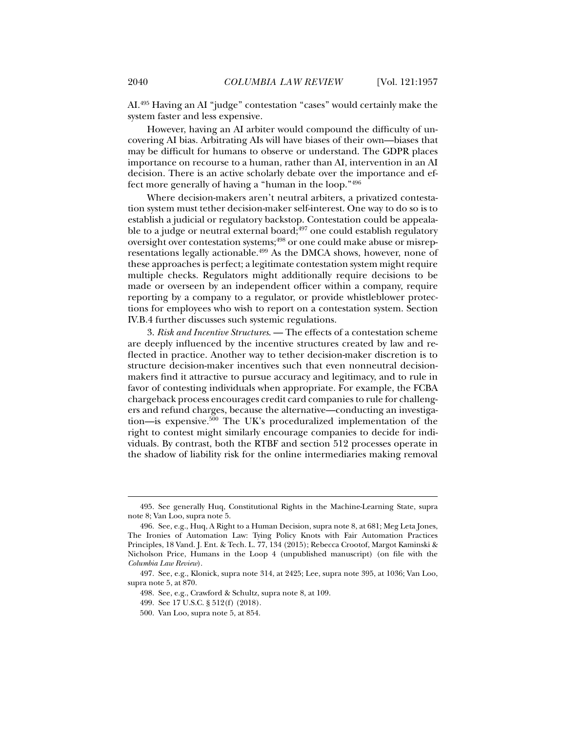AI.[495] Having an AI "judge" contestation "cases" would certainly make the system faster and less expensive.

However, having an AI arbiter would compound the difficulty of uncovering AI bias. Arbitrating AIs will have biases of their own—biases that may be difficult for humans to observe or understand. The GDPR places importance on recourse to a human, rather than AI, intervention in an AI decision. There is an active scholarly debate over the importance and effect more generally of having a "human in the loop."[496]

Where decision-makers aren't neutral arbiters, a privatized contestation system must tether decision-maker self-interest. One way to do so is to establish a judicial or regulatory backstop. Contestation could be appealable to a judge or neutral external board;[497] one could establish regulatory oversight over contestation systems;[498] or one could make abuse or misrepresentations legally actionable.[499] As the DMCA shows, however, none of these approaches is perfect; a legitimate contestation system might require multiple checks. Regulators might additionally require decisions to be made or overseen by an independent officer within a company, require reporting by a company to a regulator, or provide whistleblower protections for employees who wish to report on a contestation system. Section IV.B.4 further discusses such systemic regulations.

3. *Risk and Incentive Structures*. — The effects of a contestation scheme are deeply influenced by the incentive structures created by law and reflected in practice. Another way to tether decision-maker discretion is to structure decision-maker incentives such that even nonneutral decision-makers find it attractive to pursue accuracy and legitimacy, and to rule in favor of contesting individuals when appropriate. For example, the FCBA chargeback process encourages credit card companies to rule for challengers and refund charges, because the alternative—conducting an investigation—is expensive.[500] The UK's proceduralized implementation of the right to contest might similarly encourage companies to decide for individuals. By contrast, both the RTBF and section 512 processes operate in the shadow of liability risk for the online intermediaries making removal

---

495. See generally Huq, Constitutional Rights in the Machine-Learning State, supra note 8; Van Loo, supra note 5.

496. See, e.g., Huq, A Right to a Human Decision, supra note 8, at 681; Meg Leta Jones, The Ironies of Automation Law: Tying Policy Knots with Fair Automation Practices Principles, 18 Vand. J. Ent. & Tech. L. 77, 134 (2015); Rebecca Crootof, Margot Kaminski & Nicholson Price, Humans in the Loop 4 (unpublished manuscript) (on file with the *Columbia Law Review*).

497. See, e.g., Klonick, supra note 314, at 2425; Lee, supra note 395, at 1036; Van Loo, supra note 5, at 870.

498. See, e.g., Crawford & Schultz, supra note 8, at 109.

499. See 17 U.S.C. § 512(f) (2018).

500. Van Loo, supra note 5, at 854.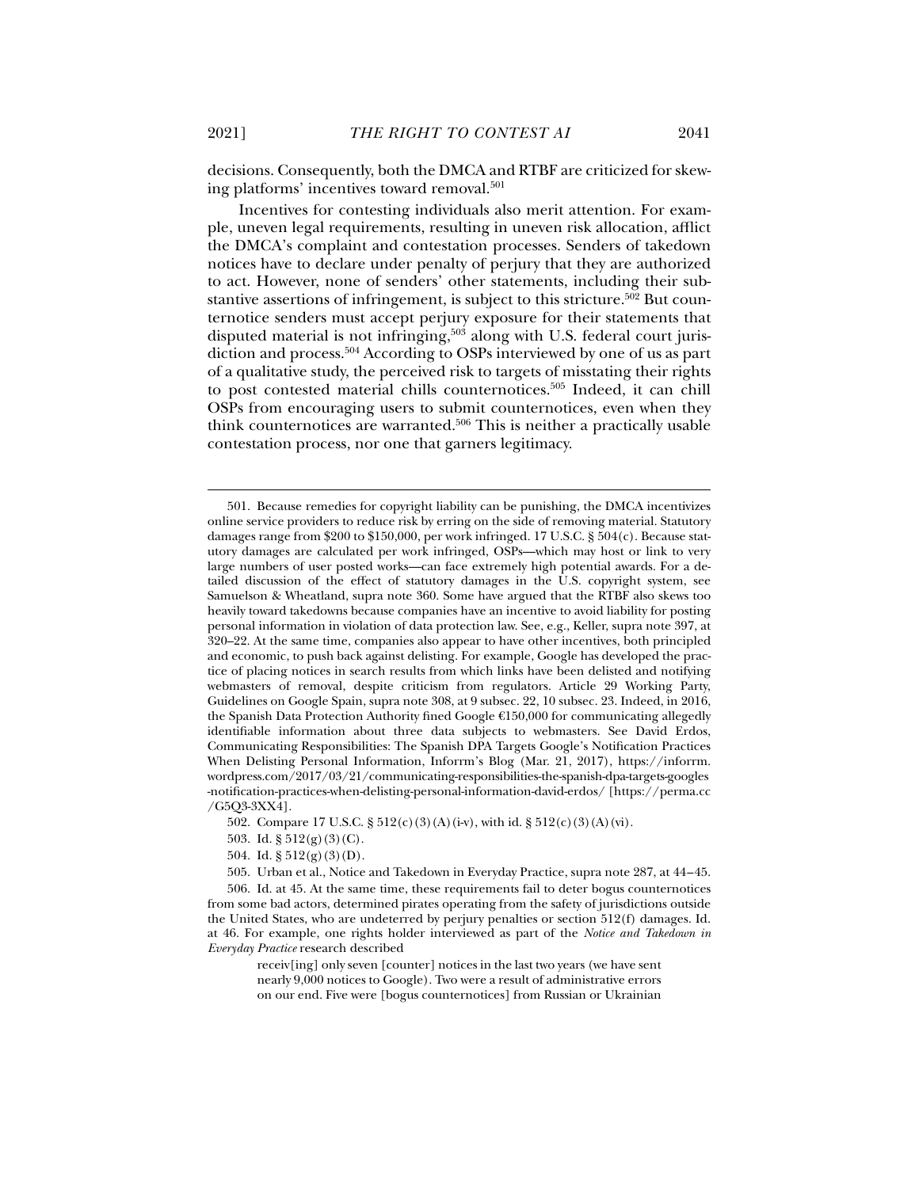decisions. Consequently, both the DMCA and RTBF are criticized for skewing platforms' incentives toward removal.[501]

Incentives for contesting individuals also merit attention. For example, uneven legal requirements, resulting in uneven risk allocation, afflict the DMCA's complaint and contestation processes. Senders of takedown notices have to declare under penalty of perjury that they are authorized to act. However, none of senders' other statements, including their substantive assertions of infringement, is subject to this stricture.[502] But counternotice senders must accept perjury exposure for their statements that disputed material is not infringing,[503] along with U.S. federal court jurisdiction and process.[504] According to OSPs interviewed by one of us as part of a qualitative study, the perceived risk to targets of misstating their rights to post contested material chills counternotices.[505] Indeed, it can chill OSPs from encouraging users to submit counternotices, even when they think counternotices are warranted.[506] This is neither a practically usable contestation process, nor one that garners legitimacy.

---

501. Because remedies for copyright liability can be punishing, the DMCA incentivizes online service providers to reduce risk by erring on the side of removing material. Statutory damages range from $200 to $150,000, per work infringed. 17 U.S.C. § 504(c). Because statutory damages are calculated per work infringed, OSPs—which may host or link to very large numbers of user posted works—can face extremely high potential awards. For a detailed discussion of the effect of statutory damages in the U.S. copyright system, see Samuelson & Wheatland, supra note 360. Some have argued that the RTBF also skews too heavily toward takedowns because companies have an incentive to avoid liability for posting personal information in violation of data protection law. See, e.g., Keller, supra note 397, at 320–22. At the same time, companies also appear to have other incentives, both principled and economic, to push back against delisting. For example, Google has developed the practice of placing notices in search results from which links have been delisted and notifying webmasters of removal, despite criticism from regulators. Article 29 Working Party, Guidelines on Google Spain, supra note 308, at 9 subsec. 22, 10 subsec. 23. Indeed, in 2016, the Spanish Data Protection Authority fined Google €150,000 for communicating allegedly identifiable information about three data subjects to webmasters. See David Erdos, Communicating Responsibilities: The Spanish DPA Targets Google's Notification Practices When Delisting Personal Information, Inforrm's Blog (Mar. 21, 2017), https://inforrm.wordpress.com/2017/03/21/communicating-responsibilities-the-spanish-dpa-targets-googles-notification-practices-when-delisting-personal-information-david-erdos/ [https://perma.cc/G5Q3-3XX4].

502. Compare 17 U.S.C. § 512(c)(3)(A)(i-v), with id. § 512(c)(3)(A)(vi).

503. Id. § 512(g)(3)(C).

504. Id. § 512(g)(3)(D).

505. Urban et al., Notice and Takedown in Everyday Practice, supra note 287, at 44–45.

506. Id. at 45. At the same time, these requirements fail to deter bogus counternotices from some bad actors, determined pirates operating from the safety of jurisdictions outside the United States, who are undeterred by perjury penalties or section 512(f) damages. Id. at 46. For example, one rights holder interviewed as part of the *Notice and Takedown in Everyday Practice* research described

> receiv[ing] only seven [counter] notices in the last two years (we have sent nearly 9,000 notices to Google). Two were a result of administrative errors on our end. Five were [bogus counternotices] from Russian or Ukrainian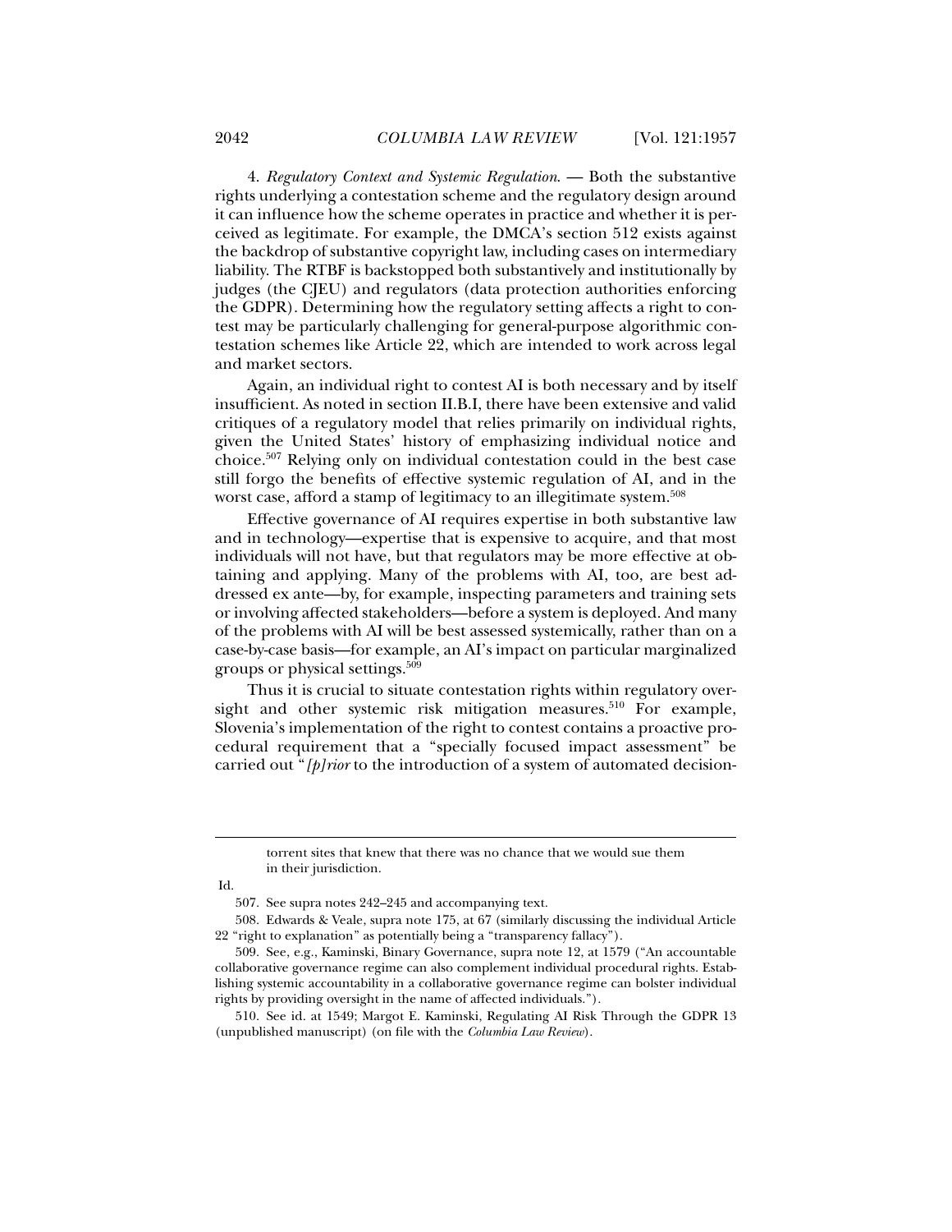4. *Regulatory Context and Systemic Regulation*. — Both the substantive rights underlying a contestation scheme and the regulatory design around it can influence how the scheme operates in practice and whether it is perceived as legitimate. For example, the DMCA's section 512 exists against the backdrop of substantive copyright law, including cases on intermediary liability. The RTBF is backstopped both substantively and institutionally by judges (the CJEU) and regulators (data protection authorities enforcing the GDPR). Determining how the regulatory setting affects a right to contest may be particularly challenging for general-purpose algorithmic contestation schemes like Article 22, which are intended to work across legal and market sectors.

Again, an individual right to contest AI is both necessary and by itself insufficient. As noted in section II.B.I, there have been extensive and valid critiques of a regulatory model that relies primarily on individual rights, given the United States' history of emphasizing individual notice and choice.[507] Relying only on individual contestation could in the best case still forgo the benefits of effective systemic regulation of AI, and in the worst case, afford a stamp of legitimacy to an illegitimate system.[508]

Effective governance of AI requires expertise in both substantive law and in technology—expertise that is expensive to acquire, and that most individuals will not have, but that regulators may be more effective at obtaining and applying. Many of the problems with AI, too, are best addressed ex ante—by, for example, inspecting parameters and training sets or involving affected stakeholders—before a system is deployed. And many of the problems with AI will be best assessed systemically, rather than on a case-by-case basis—for example, an AI's impact on particular marginalized groups or physical settings.[509]

Thus it is crucial to situate contestation rights within regulatory oversight and other systemic risk mitigation measures.[510] For example, Slovenia's implementation of the right to contest contains a proactive procedural requirement that a "specially focused impact assessment" be carried out "*[p]rior* to the introduction of a system of automated decision-

> torrent sites that knew that there was no chance that we would sue them in their jurisdiction.

Id.

507. See supra notes 242–245 and accompanying text.

508. Edwards & Veale, supra note 175, at 67 (similarly discussing the individual Article 22 "right to explanation" as potentially being a "transparency fallacy").

509. See, e.g., Kaminski, Binary Governance, supra note 12, at 1579 ("An accountable collaborative governance regime can also complement individual procedural rights. Establishing systemic accountability in a collaborative governance regime can bolster individual rights by providing oversight in the name of affected individuals.").

510. See id. at 1549; Margot E. Kaminski, Regulating AI Risk Through the GDPR 13 (unpublished manuscript) (on file with the *Columbia Law Review*).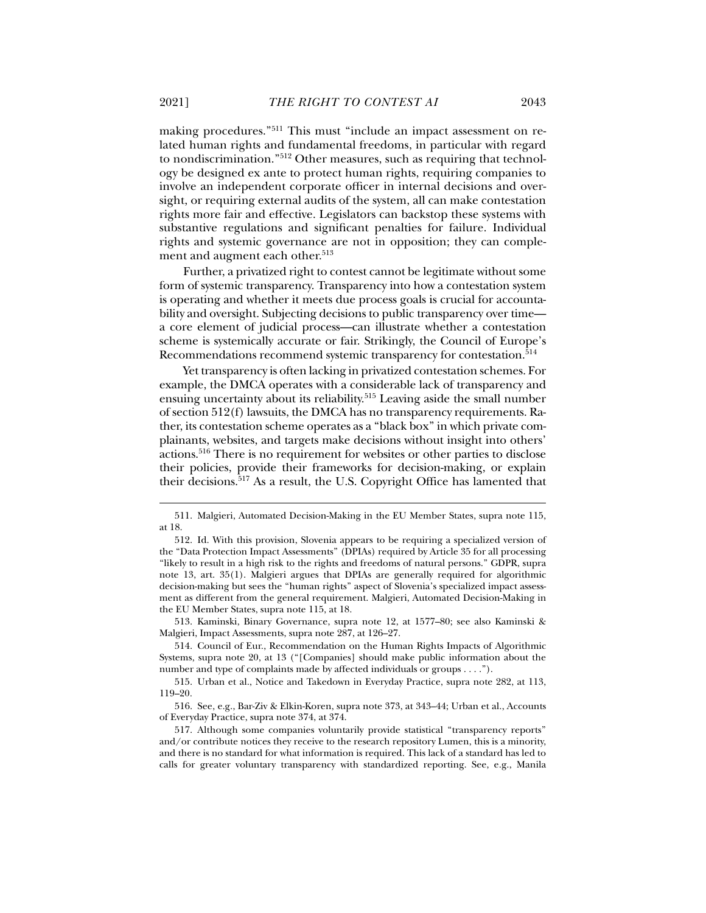making procedures."[511] This must "include an impact assessment on related human rights and fundamental freedoms, in particular with regard to nondiscrimination."[512] Other measures, such as requiring that technology be designed ex ante to protect human rights, requiring companies to involve an independent corporate officer in internal decisions and oversight, or requiring external audits of the system, all can make contestation rights more fair and effective. Legislators can backstop these systems with substantive regulations and significant penalties for failure. Individual rights and systemic governance are not in opposition; they can complement and augment each other.[513]

Further, a privatized right to contest cannot be legitimate without some form of systemic transparency. Transparency into how a contestation system is operating and whether it meets due process goals is crucial for accountability and oversight. Subjecting decisions to public transparency over time—a core element of judicial process—can illustrate whether a contestation scheme is systemically accurate or fair. Strikingly, the Council of Europe's Recommendations recommend systemic transparency for contestation.[514]

Yet transparency is often lacking in privatized contestation schemes. For example, the DMCA operates with a considerable lack of transparency and ensuing uncertainty about its reliability.[515] Leaving aside the small number of section 512(f) lawsuits, the DMCA has no transparency requirements. Rather, its contestation scheme operates as a "black box" in which private complainants, websites, and targets make decisions without insight into others' actions.[516] There is no requirement for websites or other parties to disclose their policies, provide their frameworks for decision-making, or explain their decisions.[517] As a result, the U.S. Copyright Office has lamented that

---

511. Malgieri, Automated Decision-Making in the EU Member States, supra note 115, at 18.

512. Id. With this provision, Slovenia appears to be requiring a specialized version of the "Data Protection Impact Assessments" (DPIAs) required by Article 35 for all processing "likely to result in a high risk to the rights and freedoms of natural persons." GDPR, supra note 13, art. 35(1). Malgieri argues that DPIAs are generally required for algorithmic decision-making but sees the "human rights" aspect of Slovenia's specialized impact assessment as different from the general requirement. Malgieri, Automated Decision-Making in the EU Member States, supra note 115, at 18.

513. Kaminski, Binary Governance, supra note 12, at 1577–80; see also Kaminski & Malgieri, Impact Assessments, supra note 287, at 126–27.

514. Council of Eur., Recommendation on the Human Rights Impacts of Algorithmic Systems, supra note 20, at 13 ("[Companies] should make public information about the number and type of complaints made by affected individuals or groups . . . .").

515. Urban et al., Notice and Takedown in Everyday Practice, supra note 282, at 113, 119–20.

516. See, e.g., Bar-Ziv & Elkin-Koren, supra note 373, at 343–44; Urban et al., Accounts of Everyday Practice, supra note 374, at 374.

517. Although some companies voluntarily provide statistical "transparency reports" and/or contribute notices they receive to the research repository Lumen, this is a minority, and there is no standard for what information is required. This lack of a standard has led to calls for greater voluntary transparency with standardized reporting. See, e.g., Manila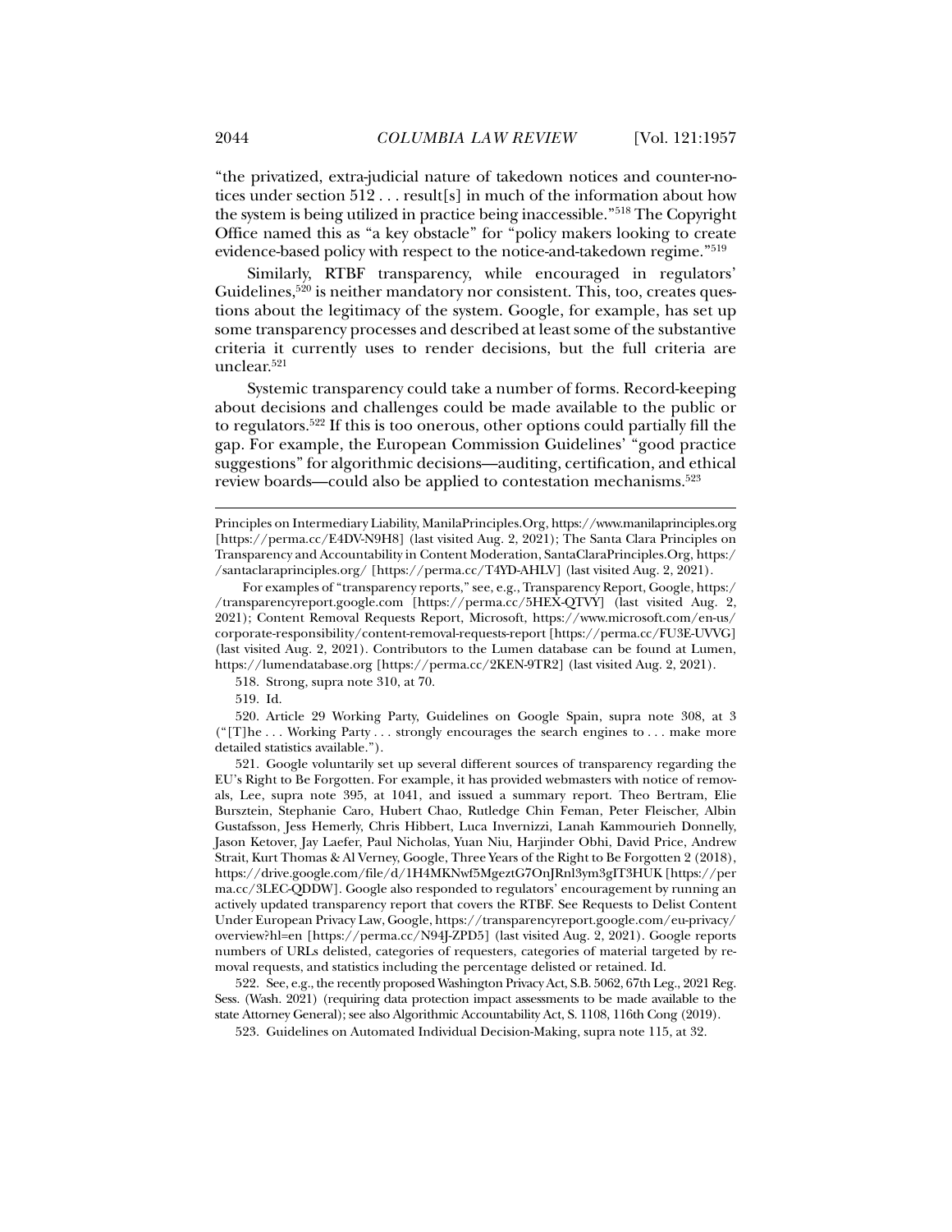"the privatized, extra-judicial nature of takedown notices and counter-notices under section 512 . . . result[s] in much of the information about how the system is being utilized in practice being inaccessible."[518] The Copyright Office named this as "a key obstacle" for "policy makers looking to create evidence-based policy with respect to the notice-and-takedown regime."[519]

Similarly, RTBF transparency, while encouraged in regulators' Guidelines,[520] is neither mandatory nor consistent. This, too, creates questions about the legitimacy of the system. Google, for example, has set up some transparency processes and described at least some of the substantive criteria it currently uses to render decisions, but the full criteria are unclear.[521]

Systemic transparency could take a number of forms. Record-keeping about decisions and challenges could be made available to the public or to regulators.[522] If this is too onerous, other options could partially fill the gap. For example, the European Commission Guidelines' "good practice suggestions" for algorithmic decisions—auditing, certification, and ethical review boards—could also be applied to contestation mechanisms.[523]

---

Principles on Intermediary Liability, ManilaPrinciples.Org, https://www.manilaprinciples.org [https://perma.cc/E4DV-N9H8] (last visited Aug. 2, 2021); The Santa Clara Principles on Transparency and Accountability in Content Moderation, SantaClaraPrinciples.Org, https://santaclaraprinciples.org/ [https://perma.cc/T4YD-AHLV] (last visited Aug. 2, 2021).

For examples of "transparency reports," see, e.g., Transparency Report, Google, https://transparencyreport.google.com [https://perma.cc/5HEX-QTVY] (last visited Aug. 2, 2021); Content Removal Requests Report, Microsoft, https://www.microsoft.com/en-us/corporate-responsibility/content-removal-requests-report [https://perma.cc/FU3E-UVVG] (last visited Aug. 2, 2021). Contributors to the Lumen database can be found at Lumen, https://lumendatabase.org [https://perma.cc/2KEN-9TR2] (last visited Aug. 2, 2021).

518. Strong, supra note 310, at 70.

519. Id.

520. Article 29 Working Party, Guidelines on Google Spain, supra note 308, at 3 ("[T]he . . . Working Party . . . strongly encourages the search engines to . . . make more detailed statistics available.").

521. Google voluntarily set up several different sources of transparency regarding the EU's Right to Be Forgotten. For example, it has provided webmasters with notice of removals, Lee, supra note 395, at 1041, and issued a summary report. Theo Bertram, Elie Bursztein, Stephanie Caro, Hubert Chao, Rutledge Chin Feman, Peter Fleischer, Albin Gustafsson, Jess Hemerly, Chris Hibbert, Luca Invernizzi, Lanah Kammourieh Donnelly, Jason Ketover, Jay Laefer, Paul Nicholas, Yuan Niu, Harjinder Obhi, David Price, Andrew Strait, Kurt Thomas & Al Verney, Google, Three Years of the Right to Be Forgotten 2 (2018), https://drive.google.com/file/d/1H4MKNwf5MgeztG7OnJRnl3ym3gIT3HUK [https://perma.cc/3LEC-QDDW]. Google also responded to regulators' encouragement by running an actively updated transparency report that covers the RTBF. See Requests to Delist Content Under European Privacy Law, Google, https://transparencyreport.google.com/eu-privacy/overview?hl=en [https://perma.cc/N94J-ZPD5] (last visited Aug. 2, 2021). Google reports numbers of URLs delisted, categories of requesters, categories of material targeted by removal requests, and statistics including the percentage delisted or retained. Id.

522. See, e.g., the recently proposed Washington Privacy Act, S.B. 5062, 67th Leg., 2021 Reg. Sess. (Wash. 2021) (requiring data protection impact assessments to be made available to the state Attorney General); see also Algorithmic Accountability Act, S. 1108, 116th Cong (2019).

523. Guidelines on Automated Individual Decision-Making, supra note 115, at 32.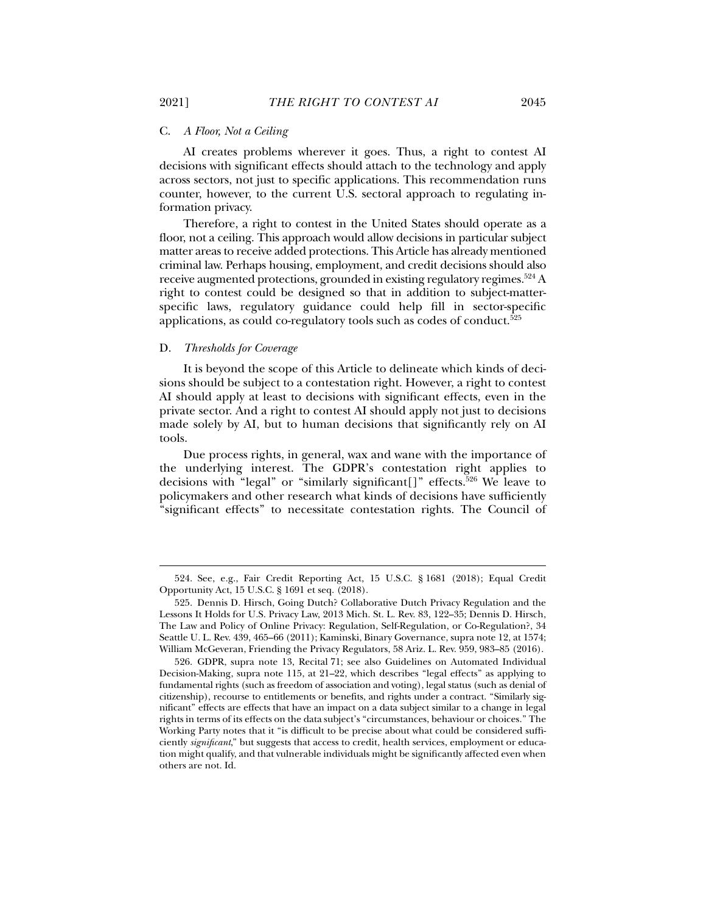### C. *A Floor, Not a Ceiling*

AI creates problems wherever it goes. Thus, a right to contest AI decisions with significant effects should attach to the technology and apply across sectors, not just to specific applications. This recommendation runs counter, however, to the current U.S. sectoral approach to regulating information privacy.

Therefore, a right to contest in the United States should operate as a floor, not a ceiling. This approach would allow decisions in particular subject matter areas to receive added protections. This Article has already mentioned criminal law. Perhaps housing, employment, and credit decisions should also receive augmented protections, grounded in existing regulatory regimes.[524] A right to contest could be designed so that in addition to subject-matter-specific laws, regulatory guidance could help fill in sector-specific applications, as could co-regulatory tools such as codes of conduct.[525]

### D. *Thresholds for Coverage*

It is beyond the scope of this Article to delineate which kinds of decisions should be subject to a contestation right. However, a right to contest AI should apply at least to decisions with significant effects, even in the private sector. And a right to contest AI should apply not just to decisions made solely by AI, but to human decisions that significantly rely on AI tools.

Due process rights, in general, wax and wane with the importance of the underlying interest. The GDPR's contestation right applies to decisions with "legal" or "similarly significant[]" effects.[526] We leave to policymakers and other research what kinds of decisions have sufficiently "significant effects" to necessitate contestation rights. The Council of

---

524. See, e.g., Fair Credit Reporting Act, 15 U.S.C. § 1681 (2018); Equal Credit Opportunity Act, 15 U.S.C. § 1691 et seq. (2018).

525. Dennis D. Hirsch, Going Dutch? Collaborative Dutch Privacy Regulation and the Lessons It Holds for U.S. Privacy Law, 2013 Mich. St. L. Rev. 83, 122–35; Dennis D. Hirsch, The Law and Policy of Online Privacy: Regulation, Self-Regulation, or Co-Regulation?, 34 Seattle U. L. Rev. 439, 465–66 (2011); Kaminski, Binary Governance, supra note 12, at 1574; William McGeveran, Friending the Privacy Regulators, 58 Ariz. L. Rev. 959, 983–85 (2016).

526. GDPR, supra note 13, Recital 71; see also Guidelines on Automated Individual Decision-Making, supra note 115, at 21–22, which describes "legal effects" as applying to fundamental rights (such as freedom of association and voting), legal status (such as denial of citizenship), recourse to entitlements or benefits, and rights under a contract. "Similarly significant" effects are effects that have an impact on a data subject similar to a change in legal rights in terms of its effects on the data subject's "circumstances, behaviour or choices." The Working Party notes that it "is difficult to be precise about what could be considered sufficiently *significant*," but suggests that access to credit, health services, employment or education might qualify, and that vulnerable individuals might be significantly affected even when others are not. Id.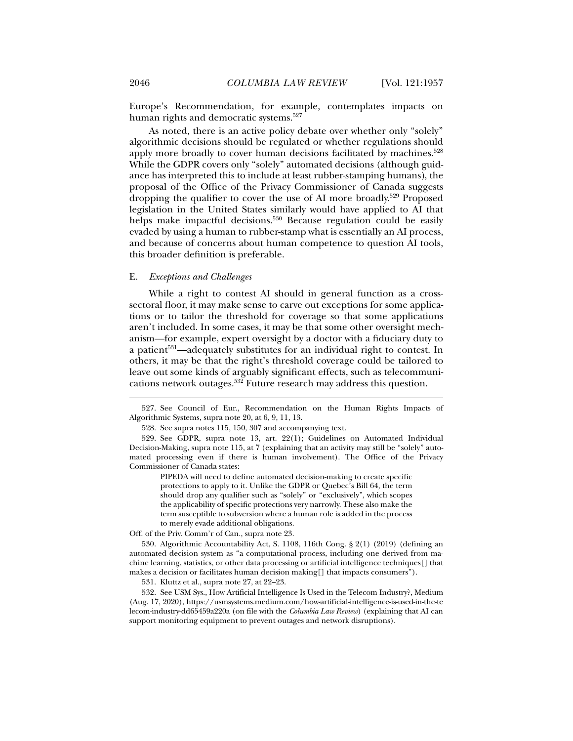Europe's Recommendation, for example, contemplates impacts on human rights and democratic systems.[527]

As noted, there is an active policy debate over whether only "solely" algorithmic decisions should be regulated or whether regulations should apply more broadly to cover human decisions facilitated by machines.[528] While the GDPR covers only "solely" automated decisions (although guidance has interpreted this to include at least rubber-stamping humans), the proposal of the Office of the Privacy Commissioner of Canada suggests dropping the qualifier to cover the use of AI more broadly.[529] Proposed legislation in the United States similarly would have applied to AI that helps make impactful decisions.[530] Because regulation could be easily evaded by using a human to rubber-stamp what is essentially an AI process, and because of concerns about human competence to question AI tools, this broader definition is preferable.

### E. *Exceptions and Challenges*

While a right to contest AI should in general function as a cross-sectoral floor, it may make sense to carve out exceptions for some applications or to tailor the threshold for coverage so that some applications aren't included. In some cases, it may be that some other oversight mechanism—for example, expert oversight by a doctor with a fiduciary duty to a patient[531]—adequately substitutes for an individual right to contest. In others, it may be that the right's threshold coverage could be tailored to leave out some kinds of arguably significant effects, such as telecommunications network outages.[532] Future research may address this question.

---

527. See Council of Eur., Recommendation on the Human Rights Impacts of Algorithmic Systems, supra note 20, at 6, 9, 11, 13.

528. See supra notes 115, 150, 307 and accompanying text.

529. See GDPR, supra note 13, art. 22(1); Guidelines on Automated Individual Decision-Making, supra note 115, at 7 (explaining that an activity may still be "solely" automated processing even if there is human involvement). The Office of the Privacy Commissioner of Canada states:

> PIPEDA will need to define automated decision-making to create specific protections to apply to it. Unlike the GDPR or Quebec's Bill 64, the term should drop any qualifier such as "solely" or "exclusively", which scopes the applicability of specific protections very narrowly. These also make the term susceptible to subversion where a human role is added in the process to merely evade additional obligations.

Off. of the Priv. Comm'r of Can., supra note 23.

530. Algorithmic Accountability Act, S. 1108, 116th Cong. § 2(1) (2019) (defining an automated decision system as "a computational process, including one derived from machine learning, statistics, or other data processing or artificial intelligence techniques[] that makes a decision or facilitates human decision making[] that impacts consumers").

531. Kluttz et al., supra note 27, at 22–23.

532. See USM Sys., How Artificial Intelligence Is Used in the Telecom Industry?, Medium (Aug. 17, 2020), https://usmsystems.medium.com/how-artificial-intelligence-is-used-in-the-telecom-industry-dd65459a220a (on file with the *Columbia Law Review*) (explaining that AI can support monitoring equipment to prevent outages and network disruptions).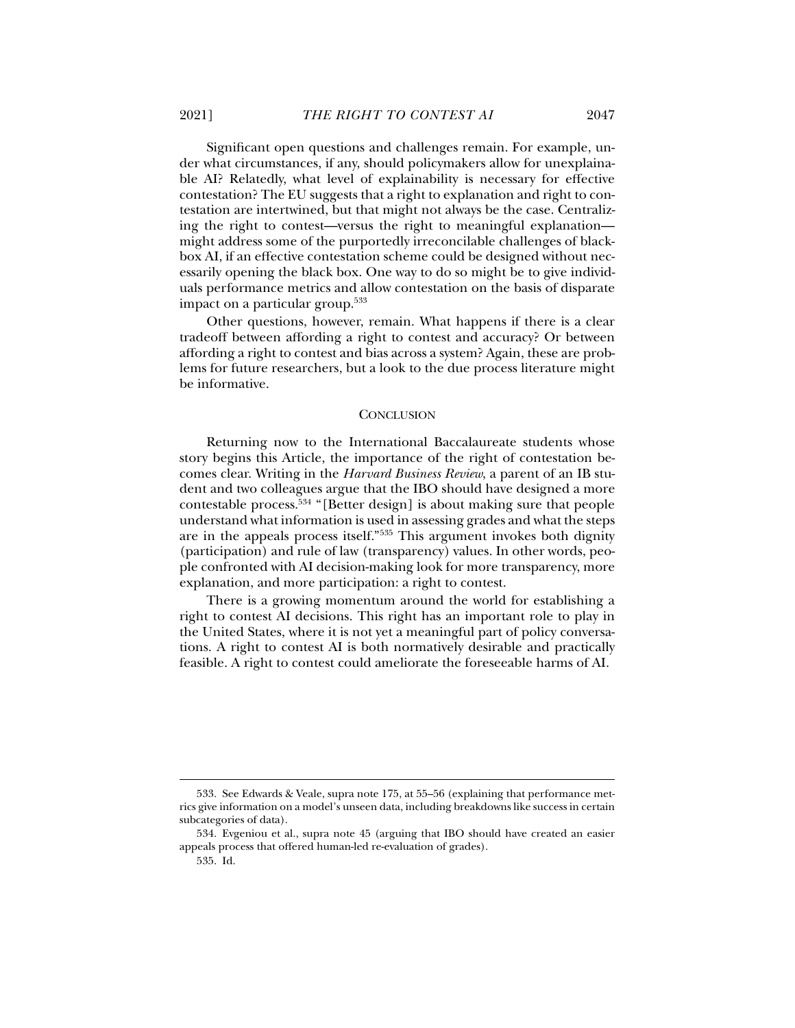Significant open questions and challenges remain. For example, under what circumstances, if any, should policymakers allow for unexplainable AI? Relatedly, what level of explainability is necessary for effective contestation? The EU suggests that a right to explanation and right to contestation are intertwined, but that might not always be the case. Centralizing the right to contest—versus the right to meaningful explanation—might address some of the purportedly irreconcilable challenges of black-box AI, if an effective contestation scheme could be designed without necessarily opening the black box. One way to do so might be to give individuals performance metrics and allow contestation on the basis of disparate impact on a particular group.[533]

Other questions, however, remain. What happens if there is a clear tradeoff between affording a right to contest and accuracy? Or between affording a right to contest and bias across a system? Again, these are problems for future researchers, but a look to the due process literature might be informative.

## CONCLUSION

Returning now to the International Baccalaureate students whose story begins this Article, the importance of the right of contestation becomes clear. Writing in the *Harvard Business Review*, a parent of an IB student and two colleagues argue that the IBO should have designed a more contestable process.[534] "[Better design] is about making sure that people understand what information is used in assessing grades and what the steps are in the appeals process itself."[535] This argument invokes both dignity (participation) and rule of law (transparency) values. In other words, people confronted with AI decision-making look for more transparency, more explanation, and more participation: a right to contest.

There is a growing momentum around the world for establishing a right to contest AI decisions. This right has an important role to play in the United States, where it is not yet a meaningful part of policy conversations. A right to contest AI is both normatively desirable and practically feasible. A right to contest could ameliorate the foreseeable harms of AI.

---

533. See Edwards & Veale, supra note 175, at 55–56 (explaining that performance metrics give information on a model's unseen data, including breakdowns like success in certain subcategories of data).

534. Evgeniou et al., supra note 45 (arguing that IBO should have created an easier appeals process that offered human-led re-evaluation of grades).

535. Id.